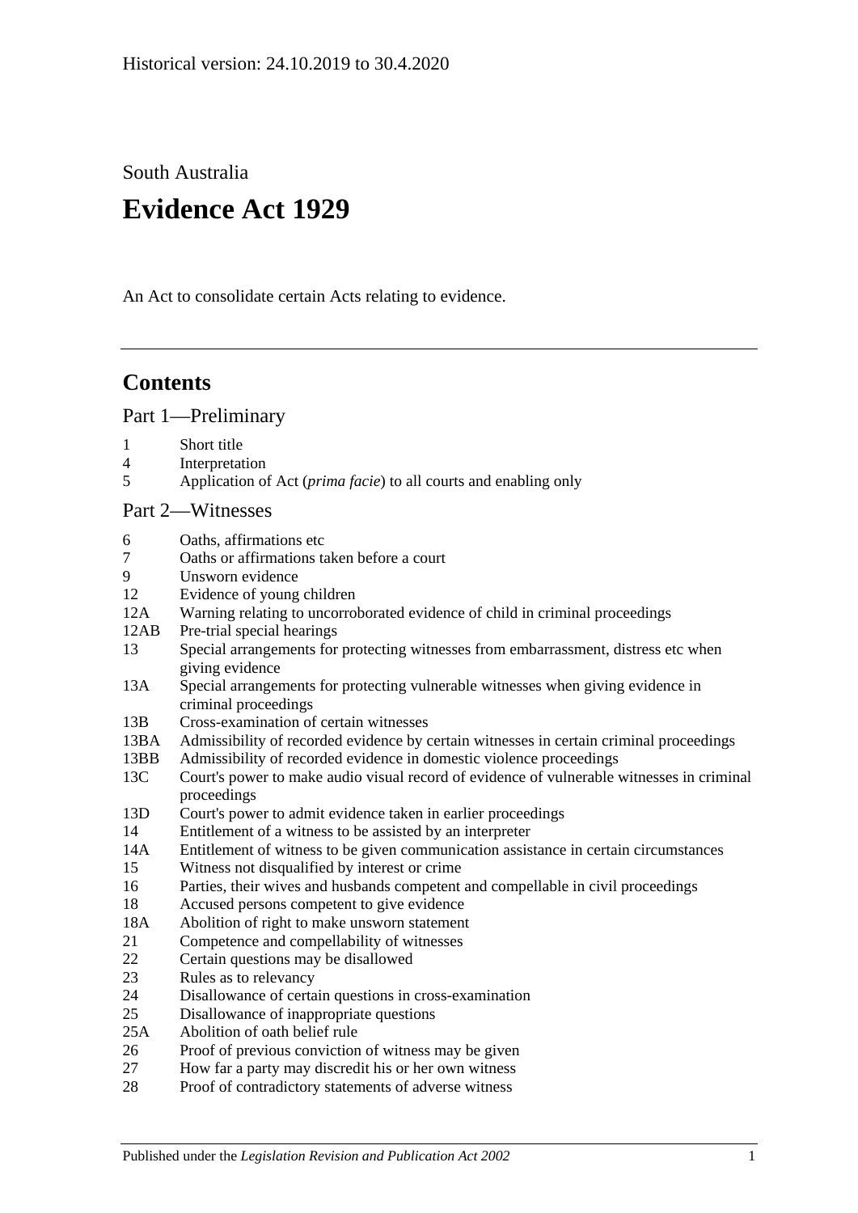Historical version: 24.10.2019 to 30.4.2020

South Australia

# Evidence Act 1929

An Act to consolidate certain Acts relating to evidence.

## Contents

Part 1—Preliminary

- 1 Short title
- 4 Interpretation
- 5 Application of Act (*prima facie*) to all courts and enabling only

Part 2—Witnesses

- 6 Oaths, affirmations etc
- 7 Oaths or affirmations taken before a court
- 9 Unsworn evidence
- 12 Evidence of young children
- 12A Warning relating to uncorroborated evidence of child in criminal proceedings
- 12AB Pre-trial special hearings
- 13 Special arrangements for protecting witnesses from embarrassment, distress etc when giving evidence
- 13A Special arrangements for protecting vulnerable witnesses when giving evidence in criminal proceedings
- 13B Cross-examination of certain witnesses
- 13BA Admissibility of recorded evidence by certain witnesses in certain criminal proceedings
- 13BB Admissibility of recorded evidence in domestic violence proceedings
- 13C Court's power to make audio visual record of evidence of vulnerable witnesses in criminal proceedings
- 13D Court's power to admit evidence taken in earlier proceedings
- 14 Entitlement of a witness to be assisted by an interpreter
- 14A Entitlement of witness to be given communication assistance in certain circumstances
- 15 Witness not disqualified by interest or crime
- 16 Parties, their wives and husbands competent and compellable in civil proceedings
- 18 Accused persons competent to give evidence
- 18A Abolition of right to make unsworn statement
- 21 Competence and compellability of witnesses
- 22 Certain questions may be disallowed
- 23 Rules as to relevancy
- 24 Disallowance of certain questions in cross-examination
- 25 Disallowance of inappropriate questions
- 25A Abolition of oath belief rule
- 26 Proof of previous conviction of witness may be given
- 27 How far a party may discredit his or her own witness
- 28 Proof of contradictory statements of adverse witness

Published under the *Legislation Revision and Publication Act 2002*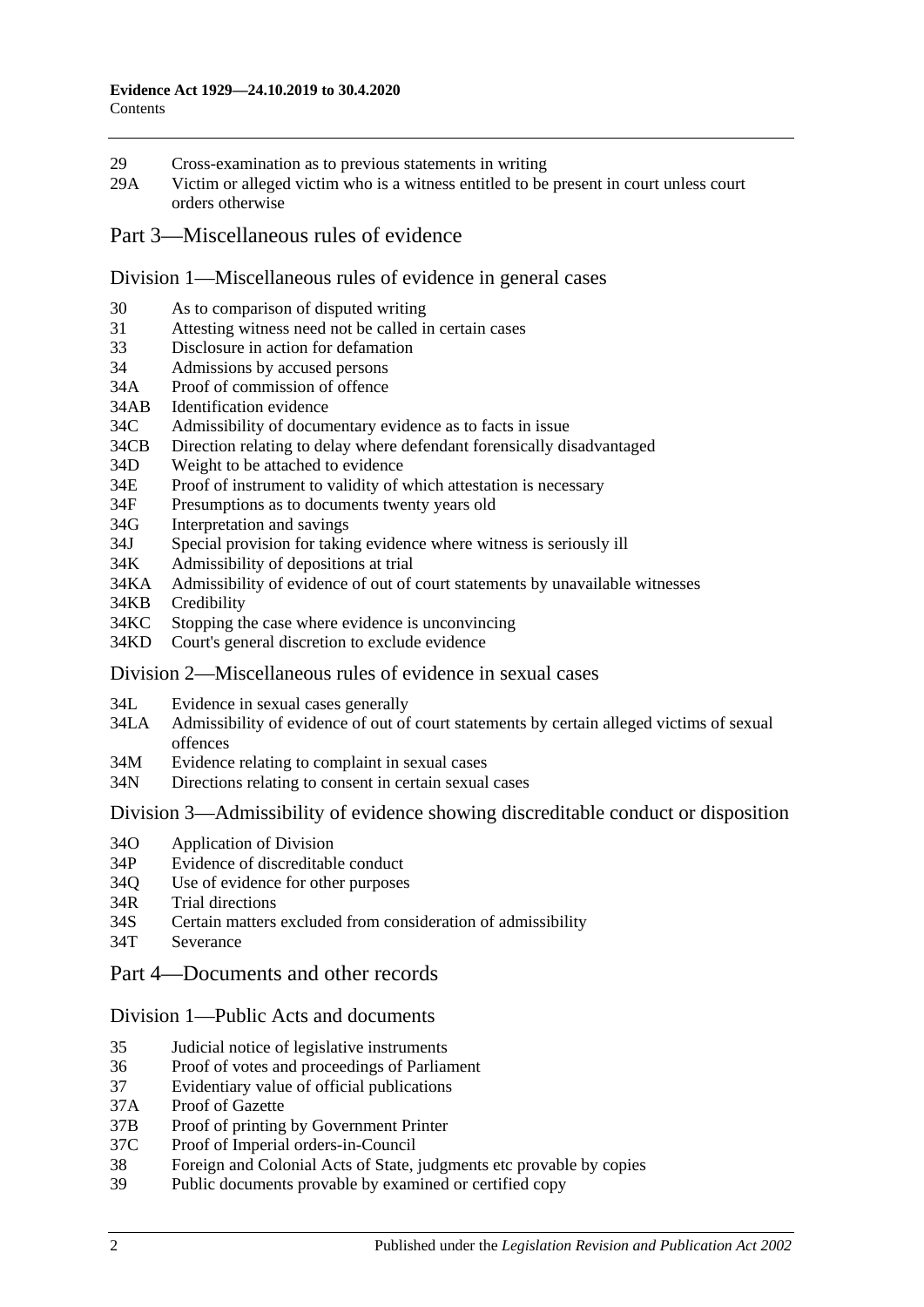29 Cross-examination as to previous statements in writing
29A Victim or alleged victim who is a witness entitled to be present in court unless court orders otherwise

## Part 3—Miscellaneous rules of evidence

### Division 1—Miscellaneous rules of evidence in general cases

30 As to comparison of disputed writing
31 Attesting witness need not be called in certain cases
33 Disclosure in action for defamation
34 Admissions by accused persons
34A Proof of commission of offence
34AB Identification evidence
34C Admissibility of documentary evidence as to facts in issue
34CB Direction relating to delay where defendant forensically disadvantaged
34D Weight to be attached to evidence
34E Proof of instrument to validity of which attestation is necessary
34F Presumptions as to documents twenty years old
34G Interpretation and savings
34J Special provision for taking evidence where witness is seriously ill
34K Admissibility of depositions at trial
34KA Admissibility of evidence of out of court statements by unavailable witnesses
34KB Credibility
34KC Stopping the case where evidence is unconvincing
34KD Court's general discretion to exclude evidence

### Division 2—Miscellaneous rules of evidence in sexual cases

34L Evidence in sexual cases generally
34LA Admissibility of evidence of out of court statements by certain alleged victims of sexual offences
34M Evidence relating to complaint in sexual cases
34N Directions relating to consent in certain sexual cases

### Division 3—Admissibility of evidence showing discreditable conduct or disposition

34O Application of Division
34P Evidence of discreditable conduct
34Q Use of evidence for other purposes
34R Trial directions
34S Certain matters excluded from consideration of admissibility
34T Severance

## Part 4—Documents and other records

### Division 1—Public Acts and documents

35 Judicial notice of legislative instruments
36 Proof of votes and proceedings of Parliament
37 Evidentiary value of official publications
37A Proof of Gazette
37B Proof of printing by Government Printer
37C Proof of Imperial orders-in-Council
38 Foreign and Colonial Acts of State, judgments etc provable by copies
39 Public documents provable by examined or certified copy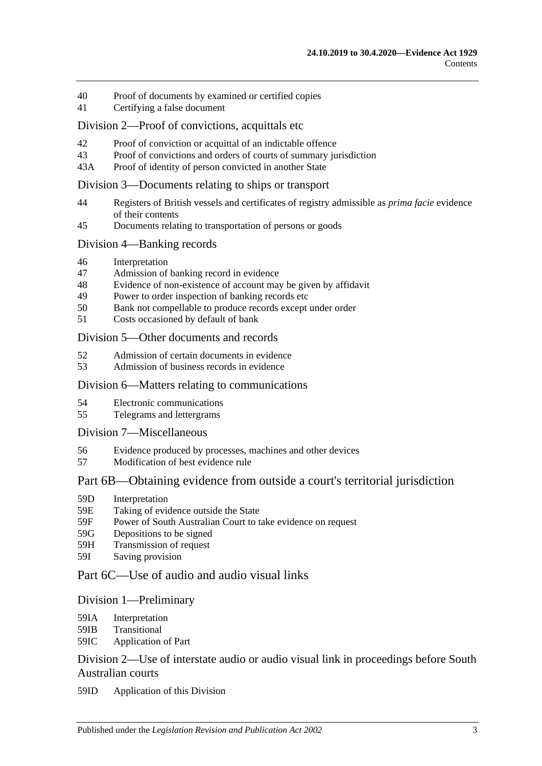40 Proof of documents by examined or certified copies
41 Certifying a false document

Division 2—Proof of convictions, acquittals etc

42 Proof of conviction or acquittal of an indictable offence
43 Proof of convictions and orders of courts of summary jurisdiction
43A Proof of identity of person convicted in another State

Division 3—Documents relating to ships or transport

44 Registers of British vessels and certificates of registry admissible as *prima facie* evidence of their contents
45 Documents relating to transportation of persons or goods

Division 4—Banking records

46 Interpretation
47 Admission of banking record in evidence
48 Evidence of non-existence of account may be given by affidavit
49 Power to order inspection of banking records etc
50 Bank not compellable to produce records except under order
51 Costs occasioned by default of bank

Division 5—Other documents and records

52 Admission of certain documents in evidence
53 Admission of business records in evidence

Division 6—Matters relating to communications

54 Electronic communications
55 Telegrams and lettergrams

Division 7—Miscellaneous

56 Evidence produced by processes, machines and other devices
57 Modification of best evidence rule

Part 6B—Obtaining evidence from outside a court's territorial jurisdiction

59D Interpretation
59E Taking of evidence outside the State
59F Power of South Australian Court to take evidence on request
59G Depositions to be signed
59H Transmission of request
59I Saving provision

Part 6C—Use of audio and audio visual links

Division 1—Preliminary

59IA Interpretation
59IB Transitional
59IC Application of Part

Division 2—Use of interstate audio or audio visual link in proceedings before South Australian courts

59ID Application of this Division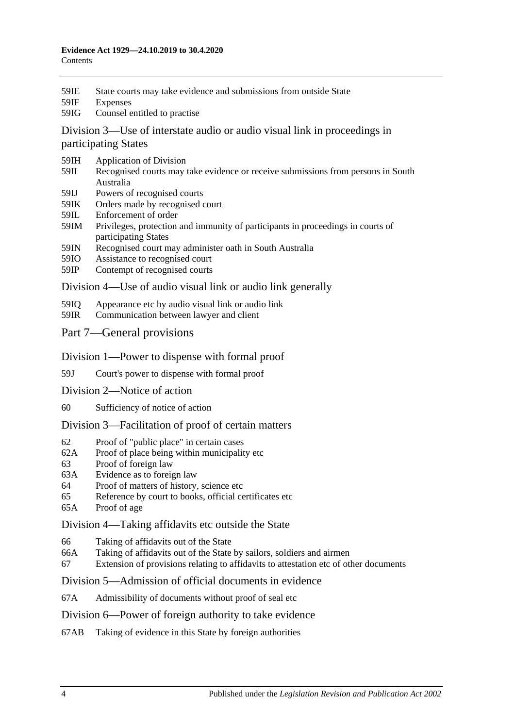59IE State courts may take evidence and submissions from outside State
59IF Expenses
59IG Counsel entitled to practise

## Division 3—Use of interstate audio or audio visual link in proceedings in participating States

59IH Application of Division
59II Recognised courts may take evidence or receive submissions from persons in South Australia
59IJ Powers of recognised courts
59IK Orders made by recognised court
59IL Enforcement of order
59IM Privileges, protection and immunity of participants in proceedings in courts of participating States
59IN Recognised court may administer oath in South Australia
59IO Assistance to recognised court
59IP Contempt of recognised courts

## Division 4—Use of audio visual link or audio link generally

59IQ Appearance etc by audio visual link or audio link
59IR Communication between lawyer and client

# Part 7—General provisions

## Division 1—Power to dispense with formal proof

59J Court's power to dispense with formal proof

## Division 2—Notice of action

60 Sufficiency of notice of action

## Division 3—Facilitation of proof of certain matters

62 Proof of "public place" in certain cases
62A Proof of place being within municipality etc
63 Proof of foreign law
63A Evidence as to foreign law
64 Proof of matters of history, science etc
65 Reference by court to books, official certificates etc
65A Proof of age

## Division 4—Taking affidavits etc outside the State

66 Taking of affidavits out of the State
66A Taking of affidavits out of the State by sailors, soldiers and airmen
67 Extension of provisions relating to affidavits to attestation etc of other documents

## Division 5—Admission of official documents in evidence

67A Admissibility of documents without proof of seal etc

## Division 6—Power of foreign authority to take evidence

67AB Taking of evidence in this State by foreign authorities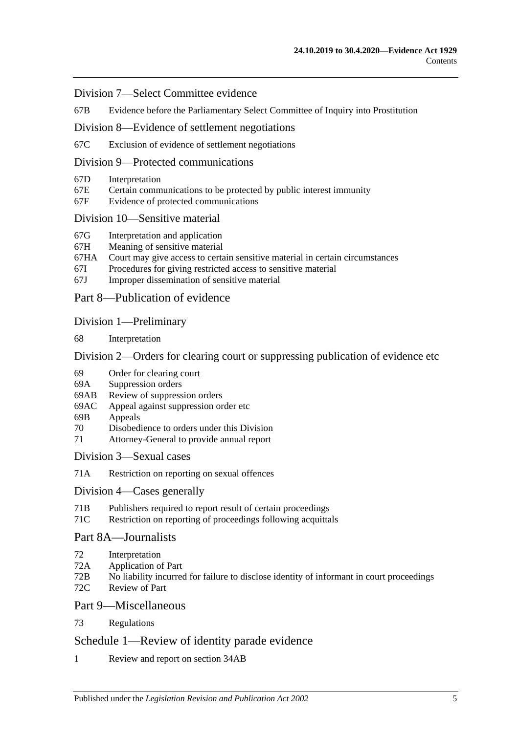## Division 7—Select Committee evidence

67B Evidence before the Parliamentary Select Committee of Inquiry into Prostitution

## Division 8—Evidence of settlement negotiations

67C Exclusion of evidence of settlement negotiations

## Division 9—Protected communications

67D Interpretation
67E Certain communications to be protected by public interest immunity
67F Evidence of protected communications

## Division 10—Sensitive material

67G Interpretation and application
67H Meaning of sensitive material
67HA Court may give access to certain sensitive material in certain circumstances
67I Procedures for giving restricted access to sensitive material
67J Improper dissemination of sensitive material

# Part 8—Publication of evidence

## Division 1—Preliminary

68 Interpretation

## Division 2—Orders for clearing court or suppressing publication of evidence etc

69 Order for clearing court
69A Suppression orders
69AB Review of suppression orders
69AC Appeal against suppression order etc
69B Appeals
70 Disobedience to orders under this Division
71 Attorney-General to provide annual report

## Division 3—Sexual cases

71A Restriction on reporting on sexual offences

## Division 4—Cases generally

71B Publishers required to report result of certain proceedings
71C Restriction on reporting of proceedings following acquittals

# Part 8A—Journalists

72 Interpretation
72A Application of Part
72B No liability incurred for failure to disclose identity of informant in court proceedings
72C Review of Part

# Part 9—Miscellaneous

73 Regulations

# Schedule 1—Review of identity parade evidence

1 Review and report on section 34AB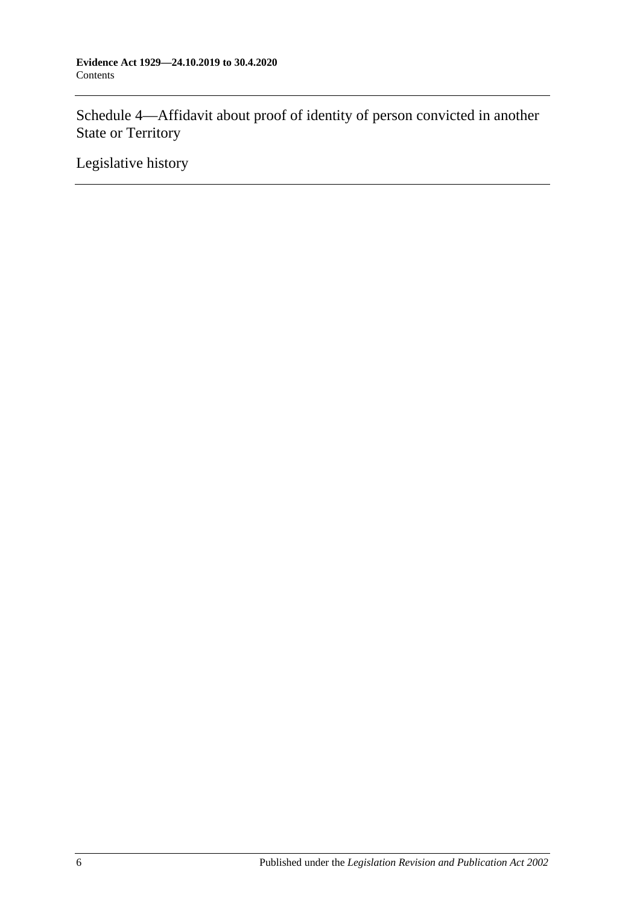Schedule 4—Affidavit about proof of identity of person convicted in another State or Territory

Legislative history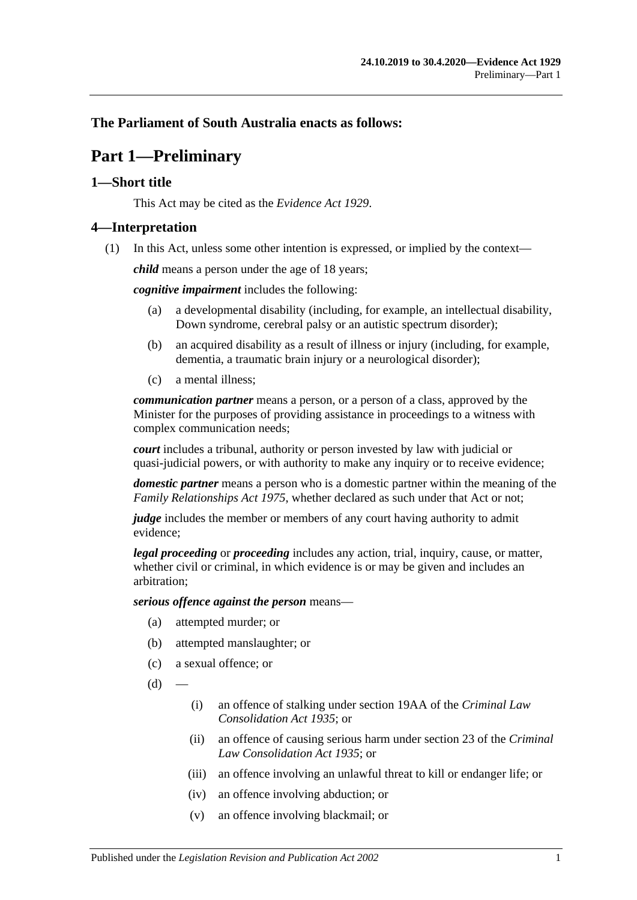**The Parliament of South Australia enacts as follows:**

# Part 1—Preliminary

## 1—Short title

This Act may be cited as the *Evidence Act 1929*.

## 4—Interpretation

(1) In this Act, unless some other intention is expressed, or implied by the context—

***child*** means a person under the age of 18 years;

***cognitive impairment*** includes the following:

- (a) a developmental disability (including, for example, an intellectual disability, Down syndrome, cerebral palsy or an autistic spectrum disorder);
- (b) an acquired disability as a result of illness or injury (including, for example, dementia, a traumatic brain injury or a neurological disorder);
- (c) a mental illness;

***communication partner*** means a person, or a person of a class, approved by the Minister for the purposes of providing assistance in proceedings to a witness with complex communication needs;

***court*** includes a tribunal, authority or person invested by law with judicial or quasi-judicial powers, or with authority to make any inquiry or to receive evidence;

***domestic partner*** means a person who is a domestic partner within the meaning of the *Family Relationships Act 1975*, whether declared as such under that Act or not;

***judge*** includes the member or members of any court having authority to admit evidence;

***legal proceeding*** or ***proceeding*** includes any action, trial, inquiry, cause, or matter, whether civil or criminal, in which evidence is or may be given and includes an arbitration;

***serious offence against the person*** means—

- (a) attempted murder; or
- (b) attempted manslaughter; or
- (c) a sexual offence; or
- (d) —
    - (i) an offence of stalking under section 19AA of the *Criminal Law Consolidation Act 1935*; or
    - (ii) an offence of causing serious harm under section 23 of the *Criminal Law Consolidation Act 1935*; or
    - (iii) an offence involving an unlawful threat to kill or endanger life; or
    - (iv) an offence involving abduction; or
    - (v) an offence involving blackmail; or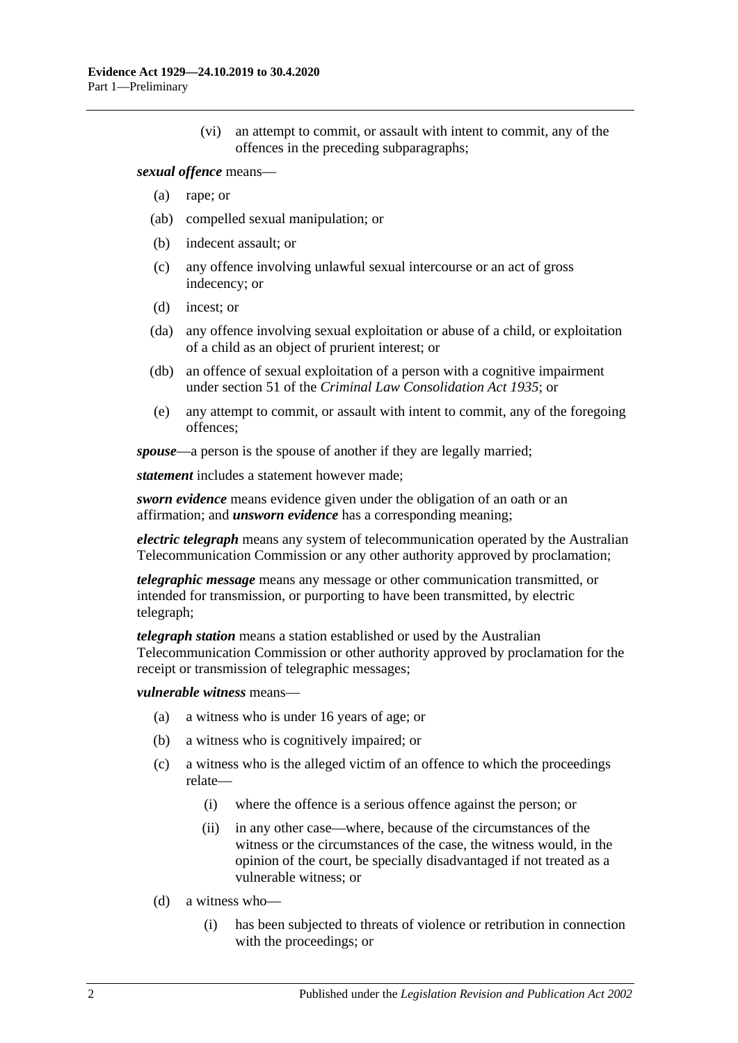(vi) an attempt to commit, or assault with intent to commit, any of the offences in the preceding subparagraphs;

***sexual offence*** means—

(a) rape; or

(ab) compelled sexual manipulation; or

(b) indecent assault; or

(c) any offence involving unlawful sexual intercourse or an act of gross indecency; or

(d) incest; or

(da) any offence involving sexual exploitation or abuse of a child, or exploitation of a child as an object of prurient interest; or

(db) an offence of sexual exploitation of a person with a cognitive impairment under section 51 of the *Criminal Law Consolidation Act 1935*; or

(e) any attempt to commit, or assault with intent to commit, any of the foregoing offences;

***spouse***—a person is the spouse of another if they are legally married;

***statement*** includes a statement however made;

***sworn evidence*** means evidence given under the obligation of an oath or an affirmation; and ***unsworn evidence*** has a corresponding meaning;

***electric telegraph*** means any system of telecommunication operated by the Australian Telecommunication Commission or any other authority approved by proclamation;

***telegraphic message*** means any message or other communication transmitted, or intended for transmission, or purporting to have been transmitted, by electric telegraph;

***telegraph station*** means a station established or used by the Australian Telecommunication Commission or other authority approved by proclamation for the receipt or transmission of telegraphic messages;

***vulnerable witness*** means—

(a) a witness who is under 16 years of age; or

(b) a witness who is cognitively impaired; or

(c) a witness who is the alleged victim of an offence to which the proceedings relate—

(i) where the offence is a serious offence against the person; or

(ii) in any other case—where, because of the circumstances of the witness or the circumstances of the case, the witness would, in the opinion of the court, be specially disadvantaged if not treated as a vulnerable witness; or

(d) a witness who—

(i) has been subjected to threats of violence or retribution in connection with the proceedings; or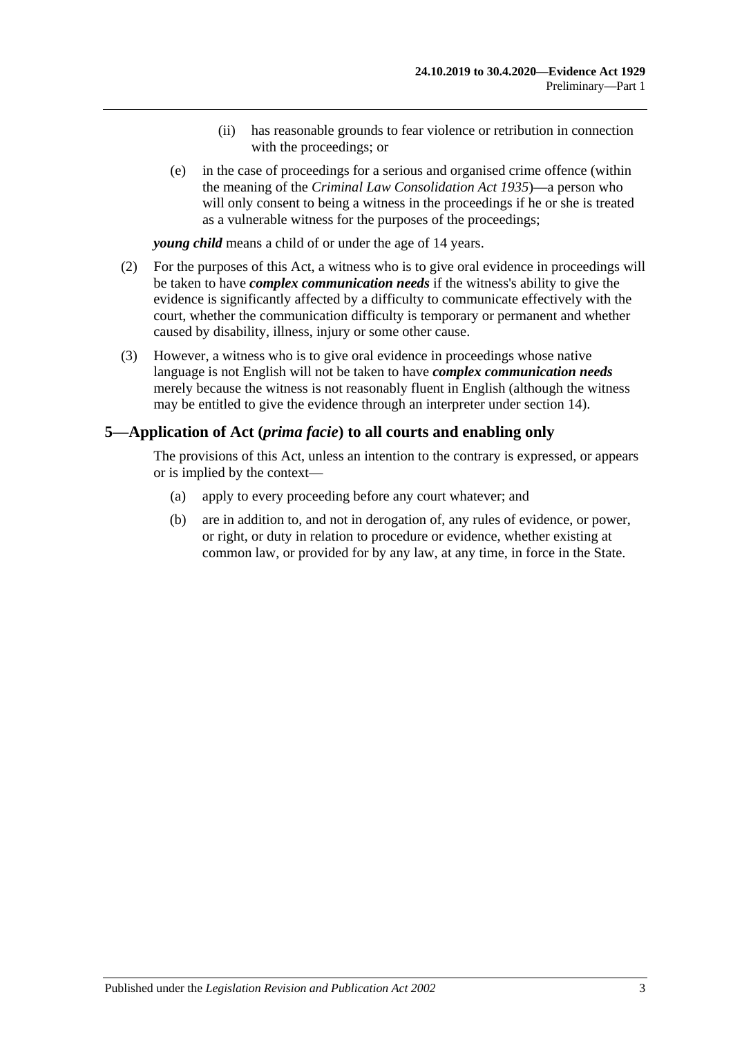(ii) has reasonable grounds to fear violence or retribution in connection with the proceedings; or

(e) in the case of proceedings for a serious and organised crime offence (within the meaning of the *Criminal Law Consolidation Act 1935*)—a person who will only consent to being a witness in the proceedings if he or she is treated as a vulnerable witness for the purposes of the proceedings;

***young child*** means a child of or under the age of 14 years.

(2) For the purposes of this Act, a witness who is to give oral evidence in proceedings will be taken to have ***complex communication needs*** if the witness's ability to give the evidence is significantly affected by a difficulty to communicate effectively with the court, whether the communication difficulty is temporary or permanent and whether caused by disability, illness, injury or some other cause.

(3) However, a witness who is to give oral evidence in proceedings whose native language is not English will not be taken to have ***complex communication needs*** merely because the witness is not reasonably fluent in English (although the witness may be entitled to give the evidence through an interpreter under section 14).

## 5—Application of Act (*prima facie*) to all courts and enabling only

The provisions of this Act, unless an intention to the contrary is expressed, or appears or is implied by the context—

(a) apply to every proceeding before any court whatever; and

(b) are in addition to, and not in derogation of, any rules of evidence, or power, or right, or duty in relation to procedure or evidence, whether existing at common law, or provided for by any law, at any time, in force in the State.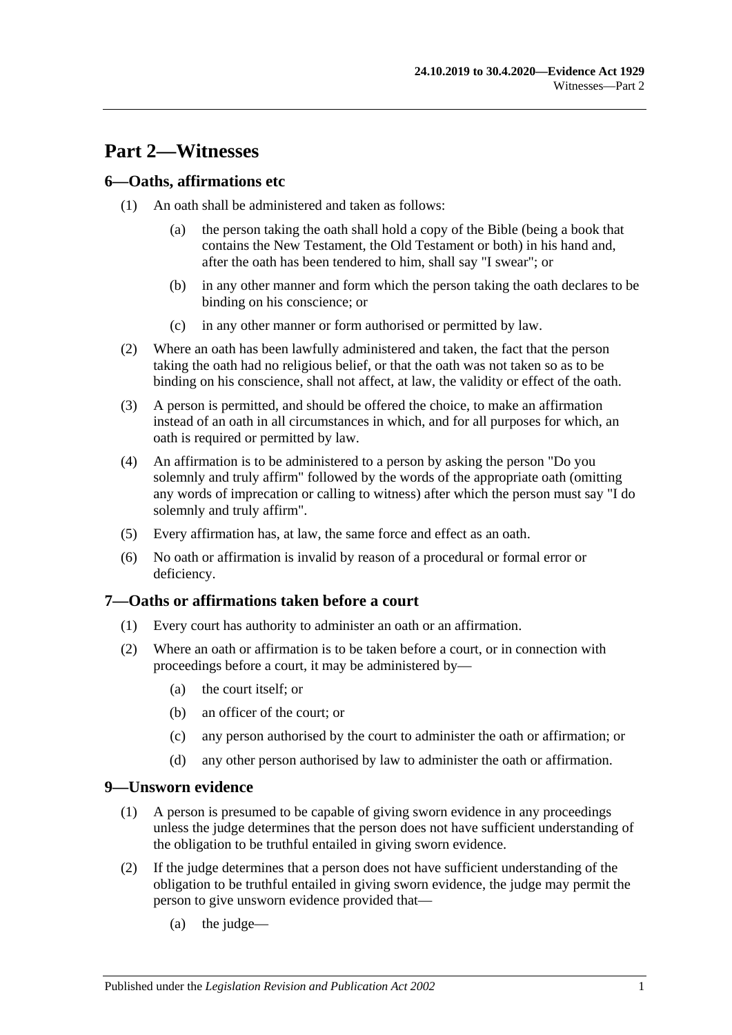# Part 2—Witnesses

## 6—Oaths, affirmations etc

(1) An oath shall be administered and taken as follows:

(a) the person taking the oath shall hold a copy of the Bible (being a book that contains the New Testament, the Old Testament or both) in his hand and, after the oath has been tendered to him, shall say "I swear"; or

(b) in any other manner and form which the person taking the oath declares to be binding on his conscience; or

(c) in any other manner or form authorised or permitted by law.

(2) Where an oath has been lawfully administered and taken, the fact that the person taking the oath had no religious belief, or that the oath was not taken so as to be binding on his conscience, shall not affect, at law, the validity or effect of the oath.

(3) A person is permitted, and should be offered the choice, to make an affirmation instead of an oath in all circumstances in which, and for all purposes for which, an oath is required or permitted by law.

(4) An affirmation is to be administered to a person by asking the person "Do you solemnly and truly affirm" followed by the words of the appropriate oath (omitting any words of imprecation or calling to witness) after which the person must say "I do solemnly and truly affirm".

(5) Every affirmation has, at law, the same force and effect as an oath.

(6) No oath or affirmation is invalid by reason of a procedural or formal error or deficiency.

## 7—Oaths or affirmations taken before a court

(1) Every court has authority to administer an oath or an affirmation.

(2) Where an oath or affirmation is to be taken before a court, or in connection with proceedings before a court, it may be administered by—

(a) the court itself; or

(b) an officer of the court; or

(c) any person authorised by the court to administer the oath or affirmation; or

(d) any other person authorised by law to administer the oath or affirmation.

## 9—Unsworn evidence

(1) A person is presumed to be capable of giving sworn evidence in any proceedings unless the judge determines that the person does not have sufficient understanding of the obligation to be truthful entailed in giving sworn evidence.

(2) If the judge determines that a person does not have sufficient understanding of the obligation to be truthful entailed in giving sworn evidence, the judge may permit the person to give unsworn evidence provided that—

(a) the judge—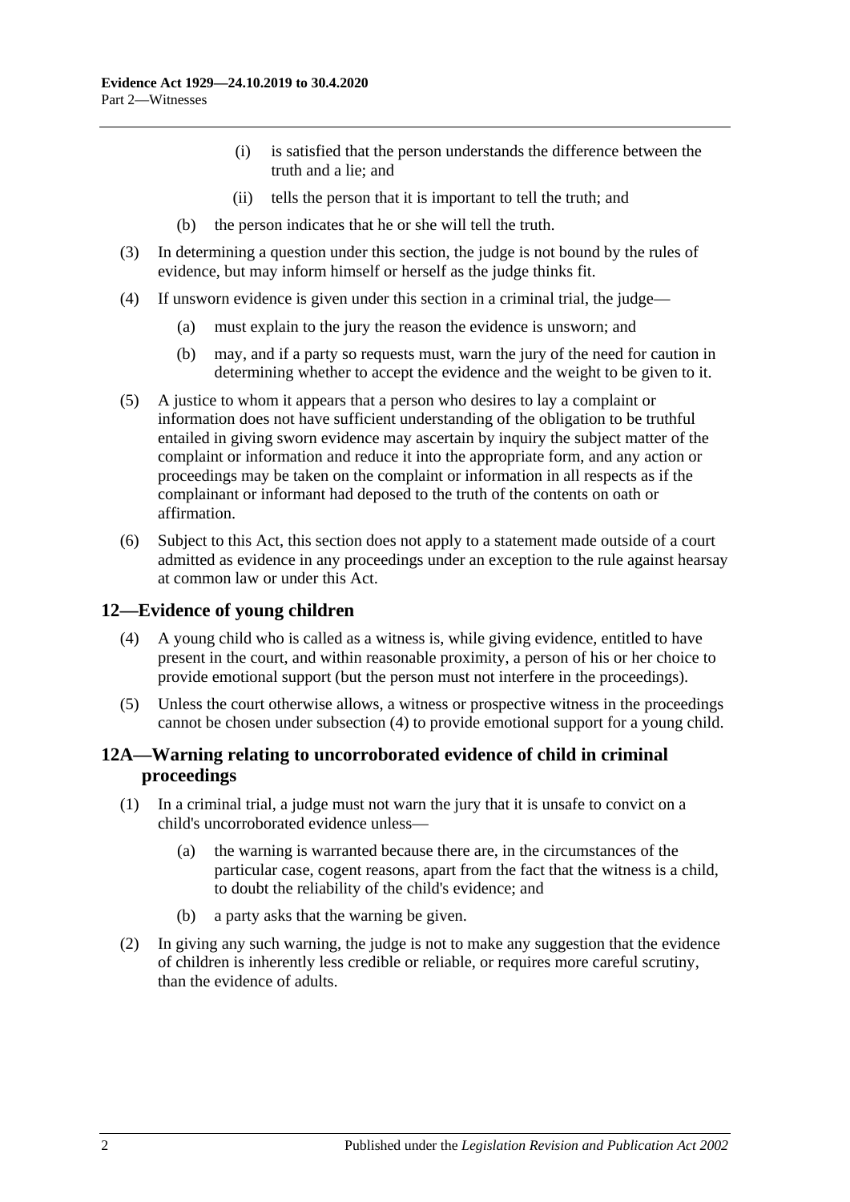(i) is satisfied that the person understands the difference between the truth and a lie; and

(ii) tells the person that it is important to tell the truth; and

(b) the person indicates that he or she will tell the truth.

(3) In determining a question under this section, the judge is not bound by the rules of evidence, but may inform himself or herself as the judge thinks fit.

(4) If unsworn evidence is given under this section in a criminal trial, the judge—

(a) must explain to the jury the reason the evidence is unsworn; and

(b) may, and if a party so requests must, warn the jury of the need for caution in determining whether to accept the evidence and the weight to be given to it.

(5) A justice to whom it appears that a person who desires to lay a complaint or information does not have sufficient understanding of the obligation to be truthful entailed in giving sworn evidence may ascertain by inquiry the subject matter of the complaint or information and reduce it into the appropriate form, and any action or proceedings may be taken on the complaint or information in all respects as if the complainant or informant had deposed to the truth of the contents on oath or affirmation.

(6) Subject to this Act, this section does not apply to a statement made outside of a court admitted as evidence in any proceedings under an exception to the rule against hearsay at common law or under this Act.

## 12—Evidence of young children

(4) A young child who is called as a witness is, while giving evidence, entitled to have present in the court, and within reasonable proximity, a person of his or her choice to provide emotional support (but the person must not interfere in the proceedings).

(5) Unless the court otherwise allows, a witness or prospective witness in the proceedings cannot be chosen under subsection (4) to provide emotional support for a young child.

## 12A—Warning relating to uncorroborated evidence of child in criminal proceedings

(1) In a criminal trial, a judge must not warn the jury that it is unsafe to convict on a child's uncorroborated evidence unless—

(a) the warning is warranted because there are, in the circumstances of the particular case, cogent reasons, apart from the fact that the witness is a child, to doubt the reliability of the child's evidence; and

(b) a party asks that the warning be given.

(2) In giving any such warning, the judge is not to make any suggestion that the evidence of children is inherently less credible or reliable, or requires more careful scrutiny, than the evidence of adults.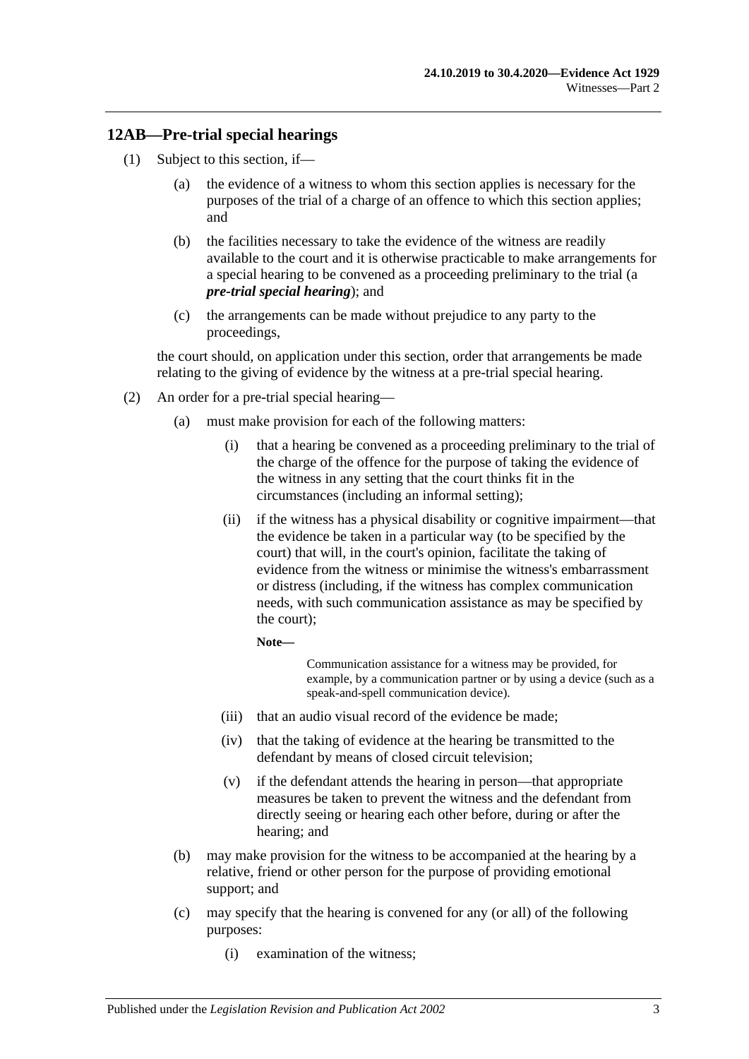## 12AB—Pre-trial special hearings

(1) Subject to this section, if—

(a) the evidence of a witness to whom this section applies is necessary for the purposes of the trial of a charge of an offence to which this section applies; and

(b) the facilities necessary to take the evidence of the witness are readily available to the court and it is otherwise practicable to make arrangements for a special hearing to be convened as a proceeding preliminary to the trial (a ***pre-trial special hearing***); and

(c) the arrangements can be made without prejudice to any party to the proceedings,

the court should, on application under this section, order that arrangements be made relating to the giving of evidence by the witness at a pre-trial special hearing.

(2) An order for a pre-trial special hearing—

(a) must make provision for each of the following matters:

(i) that a hearing be convened as a proceeding preliminary to the trial of the charge of the offence for the purpose of taking the evidence of the witness in any setting that the court thinks fit in the circumstances (including an informal setting);

(ii) if the witness has a physical disability or cognitive impairment—that the evidence be taken in a particular way (to be specified by the court) that will, in the court's opinion, facilitate the taking of evidence from the witness or minimise the witness's embarrassment or distress (including, if the witness has complex communication needs, with such communication assistance as may be specified by the court);

**Note—**

Communication assistance for a witness may be provided, for example, by a communication partner or by using a device (such as a speak-and-spell communication device).

(iii) that an audio visual record of the evidence be made;

(iv) that the taking of evidence at the hearing be transmitted to the defendant by means of closed circuit television;

(v) if the defendant attends the hearing in person—that appropriate measures be taken to prevent the witness and the defendant from directly seeing or hearing each other before, during or after the hearing; and

(b) may make provision for the witness to be accompanied at the hearing by a relative, friend or other person for the purpose of providing emotional support; and

(c) may specify that the hearing is convened for any (or all) of the following purposes:

(i) examination of the witness;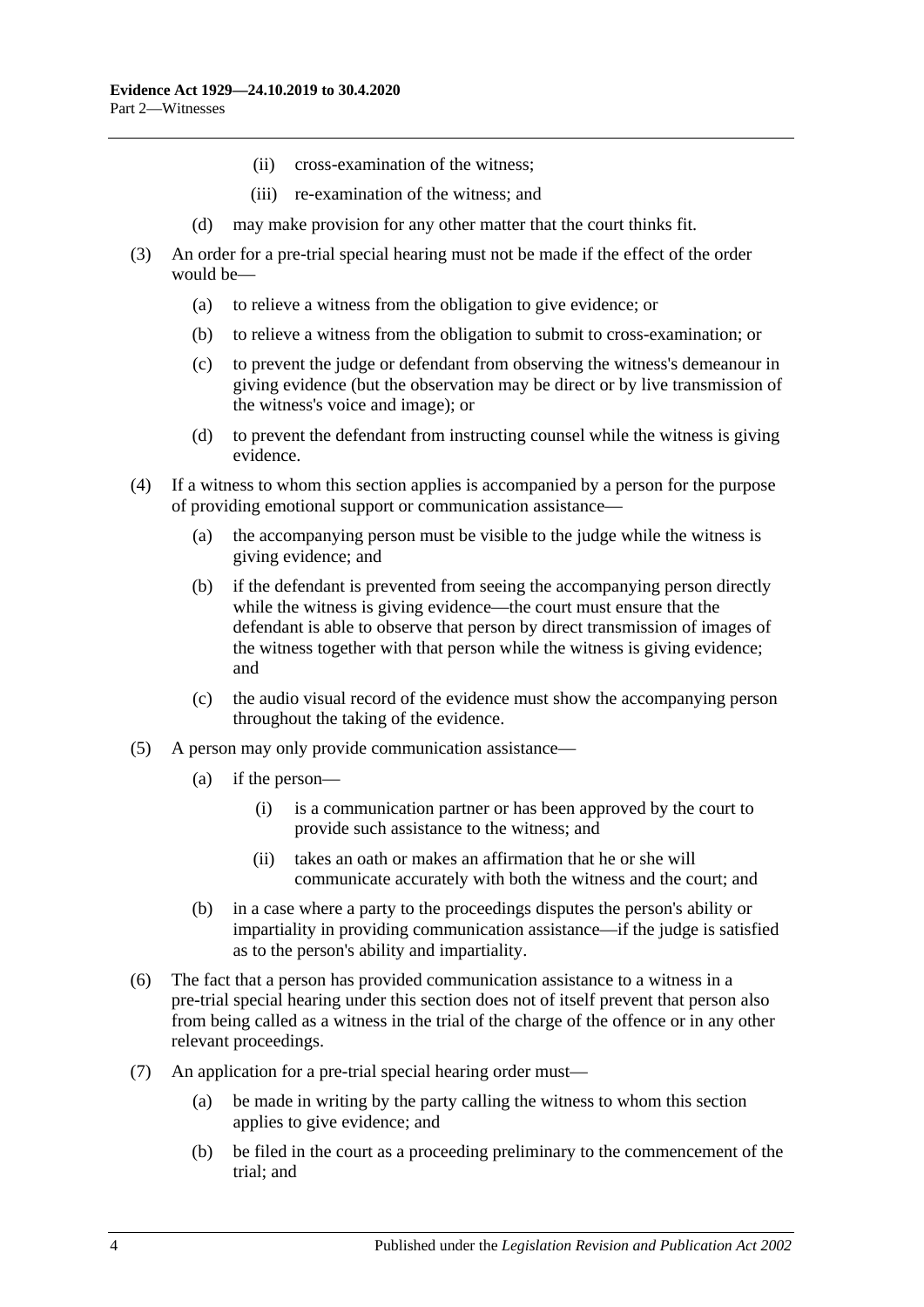(ii) cross-examination of the witness;

(iii) re-examination of the witness; and

(d) may make provision for any other matter that the court thinks fit.

(3) An order for a pre-trial special hearing must not be made if the effect of the order would be—

(a) to relieve a witness from the obligation to give evidence; or

(b) to relieve a witness from the obligation to submit to cross-examination; or

(c) to prevent the judge or defendant from observing the witness's demeanour in giving evidence (but the observation may be direct or by live transmission of the witness's voice and image); or

(d) to prevent the defendant from instructing counsel while the witness is giving evidence.

(4) If a witness to whom this section applies is accompanied by a person for the purpose of providing emotional support or communication assistance—

(a) the accompanying person must be visible to the judge while the witness is giving evidence; and

(b) if the defendant is prevented from seeing the accompanying person directly while the witness is giving evidence—the court must ensure that the defendant is able to observe that person by direct transmission of images of the witness together with that person while the witness is giving evidence; and

(c) the audio visual record of the evidence must show the accompanying person throughout the taking of the evidence.

(5) A person may only provide communication assistance—

(a) if the person—

(i) is a communication partner or has been approved by the court to provide such assistance to the witness; and

(ii) takes an oath or makes an affirmation that he or she will communicate accurately with both the witness and the court; and

(b) in a case where a party to the proceedings disputes the person's ability or impartiality in providing communication assistance—if the judge is satisfied as to the person's ability and impartiality.

(6) The fact that a person has provided communication assistance to a witness in a pre-trial special hearing under this section does not of itself prevent that person also from being called as a witness in the trial of the charge of the offence or in any other relevant proceedings.

(7) An application for a pre-trial special hearing order must—

(a) be made in writing by the party calling the witness to whom this section applies to give evidence; and

(b) be filed in the court as a proceeding preliminary to the commencement of the trial; and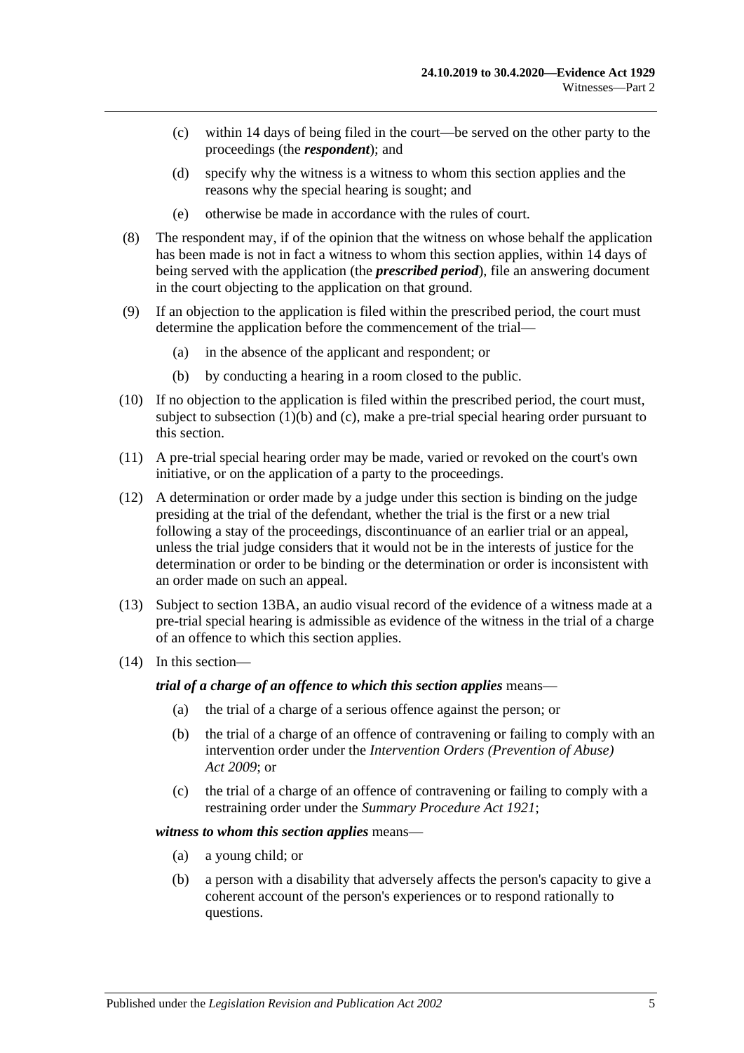(c) within 14 days of being filed in the court—be served on the other party to the proceedings (the ***respondent***); and

(d) specify why the witness is a witness to whom this section applies and the reasons why the special hearing is sought; and

(e) otherwise be made in accordance with the rules of court.

(8) The respondent may, if of the opinion that the witness on whose behalf the application has been made is not in fact a witness to whom this section applies, within 14 days of being served with the application (the ***prescribed period***), file an answering document in the court objecting to the application on that ground.

(9) If an objection to the application is filed within the prescribed period, the court must determine the application before the commencement of the trial—

(a) in the absence of the applicant and respondent; or

(b) by conducting a hearing in a room closed to the public.

(10) If no objection to the application is filed within the prescribed period, the court must, subject to subsection (1)(b) and (c), make a pre-trial special hearing order pursuant to this section.

(11) A pre-trial special hearing order may be made, varied or revoked on the court's own initiative, or on the application of a party to the proceedings.

(12) A determination or order made by a judge under this section is binding on the judge presiding at the trial of the defendant, whether the trial is the first or a new trial following a stay of the proceedings, discontinuance of an earlier trial or an appeal, unless the trial judge considers that it would not be in the interests of justice for the determination or order to be binding or the determination or order is inconsistent with an order made on such an appeal.

(13) Subject to section 13BA, an audio visual record of the evidence of a witness made at a pre-trial special hearing is admissible as evidence of the witness in the trial of a charge of an offence to which this section applies.

(14) In this section—

***trial of a charge of an offence to which this section applies*** means—

(a) the trial of a charge of a serious offence against the person; or

(b) the trial of a charge of an offence of contravening or failing to comply with an intervention order under the *Intervention Orders (Prevention of Abuse) Act 2009*; or

(c) the trial of a charge of an offence of contravening or failing to comply with a restraining order under the *Summary Procedure Act 1921*;

***witness to whom this section applies*** means—

(a) a young child; or

(b) a person with a disability that adversely affects the person's capacity to give a coherent account of the person's experiences or to respond rationally to questions.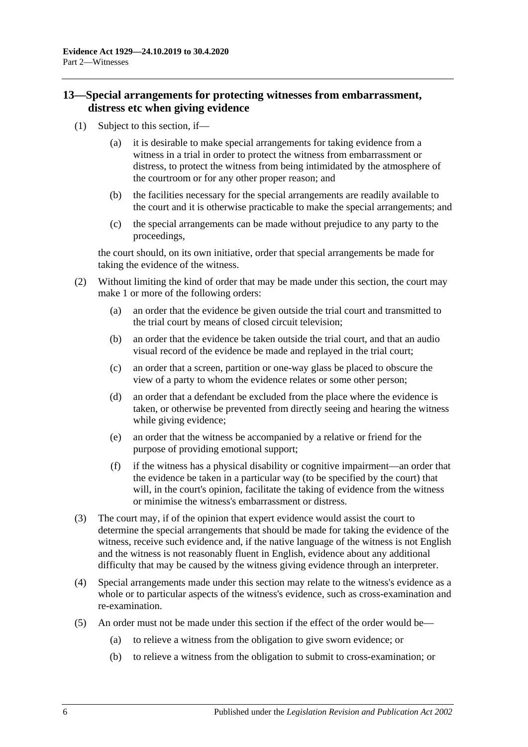## 13—Special arrangements for protecting witnesses from embarrassment, distress etc when giving evidence

(1) Subject to this section, if—

(a) it is desirable to make special arrangements for taking evidence from a witness in a trial in order to protect the witness from embarrassment or distress, to protect the witness from being intimidated by the atmosphere of the courtroom or for any other proper reason; and

(b) the facilities necessary for the special arrangements are readily available to the court and it is otherwise practicable to make the special arrangements; and

(c) the special arrangements can be made without prejudice to any party to the proceedings,

the court should, on its own initiative, order that special arrangements be made for taking the evidence of the witness.

(2) Without limiting the kind of order that may be made under this section, the court may make 1 or more of the following orders:

(a) an order that the evidence be given outside the trial court and transmitted to the trial court by means of closed circuit television;

(b) an order that the evidence be taken outside the trial court, and that an audio visual record of the evidence be made and replayed in the trial court;

(c) an order that a screen, partition or one-way glass be placed to obscure the view of a party to whom the evidence relates or some other person;

(d) an order that a defendant be excluded from the place where the evidence is taken, or otherwise be prevented from directly seeing and hearing the witness while giving evidence;

(e) an order that the witness be accompanied by a relative or friend for the purpose of providing emotional support;

(f) if the witness has a physical disability or cognitive impairment—an order that the evidence be taken in a particular way (to be specified by the court) that will, in the court's opinion, facilitate the taking of evidence from the witness or minimise the witness's embarrassment or distress.

(3) The court may, if of the opinion that expert evidence would assist the court to determine the special arrangements that should be made for taking the evidence of the witness, receive such evidence and, if the native language of the witness is not English and the witness is not reasonably fluent in English, evidence about any additional difficulty that may be caused by the witness giving evidence through an interpreter.

(4) Special arrangements made under this section may relate to the witness's evidence as a whole or to particular aspects of the witness's evidence, such as cross-examination and re-examination.

(5) An order must not be made under this section if the effect of the order would be—

(a) to relieve a witness from the obligation to give sworn evidence; or

(b) to relieve a witness from the obligation to submit to cross-examination; or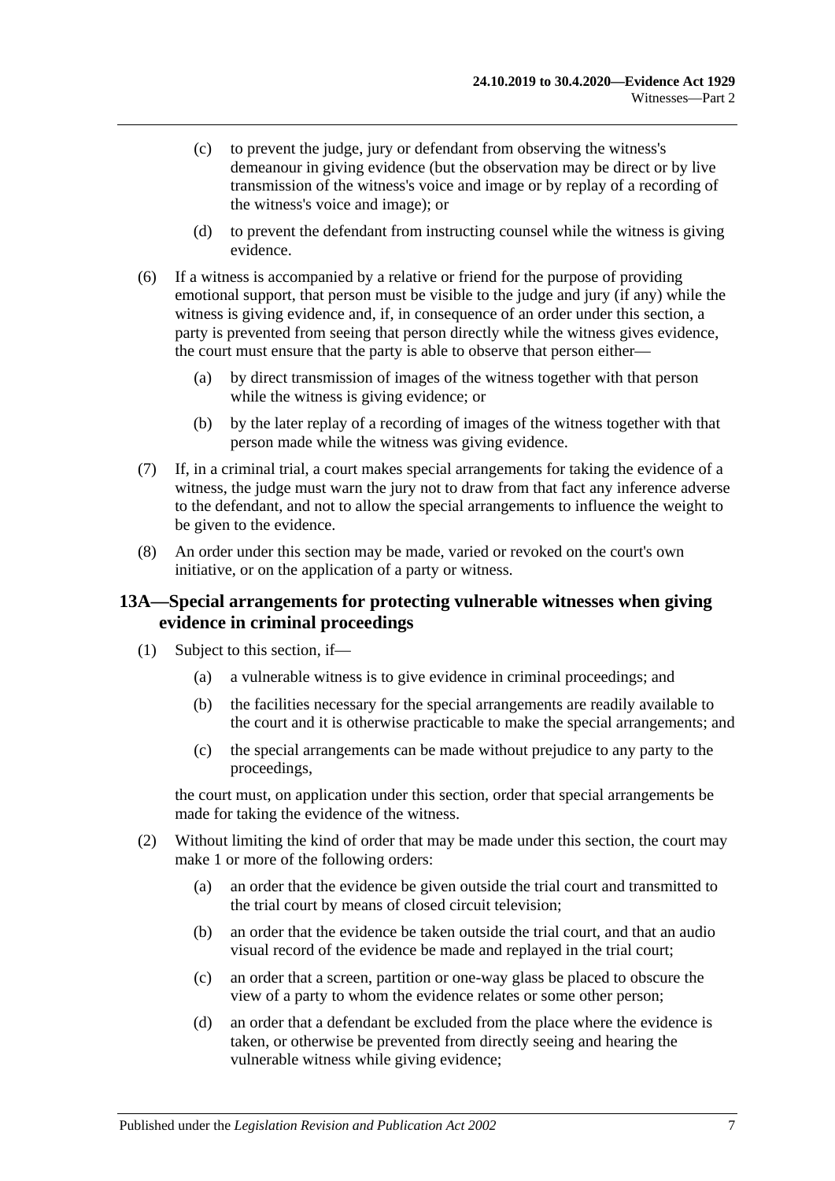(c) to prevent the judge, jury or defendant from observing the witness's demeanour in giving evidence (but the observation may be direct or by live transmission of the witness's voice and image or by replay of a recording of the witness's voice and image); or

(d) to prevent the defendant from instructing counsel while the witness is giving evidence.

(6) If a witness is accompanied by a relative or friend for the purpose of providing emotional support, that person must be visible to the judge and jury (if any) while the witness is giving evidence and, if, in consequence of an order under this section, a party is prevented from seeing that person directly while the witness gives evidence, the court must ensure that the party is able to observe that person either—

(a) by direct transmission of images of the witness together with that person while the witness is giving evidence; or

(b) by the later replay of a recording of images of the witness together with that person made while the witness was giving evidence.

(7) If, in a criminal trial, a court makes special arrangements for taking the evidence of a witness, the judge must warn the jury not to draw from that fact any inference adverse to the defendant, and not to allow the special arrangements to influence the weight to be given to the evidence.

(8) An order under this section may be made, varied or revoked on the court's own initiative, or on the application of a party or witness.

## 13A—Special arrangements for protecting vulnerable witnesses when giving evidence in criminal proceedings

(1) Subject to this section, if—

(a) a vulnerable witness is to give evidence in criminal proceedings; and

(b) the facilities necessary for the special arrangements are readily available to the court and it is otherwise practicable to make the special arrangements; and

(c) the special arrangements can be made without prejudice to any party to the proceedings,

the court must, on application under this section, order that special arrangements be made for taking the evidence of the witness.

(2) Without limiting the kind of order that may be made under this section, the court may make 1 or more of the following orders:

(a) an order that the evidence be given outside the trial court and transmitted to the trial court by means of closed circuit television;

(b) an order that the evidence be taken outside the trial court, and that an audio visual record of the evidence be made and replayed in the trial court;

(c) an order that a screen, partition or one-way glass be placed to obscure the view of a party to whom the evidence relates or some other person;

(d) an order that a defendant be excluded from the place where the evidence is taken, or otherwise be prevented from directly seeing and hearing the vulnerable witness while giving evidence;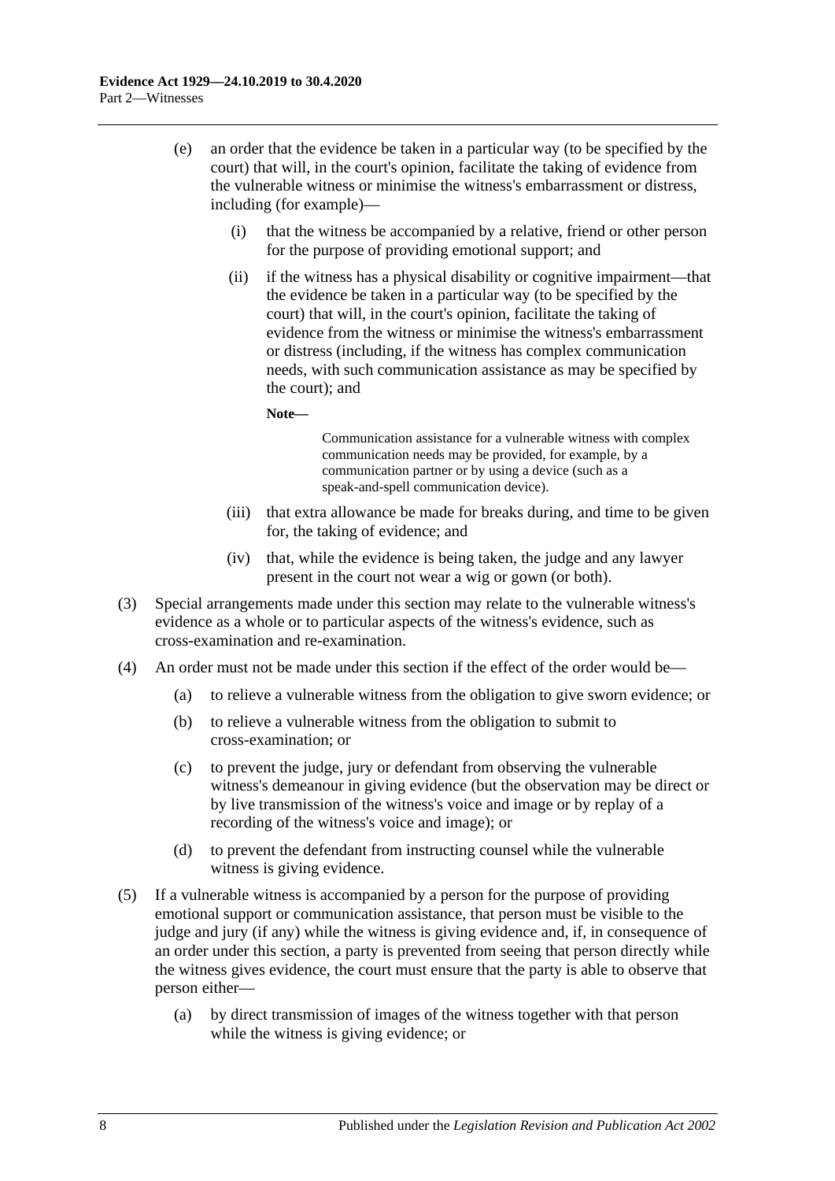(e) an order that the evidence be taken in a particular way (to be specified by the court) that will, in the court's opinion, facilitate the taking of evidence from the vulnerable witness or minimise the witness's embarrassment or distress, including (for example)—

   (i) that the witness be accompanied by a relative, friend or other person for the purpose of providing emotional support; and

   (ii) if the witness has a physical disability or cognitive impairment—that the evidence be taken in a particular way (to be specified by the court) that will, in the court's opinion, facilitate the taking of evidence from the witness or minimise the witness's embarrassment or distress (including, if the witness has complex communication needs, with such communication assistance as may be specified by the court); and

   **Note—**

   Communication assistance for a vulnerable witness with complex communication needs may be provided, for example, by a communication partner or by using a device (such as a speak-and-spell communication device).

   (iii) that extra allowance be made for breaks during, and time to be given for, the taking of evidence; and

   (iv) that, while the evidence is being taken, the judge and any lawyer present in the court not wear a wig or gown (or both).

(3) Special arrangements made under this section may relate to the vulnerable witness's evidence as a whole or to particular aspects of the witness's evidence, such as cross-examination and re-examination.

(4) An order must not be made under this section if the effect of the order would be—

   (a) to relieve a vulnerable witness from the obligation to give sworn evidence; or

   (b) to relieve a vulnerable witness from the obligation to submit to cross-examination; or

   (c) to prevent the judge, jury or defendant from observing the vulnerable witness's demeanour in giving evidence (but the observation may be direct or by live transmission of the witness's voice and image or by replay of a recording of the witness's voice and image); or

   (d) to prevent the defendant from instructing counsel while the vulnerable witness is giving evidence.

(5) If a vulnerable witness is accompanied by a person for the purpose of providing emotional support or communication assistance, that person must be visible to the judge and jury (if any) while the witness is giving evidence and, if, in consequence of an order under this section, a party is prevented from seeing that person directly while the witness gives evidence, the court must ensure that the party is able to observe that person either—

   (a) by direct transmission of images of the witness together with that person while the witness is giving evidence; or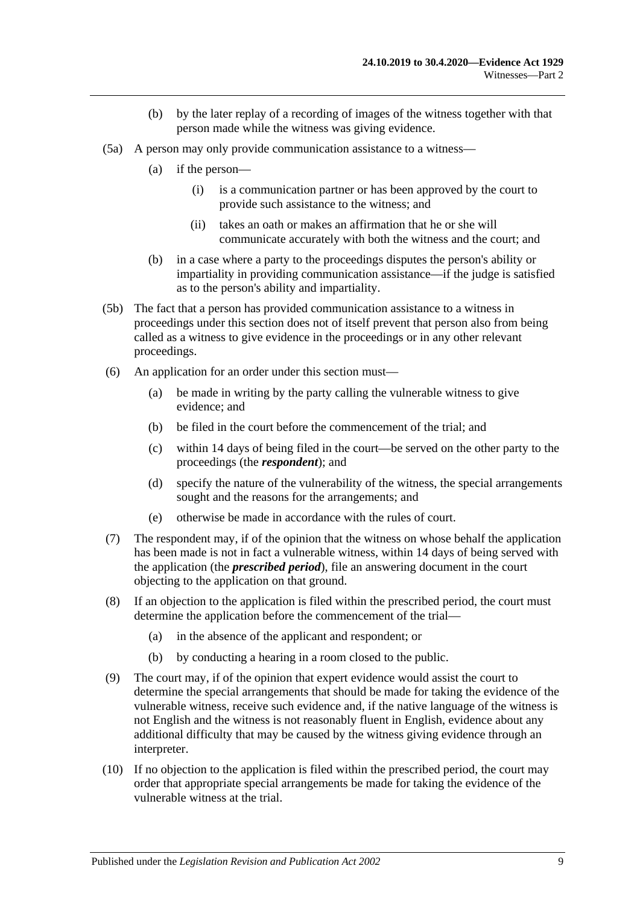(b) by the later replay of a recording of images of the witness together with that person made while the witness was giving evidence.

(5a) A person may only provide communication assistance to a witness—

(a) if the person—

(i) is a communication partner or has been approved by the court to provide such assistance to the witness; and

(ii) takes an oath or makes an affirmation that he or she will communicate accurately with both the witness and the court; and

(b) in a case where a party to the proceedings disputes the person's ability or impartiality in providing communication assistance—if the judge is satisfied as to the person's ability and impartiality.

(5b) The fact that a person has provided communication assistance to a witness in proceedings under this section does not of itself prevent that person also from being called as a witness to give evidence in the proceedings or in any other relevant proceedings.

(6) An application for an order under this section must—

(a) be made in writing by the party calling the vulnerable witness to give evidence; and

(b) be filed in the court before the commencement of the trial; and

(c) within 14 days of being filed in the court—be served on the other party to the proceedings (the ***respondent***); and

(d) specify the nature of the vulnerability of the witness, the special arrangements sought and the reasons for the arrangements; and

(e) otherwise be made in accordance with the rules of court.

(7) The respondent may, if of the opinion that the witness on whose behalf the application has been made is not in fact a vulnerable witness, within 14 days of being served with the application (the ***prescribed period***), file an answering document in the court objecting to the application on that ground.

(8) If an objection to the application is filed within the prescribed period, the court must determine the application before the commencement of the trial—

(a) in the absence of the applicant and respondent; or

(b) by conducting a hearing in a room closed to the public.

(9) The court may, if of the opinion that expert evidence would assist the court to determine the special arrangements that should be made for taking the evidence of the vulnerable witness, receive such evidence and, if the native language of the witness is not English and the witness is not reasonably fluent in English, evidence about any additional difficulty that may be caused by the witness giving evidence through an interpreter.

(10) If no objection to the application is filed within the prescribed period, the court may order that appropriate special arrangements be made for taking the evidence of the vulnerable witness at the trial.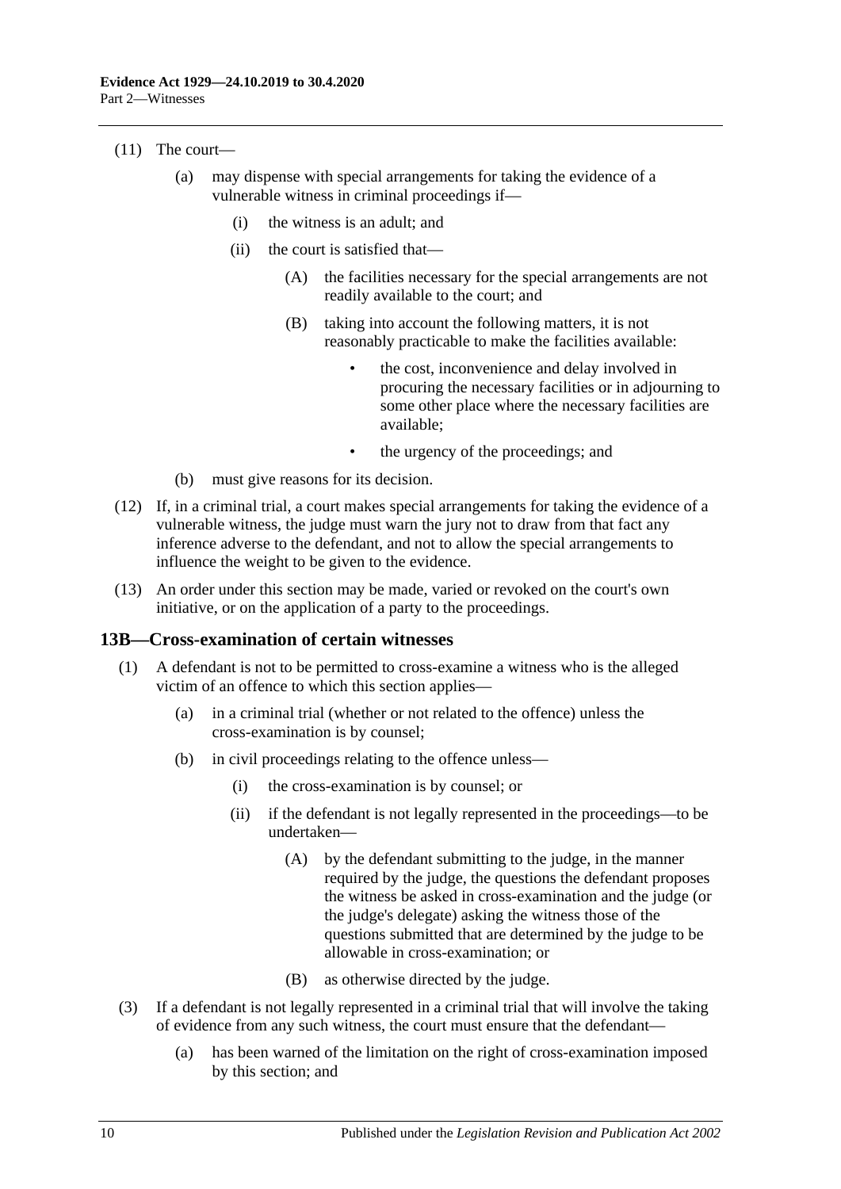(11) The court—

(a) may dispense with special arrangements for taking the evidence of a vulnerable witness in criminal proceedings if—

(i) the witness is an adult; and

(ii) the court is satisfied that—

(A) the facilities necessary for the special arrangements are not readily available to the court; and

(B) taking into account the following matters, it is not reasonably practicable to make the facilities available:

- the cost, inconvenience and delay involved in procuring the necessary facilities or in adjourning to some other place where the necessary facilities are available;
- the urgency of the proceedings; and

(b) must give reasons for its decision.

(12) If, in a criminal trial, a court makes special arrangements for taking the evidence of a vulnerable witness, the judge must warn the jury not to draw from that fact any inference adverse to the defendant, and not to allow the special arrangements to influence the weight to be given to the evidence.

(13) An order under this section may be made, varied or revoked on the court's own initiative, or on the application of a party to the proceedings.

## 13B—Cross-examination of certain witnesses

(1) A defendant is not to be permitted to cross-examine a witness who is the alleged victim of an offence to which this section applies—

(a) in a criminal trial (whether or not related to the offence) unless the cross-examination is by counsel;

(b) in civil proceedings relating to the offence unless—

(i) the cross-examination is by counsel; or

(ii) if the defendant is not legally represented in the proceedings—to be undertaken—

(A) by the defendant submitting to the judge, in the manner required by the judge, the questions the defendant proposes the witness be asked in cross-examination and the judge (or the judge's delegate) asking the witness those of the questions submitted that are determined by the judge to be allowable in cross-examination; or

(B) as otherwise directed by the judge.

(3) If a defendant is not legally represented in a criminal trial that will involve the taking of evidence from any such witness, the court must ensure that the defendant—

(a) has been warned of the limitation on the right of cross-examination imposed by this section; and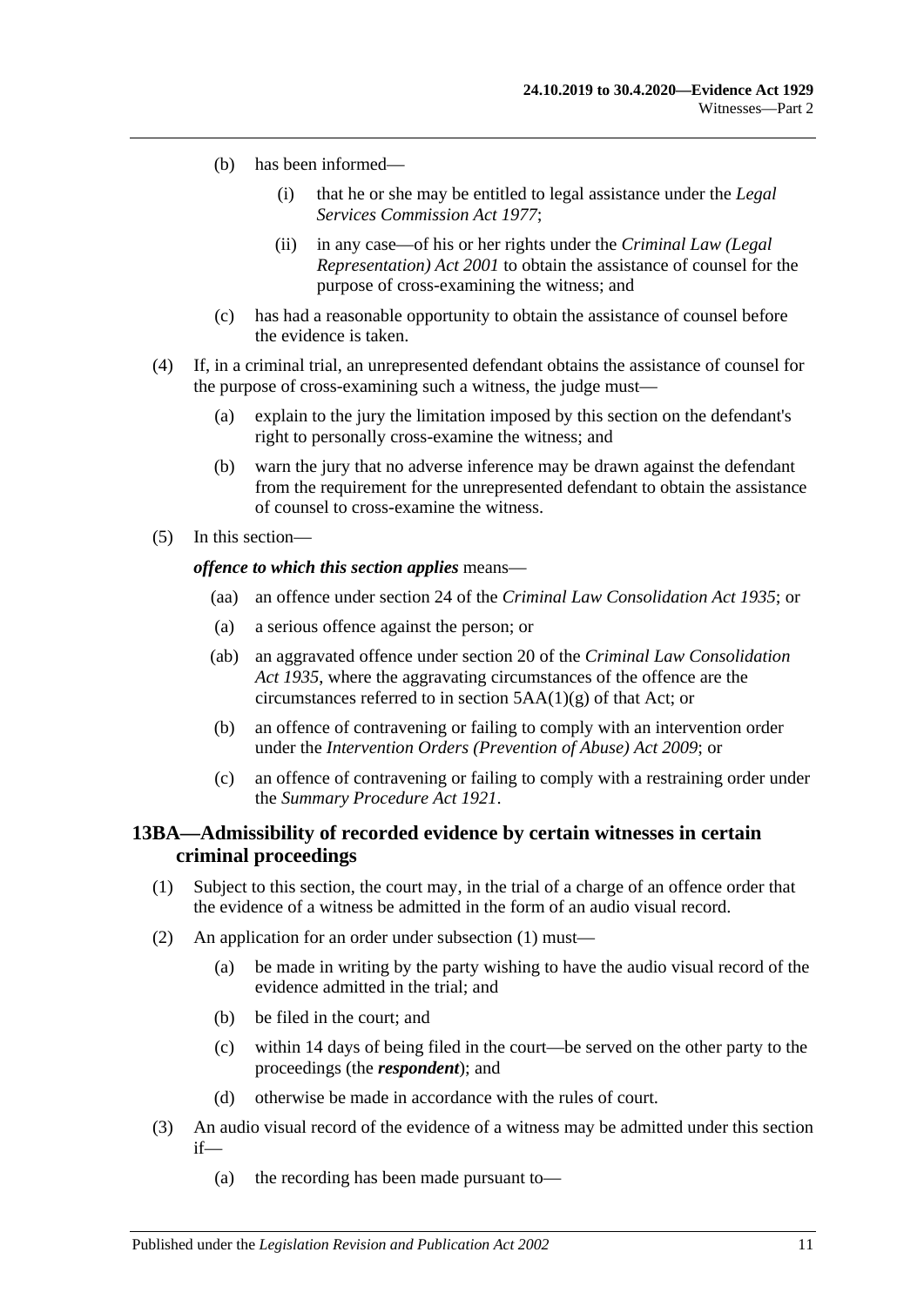(b) has been informed—

(i) that he or she may be entitled to legal assistance under the *Legal Services Commission Act 1977*;

(ii) in any case—of his or her rights under the *Criminal Law (Legal Representation) Act 2001* to obtain the assistance of counsel for the purpose of cross-examining the witness; and

(c) has had a reasonable opportunity to obtain the assistance of counsel before the evidence is taken.

(4) If, in a criminal trial, an unrepresented defendant obtains the assistance of counsel for the purpose of cross-examining such a witness, the judge must—

(a) explain to the jury the limitation imposed by this section on the defendant's right to personally cross-examine the witness; and

(b) warn the jury that no adverse inference may be drawn against the defendant from the requirement for the unrepresented defendant to obtain the assistance of counsel to cross-examine the witness.

(5) In this section—

***offence to which this section applies*** means—

(aa) an offence under section 24 of the *Criminal Law Consolidation Act 1935*; or

(a) a serious offence against the person; or

(ab) an aggravated offence under section 20 of the *Criminal Law Consolidation Act 1935*, where the aggravating circumstances of the offence are the circumstances referred to in section 5AA(1)(g) of that Act; or

(b) an offence of contravening or failing to comply with an intervention order under the *Intervention Orders (Prevention of Abuse) Act 2009*; or

(c) an offence of contravening or failing to comply with a restraining order under the *Summary Procedure Act 1921*.

## 13BA—Admissibility of recorded evidence by certain witnesses in certain criminal proceedings

(1) Subject to this section, the court may, in the trial of a charge of an offence order that the evidence of a witness be admitted in the form of an audio visual record.

(2) An application for an order under subsection (1) must—

(a) be made in writing by the party wishing to have the audio visual record of the evidence admitted in the trial; and

(b) be filed in the court; and

(c) within 14 days of being filed in the court—be served on the other party to the proceedings (the ***respondent***); and

(d) otherwise be made in accordance with the rules of court.

(3) An audio visual record of the evidence of a witness may be admitted under this section if—

(a) the recording has been made pursuant to—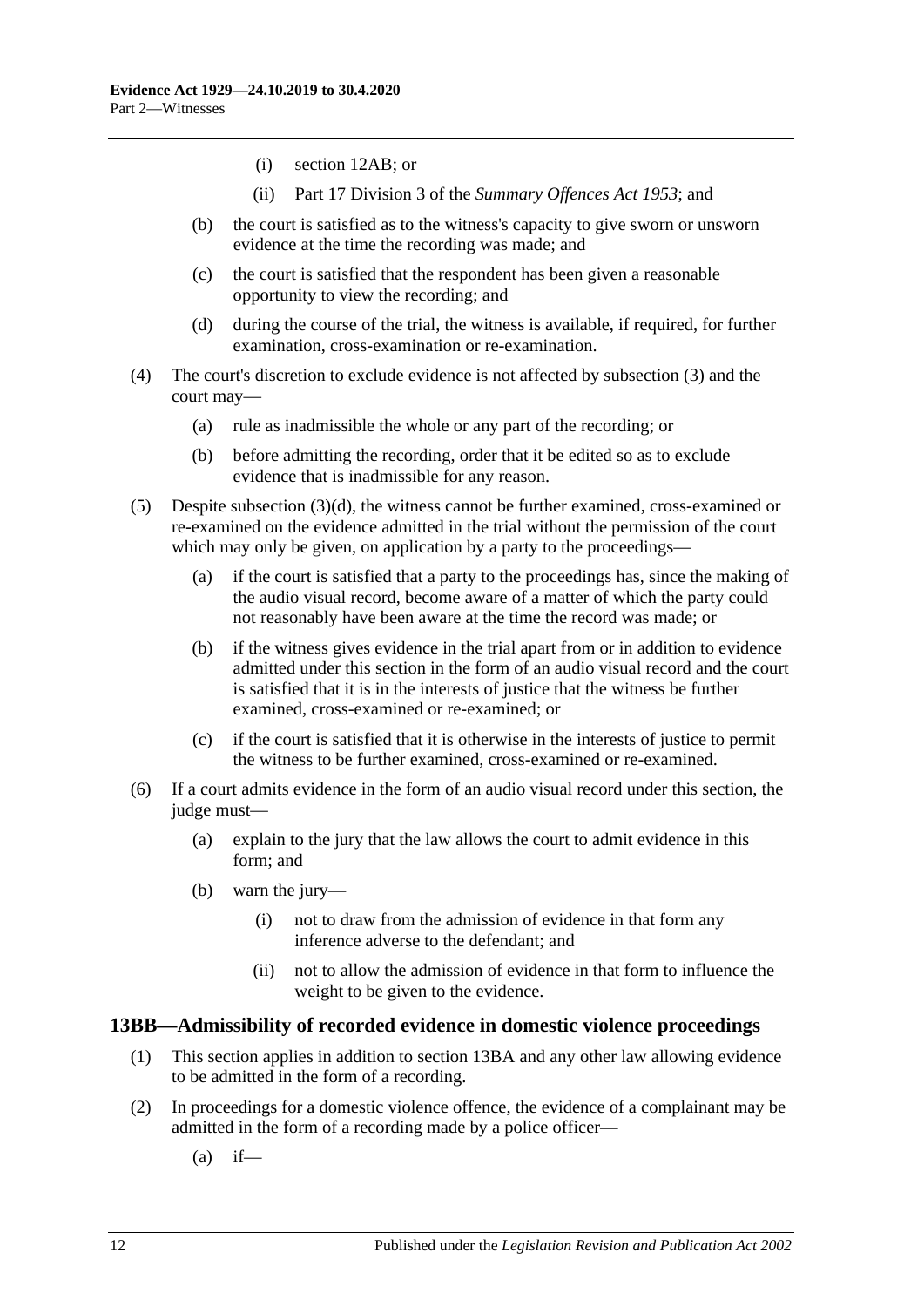- (i) section 12AB; or
- (ii) Part 17 Division 3 of the *Summary Offences Act 1953*; and
- (b) the court is satisfied as to the witness's capacity to give sworn or unsworn evidence at the time the recording was made; and
- (c) the court is satisfied that the respondent has been given a reasonable opportunity to view the recording; and
- (d) during the course of the trial, the witness is available, if required, for further examination, cross-examination or re-examination.

(4) The court's discretion to exclude evidence is not affected by subsection (3) and the court may—

- (a) rule as inadmissible the whole or any part of the recording; or
- (b) before admitting the recording, order that it be edited so as to exclude evidence that is inadmissible for any reason.

(5) Despite subsection (3)(d), the witness cannot be further examined, cross-examined or re-examined on the evidence admitted in the trial without the permission of the court which may only be given, on application by a party to the proceedings—

- (a) if the court is satisfied that a party to the proceedings has, since the making of the audio visual record, become aware of a matter of which the party could not reasonably have been aware at the time the record was made; or
- (b) if the witness gives evidence in the trial apart from or in addition to evidence admitted under this section in the form of an audio visual record and the court is satisfied that it is in the interests of justice that the witness be further examined, cross-examined or re-examined; or
- (c) if the court is satisfied that it is otherwise in the interests of justice to permit the witness to be further examined, cross-examined or re-examined.

(6) If a court admits evidence in the form of an audio visual record under this section, the judge must—

- (a) explain to the jury that the law allows the court to admit evidence in this form; and
- (b) warn the jury—
  - (i) not to draw from the admission of evidence in that form any inference adverse to the defendant; and
  - (ii) not to allow the admission of evidence in that form to influence the weight to be given to the evidence.

## 13BB—Admissibility of recorded evidence in domestic violence proceedings

(1) This section applies in addition to section 13BA and any other law allowing evidence to be admitted in the form of a recording.

(2) In proceedings for a domestic violence offence, the evidence of a complainant may be admitted in the form of a recording made by a police officer—

- (a) if—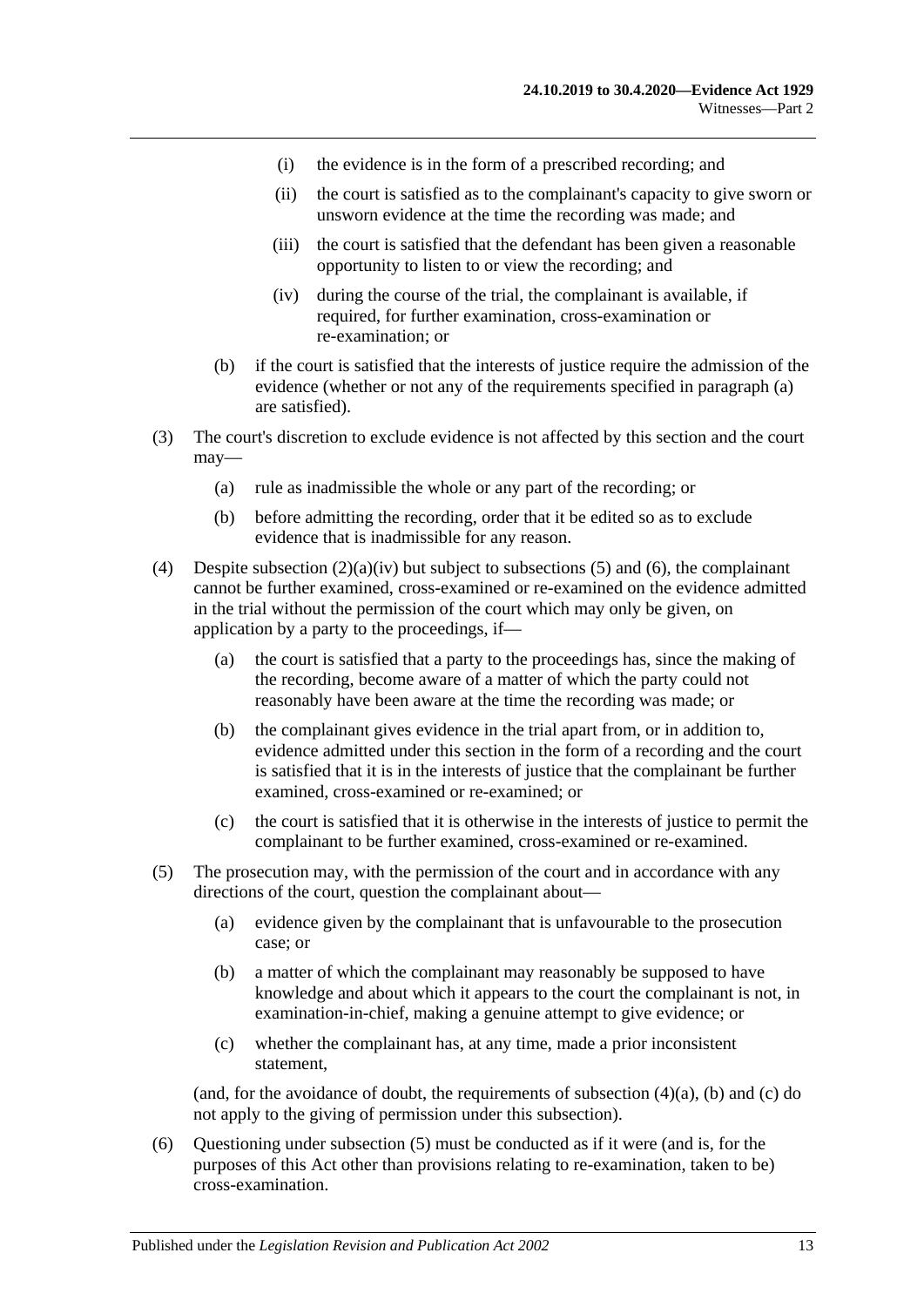(i) the evidence is in the form of a prescribed recording; and

(ii) the court is satisfied as to the complainant's capacity to give sworn or unsworn evidence at the time the recording was made; and

(iii) the court is satisfied that the defendant has been given a reasonable opportunity to listen to or view the recording; and

(iv) during the course of the trial, the complainant is available, if required, for further examination, cross-examination or re-examination; or

(b) if the court is satisfied that the interests of justice require the admission of the evidence (whether or not any of the requirements specified in paragraph (a) are satisfied).

(3) The court's discretion to exclude evidence is not affected by this section and the court may—

(a) rule as inadmissible the whole or any part of the recording; or

(b) before admitting the recording, order that it be edited so as to exclude evidence that is inadmissible for any reason.

(4) Despite subsection (2)(a)(iv) but subject to subsections (5) and (6), the complainant cannot be further examined, cross-examined or re-examined on the evidence admitted in the trial without the permission of the court which may only be given, on application by a party to the proceedings, if—

(a) the court is satisfied that a party to the proceedings has, since the making of the recording, become aware of a matter of which the party could not reasonably have been aware at the time the recording was made; or

(b) the complainant gives evidence in the trial apart from, or in addition to, evidence admitted under this section in the form of a recording and the court is satisfied that it is in the interests of justice that the complainant be further examined, cross-examined or re-examined; or

(c) the court is satisfied that it is otherwise in the interests of justice to permit the complainant to be further examined, cross-examined or re-examined.

(5) The prosecution may, with the permission of the court and in accordance with any directions of the court, question the complainant about—

(a) evidence given by the complainant that is unfavourable to the prosecution case; or

(b) a matter of which the complainant may reasonably be supposed to have knowledge and about which it appears to the court the complainant is not, in examination-in-chief, making a genuine attempt to give evidence; or

(c) whether the complainant has, at any time, made a prior inconsistent statement,

(and, for the avoidance of doubt, the requirements of subsection (4)(a), (b) and (c) do not apply to the giving of permission under this subsection).

(6) Questioning under subsection (5) must be conducted as if it were (and is, for the purposes of this Act other than provisions relating to re-examination, taken to be) cross-examination.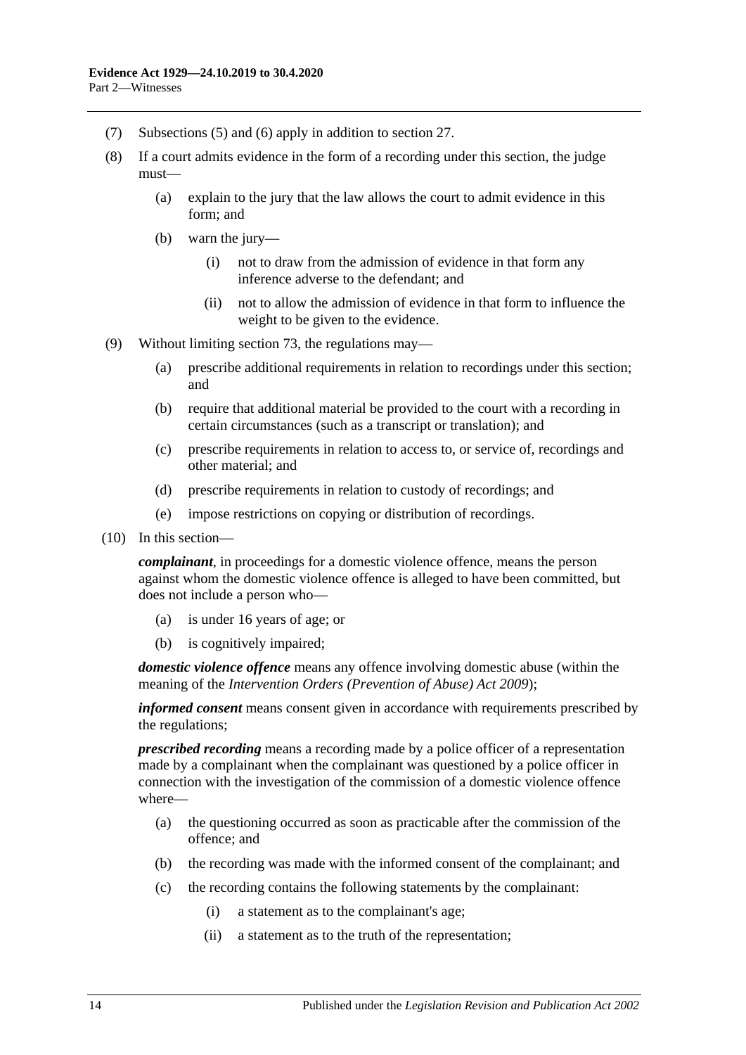(7) Subsections (5) and (6) apply in addition to section 27.

(8) If a court admits evidence in the form of a recording under this section, the judge must—

(a) explain to the jury that the law allows the court to admit evidence in this form; and

(b) warn the jury—

(i) not to draw from the admission of evidence in that form any inference adverse to the defendant; and

(ii) not to allow the admission of evidence in that form to influence the weight to be given to the evidence.

(9) Without limiting section 73, the regulations may—

(a) prescribe additional requirements in relation to recordings under this section; and

(b) require that additional material be provided to the court with a recording in certain circumstances (such as a transcript or translation); and

(c) prescribe requirements in relation to access to, or service of, recordings and other material; and

(d) prescribe requirements in relation to custody of recordings; and

(e) impose restrictions on copying or distribution of recordings.

(10) In this section—

***complainant***, in proceedings for a domestic violence offence, means the person against whom the domestic violence offence is alleged to have been committed, but does not include a person who—

(a) is under 16 years of age; or

(b) is cognitively impaired;

***domestic violence offence*** means any offence involving domestic abuse (within the meaning of the *Intervention Orders (Prevention of Abuse) Act 2009*);

***informed consent*** means consent given in accordance with requirements prescribed by the regulations;

***prescribed recording*** means a recording made by a police officer of a representation made by a complainant when the complainant was questioned by a police officer in connection with the investigation of the commission of a domestic violence offence where—

(a) the questioning occurred as soon as practicable after the commission of the offence; and

(b) the recording was made with the informed consent of the complainant; and

(c) the recording contains the following statements by the complainant:

(i) a statement as to the complainant's age;

(ii) a statement as to the truth of the representation;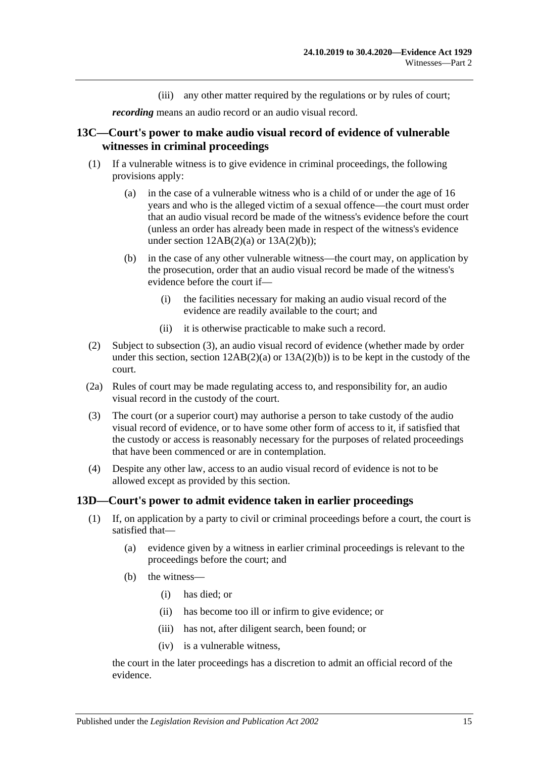(iii) any other matter required by the regulations or by rules of court;

***recording*** means an audio record or an audio visual record.

## 13C—Court's power to make audio visual record of evidence of vulnerable witnesses in criminal proceedings

(1) If a vulnerable witness is to give evidence in criminal proceedings, the following provisions apply:

(a) in the case of a vulnerable witness who is a child of or under the age of 16 years and who is the alleged victim of a sexual offence—the court must order that an audio visual record be made of the witness's evidence before the court (unless an order has already been made in respect of the witness's evidence under section 12AB(2)(a) or 13A(2)(b));

(b) in the case of any other vulnerable witness—the court may, on application by the prosecution, order that an audio visual record be made of the witness's evidence before the court if—

(i) the facilities necessary for making an audio visual record of the evidence are readily available to the court; and

(ii) it is otherwise practicable to make such a record.

(2) Subject to subsection (3), an audio visual record of evidence (whether made by order under this section, section 12AB(2)(a) or 13A(2)(b)) is to be kept in the custody of the court.

(2a) Rules of court may be made regulating access to, and responsibility for, an audio visual record in the custody of the court.

(3) The court (or a superior court) may authorise a person to take custody of the audio visual record of evidence, or to have some other form of access to it, if satisfied that the custody or access is reasonably necessary for the purposes of related proceedings that have been commenced or are in contemplation.

(4) Despite any other law, access to an audio visual record of evidence is not to be allowed except as provided by this section.

## 13D—Court's power to admit evidence taken in earlier proceedings

(1) If, on application by a party to civil or criminal proceedings before a court, the court is satisfied that—

(a) evidence given by a witness in earlier criminal proceedings is relevant to the proceedings before the court; and

(b) the witness—

(i) has died; or

(ii) has become too ill or infirm to give evidence; or

(iii) has not, after diligent search, been found; or

(iv) is a vulnerable witness,

the court in the later proceedings has a discretion to admit an official record of the evidence.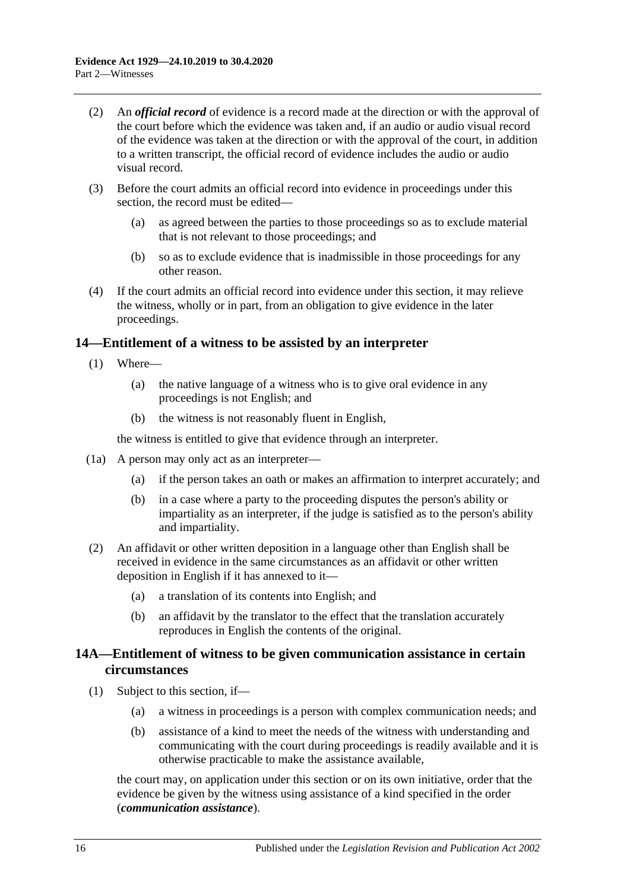(2) An ***official record*** of evidence is a record made at the direction or with the approval of the court before which the evidence was taken and, if an audio or audio visual record of the evidence was taken at the direction or with the approval of the court, in addition to a written transcript, the official record of evidence includes the audio or audio visual record.

(3) Before the court admits an official record into evidence in proceedings under this section, the record must be edited—

(a) as agreed between the parties to those proceedings so as to exclude material that is not relevant to those proceedings; and

(b) so as to exclude evidence that is inadmissible in those proceedings for any other reason.

(4) If the court admits an official record into evidence under this section, it may relieve the witness, wholly or in part, from an obligation to give evidence in the later proceedings.

## 14—Entitlement of a witness to be assisted by an interpreter

(1) Where—

(a) the native language of a witness who is to give oral evidence in any proceedings is not English; and

(b) the witness is not reasonably fluent in English,

the witness is entitled to give that evidence through an interpreter.

(1a) A person may only act as an interpreter—

(a) if the person takes an oath or makes an affirmation to interpret accurately; and

(b) in a case where a party to the proceeding disputes the person's ability or impartiality as an interpreter, if the judge is satisfied as to the person's ability and impartiality.

(2) An affidavit or other written deposition in a language other than English shall be received in evidence in the same circumstances as an affidavit or other written deposition in English if it has annexed to it—

(a) a translation of its contents into English; and

(b) an affidavit by the translator to the effect that the translation accurately reproduces in English the contents of the original.

## 14A—Entitlement of witness to be given communication assistance in certain circumstances

(1) Subject to this section, if—

(a) a witness in proceedings is a person with complex communication needs; and

(b) assistance of a kind to meet the needs of the witness with understanding and communicating with the court during proceedings is readily available and it is otherwise practicable to make the assistance available,

the court may, on application under this section or on its own initiative, order that the evidence be given by the witness using assistance of a kind specified in the order (***communication assistance***).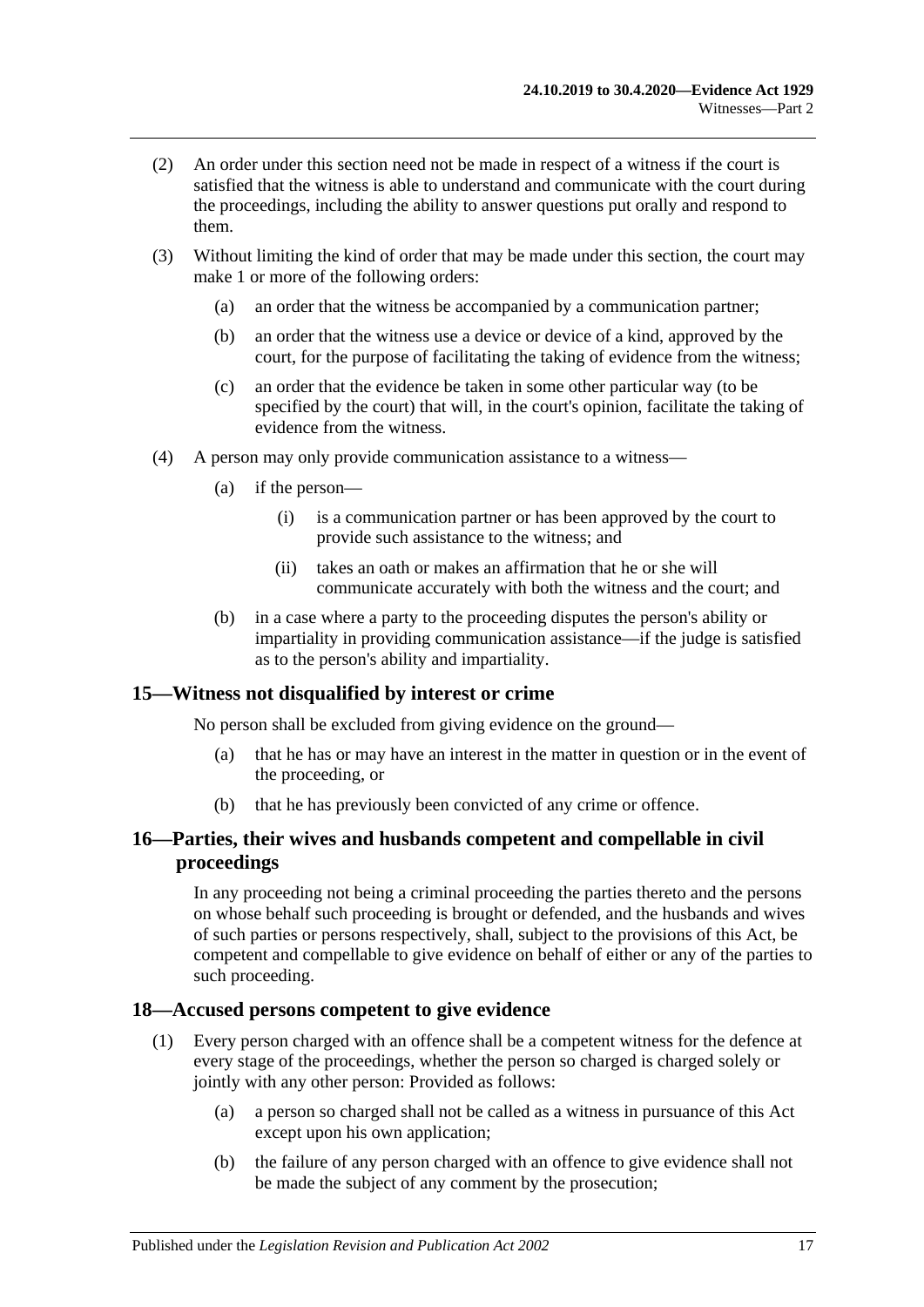(2) An order under this section need not be made in respect of a witness if the court is satisfied that the witness is able to understand and communicate with the court during the proceedings, including the ability to answer questions put orally and respond to them.

(3) Without limiting the kind of order that may be made under this section, the court may make 1 or more of the following orders:

(a) an order that the witness be accompanied by a communication partner;

(b) an order that the witness use a device or device of a kind, approved by the court, for the purpose of facilitating the taking of evidence from the witness;

(c) an order that the evidence be taken in some other particular way (to be specified by the court) that will, in the court's opinion, facilitate the taking of evidence from the witness.

(4) A person may only provide communication assistance to a witness—

(a) if the person—

(i) is a communication partner or has been approved by the court to provide such assistance to the witness; and

(ii) takes an oath or makes an affirmation that he or she will communicate accurately with both the witness and the court; and

(b) in a case where a party to the proceeding disputes the person's ability or impartiality in providing communication assistance—if the judge is satisfied as to the person's ability and impartiality.

## 15—Witness not disqualified by interest or crime

No person shall be excluded from giving evidence on the ground—

(a) that he has or may have an interest in the matter in question or in the event of the proceeding, or

(b) that he has previously been convicted of any crime or offence.

## 16—Parties, their wives and husbands competent and compellable in civil proceedings

In any proceeding not being a criminal proceeding the parties thereto and the persons on whose behalf such proceeding is brought or defended, and the husbands and wives of such parties or persons respectively, shall, subject to the provisions of this Act, be competent and compellable to give evidence on behalf of either or any of the parties to such proceeding.

## 18—Accused persons competent to give evidence

(1) Every person charged with an offence shall be a competent witness for the defence at every stage of the proceedings, whether the person so charged is charged solely or jointly with any other person: Provided as follows:

(a) a person so charged shall not be called as a witness in pursuance of this Act except upon his own application;

(b) the failure of any person charged with an offence to give evidence shall not be made the subject of any comment by the prosecution;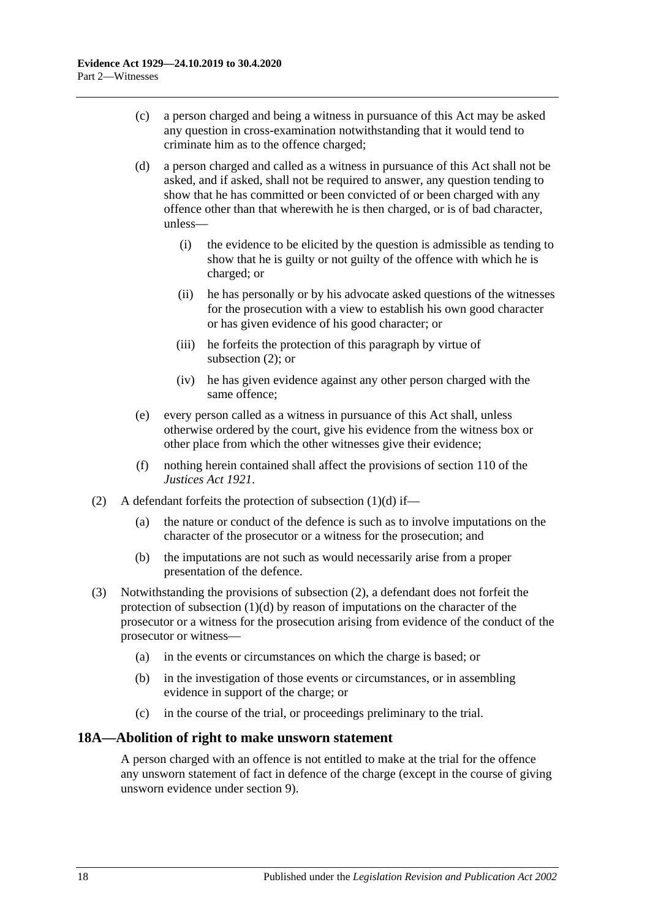(c) a person charged and being a witness in pursuance of this Act may be asked any question in cross-examination notwithstanding that it would tend to criminate him as to the offence charged;

(d) a person charged and called as a witness in pursuance of this Act shall not be asked, and if asked, shall not be required to answer, any question tending to show that he has committed or been convicted of or been charged with any offence other than that wherewith he is then charged, or is of bad character, unless—

(i) the evidence to be elicited by the question is admissible as tending to show that he is guilty or not guilty of the offence with which he is charged; or

(ii) he has personally or by his advocate asked questions of the witnesses for the prosecution with a view to establish his own good character or has given evidence of his good character; or

(iii) he forfeits the protection of this paragraph by virtue of subsection (2); or

(iv) he has given evidence against any other person charged with the same offence;

(e) every person called as a witness in pursuance of this Act shall, unless otherwise ordered by the court, give his evidence from the witness box or other place from which the other witnesses give their evidence;

(f) nothing herein contained shall affect the provisions of section 110 of the *Justices Act 1921*.

(2) A defendant forfeits the protection of subsection (1)(d) if—

(a) the nature or conduct of the defence is such as to involve imputations on the character of the prosecutor or a witness for the prosecution; and

(b) the imputations are not such as would necessarily arise from a proper presentation of the defence.

(3) Notwithstanding the provisions of subsection (2), a defendant does not forfeit the protection of subsection (1)(d) by reason of imputations on the character of the prosecutor or a witness for the prosecution arising from evidence of the conduct of the prosecutor or witness—

(a) in the events or circumstances on which the charge is based; or

(b) in the investigation of those events or circumstances, or in assembling evidence in support of the charge; or

(c) in the course of the trial, or proceedings preliminary to the trial.

## 18A—Abolition of right to make unsworn statement

A person charged with an offence is not entitled to make at the trial for the offence any unsworn statement of fact in defence of the charge (except in the course of giving unsworn evidence under section 9).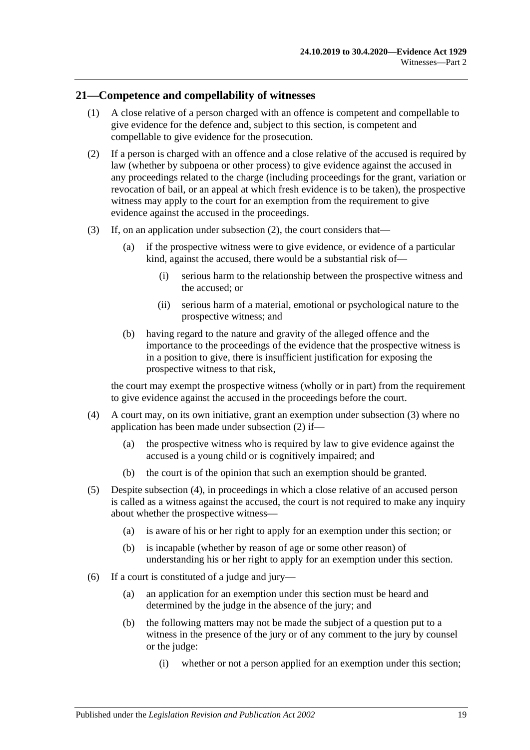## 21—Competence and compellability of witnesses

(1) A close relative of a person charged with an offence is competent and compellable to give evidence for the defence and, subject to this section, is competent and compellable to give evidence for the prosecution.

(2) If a person is charged with an offence and a close relative of the accused is required by law (whether by subpoena or other process) to give evidence against the accused in any proceedings related to the charge (including proceedings for the grant, variation or revocation of bail, or an appeal at which fresh evidence is to be taken), the prospective witness may apply to the court for an exemption from the requirement to give evidence against the accused in the proceedings.

(3) If, on an application under subsection (2), the court considers that—

(a) if the prospective witness were to give evidence, or evidence of a particular kind, against the accused, there would be a substantial risk of—

(i) serious harm to the relationship between the prospective witness and the accused; or

(ii) serious harm of a material, emotional or psychological nature to the prospective witness; and

(b) having regard to the nature and gravity of the alleged offence and the importance to the proceedings of the evidence that the prospective witness is in a position to give, there is insufficient justification for exposing the prospective witness to that risk,

the court may exempt the prospective witness (wholly or in part) from the requirement to give evidence against the accused in the proceedings before the court.

(4) A court may, on its own initiative, grant an exemption under subsection (3) where no application has been made under subsection (2) if—

(a) the prospective witness who is required by law to give evidence against the accused is a young child or is cognitively impaired; and

(b) the court is of the opinion that such an exemption should be granted.

(5) Despite subsection (4), in proceedings in which a close relative of an accused person is called as a witness against the accused, the court is not required to make any inquiry about whether the prospective witness—

(a) is aware of his or her right to apply for an exemption under this section; or

(b) is incapable (whether by reason of age or some other reason) of understanding his or her right to apply for an exemption under this section.

(6) If a court is constituted of a judge and jury—

(a) an application for an exemption under this section must be heard and determined by the judge in the absence of the jury; and

(b) the following matters may not be made the subject of a question put to a witness in the presence of the jury or of any comment to the jury by counsel or the judge:

(i) whether or not a person applied for an exemption under this section;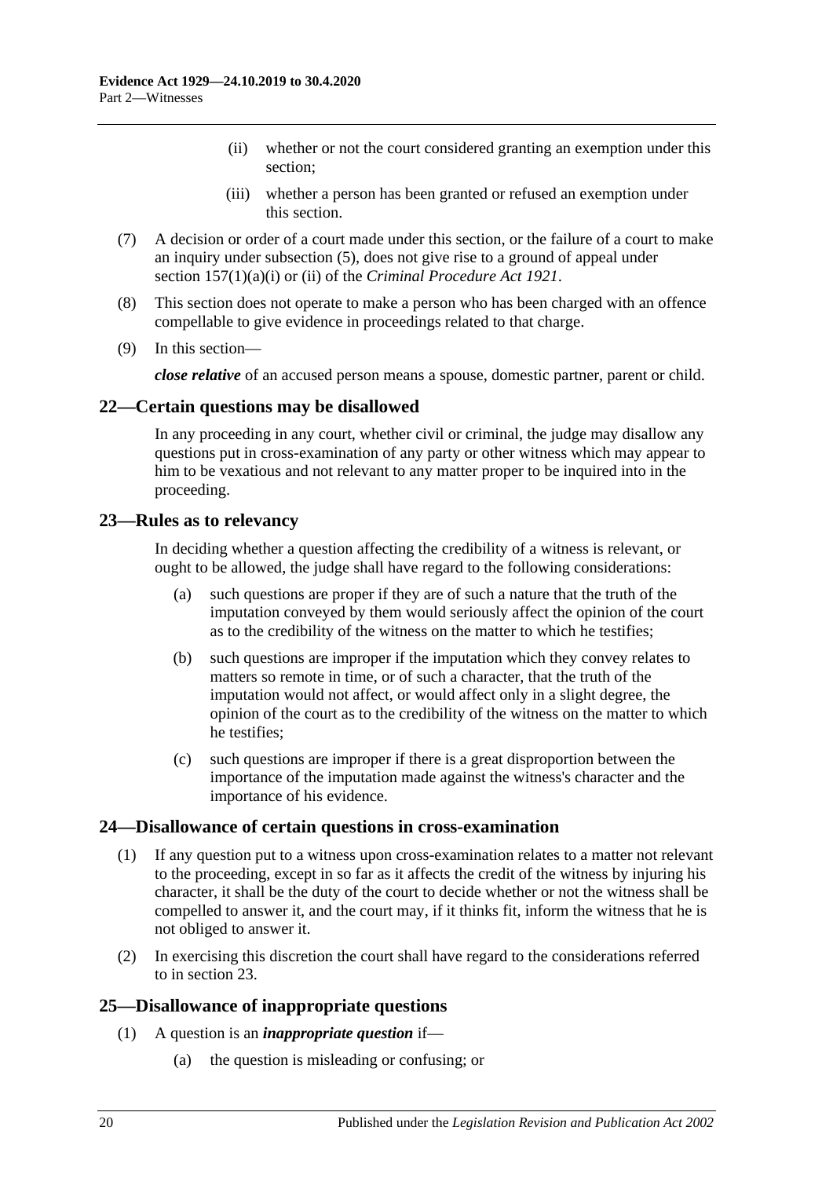(ii) whether or not the court considered granting an exemption under this section;

(iii) whether a person has been granted or refused an exemption under this section.

(7) A decision or order of a court made under this section, or the failure of a court to make an inquiry under subsection (5), does not give rise to a ground of appeal under section 157(1)(a)(i) or (ii) of the *Criminal Procedure Act 1921*.

(8) This section does not operate to make a person who has been charged with an offence compellable to give evidence in proceedings related to that charge.

(9) In this section—

***close relative*** of an accused person means a spouse, domestic partner, parent or child.

## 22—Certain questions may be disallowed

In any proceeding in any court, whether civil or criminal, the judge may disallow any questions put in cross-examination of any party or other witness which may appear to him to be vexatious and not relevant to any matter proper to be inquired into in the proceeding.

## 23—Rules as to relevancy

In deciding whether a question affecting the credibility of a witness is relevant, or ought to be allowed, the judge shall have regard to the following considerations:

(a) such questions are proper if they are of such a nature that the truth of the imputation conveyed by them would seriously affect the opinion of the court as to the credibility of the witness on the matter to which he testifies;

(b) such questions are improper if the imputation which they convey relates to matters so remote in time, or of such a character, that the truth of the imputation would not affect, or would affect only in a slight degree, the opinion of the court as to the credibility of the witness on the matter to which he testifies;

(c) such questions are improper if there is a great disproportion between the importance of the imputation made against the witness's character and the importance of his evidence.

## 24—Disallowance of certain questions in cross-examination

(1) If any question put to a witness upon cross-examination relates to a matter not relevant to the proceeding, except in so far as it affects the credit of the witness by injuring his character, it shall be the duty of the court to decide whether or not the witness shall be compelled to answer it, and the court may, if it thinks fit, inform the witness that he is not obliged to answer it.

(2) In exercising this discretion the court shall have regard to the considerations referred to in section 23.

## 25—Disallowance of inappropriate questions

(1) A question is an ***inappropriate question*** if—

(a) the question is misleading or confusing; or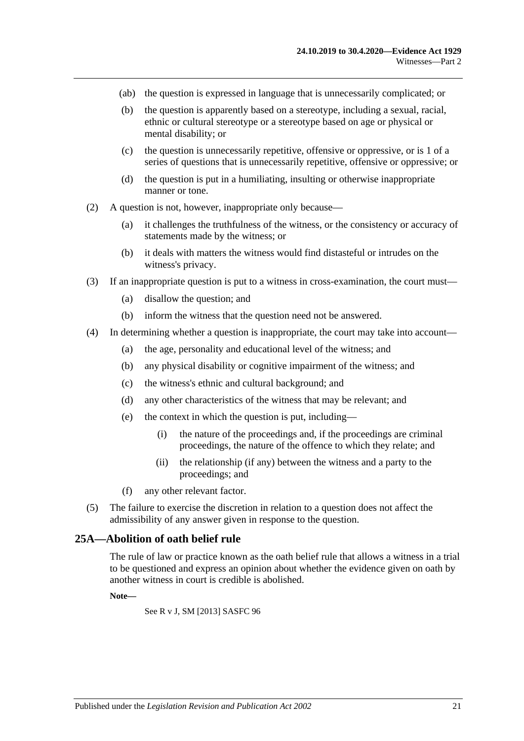(ab) the question is expressed in language that is unnecessarily complicated; or

(b) the question is apparently based on a stereotype, including a sexual, racial, ethnic or cultural stereotype or a stereotype based on age or physical or mental disability; or

(c) the question is unnecessarily repetitive, offensive or oppressive, or is 1 of a series of questions that is unnecessarily repetitive, offensive or oppressive; or

(d) the question is put in a humiliating, insulting or otherwise inappropriate manner or tone.

(2) A question is not, however, inappropriate only because—

(a) it challenges the truthfulness of the witness, or the consistency or accuracy of statements made by the witness; or

(b) it deals with matters the witness would find distasteful or intrudes on the witness's privacy.

(3) If an inappropriate question is put to a witness in cross-examination, the court must—

(a) disallow the question; and

(b) inform the witness that the question need not be answered.

(4) In determining whether a question is inappropriate, the court may take into account—

(a) the age, personality and educational level of the witness; and

(b) any physical disability or cognitive impairment of the witness; and

(c) the witness's ethnic and cultural background; and

(d) any other characteristics of the witness that may be relevant; and

(e) the context in which the question is put, including—

(i) the nature of the proceedings and, if the proceedings are criminal proceedings, the nature of the offence to which they relate; and

(ii) the relationship (if any) between the witness and a party to the proceedings; and

(f) any other relevant factor.

(5) The failure to exercise the discretion in relation to a question does not affect the admissibility of any answer given in response to the question.

## 25A—Abolition of oath belief rule

The rule of law or practice known as the oath belief rule that allows a witness in a trial to be questioned and express an opinion about whether the evidence given on oath by another witness in court is credible is abolished.

**Note—**

See R v J, SM [2013] SASFC 96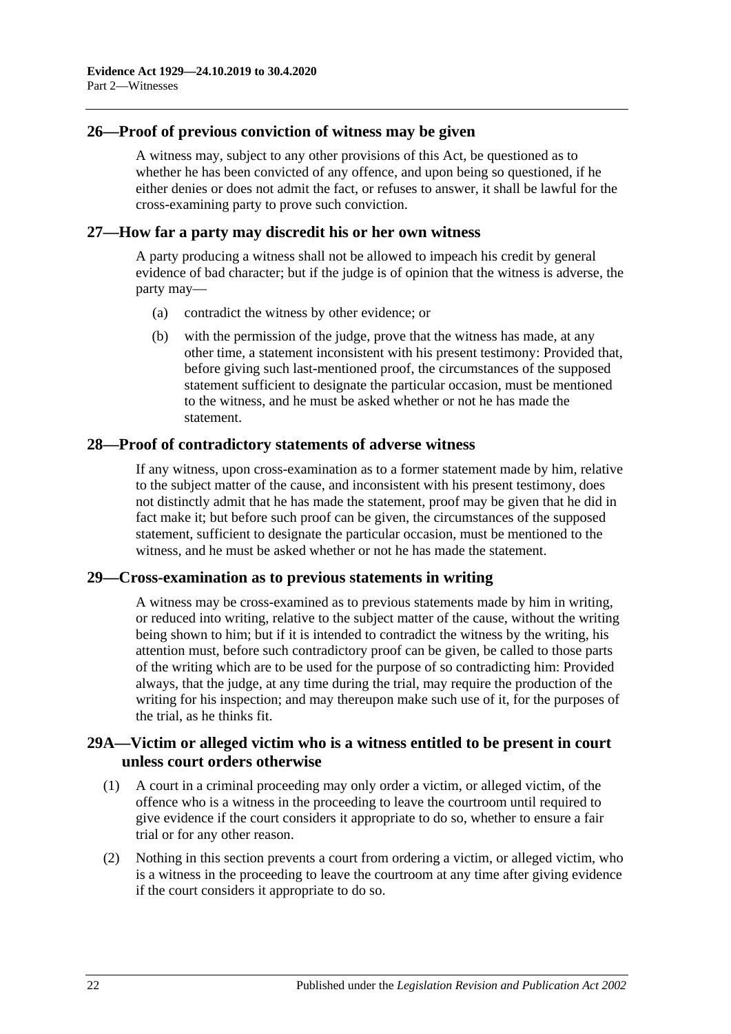## 26—Proof of previous conviction of witness may be given

A witness may, subject to any other provisions of this Act, be questioned as to whether he has been convicted of any offence, and upon being so questioned, if he either denies or does not admit the fact, or refuses to answer, it shall be lawful for the cross-examining party to prove such conviction.

## 27—How far a party may discredit his or her own witness

A party producing a witness shall not be allowed to impeach his credit by general evidence of bad character; but if the judge is of opinion that the witness is adverse, the party may—

- (a) contradict the witness by other evidence; or
- (b) with the permission of the judge, prove that the witness has made, at any other time, a statement inconsistent with his present testimony: Provided that, before giving such last-mentioned proof, the circumstances of the supposed statement sufficient to designate the particular occasion, must be mentioned to the witness, and he must be asked whether or not he has made the statement.

## 28—Proof of contradictory statements of adverse witness

If any witness, upon cross-examination as to a former statement made by him, relative to the subject matter of the cause, and inconsistent with his present testimony, does not distinctly admit that he has made the statement, proof may be given that he did in fact make it; but before such proof can be given, the circumstances of the supposed statement, sufficient to designate the particular occasion, must be mentioned to the witness, and he must be asked whether or not he has made the statement.

## 29—Cross-examination as to previous statements in writing

A witness may be cross-examined as to previous statements made by him in writing, or reduced into writing, relative to the subject matter of the cause, without the writing being shown to him; but if it is intended to contradict the witness by the writing, his attention must, before such contradictory proof can be given, be called to those parts of the writing which are to be used for the purpose of so contradicting him: Provided always, that the judge, at any time during the trial, may require the production of the writing for his inspection; and may thereupon make such use of it, for the purposes of the trial, as he thinks fit.

## 29A—Victim or alleged victim who is a witness entitled to be present in court unless court orders otherwise

- (1) A court in a criminal proceeding may only order a victim, or alleged victim, of the offence who is a witness in the proceeding to leave the courtroom until required to give evidence if the court considers it appropriate to do so, whether to ensure a fair trial or for any other reason.
- (2) Nothing in this section prevents a court from ordering a victim, or alleged victim, who is a witness in the proceeding to leave the courtroom at any time after giving evidence if the court considers it appropriate to do so.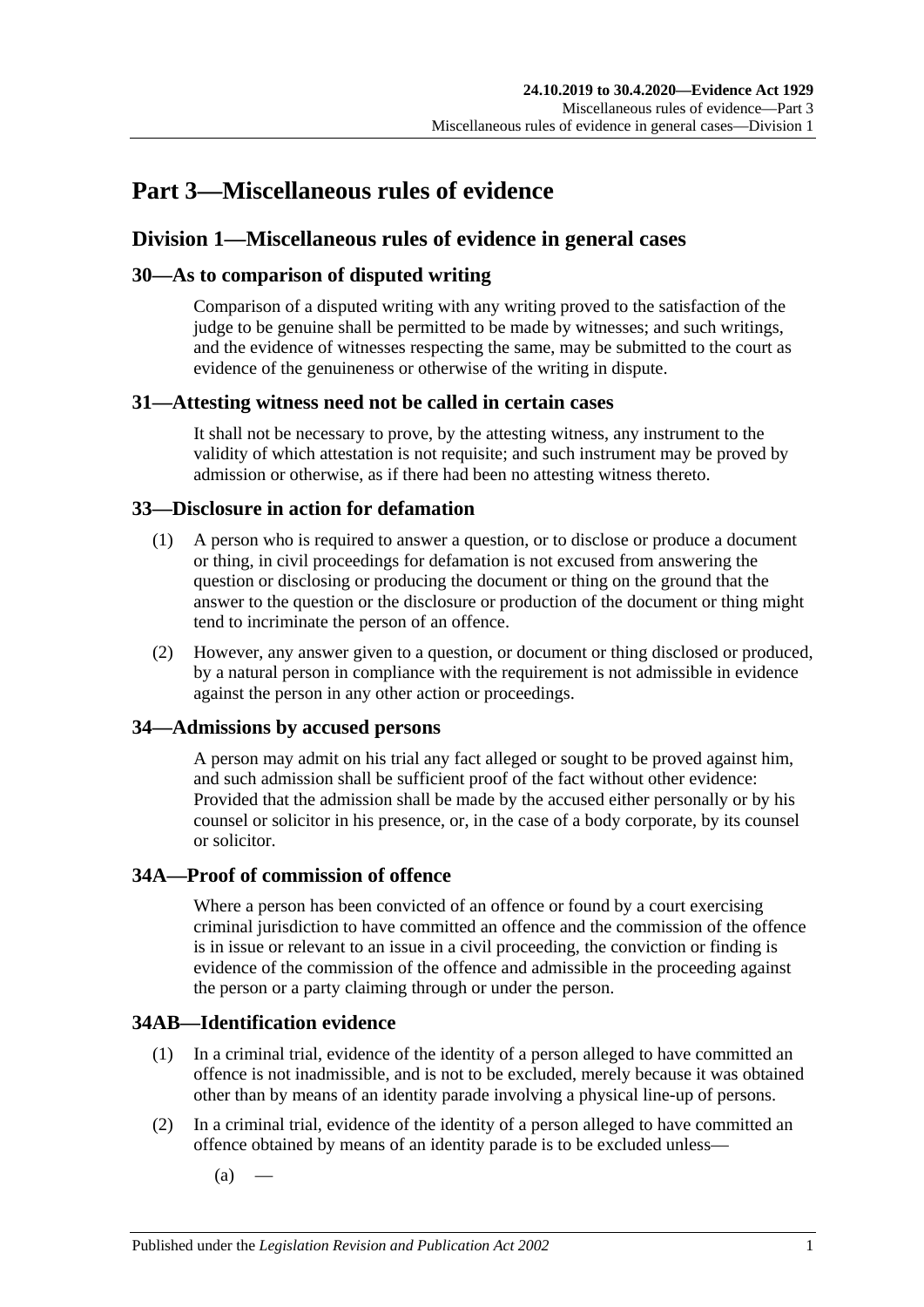# Part 3—Miscellaneous rules of evidence

## Division 1—Miscellaneous rules of evidence in general cases

### 30—As to comparison of disputed writing

Comparison of a disputed writing with any writing proved to the satisfaction of the judge to be genuine shall be permitted to be made by witnesses; and such writings, and the evidence of witnesses respecting the same, may be submitted to the court as evidence of the genuineness or otherwise of the writing in dispute.

### 31—Attesting witness need not be called in certain cases

It shall not be necessary to prove, by the attesting witness, any instrument to the validity of which attestation is not requisite; and such instrument may be proved by admission or otherwise, as if there had been no attesting witness thereto.

### 33—Disclosure in action for defamation

(1) A person who is required to answer a question, or to disclose or produce a document or thing, in civil proceedings for defamation is not excused from answering the question or disclosing or producing the document or thing on the ground that the answer to the question or the disclosure or production of the document or thing might tend to incriminate the person of an offence.

(2) However, any answer given to a question, or document or thing disclosed or produced, by a natural person in compliance with the requirement is not admissible in evidence against the person in any other action or proceedings.

### 34—Admissions by accused persons

A person may admit on his trial any fact alleged or sought to be proved against him, and such admission shall be sufficient proof of the fact without other evidence: Provided that the admission shall be made by the accused either personally or by his counsel or solicitor in his presence, or, in the case of a body corporate, by its counsel or solicitor.

### 34A—Proof of commission of offence

Where a person has been convicted of an offence or found by a court exercising criminal jurisdiction to have committed an offence and the commission of the offence is in issue or relevant to an issue in a civil proceeding, the conviction or finding is evidence of the commission of the offence and admissible in the proceeding against the person or a party claiming through or under the person.

### 34AB—Identification evidence

(1) In a criminal trial, evidence of the identity of a person alleged to have committed an offence is not inadmissible, and is not to be excluded, merely because it was obtained other than by means of an identity parade involving a physical line-up of persons.

(2) In a criminal trial, evidence of the identity of a person alleged to have committed an offence obtained by means of an identity parade is to be excluded unless—

(a) —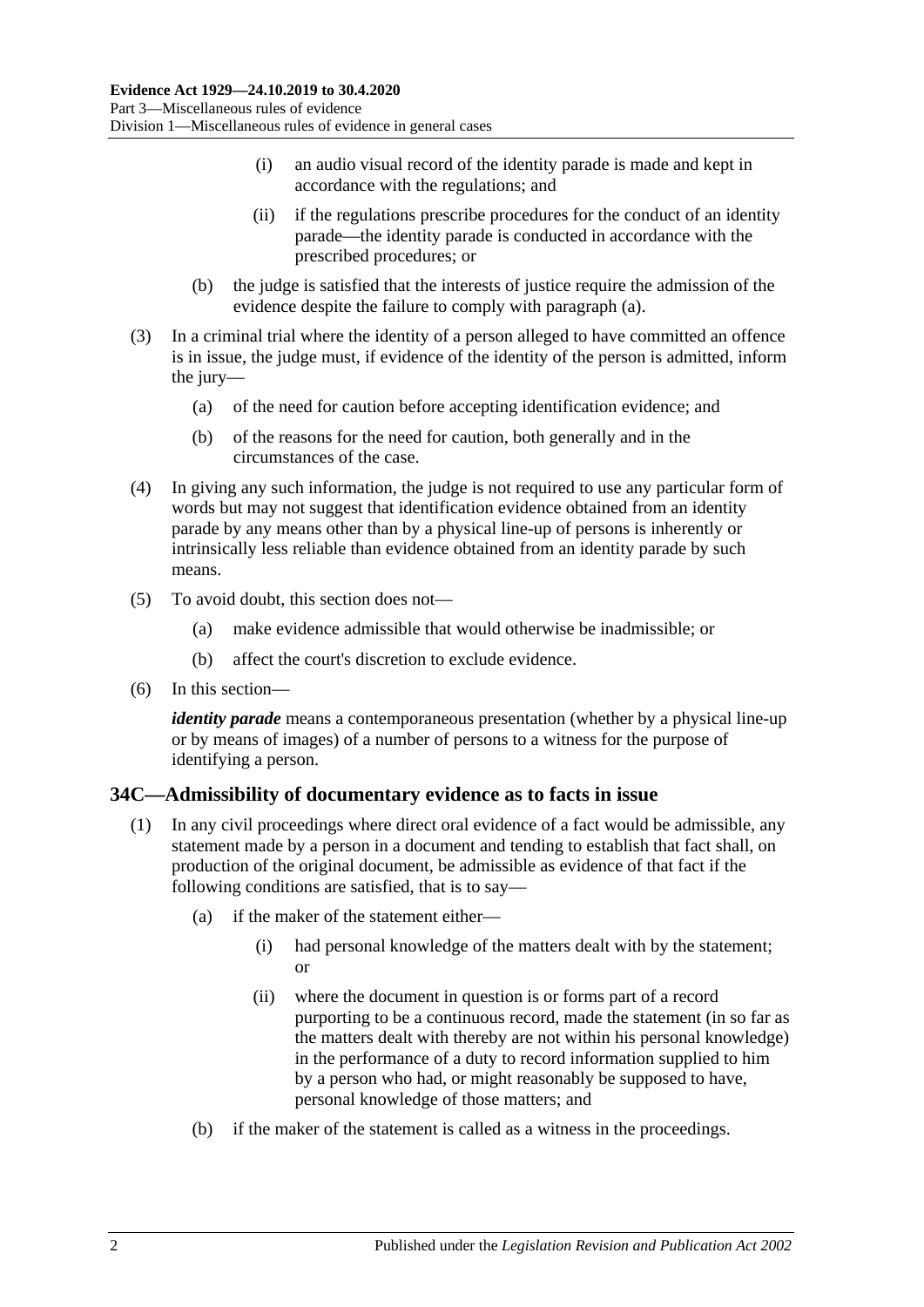(i) an audio visual record of the identity parade is made and kept in accordance with the regulations; and

(ii) if the regulations prescribe procedures for the conduct of an identity parade—the identity parade is conducted in accordance with the prescribed procedures; or

(b) the judge is satisfied that the interests of justice require the admission of the evidence despite the failure to comply with paragraph (a).

(3) In a criminal trial where the identity of a person alleged to have committed an offence is in issue, the judge must, if evidence of the identity of the person is admitted, inform the jury—

(a) of the need for caution before accepting identification evidence; and

(b) of the reasons for the need for caution, both generally and in the circumstances of the case.

(4) In giving any such information, the judge is not required to use any particular form of words but may not suggest that identification evidence obtained from an identity parade by any means other than by a physical line-up of persons is inherently or intrinsically less reliable than evidence obtained from an identity parade by such means.

(5) To avoid doubt, this section does not—

(a) make evidence admissible that would otherwise be inadmissible; or

(b) affect the court's discretion to exclude evidence.

(6) In this section—

***identity parade*** means a contemporaneous presentation (whether by a physical line-up or by means of images) of a number of persons to a witness for the purpose of identifying a person.

## 34C—Admissibility of documentary evidence as to facts in issue

(1) In any civil proceedings where direct oral evidence of a fact would be admissible, any statement made by a person in a document and tending to establish that fact shall, on production of the original document, be admissible as evidence of that fact if the following conditions are satisfied, that is to say—

(a) if the maker of the statement either—

(i) had personal knowledge of the matters dealt with by the statement; or

(ii) where the document in question is or forms part of a record purporting to be a continuous record, made the statement (in so far as the matters dealt with thereby are not within his personal knowledge) in the performance of a duty to record information supplied to him by a person who had, or might reasonably be supposed to have, personal knowledge of those matters; and

(b) if the maker of the statement is called as a witness in the proceedings.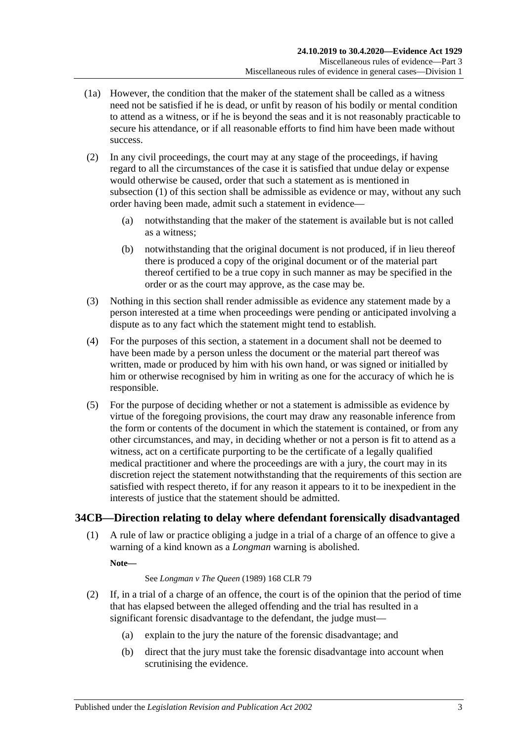(1a) However, the condition that the maker of the statement shall be called as a witness need not be satisfied if he is dead, or unfit by reason of his bodily or mental condition to attend as a witness, or if he is beyond the seas and it is not reasonably practicable to secure his attendance, or if all reasonable efforts to find him have been made without success.

(2) In any civil proceedings, the court may at any stage of the proceedings, if having regard to all the circumstances of the case it is satisfied that undue delay or expense would otherwise be caused, order that such a statement as is mentioned in subsection (1) of this section shall be admissible as evidence or may, without any such order having been made, admit such a statement in evidence—

(a) notwithstanding that the maker of the statement is available but is not called as a witness;

(b) notwithstanding that the original document is not produced, if in lieu thereof there is produced a copy of the original document or of the material part thereof certified to be a true copy in such manner as may be specified in the order or as the court may approve, as the case may be.

(3) Nothing in this section shall render admissible as evidence any statement made by a person interested at a time when proceedings were pending or anticipated involving a dispute as to any fact which the statement might tend to establish.

(4) For the purposes of this section, a statement in a document shall not be deemed to have been made by a person unless the document or the material part thereof was written, made or produced by him with his own hand, or was signed or initialled by him or otherwise recognised by him in writing as one for the accuracy of which he is responsible.

(5) For the purpose of deciding whether or not a statement is admissible as evidence by virtue of the foregoing provisions, the court may draw any reasonable inference from the form or contents of the document in which the statement is contained, or from any other circumstances, and may, in deciding whether or not a person is fit to attend as a witness, act on a certificate purporting to be the certificate of a legally qualified medical practitioner and where the proceedings are with a jury, the court may in its discretion reject the statement notwithstanding that the requirements of this section are satisfied with respect thereto, if for any reason it appears to it to be inexpedient in the interests of justice that the statement should be admitted.

## 34CB—Direction relating to delay where defendant forensically disadvantaged

(1) A rule of law or practice obliging a judge in a trial of a charge of an offence to give a warning of a kind known as a *Longman* warning is abolished.

**Note—**

See *Longman v The Queen* (1989) 168 CLR 79

(2) If, in a trial of a charge of an offence, the court is of the opinion that the period of time that has elapsed between the alleged offending and the trial has resulted in a significant forensic disadvantage to the defendant, the judge must—

(a) explain to the jury the nature of the forensic disadvantage; and

(b) direct that the jury must take the forensic disadvantage into account when scrutinising the evidence.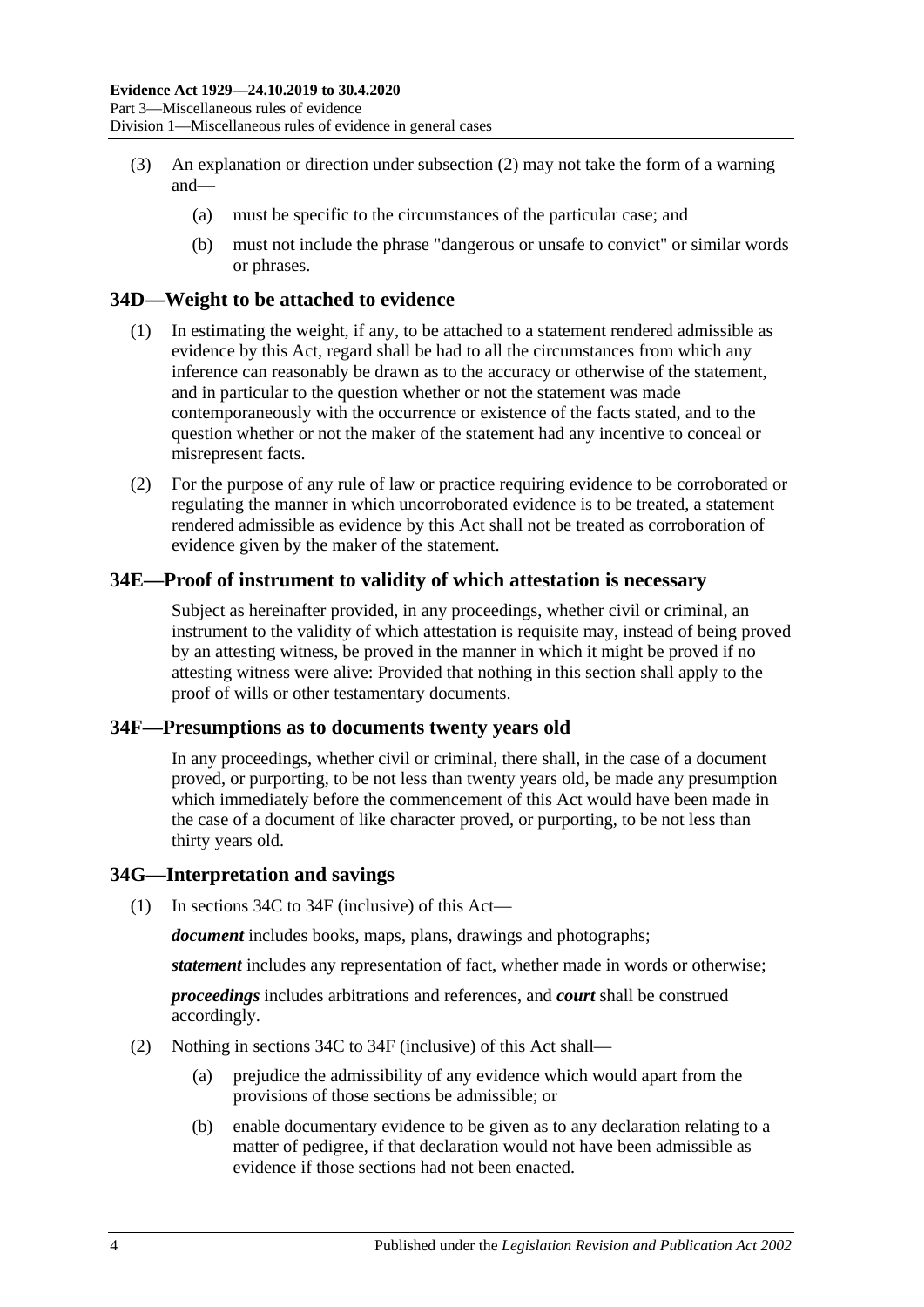(3) An explanation or direction under subsection (2) may not take the form of a warning and—

(a) must be specific to the circumstances of the particular case; and

(b) must not include the phrase "dangerous or unsafe to convict" or similar words or phrases.

## 34D—Weight to be attached to evidence

(1) In estimating the weight, if any, to be attached to a statement rendered admissible as evidence by this Act, regard shall be had to all the circumstances from which any inference can reasonably be drawn as to the accuracy or otherwise of the statement, and in particular to the question whether or not the statement was made contemporaneously with the occurrence or existence of the facts stated, and to the question whether or not the maker of the statement had any incentive to conceal or misrepresent facts.

(2) For the purpose of any rule of law or practice requiring evidence to be corroborated or regulating the manner in which uncorroborated evidence is to be treated, a statement rendered admissible as evidence by this Act shall not be treated as corroboration of evidence given by the maker of the statement.

## 34E—Proof of instrument to validity of which attestation is necessary

Subject as hereinafter provided, in any proceedings, whether civil or criminal, an instrument to the validity of which attestation is requisite may, instead of being proved by an attesting witness, be proved in the manner in which it might be proved if no attesting witness were alive: Provided that nothing in this section shall apply to the proof of wills or other testamentary documents.

## 34F—Presumptions as to documents twenty years old

In any proceedings, whether civil or criminal, there shall, in the case of a document proved, or purporting, to be not less than twenty years old, be made any presumption which immediately before the commencement of this Act would have been made in the case of a document of like character proved, or purporting, to be not less than thirty years old.

## 34G—Interpretation and savings

(1) In sections 34C to 34F (inclusive) of this Act—

***document*** includes books, maps, plans, drawings and photographs;

***statement*** includes any representation of fact, whether made in words or otherwise;

***proceedings*** includes arbitrations and references, and ***court*** shall be construed accordingly.

(2) Nothing in sections 34C to 34F (inclusive) of this Act shall—

(a) prejudice the admissibility of any evidence which would apart from the provisions of those sections be admissible; or

(b) enable documentary evidence to be given as to any declaration relating to a matter of pedigree, if that declaration would not have been admissible as evidence if those sections had not been enacted.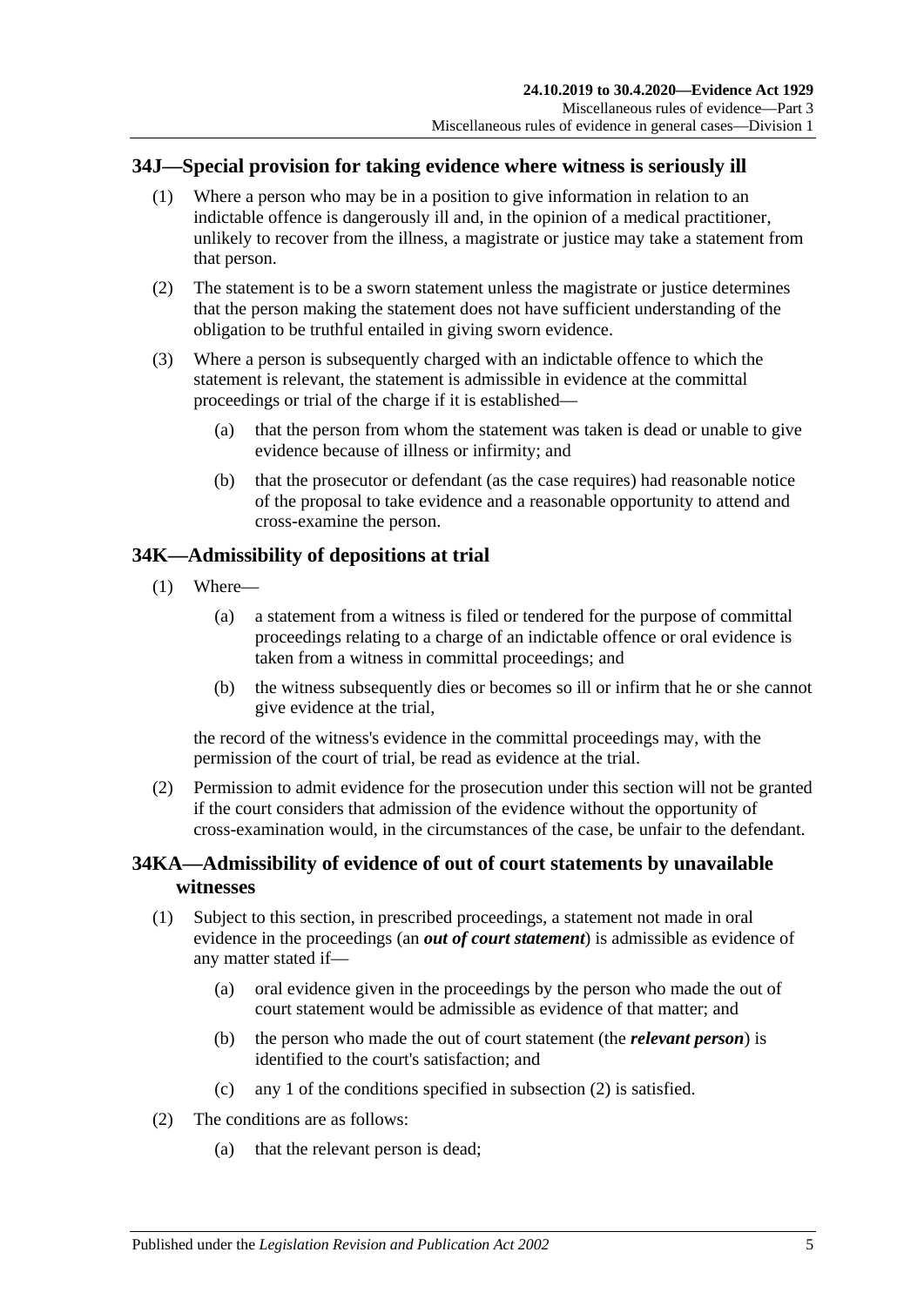## 34J—Special provision for taking evidence where witness is seriously ill

(1) Where a person who may be in a position to give information in relation to an indictable offence is dangerously ill and, in the opinion of a medical practitioner, unlikely to recover from the illness, a magistrate or justice may take a statement from that person.

(2) The statement is to be a sworn statement unless the magistrate or justice determines that the person making the statement does not have sufficient understanding of the obligation to be truthful entailed in giving sworn evidence.

(3) Where a person is subsequently charged with an indictable offence to which the statement is relevant, the statement is admissible in evidence at the committal proceedings or trial of the charge if it is established—

(a) that the person from whom the statement was taken is dead or unable to give evidence because of illness or infirmity; and

(b) that the prosecutor or defendant (as the case requires) had reasonable notice of the proposal to take evidence and a reasonable opportunity to attend and cross-examine the person.

## 34K—Admissibility of depositions at trial

(1) Where—

(a) a statement from a witness is filed or tendered for the purpose of committal proceedings relating to a charge of an indictable offence or oral evidence is taken from a witness in committal proceedings; and

(b) the witness subsequently dies or becomes so ill or infirm that he or she cannot give evidence at the trial,

the record of the witness's evidence in the committal proceedings may, with the permission of the court of trial, be read as evidence at the trial.

(2) Permission to admit evidence for the prosecution under this section will not be granted if the court considers that admission of the evidence without the opportunity of cross-examination would, in the circumstances of the case, be unfair to the defendant.

## 34KA—Admissibility of evidence of out of court statements by unavailable witnesses

(1) Subject to this section, in prescribed proceedings, a statement not made in oral evidence in the proceedings (an ***out of court statement***) is admissible as evidence of any matter stated if—

(a) oral evidence given in the proceedings by the person who made the out of court statement would be admissible as evidence of that matter; and

(b) the person who made the out of court statement (the ***relevant person***) is identified to the court's satisfaction; and

(c) any 1 of the conditions specified in subsection (2) is satisfied.

(2) The conditions are as follows:

(a) that the relevant person is dead;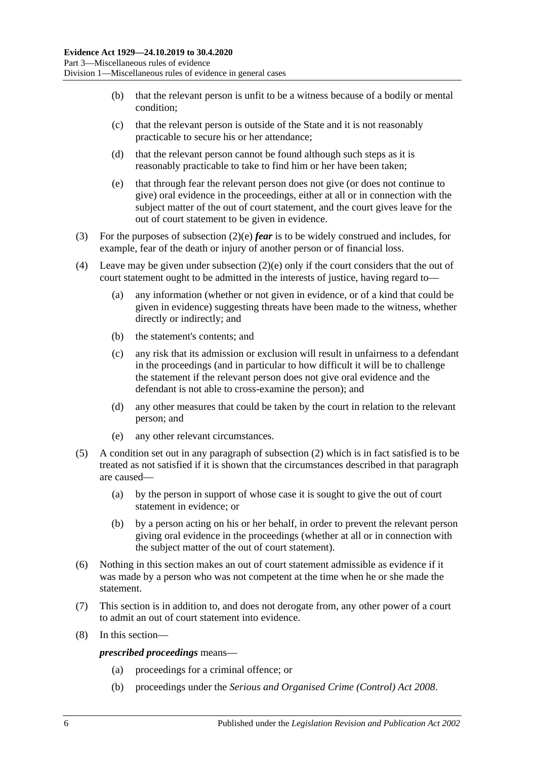(b) that the relevant person is unfit to be a witness because of a bodily or mental condition;

(c) that the relevant person is outside of the State and it is not reasonably practicable to secure his or her attendance;

(d) that the relevant person cannot be found although such steps as it is reasonably practicable to take to find him or her have been taken;

(e) that through fear the relevant person does not give (or does not continue to give) oral evidence in the proceedings, either at all or in connection with the subject matter of the out of court statement, and the court gives leave for the out of court statement to be given in evidence.

(3) For the purposes of subsection (2)(e) ***fear*** is to be widely construed and includes, for example, fear of the death or injury of another person or of financial loss.

(4) Leave may be given under subsection (2)(e) only if the court considers that the out of court statement ought to be admitted in the interests of justice, having regard to—

(a) any information (whether or not given in evidence, or of a kind that could be given in evidence) suggesting threats have been made to the witness, whether directly or indirectly; and

(b) the statement's contents; and

(c) any risk that its admission or exclusion will result in unfairness to a defendant in the proceedings (and in particular to how difficult it will be to challenge the statement if the relevant person does not give oral evidence and the defendant is not able to cross-examine the person); and

(d) any other measures that could be taken by the court in relation to the relevant person; and

(e) any other relevant circumstances.

(5) A condition set out in any paragraph of subsection (2) which is in fact satisfied is to be treated as not satisfied if it is shown that the circumstances described in that paragraph are caused—

(a) by the person in support of whose case it is sought to give the out of court statement in evidence; or

(b) by a person acting on his or her behalf, in order to prevent the relevant person giving oral evidence in the proceedings (whether at all or in connection with the subject matter of the out of court statement).

(6) Nothing in this section makes an out of court statement admissible as evidence if it was made by a person who was not competent at the time when he or she made the statement.

(7) This section is in addition to, and does not derogate from, any other power of a court to admit an out of court statement into evidence.

(8) In this section—

***prescribed proceedings*** means—

(a) proceedings for a criminal offence; or

(b) proceedings under the *Serious and Organised Crime (Control) Act 2008*.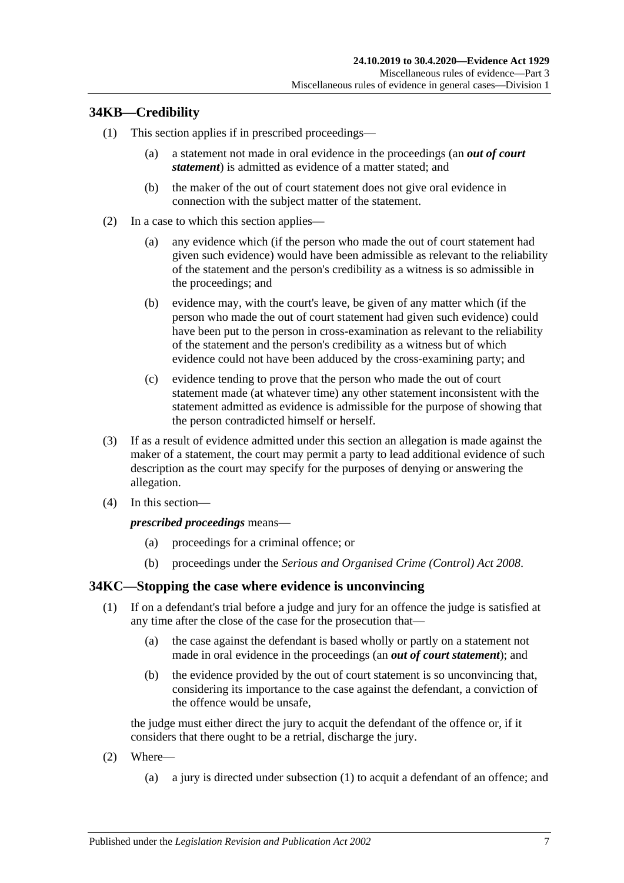## 34KB—Credibility

(1) This section applies if in prescribed proceedings—

(a) a statement not made in oral evidence in the proceedings (an ***out of court statement***) is admitted as evidence of a matter stated; and

(b) the maker of the out of court statement does not give oral evidence in connection with the subject matter of the statement.

(2) In a case to which this section applies—

(a) any evidence which (if the person who made the out of court statement had given such evidence) would have been admissible as relevant to the reliability of the statement and the person's credibility as a witness is so admissible in the proceedings; and

(b) evidence may, with the court's leave, be given of any matter which (if the person who made the out of court statement had given such evidence) could have been put to the person in cross-examination as relevant to the reliability of the statement and the person's credibility as a witness but of which evidence could not have been adduced by the cross-examining party; and

(c) evidence tending to prove that the person who made the out of court statement made (at whatever time) any other statement inconsistent with the statement admitted as evidence is admissible for the purpose of showing that the person contradicted himself or herself.

(3) If as a result of evidence admitted under this section an allegation is made against the maker of a statement, the court may permit a party to lead additional evidence of such description as the court may specify for the purposes of denying or answering the allegation.

(4) In this section—

***prescribed proceedings*** means—

(a) proceedings for a criminal offence; or

(b) proceedings under the *Serious and Organised Crime (Control) Act 2008*.

## 34KC—Stopping the case where evidence is unconvincing

(1) If on a defendant's trial before a judge and jury for an offence the judge is satisfied at any time after the close of the case for the prosecution that—

(a) the case against the defendant is based wholly or partly on a statement not made in oral evidence in the proceedings (an ***out of court statement***); and

(b) the evidence provided by the out of court statement is so unconvincing that, considering its importance to the case against the defendant, a conviction of the offence would be unsafe,

the judge must either direct the jury to acquit the defendant of the offence or, if it considers that there ought to be a retrial, discharge the jury.

(2) Where—

(a) a jury is directed under subsection (1) to acquit a defendant of an offence; and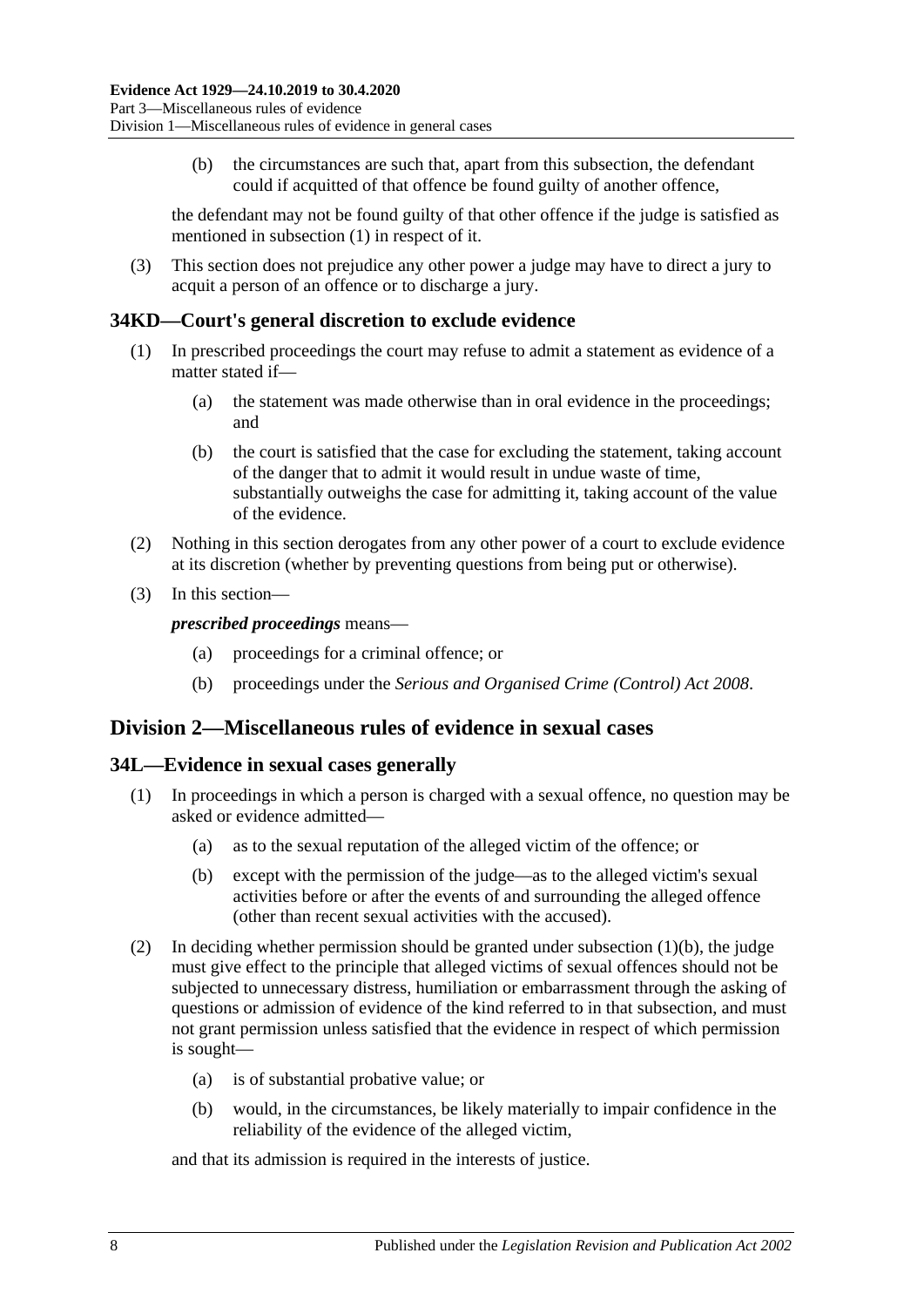(b) the circumstances are such that, apart from this subsection, the defendant could if acquitted of that offence be found guilty of another offence,

the defendant may not be found guilty of that other offence if the judge is satisfied as mentioned in subsection (1) in respect of it.

(3) This section does not prejudice any other power a judge may have to direct a jury to acquit a person of an offence or to discharge a jury.

## 34KD—Court's general discretion to exclude evidence

(1) In prescribed proceedings the court may refuse to admit a statement as evidence of a matter stated if—

(a) the statement was made otherwise than in oral evidence in the proceedings; and

(b) the court is satisfied that the case for excluding the statement, taking account of the danger that to admit it would result in undue waste of time, substantially outweighs the case for admitting it, taking account of the value of the evidence.

(2) Nothing in this section derogates from any other power of a court to exclude evidence at its discretion (whether by preventing questions from being put or otherwise).

(3) In this section—

***prescribed proceedings*** means—

(a) proceedings for a criminal offence; or

(b) proceedings under the *Serious and Organised Crime (Control) Act 2008*.

# Division 2—Miscellaneous rules of evidence in sexual cases

## 34L—Evidence in sexual cases generally

(1) In proceedings in which a person is charged with a sexual offence, no question may be asked or evidence admitted—

(a) as to the sexual reputation of the alleged victim of the offence; or

(b) except with the permission of the judge—as to the alleged victim's sexual activities before or after the events of and surrounding the alleged offence (other than recent sexual activities with the accused).

(2) In deciding whether permission should be granted under subsection (1)(b), the judge must give effect to the principle that alleged victims of sexual offences should not be subjected to unnecessary distress, humiliation or embarrassment through the asking of questions or admission of evidence of the kind referred to in that subsection, and must not grant permission unless satisfied that the evidence in respect of which permission is sought—

(a) is of substantial probative value; or

(b) would, in the circumstances, be likely materially to impair confidence in the reliability of the evidence of the alleged victim,

and that its admission is required in the interests of justice.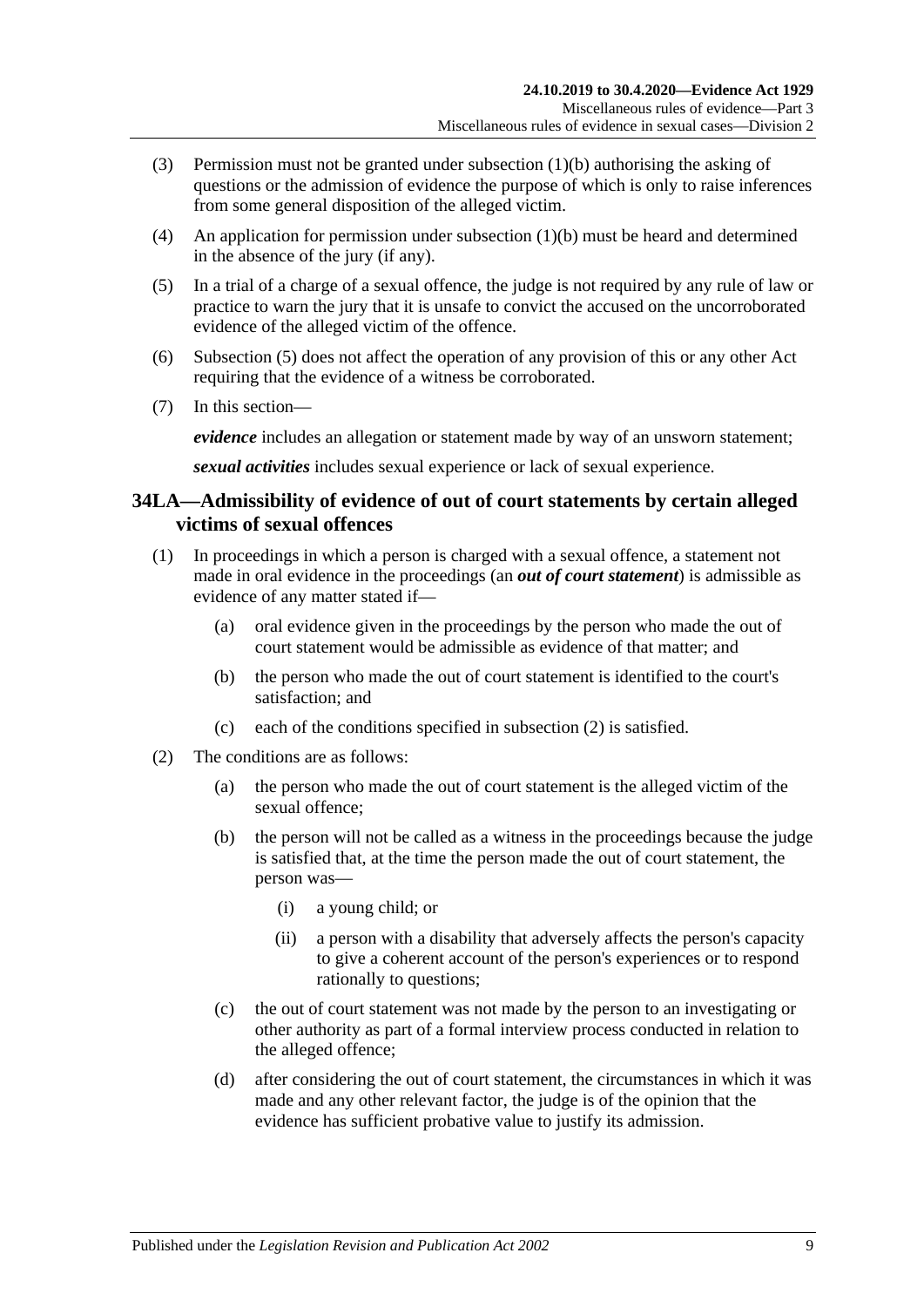(3) Permission must not be granted under subsection (1)(b) authorising the asking of questions or the admission of evidence the purpose of which is only to raise inferences from some general disposition of the alleged victim.

(4) An application for permission under subsection (1)(b) must be heard and determined in the absence of the jury (if any).

(5) In a trial of a charge of a sexual offence, the judge is not required by any rule of law or practice to warn the jury that it is unsafe to convict the accused on the uncorroborated evidence of the alleged victim of the offence.

(6) Subsection (5) does not affect the operation of any provision of this or any other Act requiring that the evidence of a witness be corroborated.

(7) In this section—

***evidence*** includes an allegation or statement made by way of an unsworn statement;

***sexual activities*** includes sexual experience or lack of sexual experience.

## 34LA—Admissibility of evidence of out of court statements by certain alleged victims of sexual offences

(1) In proceedings in which a person is charged with a sexual offence, a statement not made in oral evidence in the proceedings (an ***out of court statement***) is admissible as evidence of any matter stated if—

(a) oral evidence given in the proceedings by the person who made the out of court statement would be admissible as evidence of that matter; and

(b) the person who made the out of court statement is identified to the court's satisfaction; and

(c) each of the conditions specified in subsection (2) is satisfied.

(2) The conditions are as follows:

(a) the person who made the out of court statement is the alleged victim of the sexual offence;

(b) the person will not be called as a witness in the proceedings because the judge is satisfied that, at the time the person made the out of court statement, the person was—

(i) a young child; or

(ii) a person with a disability that adversely affects the person's capacity to give a coherent account of the person's experiences or to respond rationally to questions;

(c) the out of court statement was not made by the person to an investigating or other authority as part of a formal interview process conducted in relation to the alleged offence;

(d) after considering the out of court statement, the circumstances in which it was made and any other relevant factor, the judge is of the opinion that the evidence has sufficient probative value to justify its admission.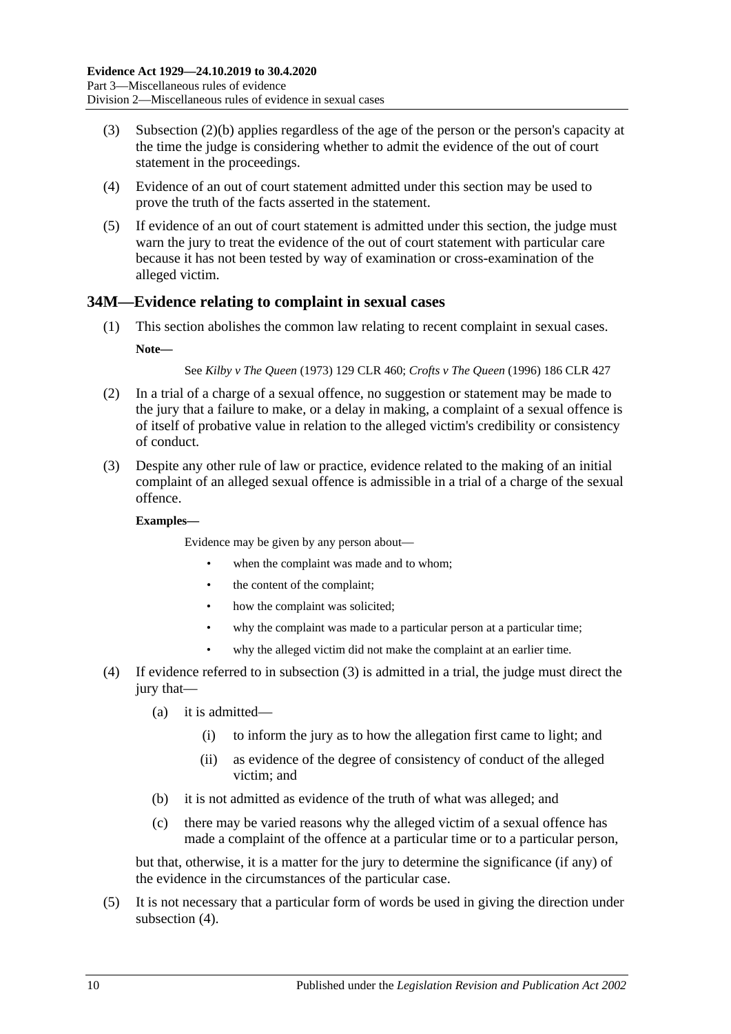(3) Subsection (2)(b) applies regardless of the age of the person or the person's capacity at the time the judge is considering whether to admit the evidence of the out of court statement in the proceedings.

(4) Evidence of an out of court statement admitted under this section may be used to prove the truth of the facts asserted in the statement.

(5) If evidence of an out of court statement is admitted under this section, the judge must warn the jury to treat the evidence of the out of court statement with particular care because it has not been tested by way of examination or cross-examination of the alleged victim.

## 34M—Evidence relating to complaint in sexual cases

(1) This section abolishes the common law relating to recent complaint in sexual cases.

**Note—**

See *Kilby v The Queen* (1973) 129 CLR 460; *Crofts v The Queen* (1996) 186 CLR 427

(2) In a trial of a charge of a sexual offence, no suggestion or statement may be made to the jury that a failure to make, or a delay in making, a complaint of a sexual offence is of itself of probative value in relation to the alleged victim's credibility or consistency of conduct.

(3) Despite any other rule of law or practice, evidence related to the making of an initial complaint of an alleged sexual offence is admissible in a trial of a charge of the sexual offence.

**Examples—**

Evidence may be given by any person about—

- when the complaint was made and to whom;
- the content of the complaint;
- how the complaint was solicited;
- why the complaint was made to a particular person at a particular time;
- why the alleged victim did not make the complaint at an earlier time.

(4) If evidence referred to in subsection (3) is admitted in a trial, the judge must direct the jury that—

(a) it is admitted—

(i) to inform the jury as to how the allegation first came to light; and

(ii) as evidence of the degree of consistency of conduct of the alleged victim; and

(b) it is not admitted as evidence of the truth of what was alleged; and

(c) there may be varied reasons why the alleged victim of a sexual offence has made a complaint of the offence at a particular time or to a particular person,

but that, otherwise, it is a matter for the jury to determine the significance (if any) of the evidence in the circumstances of the particular case.

(5) It is not necessary that a particular form of words be used in giving the direction under subsection (4).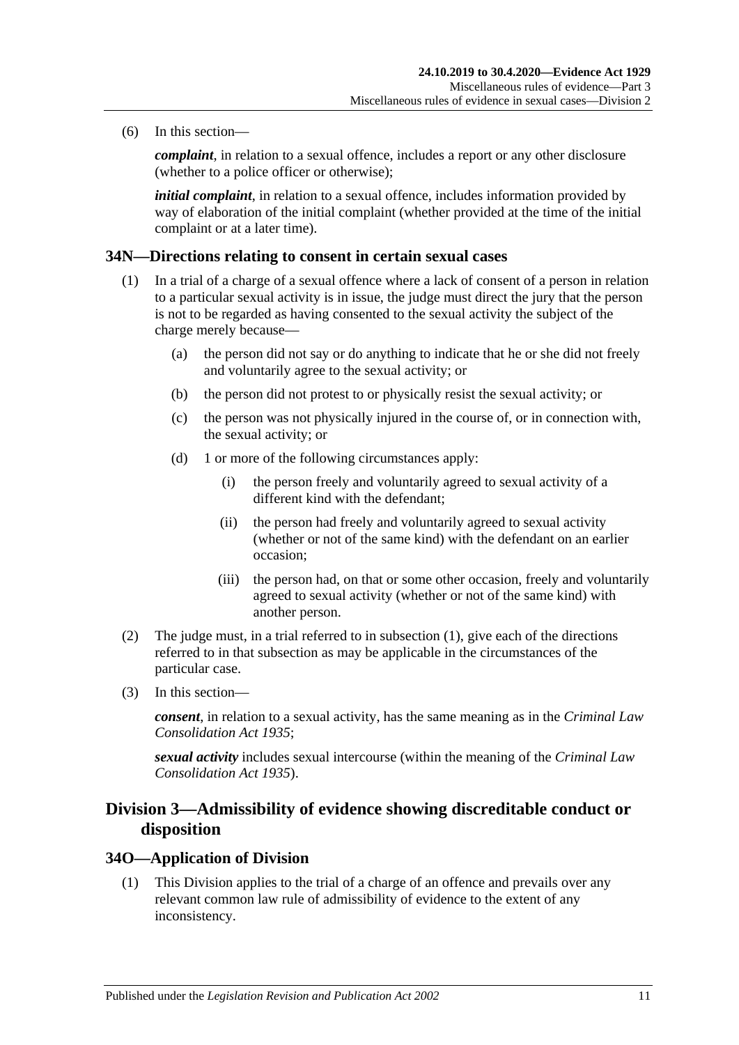(6) In this section—

*complaint*, in relation to a sexual offence, includes a report or any other disclosure (whether to a police officer or otherwise);

*initial complaint*, in relation to a sexual offence, includes information provided by way of elaboration of the initial complaint (whether provided at the time of the initial complaint or at a later time).

### 34N—Directions relating to consent in certain sexual cases

(1) In a trial of a charge of a sexual offence where a lack of consent of a person in relation to a particular sexual activity is in issue, the judge must direct the jury that the person is not to be regarded as having consented to the sexual activity the subject of the charge merely because—

(a) the person did not say or do anything to indicate that he or she did not freely and voluntarily agree to the sexual activity; or

(b) the person did not protest to or physically resist the sexual activity; or

(c) the person was not physically injured in the course of, or in connection with, the sexual activity; or

(d) 1 or more of the following circumstances apply:

(i) the person freely and voluntarily agreed to sexual activity of a different kind with the defendant;

(ii) the person had freely and voluntarily agreed to sexual activity (whether or not of the same kind) with the defendant on an earlier occasion;

(iii) the person had, on that or some other occasion, freely and voluntarily agreed to sexual activity (whether or not of the same kind) with another person.

(2) The judge must, in a trial referred to in subsection (1), give each of the directions referred to in that subsection as may be applicable in the circumstances of the particular case.

(3) In this section—

*consent*, in relation to a sexual activity, has the same meaning as in the *Criminal Law Consolidation Act 1935*;

*sexual activity* includes sexual intercourse (within the meaning of the *Criminal Law Consolidation Act 1935*).

## Division 3—Admissibility of evidence showing discreditable conduct or disposition

### 34O—Application of Division

(1) This Division applies to the trial of a charge of an offence and prevails over any relevant common law rule of admissibility of evidence to the extent of any inconsistency.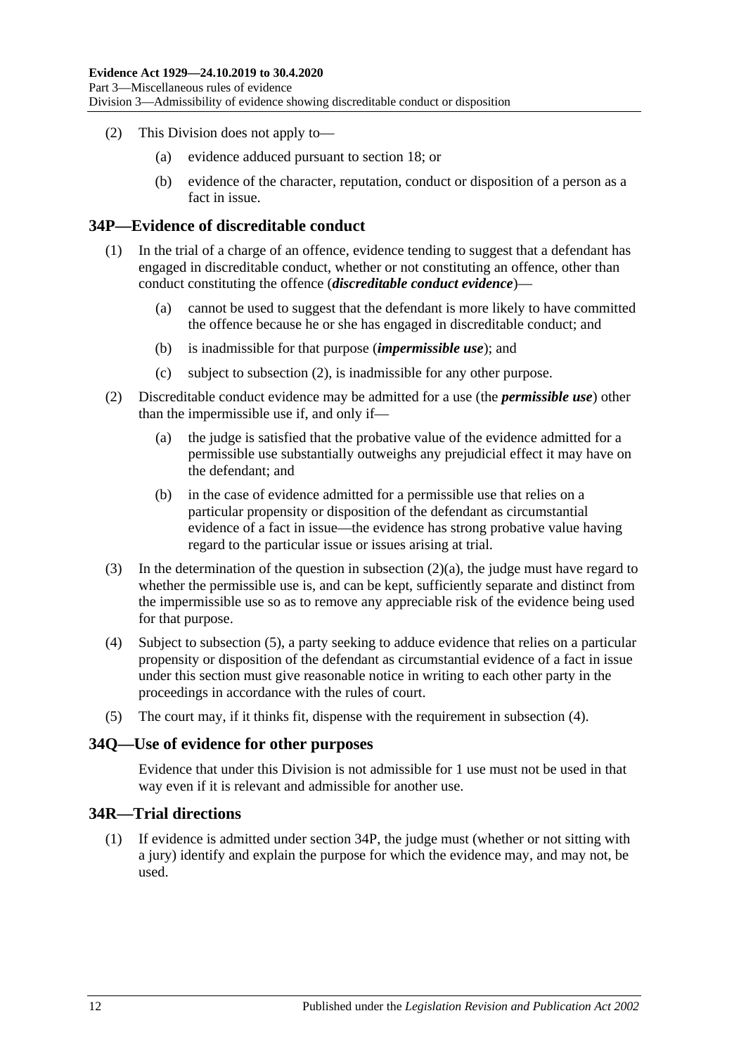(2) This Division does not apply to—

(a) evidence adduced pursuant to section 18; or

(b) evidence of the character, reputation, conduct or disposition of a person as a fact in issue.

## 34P—Evidence of discreditable conduct

(1) In the trial of a charge of an offence, evidence tending to suggest that a defendant has engaged in discreditable conduct, whether or not constituting an offence, other than conduct constituting the offence (***discreditable conduct evidence***)—

(a) cannot be used to suggest that the defendant is more likely to have committed the offence because he or she has engaged in discreditable conduct; and

(b) is inadmissible for that purpose (***impermissible use***); and

(c) subject to subsection (2), is inadmissible for any other purpose.

(2) Discreditable conduct evidence may be admitted for a use (the ***permissible use***) other than the impermissible use if, and only if—

(a) the judge is satisfied that the probative value of the evidence admitted for a permissible use substantially outweighs any prejudicial effect it may have on the defendant; and

(b) in the case of evidence admitted for a permissible use that relies on a particular propensity or disposition of the defendant as circumstantial evidence of a fact in issue—the evidence has strong probative value having regard to the particular issue or issues arising at trial.

(3) In the determination of the question in subsection (2)(a), the judge must have regard to whether the permissible use is, and can be kept, sufficiently separate and distinct from the impermissible use so as to remove any appreciable risk of the evidence being used for that purpose.

(4) Subject to subsection (5), a party seeking to adduce evidence that relies on a particular propensity or disposition of the defendant as circumstantial evidence of a fact in issue under this section must give reasonable notice in writing to each other party in the proceedings in accordance with the rules of court.

(5) The court may, if it thinks fit, dispense with the requirement in subsection (4).

## 34Q—Use of evidence for other purposes

Evidence that under this Division is not admissible for 1 use must not be used in that way even if it is relevant and admissible for another use.

## 34R—Trial directions

(1) If evidence is admitted under section 34P, the judge must (whether or not sitting with a jury) identify and explain the purpose for which the evidence may, and may not, be used.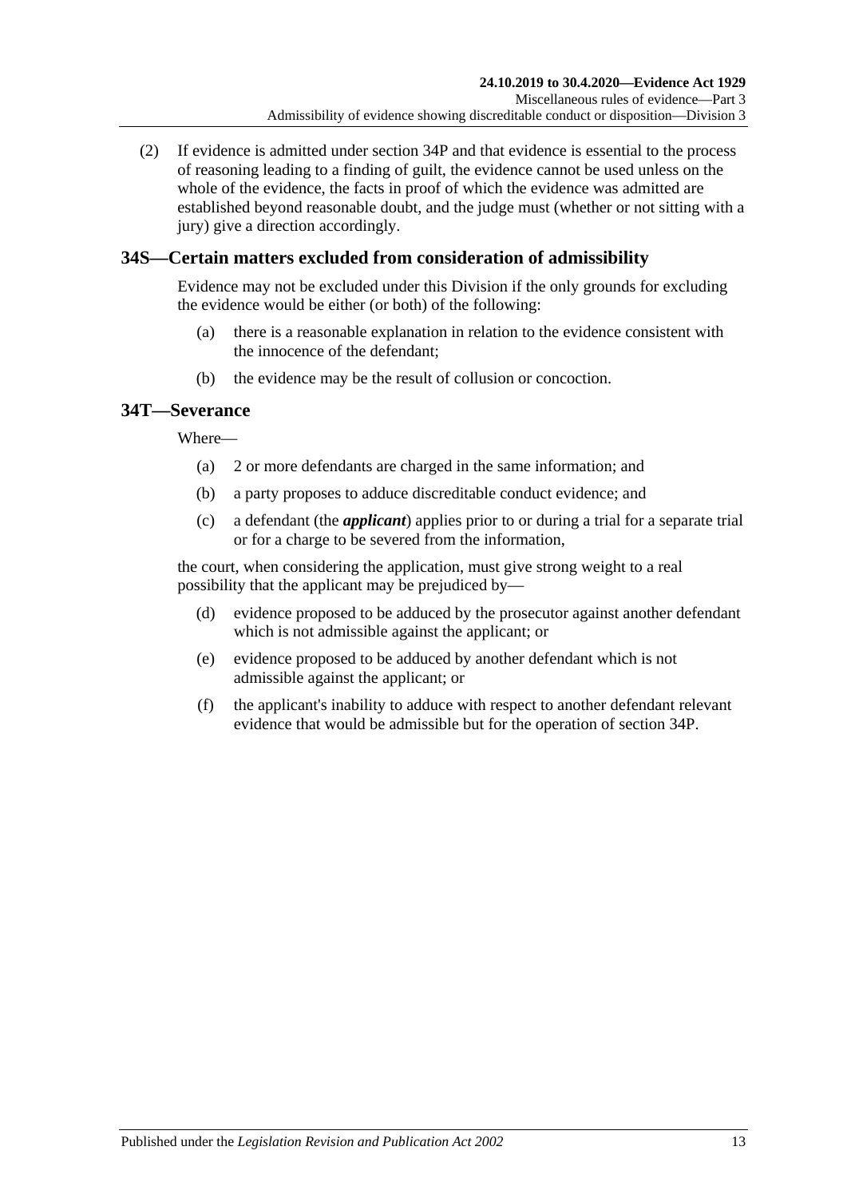(2) If evidence is admitted under section 34P and that evidence is essential to the process of reasoning leading to a finding of guilt, the evidence cannot be used unless on the whole of the evidence, the facts in proof of which the evidence was admitted are established beyond reasonable doubt, and the judge must (whether or not sitting with a jury) give a direction accordingly.

## 34S—Certain matters excluded from consideration of admissibility

Evidence may not be excluded under this Division if the only grounds for excluding the evidence would be either (or both) of the following:

(a) there is a reasonable explanation in relation to the evidence consistent with the innocence of the defendant;

(b) the evidence may be the result of collusion or concoction.

## 34T—Severance

Where—

(a) 2 or more defendants are charged in the same information; and

(b) a party proposes to adduce discreditable conduct evidence; and

(c) a defendant (the ***applicant***) applies prior to or during a trial for a separate trial or for a charge to be severed from the information,

the court, when considering the application, must give strong weight to a real possibility that the applicant may be prejudiced by—

(d) evidence proposed to be adduced by the prosecutor against another defendant which is not admissible against the applicant; or

(e) evidence proposed to be adduced by another defendant which is not admissible against the applicant; or

(f) the applicant's inability to adduce with respect to another defendant relevant evidence that would be admissible but for the operation of section 34P.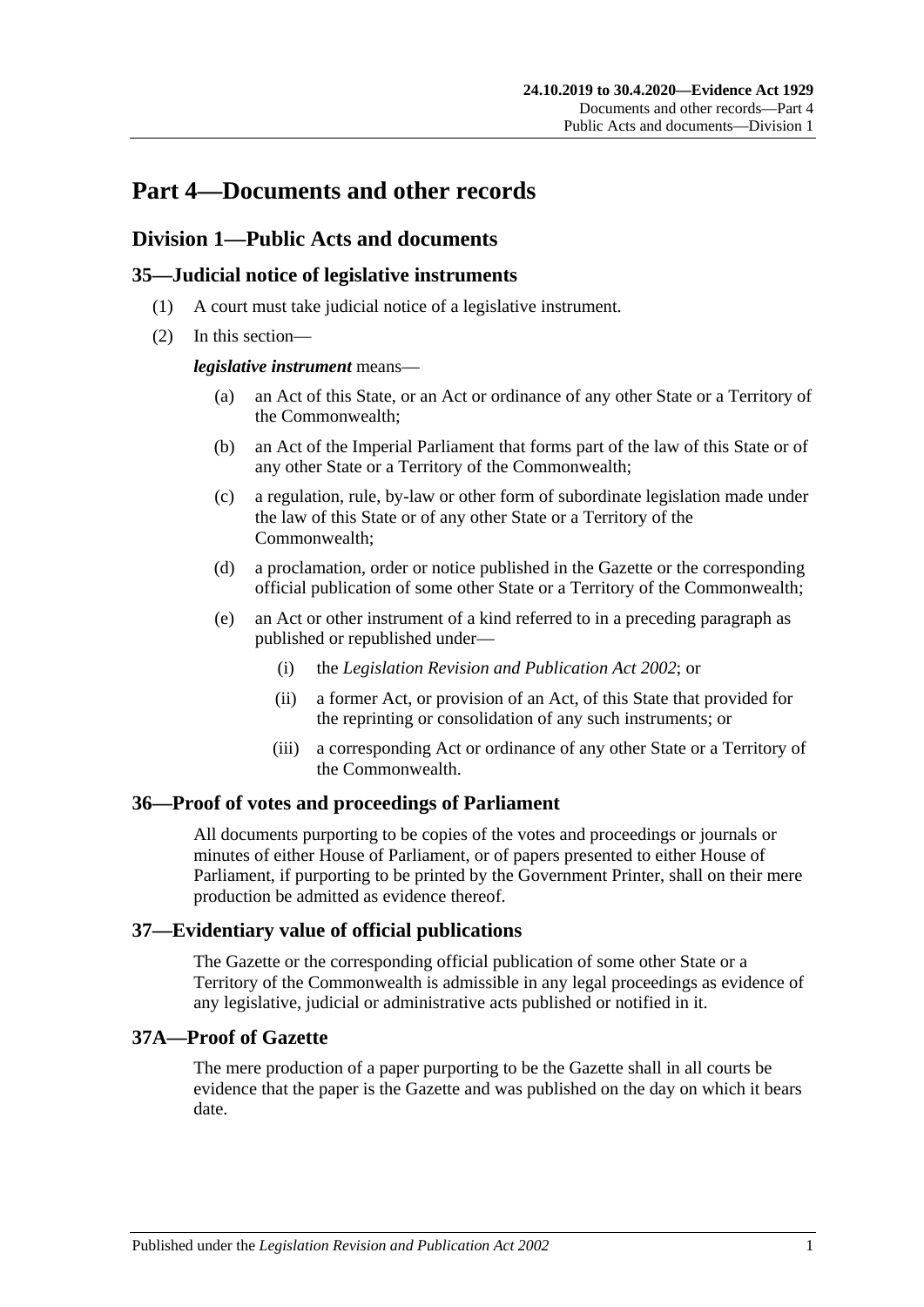# Part 4—Documents and other records

## Division 1—Public Acts and documents

### 35—Judicial notice of legislative instruments

(1) A court must take judicial notice of a legislative instrument.

(2) In this section—

***legislative instrument*** means—

(a) an Act of this State, or an Act or ordinance of any other State or a Territory of the Commonwealth;

(b) an Act of the Imperial Parliament that forms part of the law of this State or of any other State or a Territory of the Commonwealth;

(c) a regulation, rule, by-law or other form of subordinate legislation made under the law of this State or of any other State or a Territory of the Commonwealth;

(d) a proclamation, order or notice published in the Gazette or the corresponding official publication of some other State or a Territory of the Commonwealth;

(e) an Act or other instrument of a kind referred to in a preceding paragraph as published or republished under—

(i) the *Legislation Revision and Publication Act 2002*; or

(ii) a former Act, or provision of an Act, of this State that provided for the reprinting or consolidation of any such instruments; or

(iii) a corresponding Act or ordinance of any other State or a Territory of the Commonwealth.

### 36—Proof of votes and proceedings of Parliament

All documents purporting to be copies of the votes and proceedings or journals or minutes of either House of Parliament, or of papers presented to either House of Parliament, if purporting to be printed by the Government Printer, shall on their mere production be admitted as evidence thereof.

### 37—Evidentiary value of official publications

The Gazette or the corresponding official publication of some other State or a Territory of the Commonwealth is admissible in any legal proceedings as evidence of any legislative, judicial or administrative acts published or notified in it.

### 37A—Proof of Gazette

The mere production of a paper purporting to be the Gazette shall in all courts be evidence that the paper is the Gazette and was published on the day on which it bears date.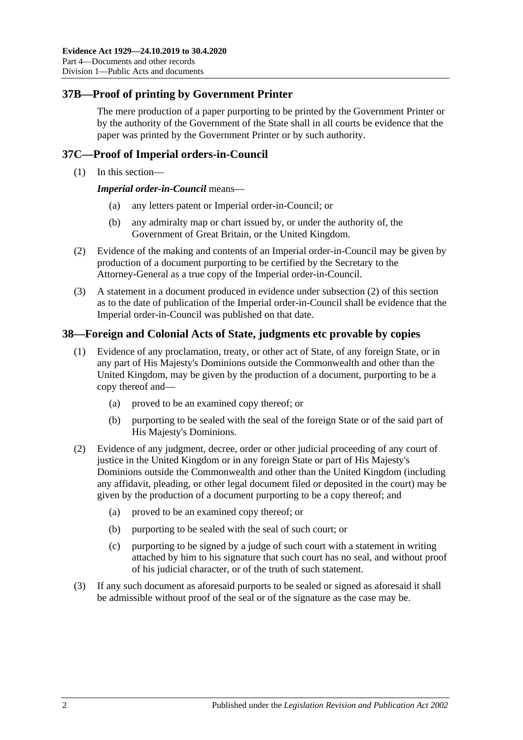## 37B—Proof of printing by Government Printer

The mere production of a paper purporting to be printed by the Government Printer or by the authority of the Government of the State shall in all courts be evidence that the paper was printed by the Government Printer or by such authority.

## 37C—Proof of Imperial orders-in-Council

(1) In this section—

***Imperial order-in-Council*** means—

- (a) any letters patent or Imperial order-in-Council; or
- (b) any admiralty map or chart issued by, or under the authority of, the Government of Great Britain, or the United Kingdom.

(2) Evidence of the making and contents of an Imperial order-in-Council may be given by production of a document purporting to be certified by the Secretary to the Attorney-General as a true copy of the Imperial order-in-Council.

(3) A statement in a document produced in evidence under subsection (2) of this section as to the date of publication of the Imperial order-in-Council shall be evidence that the Imperial order-in-Council was published on that date.

## 38—Foreign and Colonial Acts of State, judgments etc provable by copies

(1) Evidence of any proclamation, treaty, or other act of State, of any foreign State, or in any part of His Majesty's Dominions outside the Commonwealth and other than the United Kingdom, may be given by the production of a document, purporting to be a copy thereof and—

- (a) proved to be an examined copy thereof; or
- (b) purporting to be sealed with the seal of the foreign State or of the said part of His Majesty's Dominions.

(2) Evidence of any judgment, decree, order or other judicial proceeding of any court of justice in the United Kingdom or in any foreign State or part of His Majesty's Dominions outside the Commonwealth and other than the United Kingdom (including any affidavit, pleading, or other legal document filed or deposited in the court) may be given by the production of a document purporting to be a copy thereof; and

- (a) proved to be an examined copy thereof; or
- (b) purporting to be sealed with the seal of such court; or
- (c) purporting to be signed by a judge of such court with a statement in writing attached by him to his signature that such court has no seal, and without proof of his judicial character, or of the truth of such statement.

(3) If any such document as aforesaid purports to be sealed or signed as aforesaid it shall be admissible without proof of the seal or of the signature as the case may be.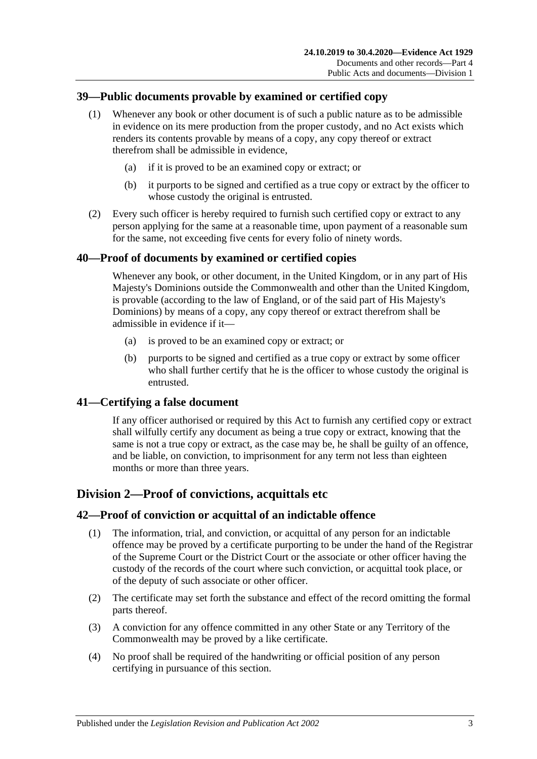## 39—Public documents provable by examined or certified copy

(1) Whenever any book or other document is of such a public nature as to be admissible in evidence on its mere production from the proper custody, and no Act exists which renders its contents provable by means of a copy, any copy thereof or extract therefrom shall be admissible in evidence,

(a) if it is proved to be an examined copy or extract; or

(b) it purports to be signed and certified as a true copy or extract by the officer to whose custody the original is entrusted.

(2) Every such officer is hereby required to furnish such certified copy or extract to any person applying for the same at a reasonable time, upon payment of a reasonable sum for the same, not exceeding five cents for every folio of ninety words.

## 40—Proof of documents by examined or certified copies

Whenever any book, or other document, in the United Kingdom, or in any part of His Majesty's Dominions outside the Commonwealth and other than the United Kingdom, is provable (according to the law of England, or of the said part of His Majesty's Dominions) by means of a copy, any copy thereof or extract therefrom shall be admissible in evidence if it—

(a) is proved to be an examined copy or extract; or

(b) purports to be signed and certified as a true copy or extract by some officer who shall further certify that he is the officer to whose custody the original is entrusted.

## 41—Certifying a false document

If any officer authorised or required by this Act to furnish any certified copy or extract shall wilfully certify any document as being a true copy or extract, knowing that the same is not a true copy or extract, as the case may be, he shall be guilty of an offence, and be liable, on conviction, to imprisonment for any term not less than eighteen months or more than three years.

# Division 2—Proof of convictions, acquittals etc

## 42—Proof of conviction or acquittal of an indictable offence

(1) The information, trial, and conviction, or acquittal of any person for an indictable offence may be proved by a certificate purporting to be under the hand of the Registrar of the Supreme Court or the District Court or the associate or other officer having the custody of the records of the court where such conviction, or acquittal took place, or of the deputy of such associate or other officer.

(2) The certificate may set forth the substance and effect of the record omitting the formal parts thereof.

(3) A conviction for any offence committed in any other State or any Territory of the Commonwealth may be proved by a like certificate.

(4) No proof shall be required of the handwriting or official position of any person certifying in pursuance of this section.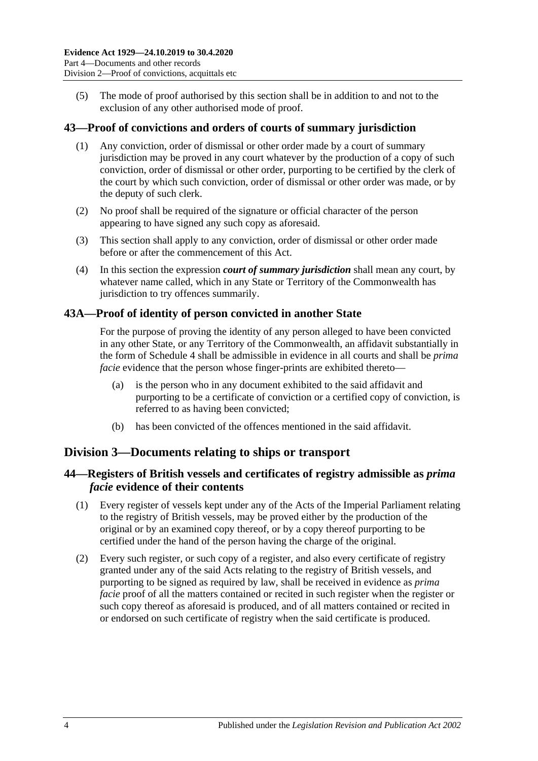(5) The mode of proof authorised by this section shall be in addition to and not to the exclusion of any other authorised mode of proof.

## 43—Proof of convictions and orders of courts of summary jurisdiction

(1) Any conviction, order of dismissal or other order made by a court of summary jurisdiction may be proved in any court whatever by the production of a copy of such conviction, order of dismissal or other order, purporting to be certified by the clerk of the court by which such conviction, order of dismissal or other order was made, or by the deputy of such clerk.

(2) No proof shall be required of the signature or official character of the person appearing to have signed any such copy as aforesaid.

(3) This section shall apply to any conviction, order of dismissal or other order made before or after the commencement of this Act.

(4) In this section the expression ***court of summary jurisdiction*** shall mean any court, by whatever name called, which in any State or Territory of the Commonwealth has jurisdiction to try offences summarily.

## 43A—Proof of identity of person convicted in another State

For the purpose of proving the identity of any person alleged to have been convicted in any other State, or any Territory of the Commonwealth, an affidavit substantially in the form of Schedule 4 shall be admissible in evidence in all courts and shall be *prima facie* evidence that the person whose finger-prints are exhibited thereto—

(a) is the person who in any document exhibited to the said affidavit and purporting to be a certificate of conviction or a certified copy of conviction, is referred to as having been convicted;

(b) has been convicted of the offences mentioned in the said affidavit.

# Division 3—Documents relating to ships or transport

## 44—Registers of British vessels and certificates of registry admissible as *prima facie* evidence of their contents

(1) Every register of vessels kept under any of the Acts of the Imperial Parliament relating to the registry of British vessels, may be proved either by the production of the original or by an examined copy thereof, or by a copy thereof purporting to be certified under the hand of the person having the charge of the original.

(2) Every such register, or such copy of a register, and also every certificate of registry granted under any of the said Acts relating to the registry of British vessels, and purporting to be signed as required by law, shall be received in evidence as *prima facie* proof of all the matters contained or recited in such register when the register or such copy thereof as aforesaid is produced, and of all matters contained or recited in or endorsed on such certificate of registry when the said certificate is produced.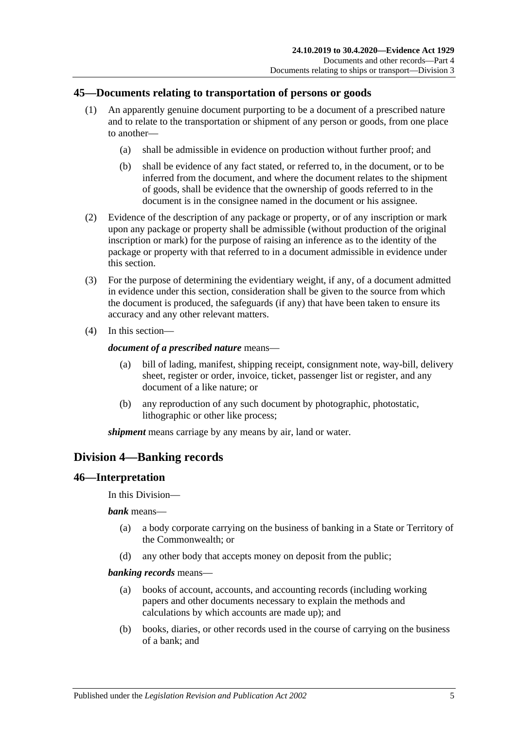## 45—Documents relating to transportation of persons or goods

(1) An apparently genuine document purporting to be a document of a prescribed nature and to relate to the transportation or shipment of any person or goods, from one place to another—

(a) shall be admissible in evidence on production without further proof; and

(b) shall be evidence of any fact stated, or referred to, in the document, or to be inferred from the document, and where the document relates to the shipment of goods, shall be evidence that the ownership of goods referred to in the document is in the consignee named in the document or his assignee.

(2) Evidence of the description of any package or property, or of any inscription or mark upon any package or property shall be admissible (without production of the original inscription or mark) for the purpose of raising an inference as to the identity of the package or property with that referred to in a document admissible in evidence under this section.

(3) For the purpose of determining the evidentiary weight, if any, of a document admitted in evidence under this section, consideration shall be given to the source from which the document is produced, the safeguards (if any) that have been taken to ensure its accuracy and any other relevant matters.

(4) In this section—

***document of a prescribed nature*** means—

(a) bill of lading, manifest, shipping receipt, consignment note, way-bill, delivery sheet, register or order, invoice, ticket, passenger list or register, and any document of a like nature; or

(b) any reproduction of any such document by photographic, photostatic, lithographic or other like process;

***shipment*** means carriage by any means by air, land or water.

# Division 4—Banking records

## 46—Interpretation

In this Division—

***bank*** means—

(a) a body corporate carrying on the business of banking in a State or Territory of the Commonwealth; or

(d) any other body that accepts money on deposit from the public;

***banking records*** means—

(a) books of account, accounts, and accounting records (including working papers and other documents necessary to explain the methods and calculations by which accounts are made up); and

(b) books, diaries, or other records used in the course of carrying on the business of a bank; and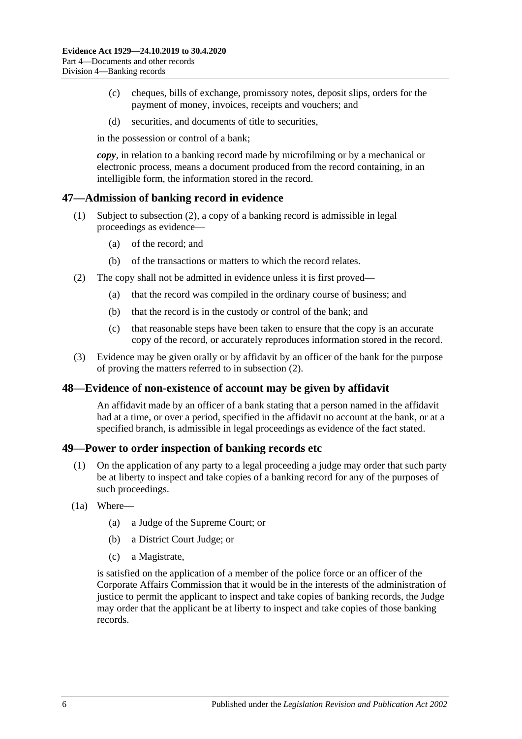(c) cheques, bills of exchange, promissory notes, deposit slips, orders for the payment of money, invoices, receipts and vouchers; and

(d) securities, and documents of title to securities,

in the possession or control of a bank;

***copy***, in relation to a banking record made by microfilming or by a mechanical or electronic process, means a document produced from the record containing, in an intelligible form, the information stored in the record.

## 47—Admission of banking record in evidence

(1) Subject to subsection (2), a copy of a banking record is admissible in legal proceedings as evidence—

(a) of the record; and

(b) of the transactions or matters to which the record relates.

(2) The copy shall not be admitted in evidence unless it is first proved—

(a) that the record was compiled in the ordinary course of business; and

(b) that the record is in the custody or control of the bank; and

(c) that reasonable steps have been taken to ensure that the copy is an accurate copy of the record, or accurately reproduces information stored in the record.

(3) Evidence may be given orally or by affidavit by an officer of the bank for the purpose of proving the matters referred to in subsection (2).

## 48—Evidence of non-existence of account may be given by affidavit

An affidavit made by an officer of a bank stating that a person named in the affidavit had at a time, or over a period, specified in the affidavit no account at the bank, or at a specified branch, is admissible in legal proceedings as evidence of the fact stated.

## 49—Power to order inspection of banking records etc

(1) On the application of any party to a legal proceeding a judge may order that such party be at liberty to inspect and take copies of a banking record for any of the purposes of such proceedings.

(1a) Where—

(a) a Judge of the Supreme Court; or

(b) a District Court Judge; or

(c) a Magistrate,

is satisfied on the application of a member of the police force or an officer of the Corporate Affairs Commission that it would be in the interests of the administration of justice to permit the applicant to inspect and take copies of banking records, the Judge may order that the applicant be at liberty to inspect and take copies of those banking records.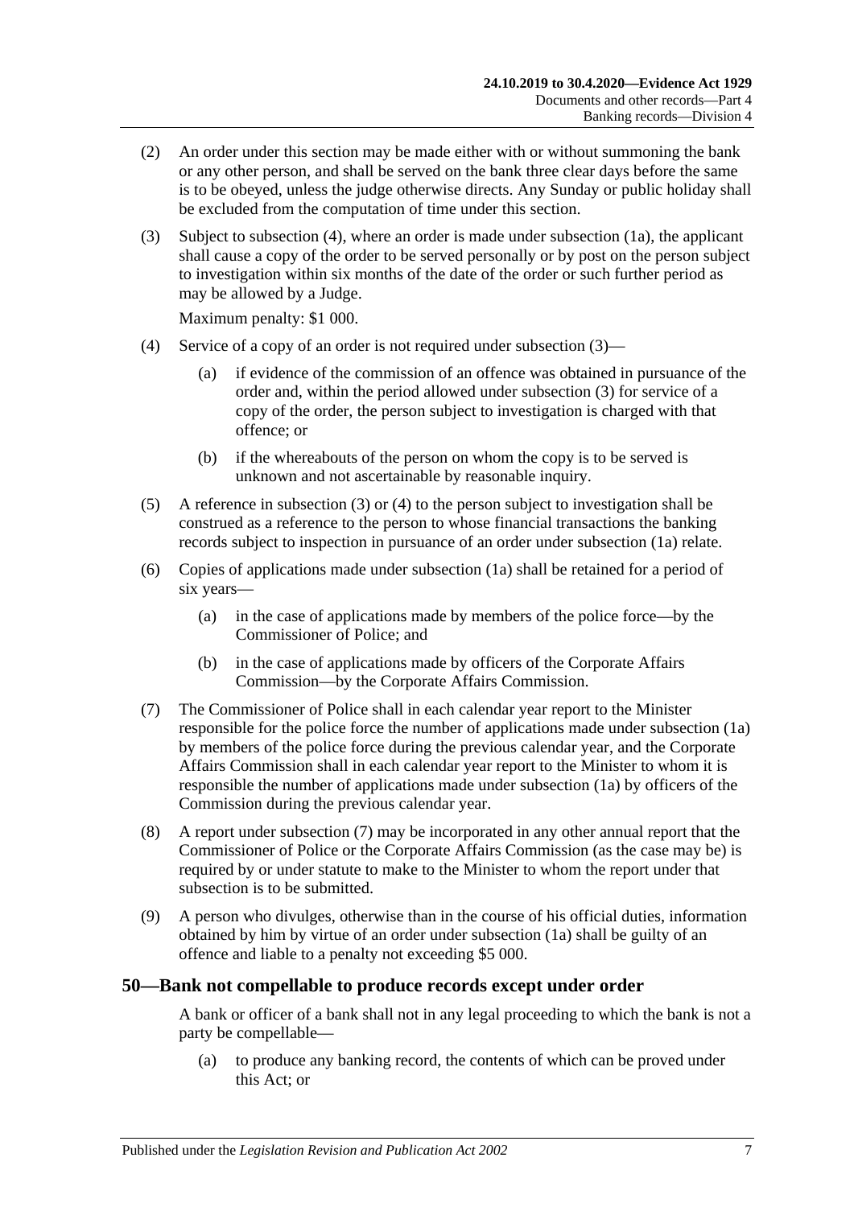(2) An order under this section may be made either with or without summoning the bank or any other person, and shall be served on the bank three clear days before the same is to be obeyed, unless the judge otherwise directs. Any Sunday or public holiday shall be excluded from the computation of time under this section.

(3) Subject to subsection (4), where an order is made under subsection (1a), the applicant shall cause a copy of the order to be served personally or by post on the person subject to investigation within six months of the date of the order or such further period as may be allowed by a Judge.

Maximum penalty: $1 000.

(4) Service of a copy of an order is not required under subsection (3)—

(a) if evidence of the commission of an offence was obtained in pursuance of the order and, within the period allowed under subsection (3) for service of a copy of the order, the person subject to investigation is charged with that offence; or

(b) if the whereabouts of the person on whom the copy is to be served is unknown and not ascertainable by reasonable inquiry.

(5) A reference in subsection (3) or (4) to the person subject to investigation shall be construed as a reference to the person to whose financial transactions the banking records subject to inspection in pursuance of an order under subsection (1a) relate.

(6) Copies of applications made under subsection (1a) shall be retained for a period of six years—

(a) in the case of applications made by members of the police force—by the Commissioner of Police; and

(b) in the case of applications made by officers of the Corporate Affairs Commission—by the Corporate Affairs Commission.

(7) The Commissioner of Police shall in each calendar year report to the Minister responsible for the police force the number of applications made under subsection (1a) by members of the police force during the previous calendar year, and the Corporate Affairs Commission shall in each calendar year report to the Minister to whom it is responsible the number of applications made under subsection (1a) by officers of the Commission during the previous calendar year.

(8) A report under subsection (7) may be incorporated in any other annual report that the Commissioner of Police or the Corporate Affairs Commission (as the case may be) is required by or under statute to make to the Minister to whom the report under that subsection is to be submitted.

(9) A person who divulges, otherwise than in the course of his official duties, information obtained by him by virtue of an order under subsection (1a) shall be guilty of an offence and liable to a penalty not exceeding $5 000.

## 50—Bank not compellable to produce records except under order

A bank or officer of a bank shall not in any legal proceeding to which the bank is not a party be compellable—

(a) to produce any banking record, the contents of which can be proved under this Act; or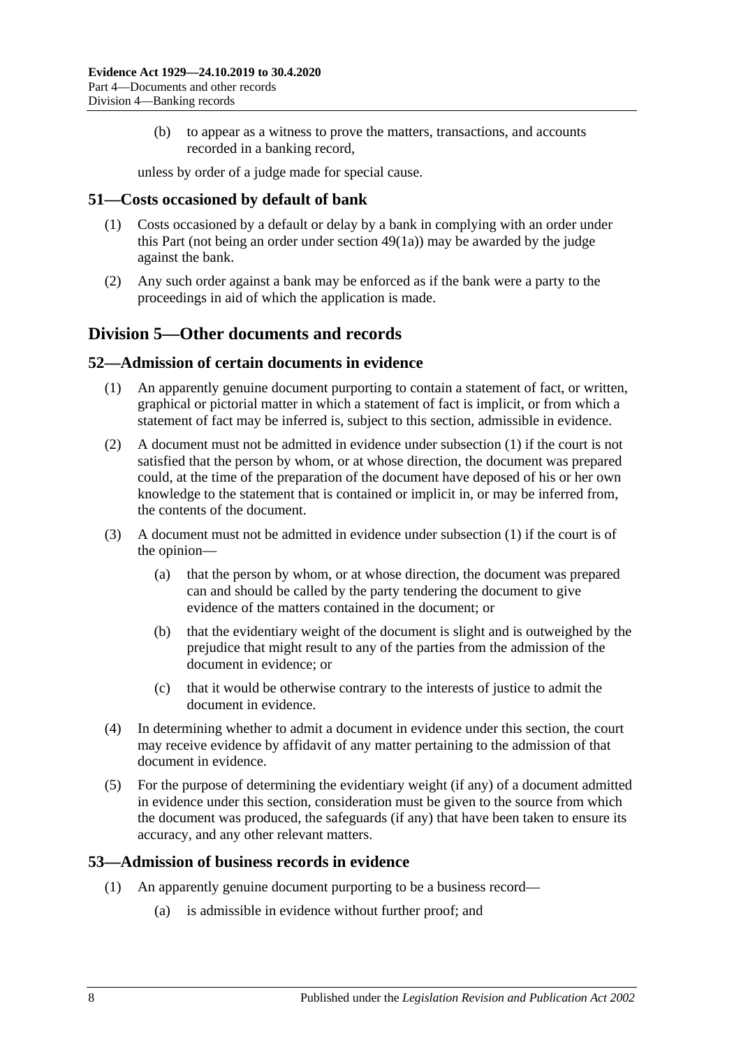(b) to appear as a witness to prove the matters, transactions, and accounts recorded in a banking record,

unless by order of a judge made for special cause.

## 51—Costs occasioned by default of bank

(1) Costs occasioned by a default or delay by a bank in complying with an order under this Part (not being an order under section 49(1a)) may be awarded by the judge against the bank.

(2) Any such order against a bank may be enforced as if the bank were a party to the proceedings in aid of which the application is made.

# Division 5—Other documents and records

## 52—Admission of certain documents in evidence

(1) An apparently genuine document purporting to contain a statement of fact, or written, graphical or pictorial matter in which a statement of fact is implicit, or from which a statement of fact may be inferred is, subject to this section, admissible in evidence.

(2) A document must not be admitted in evidence under subsection (1) if the court is not satisfied that the person by whom, or at whose direction, the document was prepared could, at the time of the preparation of the document have deposed of his or her own knowledge to the statement that is contained or implicit in, or may be inferred from, the contents of the document.

(3) A document must not be admitted in evidence under subsection (1) if the court is of the opinion—

(a) that the person by whom, or at whose direction, the document was prepared can and should be called by the party tendering the document to give evidence of the matters contained in the document; or

(b) that the evidentiary weight of the document is slight and is outweighed by the prejudice that might result to any of the parties from the admission of the document in evidence; or

(c) that it would be otherwise contrary to the interests of justice to admit the document in evidence.

(4) In determining whether to admit a document in evidence under this section, the court may receive evidence by affidavit of any matter pertaining to the admission of that document in evidence.

(5) For the purpose of determining the evidentiary weight (if any) of a document admitted in evidence under this section, consideration must be given to the source from which the document was produced, the safeguards (if any) that have been taken to ensure its accuracy, and any other relevant matters.

## 53—Admission of business records in evidence

(1) An apparently genuine document purporting to be a business record—

(a) is admissible in evidence without further proof; and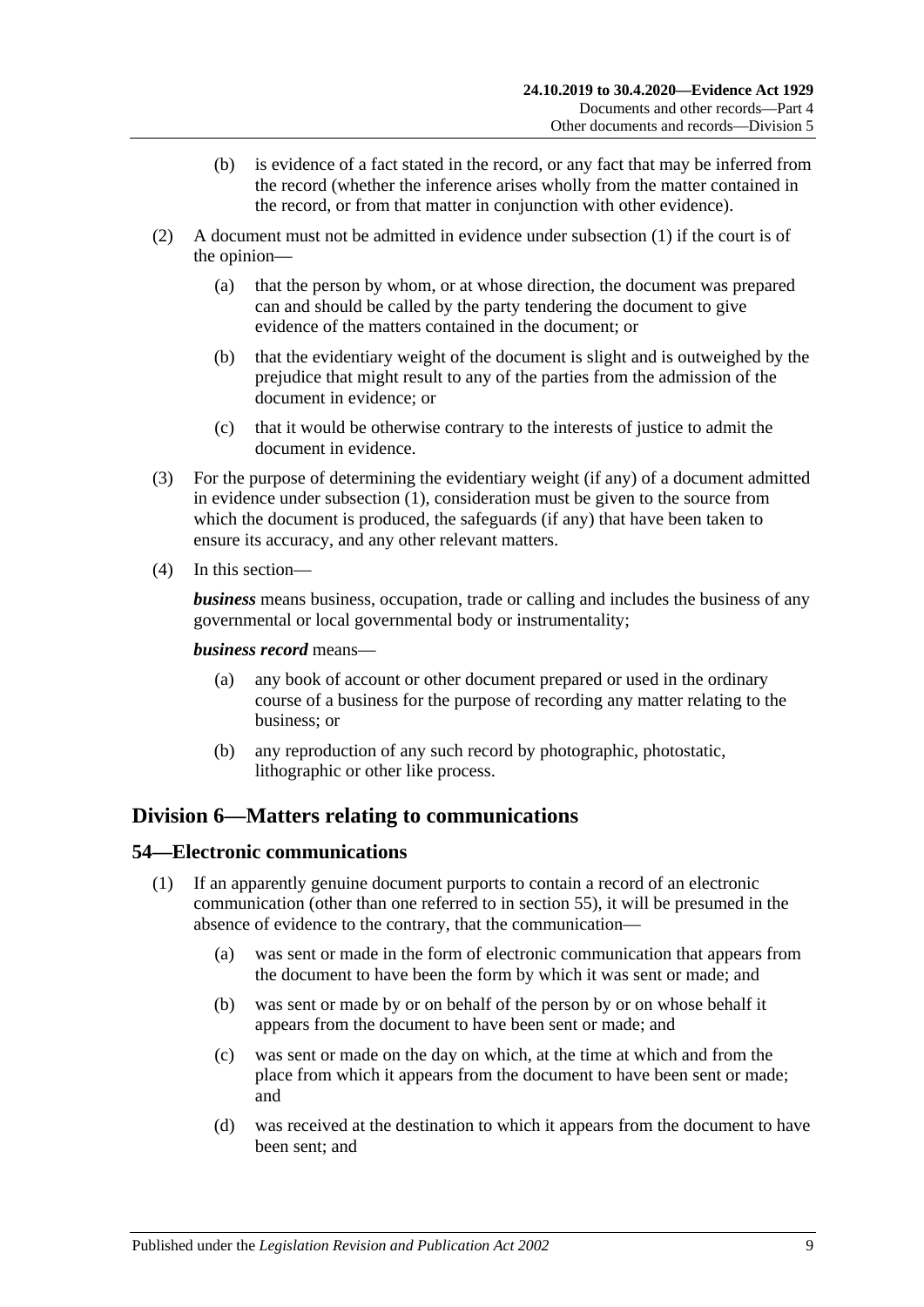(b) is evidence of a fact stated in the record, or any fact that may be inferred from the record (whether the inference arises wholly from the matter contained in the record, or from that matter in conjunction with other evidence).

(2) A document must not be admitted in evidence under subsection (1) if the court is of the opinion—

(a) that the person by whom, or at whose direction, the document was prepared can and should be called by the party tendering the document to give evidence of the matters contained in the document; or

(b) that the evidentiary weight of the document is slight and is outweighed by the prejudice that might result to any of the parties from the admission of the document in evidence; or

(c) that it would be otherwise contrary to the interests of justice to admit the document in evidence.

(3) For the purpose of determining the evidentiary weight (if any) of a document admitted in evidence under subsection (1), consideration must be given to the source from which the document is produced, the safeguards (if any) that have been taken to ensure its accuracy, and any other relevant matters.

(4) In this section—

***business*** means business, occupation, trade or calling and includes the business of any governmental or local governmental body or instrumentality;

***business record*** means—

(a) any book of account or other document prepared or used in the ordinary course of a business for the purpose of recording any matter relating to the business; or

(b) any reproduction of any such record by photographic, photostatic, lithographic or other like process.

## Division 6—Matters relating to communications

### 54—Electronic communications

(1) If an apparently genuine document purports to contain a record of an electronic communication (other than one referred to in section 55), it will be presumed in the absence of evidence to the contrary, that the communication—

(a) was sent or made in the form of electronic communication that appears from the document to have been the form by which it was sent or made; and

(b) was sent or made by or on behalf of the person by or on whose behalf it appears from the document to have been sent or made; and

(c) was sent or made on the day on which, at the time at which and from the place from which it appears from the document to have been sent or made; and

(d) was received at the destination to which it appears from the document to have been sent; and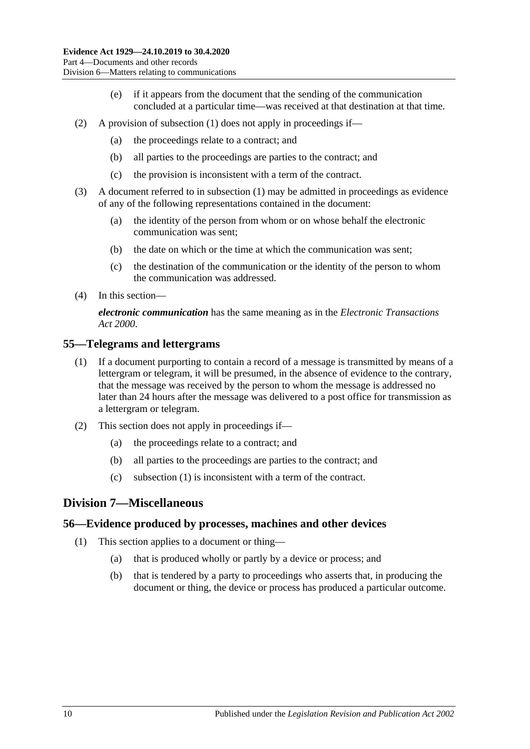- (e) if it appears from the document that the sending of the communication concluded at a particular time—was received at that destination at that time.

(2) A provision of subsection (1) does not apply in proceedings if—

- (a) the proceedings relate to a contract; and
- (b) all parties to the proceedings are parties to the contract; and
- (c) the provision is inconsistent with a term of the contract.

(3) A document referred to in subsection (1) may be admitted in proceedings as evidence of any of the following representations contained in the document:

- (a) the identity of the person from whom or on whose behalf the electronic communication was sent;
- (b) the date on which or the time at which the communication was sent;
- (c) the destination of the communication or the identity of the person to whom the communication was addressed.

(4) In this section—

***electronic communication*** has the same meaning as in the *Electronic Transactions Act 2000*.

## 55—Telegrams and lettergrams

(1) If a document purporting to contain a record of a message is transmitted by means of a lettergram or telegram, it will be presumed, in the absence of evidence to the contrary, that the message was received by the person to whom the message is addressed no later than 24 hours after the message was delivered to a post office for transmission as a lettergram or telegram.

(2) This section does not apply in proceedings if—

- (a) the proceedings relate to a contract; and
- (b) all parties to the proceedings are parties to the contract; and
- (c) subsection (1) is inconsistent with a term of the contract.

# Division 7—Miscellaneous

## 56—Evidence produced by processes, machines and other devices

(1) This section applies to a document or thing—

- (a) that is produced wholly or partly by a device or process; and
- (b) that is tendered by a party to proceedings who asserts that, in producing the document or thing, the device or process has produced a particular outcome.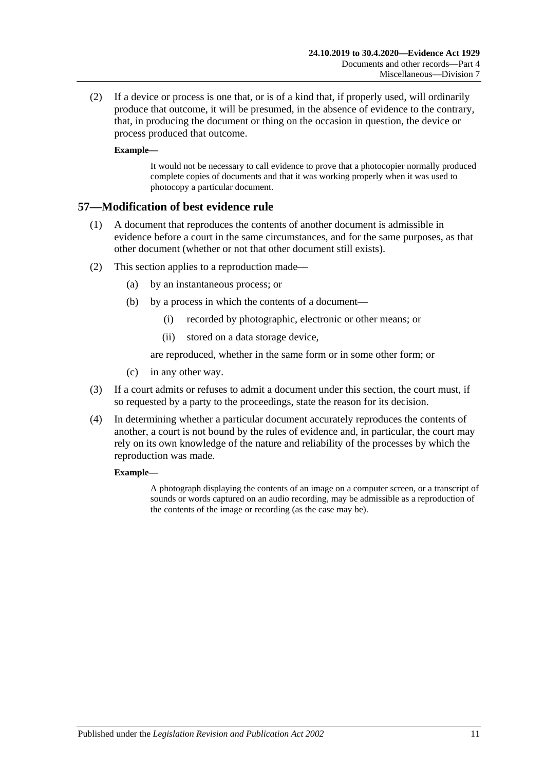(2) If a device or process is one that, or is of a kind that, if properly used, will ordinarily produce that outcome, it will be presumed, in the absence of evidence to the contrary, that, in producing the document or thing on the occasion in question, the device or process produced that outcome.

**Example—**

It would not be necessary to call evidence to prove that a photocopier normally produced complete copies of documents and that it was working properly when it was used to photocopy a particular document.

## 57—Modification of best evidence rule

(1) A document that reproduces the contents of another document is admissible in evidence before a court in the same circumstances, and for the same purposes, as that other document (whether or not that other document still exists).

(2) This section applies to a reproduction made—

(a) by an instantaneous process; or

(b) by a process in which the contents of a document—

(i) recorded by photographic, electronic or other means; or

(ii) stored on a data storage device,

are reproduced, whether in the same form or in some other form; or

(c) in any other way.

(3) If a court admits or refuses to admit a document under this section, the court must, if so requested by a party to the proceedings, state the reason for its decision.

(4) In determining whether a particular document accurately reproduces the contents of another, a court is not bound by the rules of evidence and, in particular, the court may rely on its own knowledge of the nature and reliability of the processes by which the reproduction was made.

**Example—**

A photograph displaying the contents of an image on a computer screen, or a transcript of sounds or words captured on an audio recording, may be admissible as a reproduction of the contents of the image or recording (as the case may be).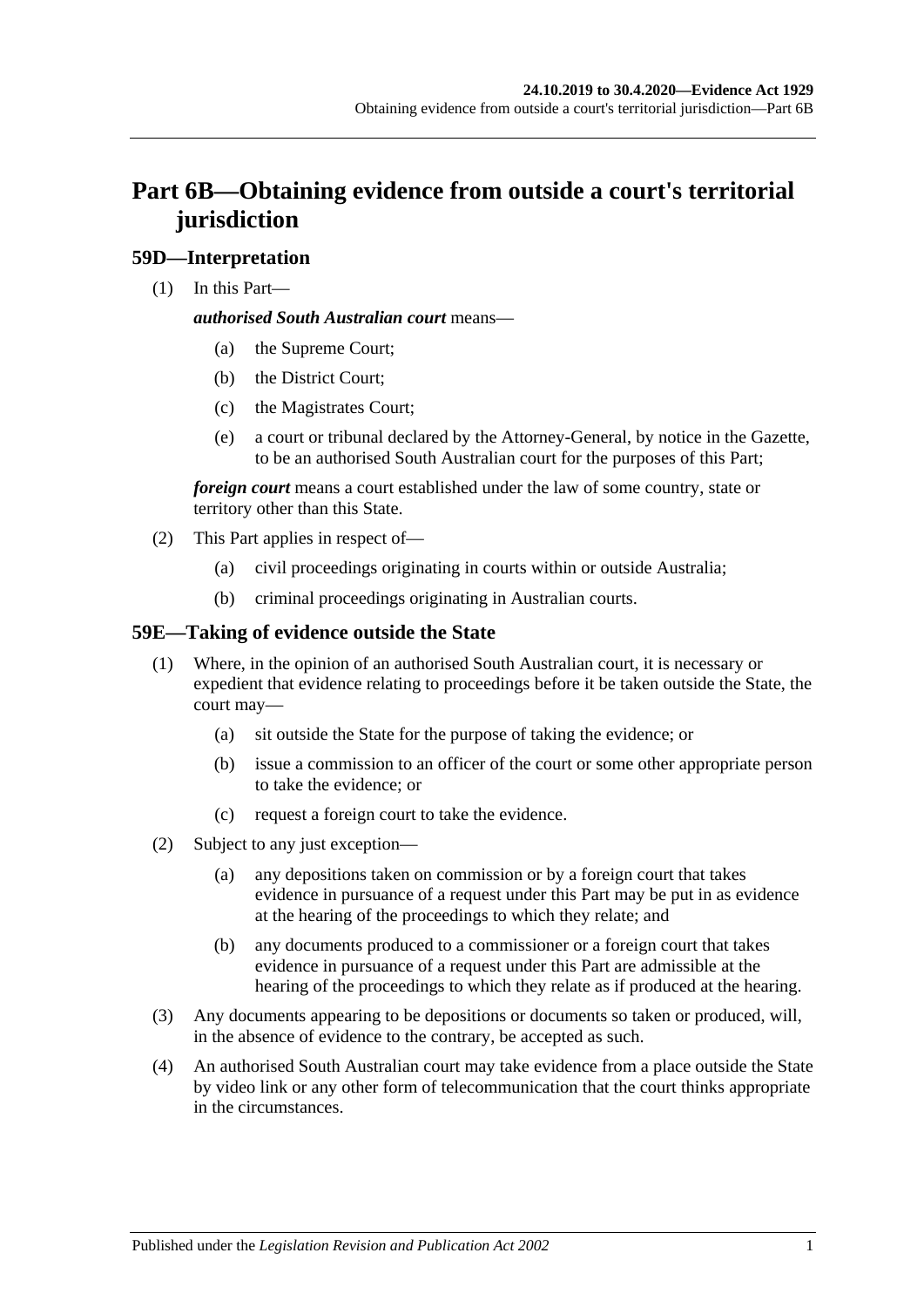# Part 6B—Obtaining evidence from outside a court's territorial jurisdiction

## 59D—Interpretation

(1) In this Part—

***authorised South Australian court*** means—

(a) the Supreme Court;

(b) the District Court;

(c) the Magistrates Court;

(e) a court or tribunal declared by the Attorney-General, by notice in the Gazette, to be an authorised South Australian court for the purposes of this Part;

***foreign court*** means a court established under the law of some country, state or territory other than this State.

(2) This Part applies in respect of—

(a) civil proceedings originating in courts within or outside Australia;

(b) criminal proceedings originating in Australian courts.

## 59E—Taking of evidence outside the State

(1) Where, in the opinion of an authorised South Australian court, it is necessary or expedient that evidence relating to proceedings before it be taken outside the State, the court may—

(a) sit outside the State for the purpose of taking the evidence; or

(b) issue a commission to an officer of the court or some other appropriate person to take the evidence; or

(c) request a foreign court to take the evidence.

(2) Subject to any just exception—

(a) any depositions taken on commission or by a foreign court that takes evidence in pursuance of a request under this Part may be put in as evidence at the hearing of the proceedings to which they relate; and

(b) any documents produced to a commissioner or a foreign court that takes evidence in pursuance of a request under this Part are admissible at the hearing of the proceedings to which they relate as if produced at the hearing.

(3) Any documents appearing to be depositions or documents so taken or produced, will, in the absence of evidence to the contrary, be accepted as such.

(4) An authorised South Australian court may take evidence from a place outside the State by video link or any other form of telecommunication that the court thinks appropriate in the circumstances.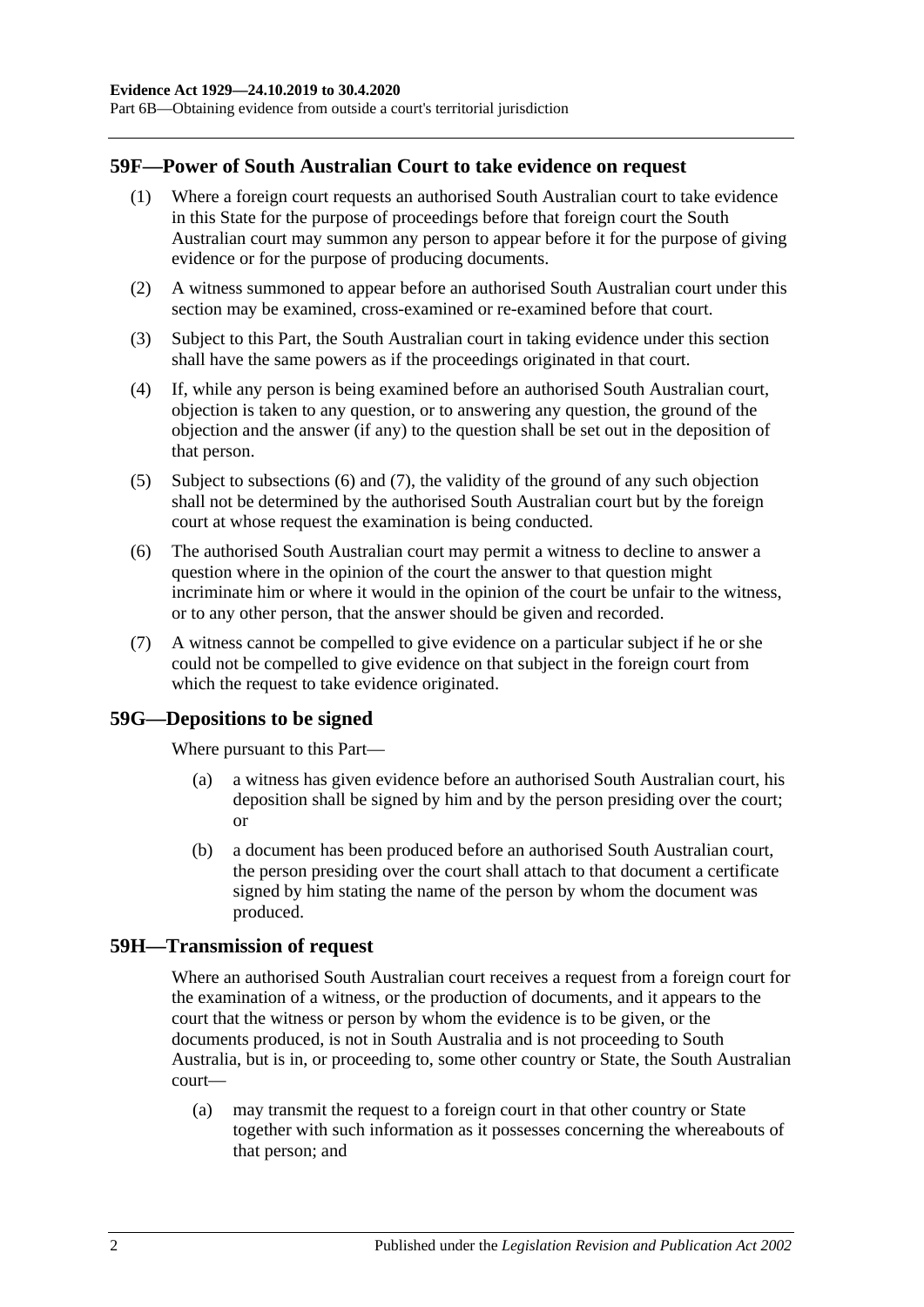## 59F—Power of South Australian Court to take evidence on request

(1) Where a foreign court requests an authorised South Australian court to take evidence in this State for the purpose of proceedings before that foreign court the South Australian court may summon any person to appear before it for the purpose of giving evidence or for the purpose of producing documents.

(2) A witness summoned to appear before an authorised South Australian court under this section may be examined, cross-examined or re-examined before that court.

(3) Subject to this Part, the South Australian court in taking evidence under this section shall have the same powers as if the proceedings originated in that court.

(4) If, while any person is being examined before an authorised South Australian court, objection is taken to any question, or to answering any question, the ground of the objection and the answer (if any) to the question shall be set out in the deposition of that person.

(5) Subject to subsections (6) and (7), the validity of the ground of any such objection shall not be determined by the authorised South Australian court but by the foreign court at whose request the examination is being conducted.

(6) The authorised South Australian court may permit a witness to decline to answer a question where in the opinion of the court the answer to that question might incriminate him or where it would in the opinion of the court be unfair to the witness, or to any other person, that the answer should be given and recorded.

(7) A witness cannot be compelled to give evidence on a particular subject if he or she could not be compelled to give evidence on that subject in the foreign court from which the request to take evidence originated.

## 59G—Depositions to be signed

Where pursuant to this Part—

(a) a witness has given evidence before an authorised South Australian court, his deposition shall be signed by him and by the person presiding over the court; or

(b) a document has been produced before an authorised South Australian court, the person presiding over the court shall attach to that document a certificate signed by him stating the name of the person by whom the document was produced.

## 59H—Transmission of request

Where an authorised South Australian court receives a request from a foreign court for the examination of a witness, or the production of documents, and it appears to the court that the witness or person by whom the evidence is to be given, or the documents produced, is not in South Australia and is not proceeding to South Australia, but is in, or proceeding to, some other country or State, the South Australian court—

(a) may transmit the request to a foreign court in that other country or State together with such information as it possesses concerning the whereabouts of that person; and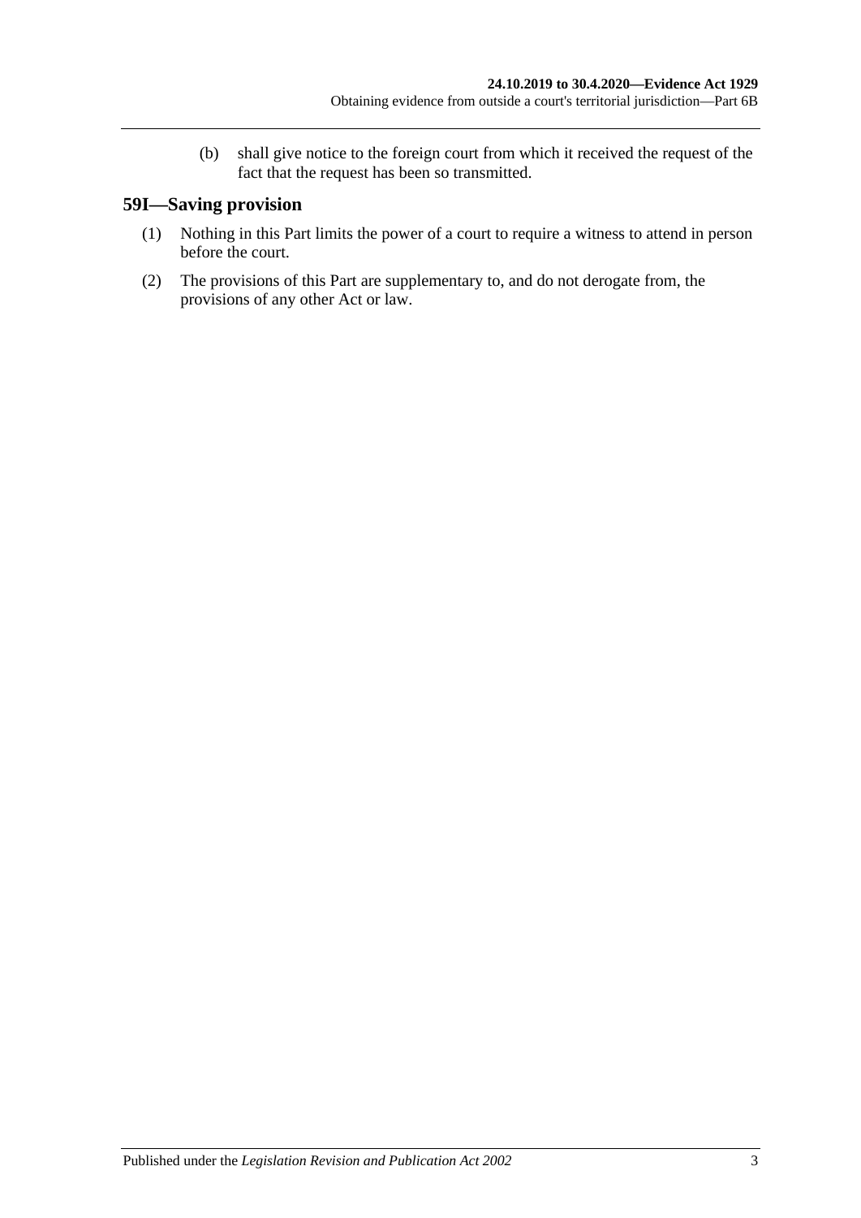(b) shall give notice to the foreign court from which it received the request of the fact that the request has been so transmitted.

## 59I—Saving provision

(1) Nothing in this Part limits the power of a court to require a witness to attend in person before the court.

(2) The provisions of this Part are supplementary to, and do not derogate from, the provisions of any other Act or law.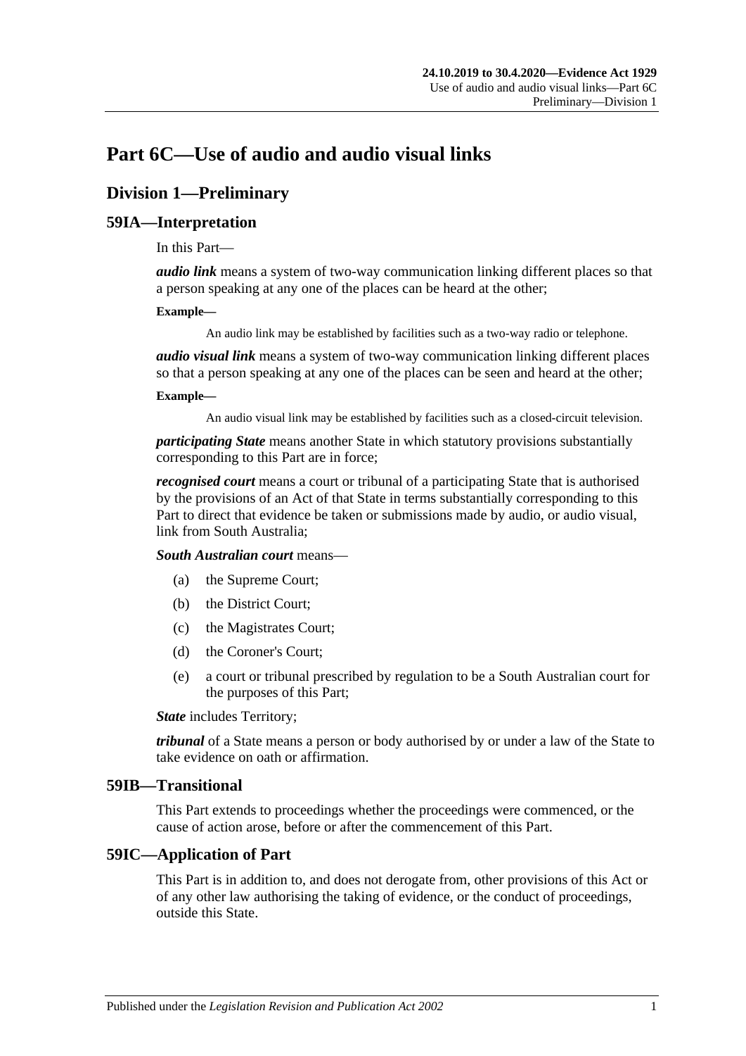# Part 6C—Use of audio and audio visual links

## Division 1—Preliminary

### 59IA—Interpretation

In this Part—

***audio link*** means a system of two-way communication linking different places so that a person speaking at any one of the places can be heard at the other;

**Example—**

An audio link may be established by facilities such as a two-way radio or telephone.

***audio visual link*** means a system of two-way communication linking different places so that a person speaking at any one of the places can be seen and heard at the other;

**Example—**

An audio visual link may be established by facilities such as a closed-circuit television.

***participating State*** means another State in which statutory provisions substantially corresponding to this Part are in force;

***recognised court*** means a court or tribunal of a participating State that is authorised by the provisions of an Act of that State in terms substantially corresponding to this Part to direct that evidence be taken or submissions made by audio, or audio visual, link from South Australia;

***South Australian court*** means—

(a) the Supreme Court;

(b) the District Court;

(c) the Magistrates Court;

(d) the Coroner's Court;

(e) a court or tribunal prescribed by regulation to be a South Australian court for the purposes of this Part;

***State*** includes Territory;

***tribunal*** of a State means a person or body authorised by or under a law of the State to take evidence on oath or affirmation.

### 59IB—Transitional

This Part extends to proceedings whether the proceedings were commenced, or the cause of action arose, before or after the commencement of this Part.

### 59IC—Application of Part

This Part is in addition to, and does not derogate from, other provisions of this Act or of any other law authorising the taking of evidence, or the conduct of proceedings, outside this State.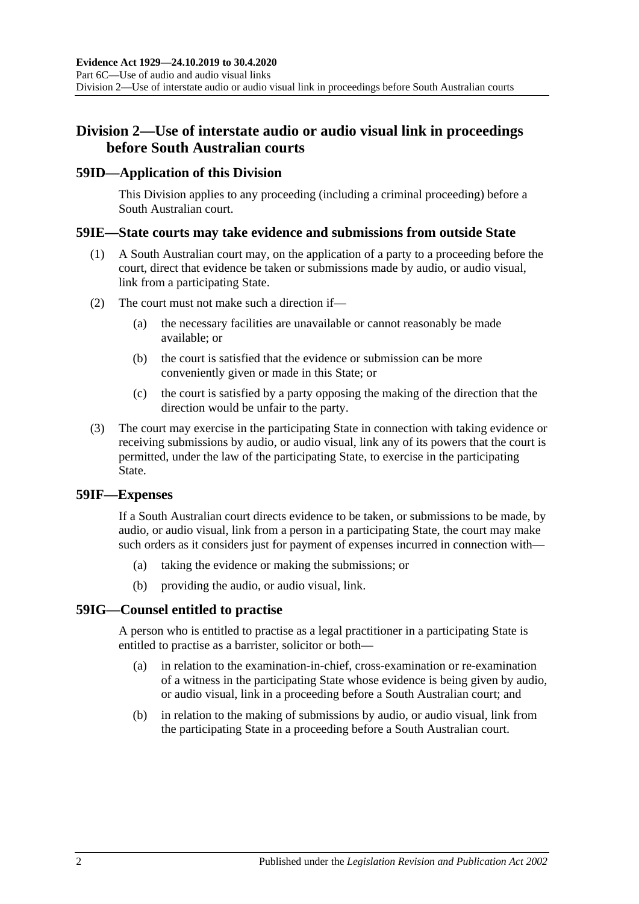## Division 2—Use of interstate audio or audio visual link in proceedings before South Australian courts

### 59ID—Application of this Division

This Division applies to any proceeding (including a criminal proceeding) before a South Australian court.

### 59IE—State courts may take evidence and submissions from outside State

(1) A South Australian court may, on the application of a party to a proceeding before the court, direct that evidence be taken or submissions made by audio, or audio visual, link from a participating State.

(2) The court must not make such a direction if—

(a) the necessary facilities are unavailable or cannot reasonably be made available; or

(b) the court is satisfied that the evidence or submission can be more conveniently given or made in this State; or

(c) the court is satisfied by a party opposing the making of the direction that the direction would be unfair to the party.

(3) The court may exercise in the participating State in connection with taking evidence or receiving submissions by audio, or audio visual, link any of its powers that the court is permitted, under the law of the participating State, to exercise in the participating State.

### 59IF—Expenses

If a South Australian court directs evidence to be taken, or submissions to be made, by audio, or audio visual, link from a person in a participating State, the court may make such orders as it considers just for payment of expenses incurred in connection with—

(a) taking the evidence or making the submissions; or

(b) providing the audio, or audio visual, link.

### 59IG—Counsel entitled to practise

A person who is entitled to practise as a legal practitioner in a participating State is entitled to practise as a barrister, solicitor or both—

(a) in relation to the examination-in-chief, cross-examination or re-examination of a witness in the participating State whose evidence is being given by audio, or audio visual, link in a proceeding before a South Australian court; and

(b) in relation to the making of submissions by audio, or audio visual, link from the participating State in a proceeding before a South Australian court.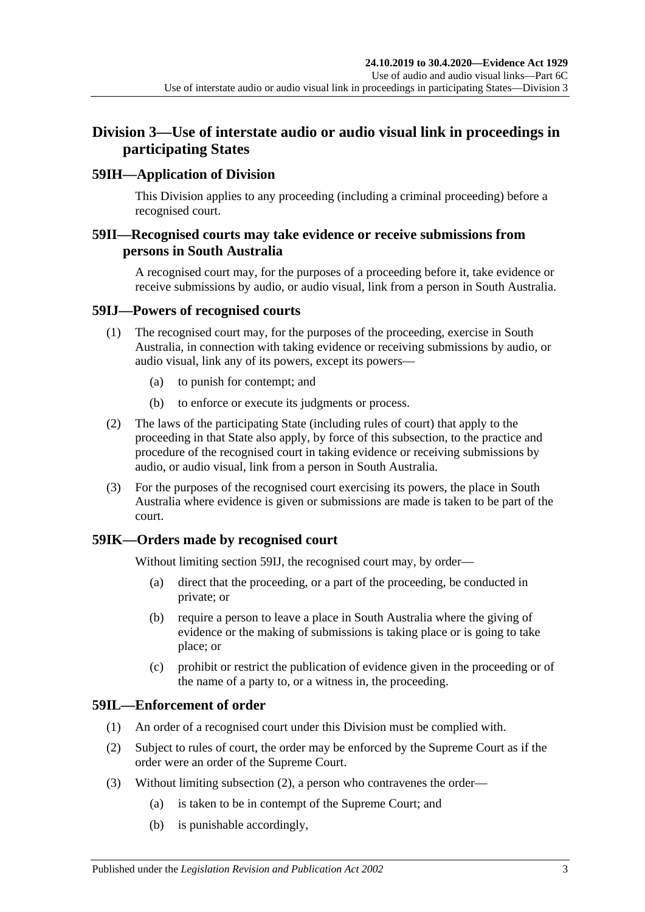## Division 3—Use of interstate audio or audio visual link in proceedings in participating States

### 59IH—Application of Division

This Division applies to any proceeding (including a criminal proceeding) before a recognised court.

### 59II—Recognised courts may take evidence or receive submissions from persons in South Australia

A recognised court may, for the purposes of a proceeding before it, take evidence or receive submissions by audio, or audio visual, link from a person in South Australia.

### 59IJ—Powers of recognised courts

(1) The recognised court may, for the purposes of the proceeding, exercise in South Australia, in connection with taking evidence or receiving submissions by audio, or audio visual, link any of its powers, except its powers—

(a) to punish for contempt; and

(b) to enforce or execute its judgments or process.

(2) The laws of the participating State (including rules of court) that apply to the proceeding in that State also apply, by force of this subsection, to the practice and procedure of the recognised court in taking evidence or receiving submissions by audio, or audio visual, link from a person in South Australia.

(3) For the purposes of the recognised court exercising its powers, the place in South Australia where evidence is given or submissions are made is taken to be part of the court.

### 59IK—Orders made by recognised court

Without limiting section 59IJ, the recognised court may, by order—

(a) direct that the proceeding, or a part of the proceeding, be conducted in private; or

(b) require a person to leave a place in South Australia where the giving of evidence or the making of submissions is taking place or is going to take place; or

(c) prohibit or restrict the publication of evidence given in the proceeding or of the name of a party to, or a witness in, the proceeding.

### 59IL—Enforcement of order

(1) An order of a recognised court under this Division must be complied with.

(2) Subject to rules of court, the order may be enforced by the Supreme Court as if the order were an order of the Supreme Court.

(3) Without limiting subsection (2), a person who contravenes the order—

(a) is taken to be in contempt of the Supreme Court; and

(b) is punishable accordingly,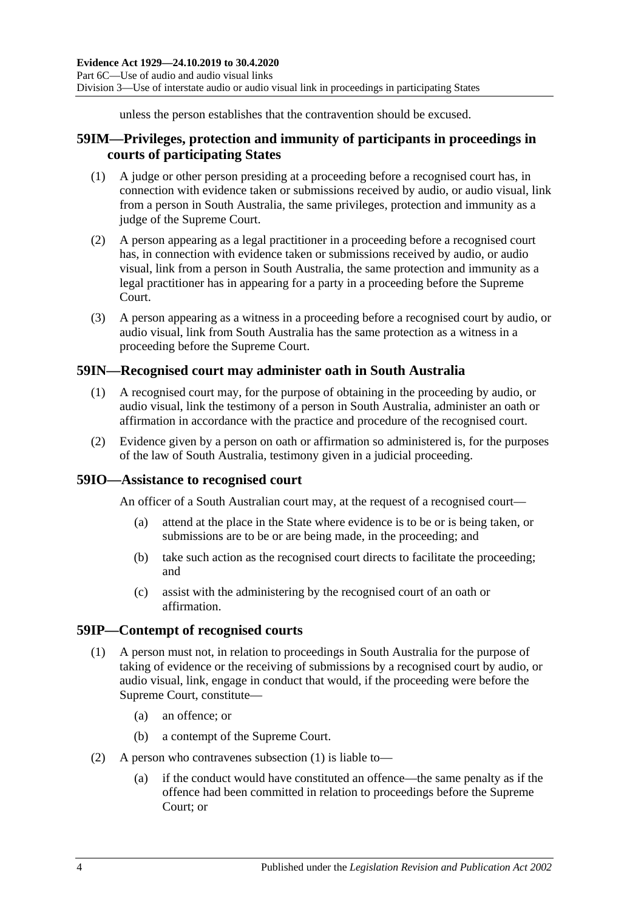unless the person establishes that the contravention should be excused.

## 59IM—Privileges, protection and immunity of participants in proceedings in courts of participating States

(1) A judge or other person presiding at a proceeding before a recognised court has, in connection with evidence taken or submissions received by audio, or audio visual, link from a person in South Australia, the same privileges, protection and immunity as a judge of the Supreme Court.

(2) A person appearing as a legal practitioner in a proceeding before a recognised court has, in connection with evidence taken or submissions received by audio, or audio visual, link from a person in South Australia, the same protection and immunity as a legal practitioner has in appearing for a party in a proceeding before the Supreme Court.

(3) A person appearing as a witness in a proceeding before a recognised court by audio, or audio visual, link from South Australia has the same protection as a witness in a proceeding before the Supreme Court.

## 59IN—Recognised court may administer oath in South Australia

(1) A recognised court may, for the purpose of obtaining in the proceeding by audio, or audio visual, link the testimony of a person in South Australia, administer an oath or affirmation in accordance with the practice and procedure of the recognised court.

(2) Evidence given by a person on oath or affirmation so administered is, for the purposes of the law of South Australia, testimony given in a judicial proceeding.

## 59IO—Assistance to recognised court

An officer of a South Australian court may, at the request of a recognised court—

(a) attend at the place in the State where evidence is to be or is being taken, or submissions are to be or are being made, in the proceeding; and

(b) take such action as the recognised court directs to facilitate the proceeding; and

(c) assist with the administering by the recognised court of an oath or affirmation.

## 59IP—Contempt of recognised courts

(1) A person must not, in relation to proceedings in South Australia for the purpose of taking of evidence or the receiving of submissions by a recognised court by audio, or audio visual, link, engage in conduct that would, if the proceeding were before the Supreme Court, constitute—

(a) an offence; or

(b) a contempt of the Supreme Court.

(2) A person who contravenes subsection (1) is liable to—

(a) if the conduct would have constituted an offence—the same penalty as if the offence had been committed in relation to proceedings before the Supreme Court; or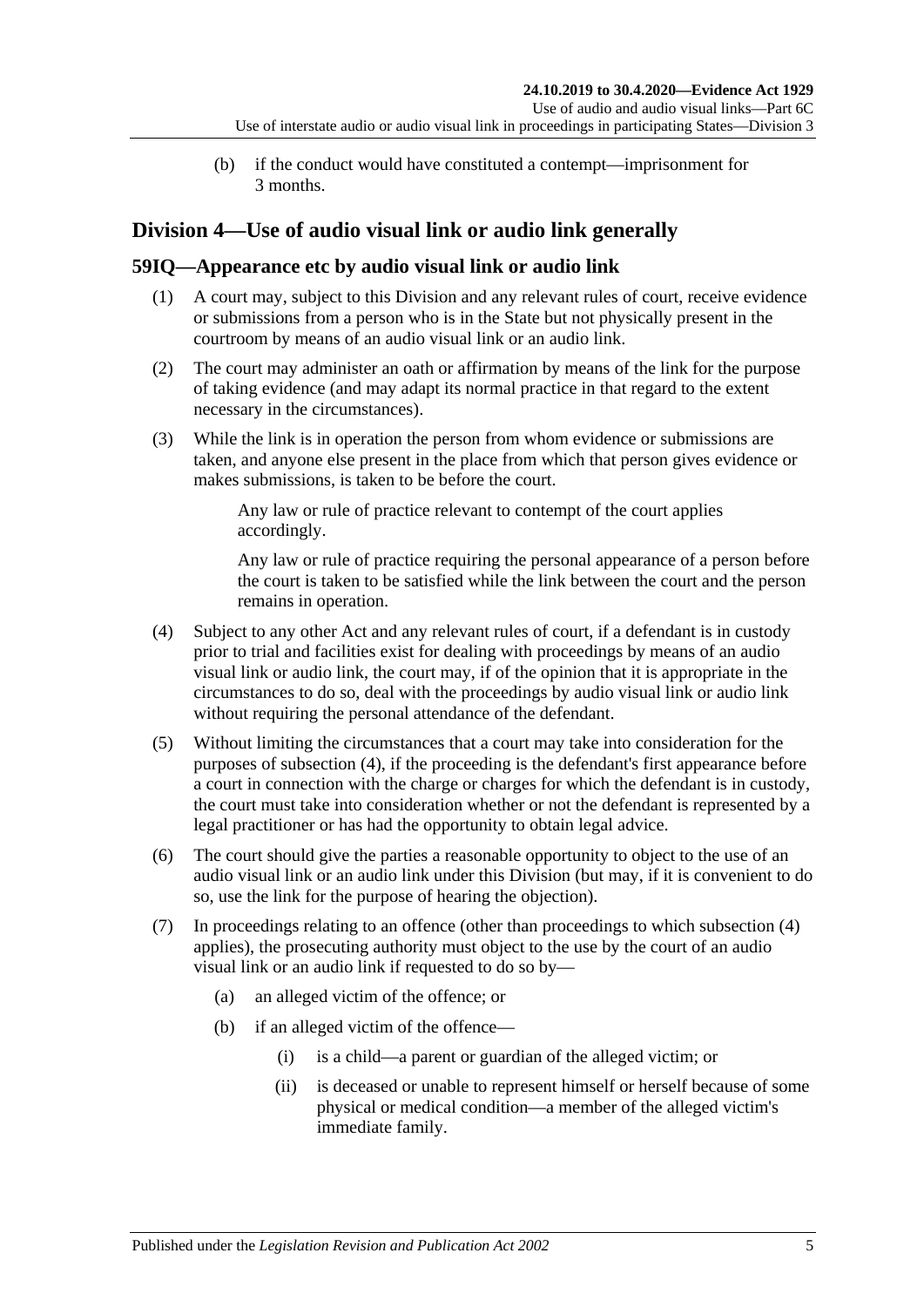(b) if the conduct would have constituted a contempt—imprisonment for 3 months.

## Division 4—Use of audio visual link or audio link generally

### 59IQ—Appearance etc by audio visual link or audio link

(1) A court may, subject to this Division and any relevant rules of court, receive evidence or submissions from a person who is in the State but not physically present in the courtroom by means of an audio visual link or an audio link.

(2) The court may administer an oath or affirmation by means of the link for the purpose of taking evidence (and may adapt its normal practice in that regard to the extent necessary in the circumstances).

(3) While the link is in operation the person from whom evidence or submissions are taken, and anyone else present in the place from which that person gives evidence or makes submissions, is taken to be before the court.

Any law or rule of practice relevant to contempt of the court applies accordingly.

Any law or rule of practice requiring the personal appearance of a person before the court is taken to be satisfied while the link between the court and the person remains in operation.

(4) Subject to any other Act and any relevant rules of court, if a defendant is in custody prior to trial and facilities exist for dealing with proceedings by means of an audio visual link or audio link, the court may, if of the opinion that it is appropriate in the circumstances to do so, deal with the proceedings by audio visual link or audio link without requiring the personal attendance of the defendant.

(5) Without limiting the circumstances that a court may take into consideration for the purposes of subsection (4), if the proceeding is the defendant's first appearance before a court in connection with the charge or charges for which the defendant is in custody, the court must take into consideration whether or not the defendant is represented by a legal practitioner or has had the opportunity to obtain legal advice.

(6) The court should give the parties a reasonable opportunity to object to the use of an audio visual link or an audio link under this Division (but may, if it is convenient to do so, use the link for the purpose of hearing the objection).

(7) In proceedings relating to an offence (other than proceedings to which subsection (4) applies), the prosecuting authority must object to the use by the court of an audio visual link or an audio link if requested to do so by—

(a) an alleged victim of the offence; or

(b) if an alleged victim of the offence—

(i) is a child—a parent or guardian of the alleged victim; or

(ii) is deceased or unable to represent himself or herself because of some physical or medical condition—a member of the alleged victim's immediate family.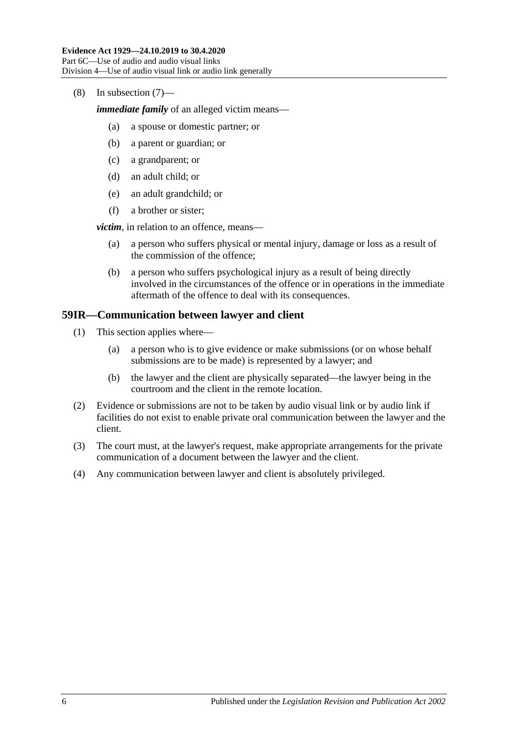(8) In subsection (7)—

***immediate family*** of an alleged victim means—

- (a) a spouse or domestic partner; or
- (b) a parent or guardian; or
- (c) a grandparent; or
- (d) an adult child; or
- (e) an adult grandchild; or
- (f) a brother or sister;

***victim***, in relation to an offence, means—

- (a) a person who suffers physical or mental injury, damage or loss as a result of the commission of the offence;
- (b) a person who suffers psychological injury as a result of being directly involved in the circumstances of the offence or in operations in the immediate aftermath of the offence to deal with its consequences.

## 59IR—Communication between lawyer and client

(1) This section applies where—

- (a) a person who is to give evidence or make submissions (or on whose behalf submissions are to be made) is represented by a lawyer; and
- (b) the lawyer and the client are physically separated—the lawyer being in the courtroom and the client in the remote location.

(2) Evidence or submissions are not to be taken by audio visual link or by audio link if facilities do not exist to enable private oral communication between the lawyer and the client.

(3) The court must, at the lawyer's request, make appropriate arrangements for the private communication of a document between the lawyer and the client.

(4) Any communication between lawyer and client is absolutely privileged.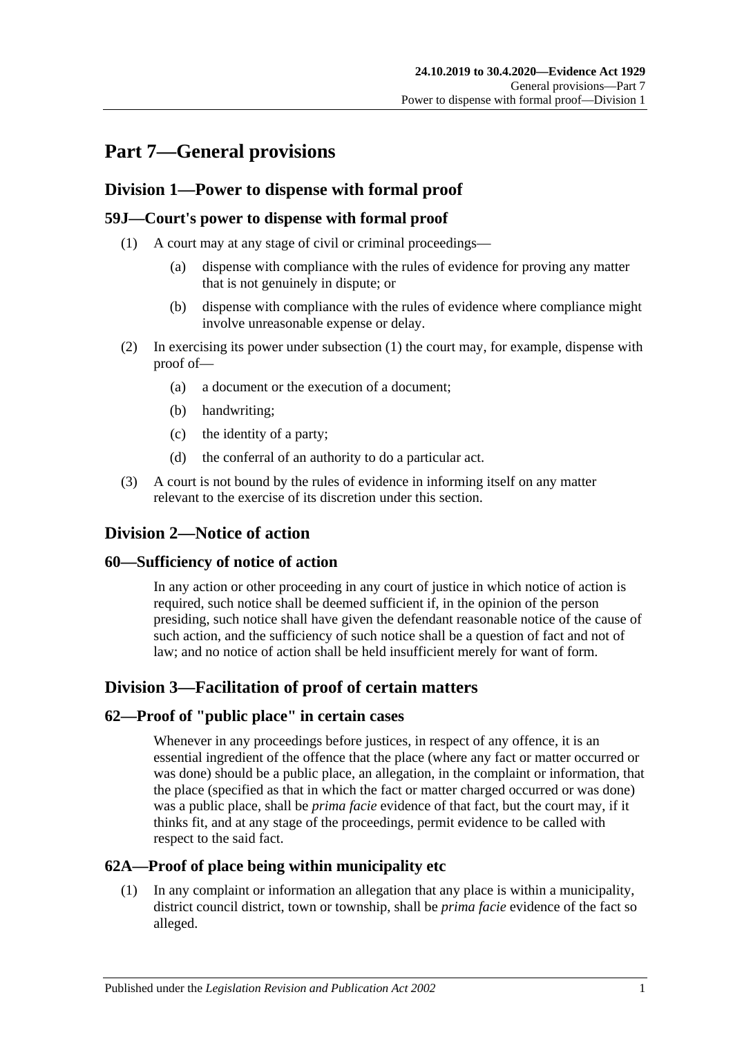# Part 7—General provisions

## Division 1—Power to dispense with formal proof

### 59J—Court's power to dispense with formal proof

(1) A court may at any stage of civil or criminal proceedings—

(a) dispense with compliance with the rules of evidence for proving any matter that is not genuinely in dispute; or

(b) dispense with compliance with the rules of evidence where compliance might involve unreasonable expense or delay.

(2) In exercising its power under subsection (1) the court may, for example, dispense with proof of—

(a) a document or the execution of a document;

(b) handwriting;

(c) the identity of a party;

(d) the conferral of an authority to do a particular act.

(3) A court is not bound by the rules of evidence in informing itself on any matter relevant to the exercise of its discretion under this section.

## Division 2—Notice of action

### 60—Sufficiency of notice of action

In any action or other proceeding in any court of justice in which notice of action is required, such notice shall be deemed sufficient if, in the opinion of the person presiding, such notice shall have given the defendant reasonable notice of the cause of such action, and the sufficiency of such notice shall be a question of fact and not of law; and no notice of action shall be held insufficient merely for want of form.

## Division 3—Facilitation of proof of certain matters

### 62—Proof of "public place" in certain cases

Whenever in any proceedings before justices, in respect of any offence, it is an essential ingredient of the offence that the place (where any fact or matter occurred or was done) should be a public place, an allegation, in the complaint or information, that the place (specified as that in which the fact or matter charged occurred or was done) was a public place, shall be *prima facie* evidence of that fact, but the court may, if it thinks fit, and at any stage of the proceedings, permit evidence to be called with respect to the said fact.

### 62A—Proof of place being within municipality etc

(1) In any complaint or information an allegation that any place is within a municipality, district council district, town or township, shall be *prima facie* evidence of the fact so alleged.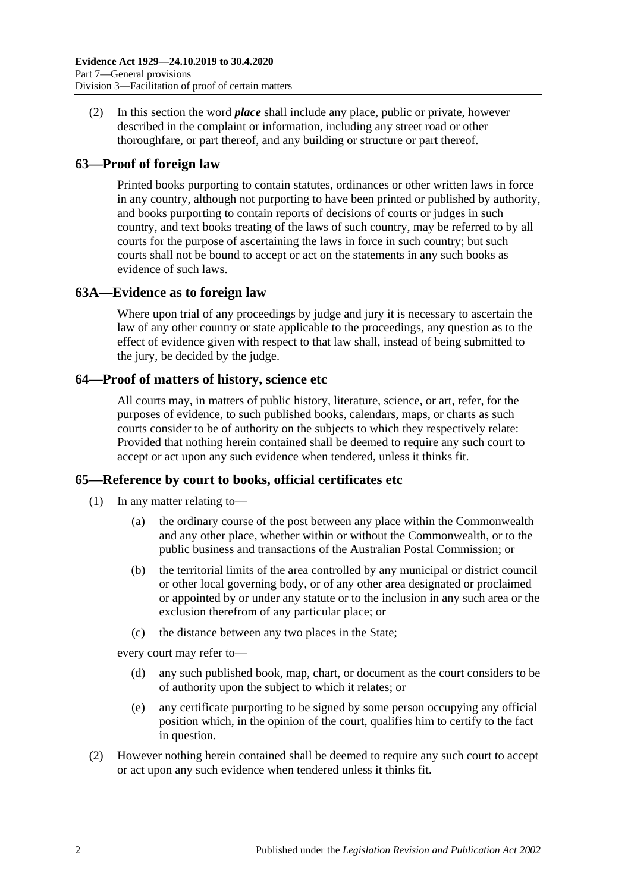(2) In this section the word ***place*** shall include any place, public or private, however described in the complaint or information, including any street road or other thoroughfare, or part thereof, and any building or structure or part thereof.

## 63—Proof of foreign law

Printed books purporting to contain statutes, ordinances or other written laws in force in any country, although not purporting to have been printed or published by authority, and books purporting to contain reports of decisions of courts or judges in such country, and text books treating of the laws of such country, may be referred to by all courts for the purpose of ascertaining the laws in force in such country; but such courts shall not be bound to accept or act on the statements in any such books as evidence of such laws.

## 63A—Evidence as to foreign law

Where upon trial of any proceedings by judge and jury it is necessary to ascertain the law of any other country or state applicable to the proceedings, any question as to the effect of evidence given with respect to that law shall, instead of being submitted to the jury, be decided by the judge.

## 64—Proof of matters of history, science etc

All courts may, in matters of public history, literature, science, or art, refer, for the purposes of evidence, to such published books, calendars, maps, or charts as such courts consider to be of authority on the subjects to which they respectively relate: Provided that nothing herein contained shall be deemed to require any such court to accept or act upon any such evidence when tendered, unless it thinks fit.

## 65—Reference by court to books, official certificates etc

(1) In any matter relating to—

(a) the ordinary course of the post between any place within the Commonwealth and any other place, whether within or without the Commonwealth, or to the public business and transactions of the Australian Postal Commission; or

(b) the territorial limits of the area controlled by any municipal or district council or other local governing body, or of any other area designated or proclaimed or appointed by or under any statute or to the inclusion in any such area or the exclusion therefrom of any particular place; or

(c) the distance between any two places in the State;

every court may refer to—

(d) any such published book, map, chart, or document as the court considers to be of authority upon the subject to which it relates; or

(e) any certificate purporting to be signed by some person occupying any official position which, in the opinion of the court, qualifies him to certify to the fact in question.

(2) However nothing herein contained shall be deemed to require any such court to accept or act upon any such evidence when tendered unless it thinks fit.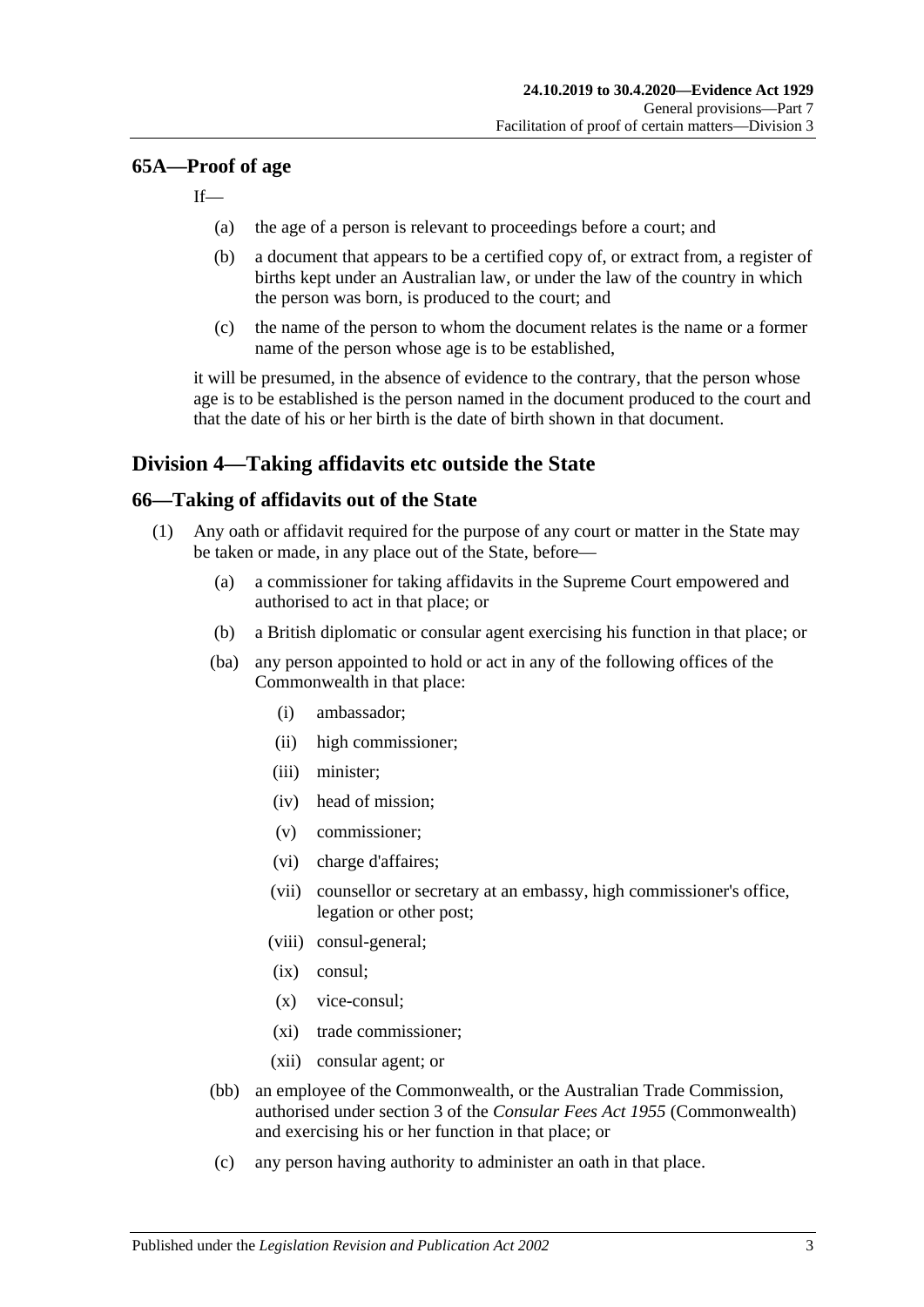### 65A—Proof of age

If—

(a) the age of a person is relevant to proceedings before a court; and

(b) a document that appears to be a certified copy of, or extract from, a register of births kept under an Australian law, or under the law of the country in which the person was born, is produced to the court; and

(c) the name of the person to whom the document relates is the name or a former name of the person whose age is to be established,

it will be presumed, in the absence of evidence to the contrary, that the person whose age is to be established is the person named in the document produced to the court and that the date of his or her birth is the date of birth shown in that document.

## Division 4—Taking affidavits etc outside the State

### 66—Taking of affidavits out of the State

(1) Any oath or affidavit required for the purpose of any court or matter in the State may be taken or made, in any place out of the State, before—

(a) a commissioner for taking affidavits in the Supreme Court empowered and authorised to act in that place; or

(b) a British diplomatic or consular agent exercising his function in that place; or

(ba) any person appointed to hold or act in any of the following offices of the Commonwealth in that place:

(i) ambassador;

(ii) high commissioner;

(iii) minister;

(iv) head of mission;

(v) commissioner;

(vi) charge d'affaires;

(vii) counsellor or secretary at an embassy, high commissioner's office, legation or other post;

(viii) consul-general;

(ix) consul;

(x) vice-consul;

(xi) trade commissioner;

(xii) consular agent; or

(bb) an employee of the Commonwealth, or the Australian Trade Commission, authorised under section 3 of the *Consular Fees Act 1955* (Commonwealth) and exercising his or her function in that place; or

(c) any person having authority to administer an oath in that place.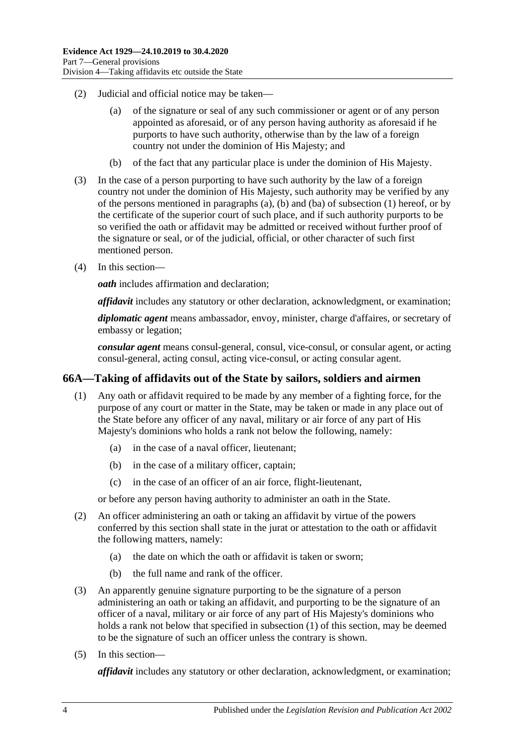(2) Judicial and official notice may be taken—

(a) of the signature or seal of any such commissioner or agent or of any person appointed as aforesaid, or of any person having authority as aforesaid if he purports to have such authority, otherwise than by the law of a foreign country not under the dominion of His Majesty; and

(b) of the fact that any particular place is under the dominion of His Majesty.

(3) In the case of a person purporting to have such authority by the law of a foreign country not under the dominion of His Majesty, such authority may be verified by any of the persons mentioned in paragraphs (a), (b) and (ba) of subsection (1) hereof, or by the certificate of the superior court of such place, and if such authority purports to be so verified the oath or affidavit may be admitted or received without further proof of the signature or seal, or of the judicial, official, or other character of such first mentioned person.

(4) In this section—

***oath*** includes affirmation and declaration;

***affidavit*** includes any statutory or other declaration, acknowledgment, or examination;

***diplomatic agent*** means ambassador, envoy, minister, charge d'affaires, or secretary of embassy or legation;

***consular agent*** means consul-general, consul, vice-consul, or consular agent, or acting consul-general, acting consul, acting vice-consul, or acting consular agent.

## 66A—Taking of affidavits out of the State by sailors, soldiers and airmen

(1) Any oath or affidavit required to be made by any member of a fighting force, for the purpose of any court or matter in the State, may be taken or made in any place out of the State before any officer of any naval, military or air force of any part of His Majesty's dominions who holds a rank not below the following, namely:

(a) in the case of a naval officer, lieutenant;

(b) in the case of a military officer, captain;

(c) in the case of an officer of an air force, flight-lieutenant,

or before any person having authority to administer an oath in the State.

(2) An officer administering an oath or taking an affidavit by virtue of the powers conferred by this section shall state in the jurat or attestation to the oath or affidavit the following matters, namely:

(a) the date on which the oath or affidavit is taken or sworn;

(b) the full name and rank of the officer.

(3) An apparently genuine signature purporting to be the signature of a person administering an oath or taking an affidavit, and purporting to be the signature of an officer of a naval, military or air force of any part of His Majesty's dominions who holds a rank not below that specified in subsection (1) of this section, may be deemed to be the signature of such an officer unless the contrary is shown.

(5) In this section—

***affidavit*** includes any statutory or other declaration, acknowledgment, or examination;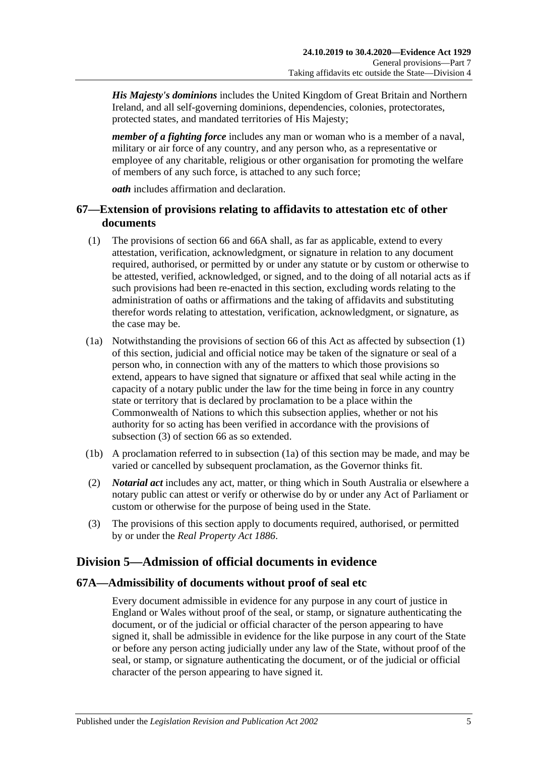***His Majesty's dominions*** includes the United Kingdom of Great Britain and Northern Ireland, and all self-governing dominions, dependencies, colonies, protectorates, protected states, and mandated territories of His Majesty;

***member of a fighting force*** includes any man or woman who is a member of a naval, military or air force of any country, and any person who, as a representative or employee of any charitable, religious or other organisation for promoting the welfare of members of any such force, is attached to any such force;

***oath*** includes affirmation and declaration.

## 67—Extension of provisions relating to affidavits to attestation etc of other documents

(1) The provisions of section 66 and 66A shall, as far as applicable, extend to every attestation, verification, acknowledgment, or signature in relation to any document required, authorised, or permitted by or under any statute or by custom or otherwise to be attested, verified, acknowledged, or signed, and to the doing of all notarial acts as if such provisions had been re-enacted in this section, excluding words relating to the administration of oaths or affirmations and the taking of affidavits and substituting therefor words relating to attestation, verification, acknowledgment, or signature, as the case may be.

(1a) Notwithstanding the provisions of section 66 of this Act as affected by subsection (1) of this section, judicial and official notice may be taken of the signature or seal of a person who, in connection with any of the matters to which those provisions so extend, appears to have signed that signature or affixed that seal while acting in the capacity of a notary public under the law for the time being in force in any country state or territory that is declared by proclamation to be a place within the Commonwealth of Nations to which this subsection applies, whether or not his authority for so acting has been verified in accordance with the provisions of subsection (3) of section 66 as so extended.

(1b) A proclamation referred to in subsection (1a) of this section may be made, and may be varied or cancelled by subsequent proclamation, as the Governor thinks fit.

(2) ***Notarial act*** includes any act, matter, or thing which in South Australia or elsewhere a notary public can attest or verify or otherwise do by or under any Act of Parliament or custom or otherwise for the purpose of being used in the State.

(3) The provisions of this section apply to documents required, authorised, or permitted by or under the *Real Property Act 1886*.

# Division 5—Admission of official documents in evidence

## 67A—Admissibility of documents without proof of seal etc

Every document admissible in evidence for any purpose in any court of justice in England or Wales without proof of the seal, or stamp, or signature authenticating the document, or of the judicial or official character of the person appearing to have signed it, shall be admissible in evidence for the like purpose in any court of the State or before any person acting judicially under any law of the State, without proof of the seal, or stamp, or signature authenticating the document, or of the judicial or official character of the person appearing to have signed it.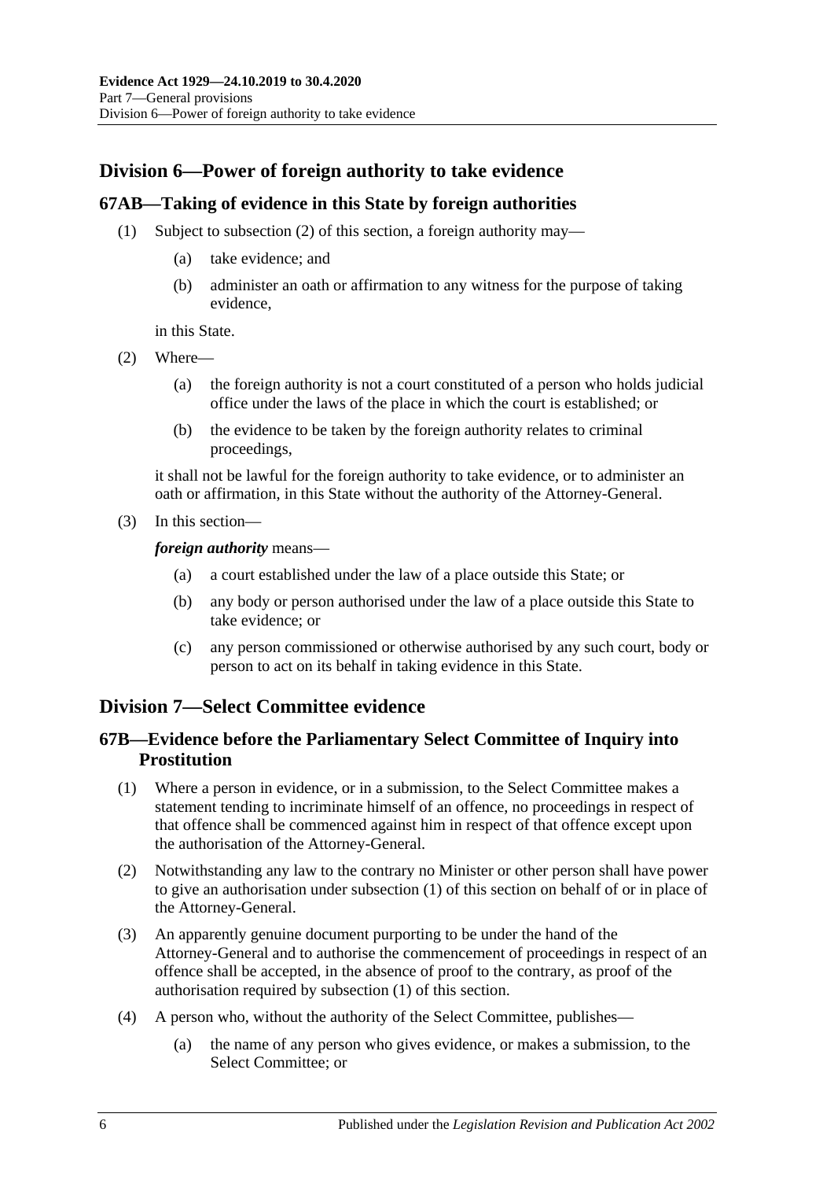## Division 6—Power of foreign authority to take evidence

### 67AB—Taking of evidence in this State by foreign authorities

(1) Subject to subsection (2) of this section, a foreign authority may—

(a) take evidence; and

(b) administer an oath or affirmation to any witness for the purpose of taking evidence,

in this State.

(2) Where—

(a) the foreign authority is not a court constituted of a person who holds judicial office under the laws of the place in which the court is established; or

(b) the evidence to be taken by the foreign authority relates to criminal proceedings,

it shall not be lawful for the foreign authority to take evidence, or to administer an oath or affirmation, in this State without the authority of the Attorney-General.

(3) In this section—

***foreign authority*** means—

(a) a court established under the law of a place outside this State; or

(b) any body or person authorised under the law of a place outside this State to take evidence; or

(c) any person commissioned or otherwise authorised by any such court, body or person to act on its behalf in taking evidence in this State.

## Division 7—Select Committee evidence

### 67B—Evidence before the Parliamentary Select Committee of Inquiry into Prostitution

(1) Where a person in evidence, or in a submission, to the Select Committee makes a statement tending to incriminate himself of an offence, no proceedings in respect of that offence shall be commenced against him in respect of that offence except upon the authorisation of the Attorney-General.

(2) Notwithstanding any law to the contrary no Minister or other person shall have power to give an authorisation under subsection (1) of this section on behalf of or in place of the Attorney-General.

(3) An apparently genuine document purporting to be under the hand of the Attorney-General and to authorise the commencement of proceedings in respect of an offence shall be accepted, in the absence of proof to the contrary, as proof of the authorisation required by subsection (1) of this section.

(4) A person who, without the authority of the Select Committee, publishes—

(a) the name of any person who gives evidence, or makes a submission, to the Select Committee; or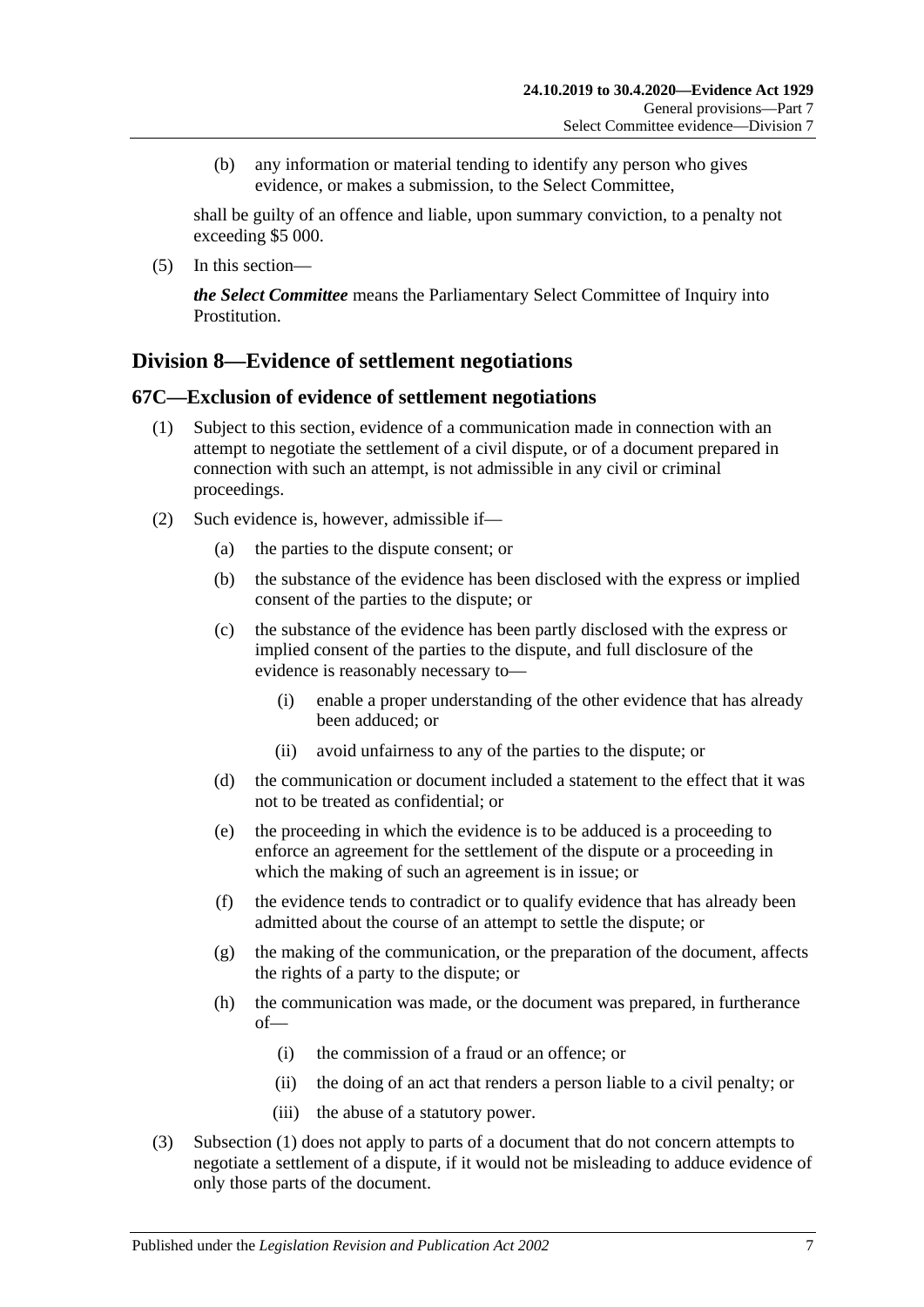(b) any information or material tending to identify any person who gives evidence, or makes a submission, to the Select Committee,

shall be guilty of an offence and liable, upon summary conviction, to a penalty not exceeding $5 000.

(5) In this section—

***the Select Committee*** means the Parliamentary Select Committee of Inquiry into Prostitution.

## Division 8—Evidence of settlement negotiations

### 67C—Exclusion of evidence of settlement negotiations

(1) Subject to this section, evidence of a communication made in connection with an attempt to negotiate the settlement of a civil dispute, or of a document prepared in connection with such an attempt, is not admissible in any civil or criminal proceedings.

(2) Such evidence is, however, admissible if—

(a) the parties to the dispute consent; or

(b) the substance of the evidence has been disclosed with the express or implied consent of the parties to the dispute; or

(c) the substance of the evidence has been partly disclosed with the express or implied consent of the parties to the dispute, and full disclosure of the evidence is reasonably necessary to—

(i) enable a proper understanding of the other evidence that has already been adduced; or

(ii) avoid unfairness to any of the parties to the dispute; or

(d) the communication or document included a statement to the effect that it was not to be treated as confidential; or

(e) the proceeding in which the evidence is to be adduced is a proceeding to enforce an agreement for the settlement of the dispute or a proceeding in which the making of such an agreement is in issue; or

(f) the evidence tends to contradict or to qualify evidence that has already been admitted about the course of an attempt to settle the dispute; or

(g) the making of the communication, or the preparation of the document, affects the rights of a party to the dispute; or

(h) the communication was made, or the document was prepared, in furtherance of—

(i) the commission of a fraud or an offence; or

(ii) the doing of an act that renders a person liable to a civil penalty; or

(iii) the abuse of a statutory power.

(3) Subsection (1) does not apply to parts of a document that do not concern attempts to negotiate a settlement of a dispute, if it would not be misleading to adduce evidence of only those parts of the document.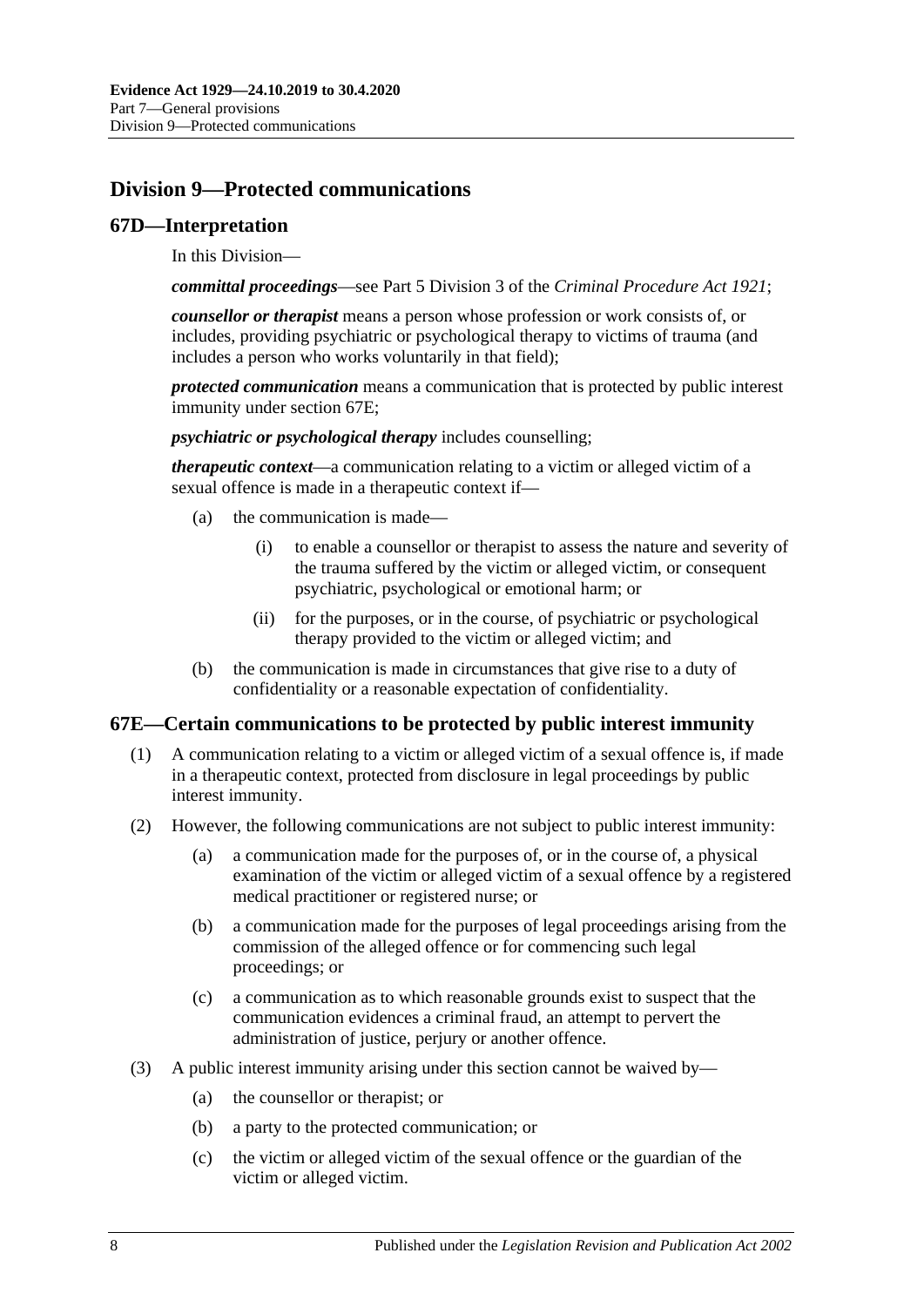## Division 9—Protected communications

### 67D—Interpretation

In this Division—

***committal proceedings***—see Part 5 Division 3 of the *Criminal Procedure Act 1921*;

***counsellor or therapist*** means a person whose profession or work consists of, or includes, providing psychiatric or psychological therapy to victims of trauma (and includes a person who works voluntarily in that field);

***protected communication*** means a communication that is protected by public interest immunity under section 67E;

***psychiatric or psychological therapy*** includes counselling;

***therapeutic context***—a communication relating to a victim or alleged victim of a sexual offence is made in a therapeutic context if—

- (a) the communication is made—
  - (i) to enable a counsellor or therapist to assess the nature and severity of the trauma suffered by the victim or alleged victim, or consequent psychiatric, psychological or emotional harm; or
  - (ii) for the purposes, or in the course, of psychiatric or psychological therapy provided to the victim or alleged victim; and
- (b) the communication is made in circumstances that give rise to a duty of confidentiality or a reasonable expectation of confidentiality.

### 67E—Certain communications to be protected by public interest immunity

(1) A communication relating to a victim or alleged victim of a sexual offence is, if made in a therapeutic context, protected from disclosure in legal proceedings by public interest immunity.

(2) However, the following communications are not subject to public interest immunity:

- (a) a communication made for the purposes of, or in the course of, a physical examination of the victim or alleged victim of a sexual offence by a registered medical practitioner or registered nurse; or
- (b) a communication made for the purposes of legal proceedings arising from the commission of the alleged offence or for commencing such legal proceedings; or
- (c) a communication as to which reasonable grounds exist to suspect that the communication evidences a criminal fraud, an attempt to pervert the administration of justice, perjury or another offence.

(3) A public interest immunity arising under this section cannot be waived by—

- (a) the counsellor or therapist; or
- (b) a party to the protected communication; or
- (c) the victim or alleged victim of the sexual offence or the guardian of the victim or alleged victim.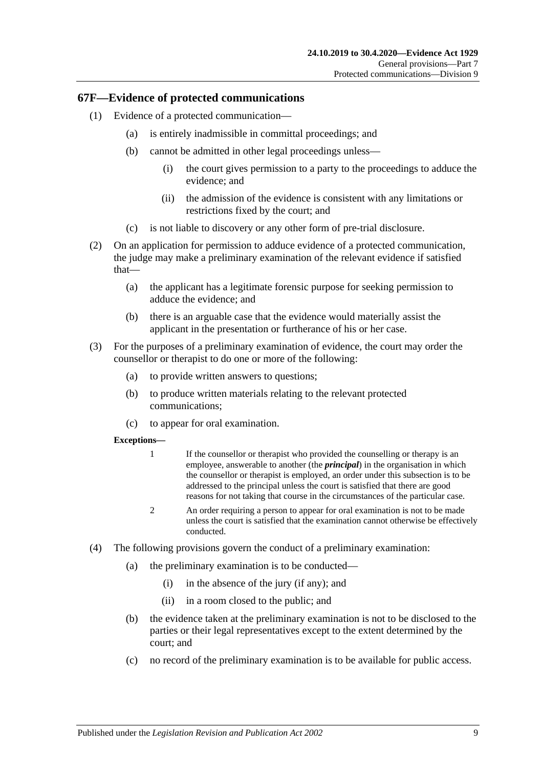## 67F—Evidence of protected communications

(1) Evidence of a protected communication—

(a) is entirely inadmissible in committal proceedings; and

(b) cannot be admitted in other legal proceedings unless—

(i) the court gives permission to a party to the proceedings to adduce the evidence; and

(ii) the admission of the evidence is consistent with any limitations or restrictions fixed by the court; and

(c) is not liable to discovery or any other form of pre-trial disclosure.

(2) On an application for permission to adduce evidence of a protected communication, the judge may make a preliminary examination of the relevant evidence if satisfied that—

(a) the applicant has a legitimate forensic purpose for seeking permission to adduce the evidence; and

(b) there is an arguable case that the evidence would materially assist the applicant in the presentation or furtherance of his or her case.

(3) For the purposes of a preliminary examination of evidence, the court may order the counsellor or therapist to do one or more of the following:

(a) to provide written answers to questions;

(b) to produce written materials relating to the relevant protected communications;

(c) to appear for oral examination.

**Exceptions—**

1 If the counsellor or therapist who provided the counselling or therapy is an employee, answerable to another (the ***principal***) in the organisation in which the counsellor or therapist is employed, an order under this subsection is to be addressed to the principal unless the court is satisfied that there are good reasons for not taking that course in the circumstances of the particular case.

2 An order requiring a person to appear for oral examination is not to be made unless the court is satisfied that the examination cannot otherwise be effectively conducted.

(4) The following provisions govern the conduct of a preliminary examination:

(a) the preliminary examination is to be conducted—

(i) in the absence of the jury (if any); and

(ii) in a room closed to the public; and

(b) the evidence taken at the preliminary examination is not to be disclosed to the parties or their legal representatives except to the extent determined by the court; and

(c) no record of the preliminary examination is to be available for public access.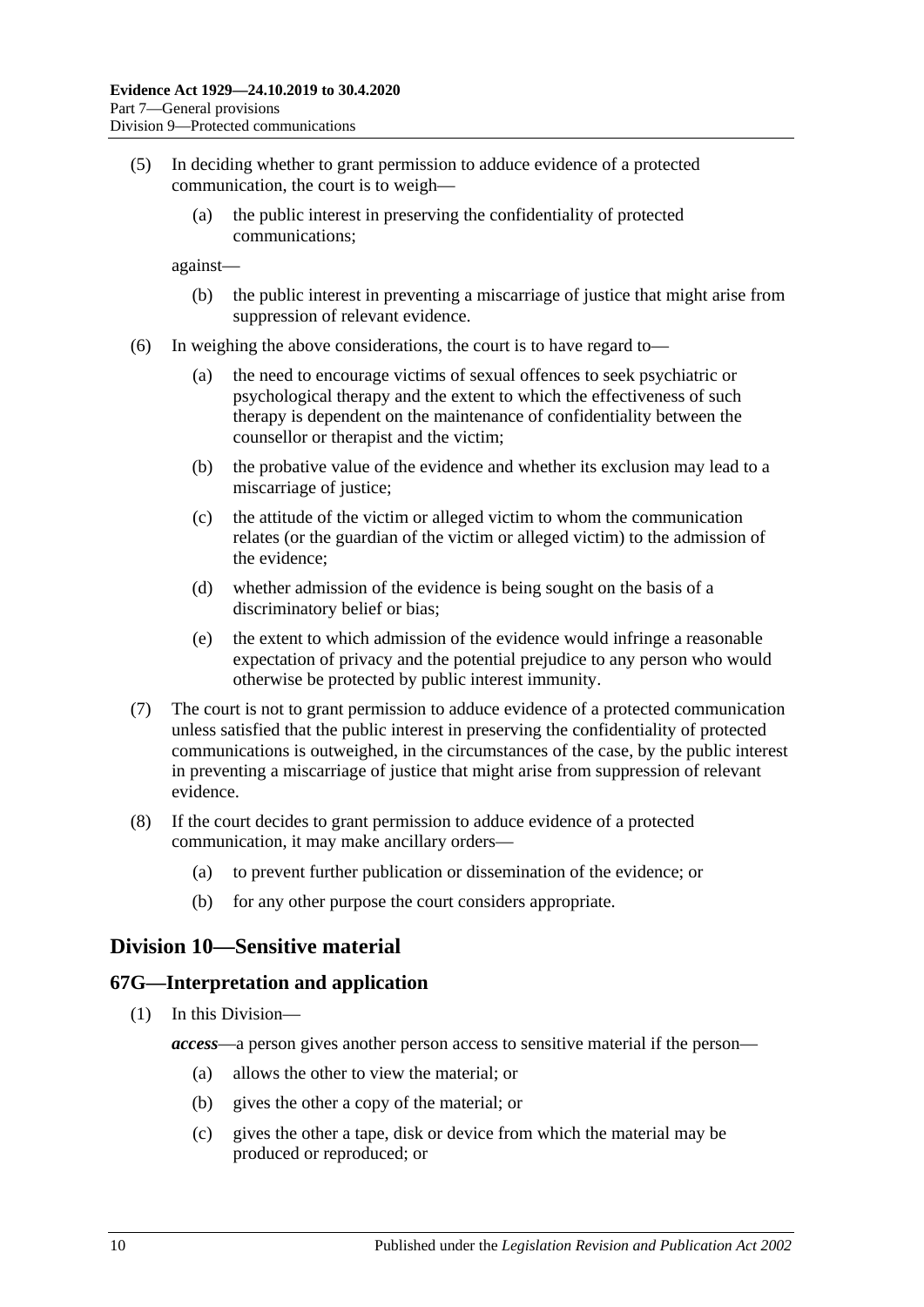(5) In deciding whether to grant permission to adduce evidence of a protected communication, the court is to weigh—

(a) the public interest in preserving the confidentiality of protected communications;

against—

(b) the public interest in preventing a miscarriage of justice that might arise from suppression of relevant evidence.

(6) In weighing the above considerations, the court is to have regard to—

(a) the need to encourage victims of sexual offences to seek psychiatric or psychological therapy and the extent to which the effectiveness of such therapy is dependent on the maintenance of confidentiality between the counsellor or therapist and the victim;

(b) the probative value of the evidence and whether its exclusion may lead to a miscarriage of justice;

(c) the attitude of the victim or alleged victim to whom the communication relates (or the guardian of the victim or alleged victim) to the admission of the evidence;

(d) whether admission of the evidence is being sought on the basis of a discriminatory belief or bias;

(e) the extent to which admission of the evidence would infringe a reasonable expectation of privacy and the potential prejudice to any person who would otherwise be protected by public interest immunity.

(7) The court is not to grant permission to adduce evidence of a protected communication unless satisfied that the public interest in preserving the confidentiality of protected communications is outweighed, in the circumstances of the case, by the public interest in preventing a miscarriage of justice that might arise from suppression of relevant evidence.

(8) If the court decides to grant permission to adduce evidence of a protected communication, it may make ancillary orders—

(a) to prevent further publication or dissemination of the evidence; or

(b) for any other purpose the court considers appropriate.

## Division 10—Sensitive material

### 67G—Interpretation and application

(1) In this Division—

***access***—a person gives another person access to sensitive material if the person—

(a) allows the other to view the material; or

(b) gives the other a copy of the material; or

(c) gives the other a tape, disk or device from which the material may be produced or reproduced; or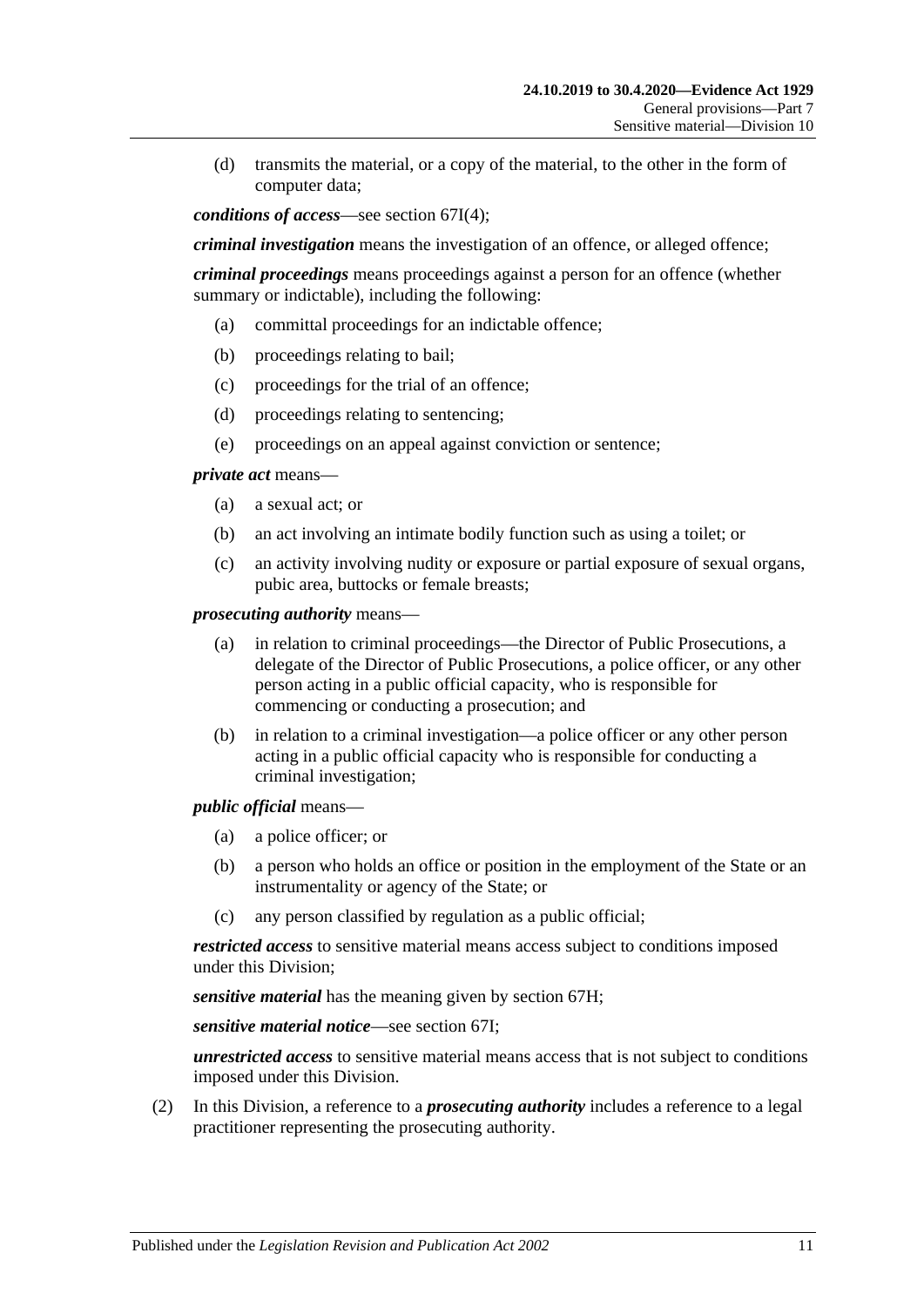(d) transmits the material, or a copy of the material, to the other in the form of computer data;

***conditions of access***—see section 67I(4);

***criminal investigation*** means the investigation of an offence, or alleged offence;

***criminal proceedings*** means proceedings against a person for an offence (whether summary or indictable), including the following:

(a) committal proceedings for an indictable offence;

(b) proceedings relating to bail;

(c) proceedings for the trial of an offence;

(d) proceedings relating to sentencing;

(e) proceedings on an appeal against conviction or sentence;

***private act*** means—

(a) a sexual act; or

(b) an act involving an intimate bodily function such as using a toilet; or

(c) an activity involving nudity or exposure or partial exposure of sexual organs, pubic area, buttocks or female breasts;

***prosecuting authority*** means—

(a) in relation to criminal proceedings—the Director of Public Prosecutions, a delegate of the Director of Public Prosecutions, a police officer, or any other person acting in a public official capacity, who is responsible for commencing or conducting a prosecution; and

(b) in relation to a criminal investigation—a police officer or any other person acting in a public official capacity who is responsible for conducting a criminal investigation;

***public official*** means—

(a) a police officer; or

(b) a person who holds an office or position in the employment of the State or an instrumentality or agency of the State; or

(c) any person classified by regulation as a public official;

***restricted access*** to sensitive material means access subject to conditions imposed under this Division;

***sensitive material*** has the meaning given by section 67H;

***sensitive material notice***—see section 67I;

***unrestricted access*** to sensitive material means access that is not subject to conditions imposed under this Division.

(2) In this Division, a reference to a ***prosecuting authority*** includes a reference to a legal practitioner representing the prosecuting authority.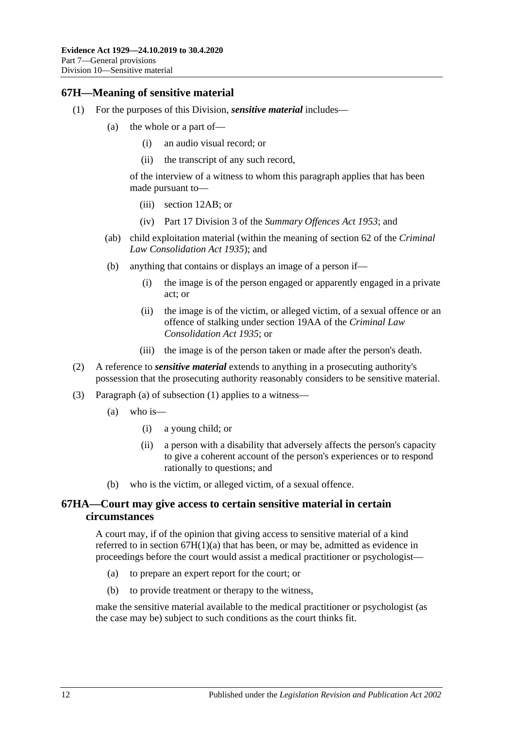## 67H—Meaning of sensitive material

(1) For the purposes of this Division, ***sensitive material*** includes—

(a) the whole or a part of—

(i) an audio visual record; or

(ii) the transcript of any such record,

of the interview of a witness to whom this paragraph applies that has been made pursuant to—

(iii) section 12AB; or

(iv) Part 17 Division 3 of the *Summary Offences Act 1953*; and

(ab) child exploitation material (within the meaning of section 62 of the *Criminal Law Consolidation Act 1935*); and

(b) anything that contains or displays an image of a person if—

(i) the image is of the person engaged or apparently engaged in a private act; or

(ii) the image is of the victim, or alleged victim, of a sexual offence or an offence of stalking under section 19AA of the *Criminal Law Consolidation Act 1935*; or

(iii) the image is of the person taken or made after the person's death.

(2) A reference to ***sensitive material*** extends to anything in a prosecuting authority's possession that the prosecuting authority reasonably considers to be sensitive material.

(3) Paragraph (a) of subsection (1) applies to a witness—

(a) who is—

(i) a young child; or

(ii) a person with a disability that adversely affects the person's capacity to give a coherent account of the person's experiences or to respond rationally to questions; and

(b) who is the victim, or alleged victim, of a sexual offence.

## 67HA—Court may give access to certain sensitive material in certain circumstances

A court may, if of the opinion that giving access to sensitive material of a kind referred to in section 67H(1)(a) that has been, or may be, admitted as evidence in proceedings before the court would assist a medical practitioner or psychologist—

(a) to prepare an expert report for the court; or

(b) to provide treatment or therapy to the witness,

make the sensitive material available to the medical practitioner or psychologist (as the case may be) subject to such conditions as the court thinks fit.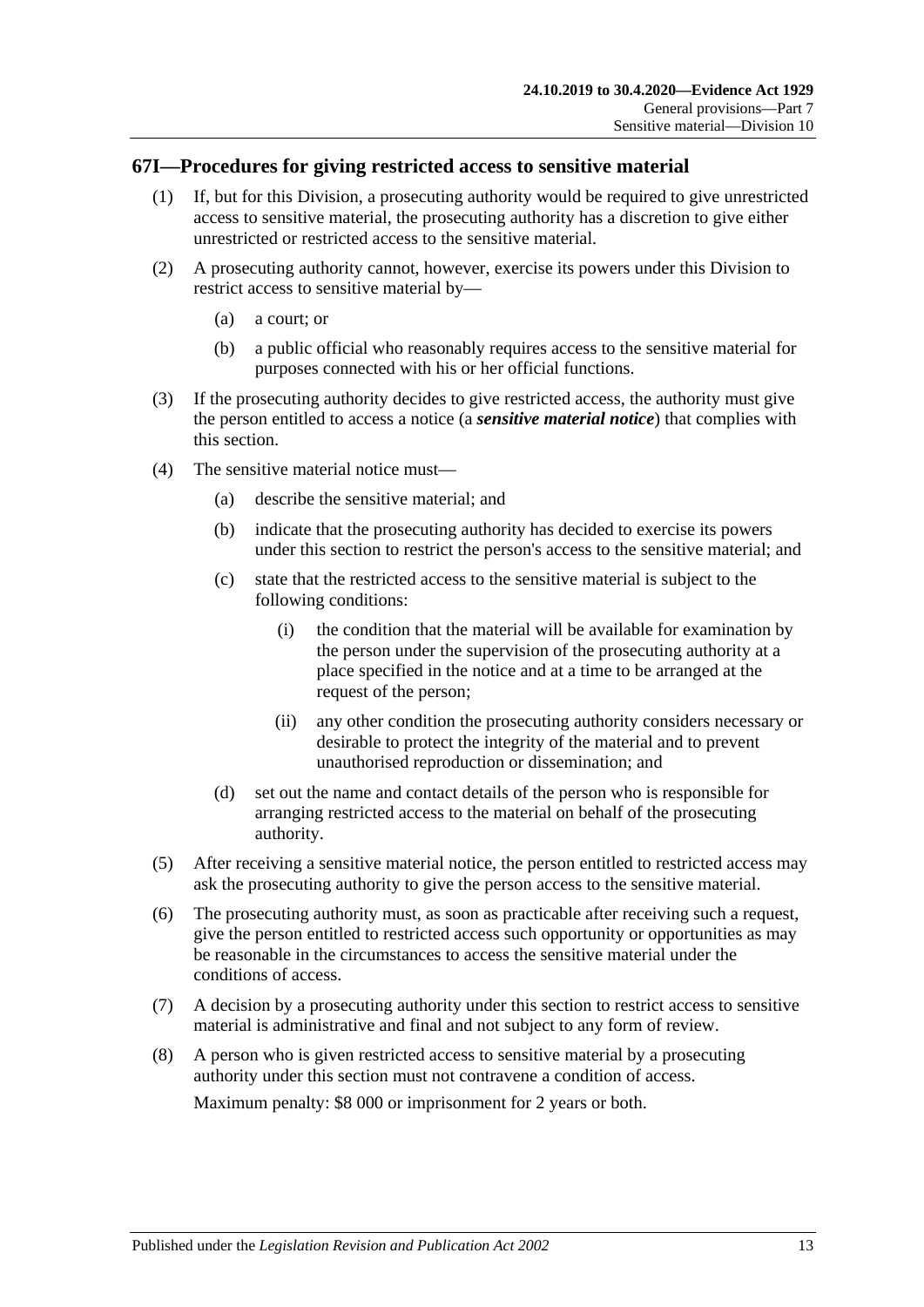## 67I—Procedures for giving restricted access to sensitive material

(1) If, but for this Division, a prosecuting authority would be required to give unrestricted access to sensitive material, the prosecuting authority has a discretion to give either unrestricted or restricted access to the sensitive material.

(2) A prosecuting authority cannot, however, exercise its powers under this Division to restrict access to sensitive material by—

- (a) a court; or
- (b) a public official who reasonably requires access to the sensitive material for purposes connected with his or her official functions.

(3) If the prosecuting authority decides to give restricted access, the authority must give the person entitled to access a notice (a ***sensitive material notice***) that complies with this section.

(4) The sensitive material notice must—

- (a) describe the sensitive material; and
- (b) indicate that the prosecuting authority has decided to exercise its powers under this section to restrict the person's access to the sensitive material; and
- (c) state that the restricted access to the sensitive material is subject to the following conditions:
  - (i) the condition that the material will be available for examination by the person under the supervision of the prosecuting authority at a place specified in the notice and at a time to be arranged at the request of the person;
  - (ii) any other condition the prosecuting authority considers necessary or desirable to protect the integrity of the material and to prevent unauthorised reproduction or dissemination; and
- (d) set out the name and contact details of the person who is responsible for arranging restricted access to the material on behalf of the prosecuting authority.

(5) After receiving a sensitive material notice, the person entitled to restricted access may ask the prosecuting authority to give the person access to the sensitive material.

(6) The prosecuting authority must, as soon as practicable after receiving such a request, give the person entitled to restricted access such opportunity or opportunities as may be reasonable in the circumstances to access the sensitive material under the conditions of access.

(7) A decision by a prosecuting authority under this section to restrict access to sensitive material is administrative and final and not subject to any form of review.

(8) A person who is given restricted access to sensitive material by a prosecuting authority under this section must not contravene a condition of access.

Maximum penalty: $8 000 or imprisonment for 2 years or both.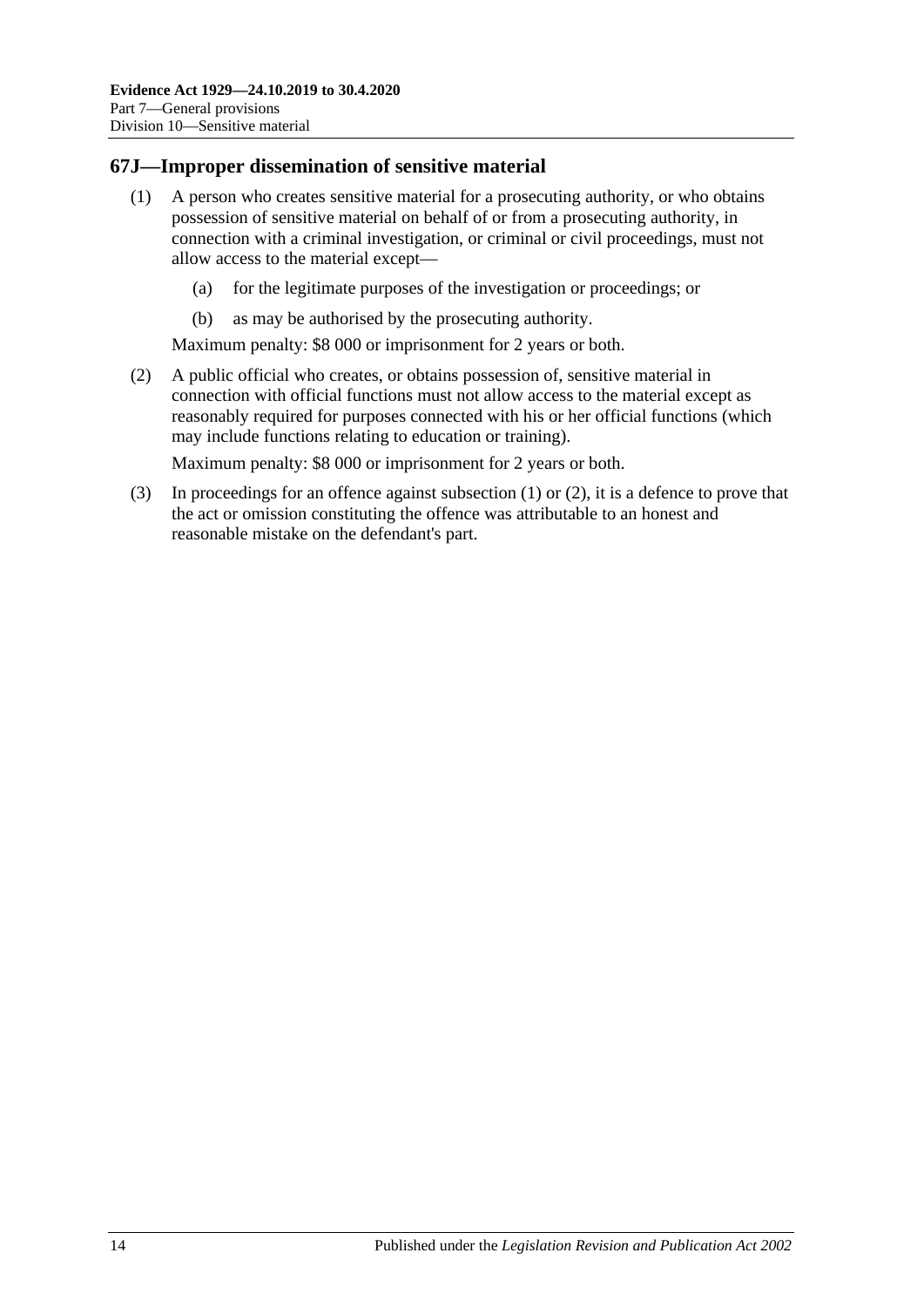## 67J—Improper dissemination of sensitive material

(1) A person who creates sensitive material for a prosecuting authority, or who obtains possession of sensitive material on behalf of or from a prosecuting authority, in connection with a criminal investigation, or criminal or civil proceedings, must not allow access to the material except—

(a) for the legitimate purposes of the investigation or proceedings; or

(b) as may be authorised by the prosecuting authority.

Maximum penalty: $8 000 or imprisonment for 2 years or both.

(2) A public official who creates, or obtains possession of, sensitive material in connection with official functions must not allow access to the material except as reasonably required for purposes connected with his or her official functions (which may include functions relating to education or training).

Maximum penalty: $8 000 or imprisonment for 2 years or both.

(3) In proceedings for an offence against subsection (1) or (2), it is a defence to prove that the act or omission constituting the offence was attributable to an honest and reasonable mistake on the defendant's part.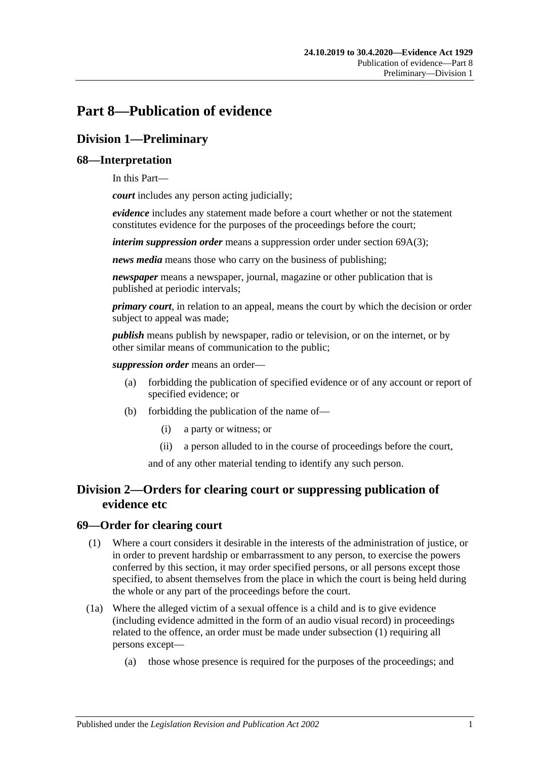# Part 8—Publication of evidence

## Division 1—Preliminary

### 68—Interpretation

In this Part—

***court*** includes any person acting judicially;

***evidence*** includes any statement made before a court whether or not the statement constitutes evidence for the purposes of the proceedings before the court;

***interim suppression order*** means a suppression order under section 69A(3);

***news media*** means those who carry on the business of publishing;

***newspaper*** means a newspaper, journal, magazine or other publication that is published at periodic intervals;

***primary court***, in relation to an appeal, means the court by which the decision or order subject to appeal was made;

***publish*** means publish by newspaper, radio or television, or on the internet, or by other similar means of communication to the public;

***suppression order*** means an order—

(a) forbidding the publication of specified evidence or of any account or report of specified evidence; or

(b) forbidding the publication of the name of—

(i) a party or witness; or

(ii) a person alluded to in the course of proceedings before the court,

and of any other material tending to identify any such person.

## Division 2—Orders for clearing court or suppressing publication of evidence etc

### 69—Order for clearing court

(1) Where a court considers it desirable in the interests of the administration of justice, or in order to prevent hardship or embarrassment to any person, to exercise the powers conferred by this section, it may order specified persons, or all persons except those specified, to absent themselves from the place in which the court is being held during the whole or any part of the proceedings before the court.

(1a) Where the alleged victim of a sexual offence is a child and is to give evidence (including evidence admitted in the form of an audio visual record) in proceedings related to the offence, an order must be made under subsection (1) requiring all persons except—

(a) those whose presence is required for the purposes of the proceedings; and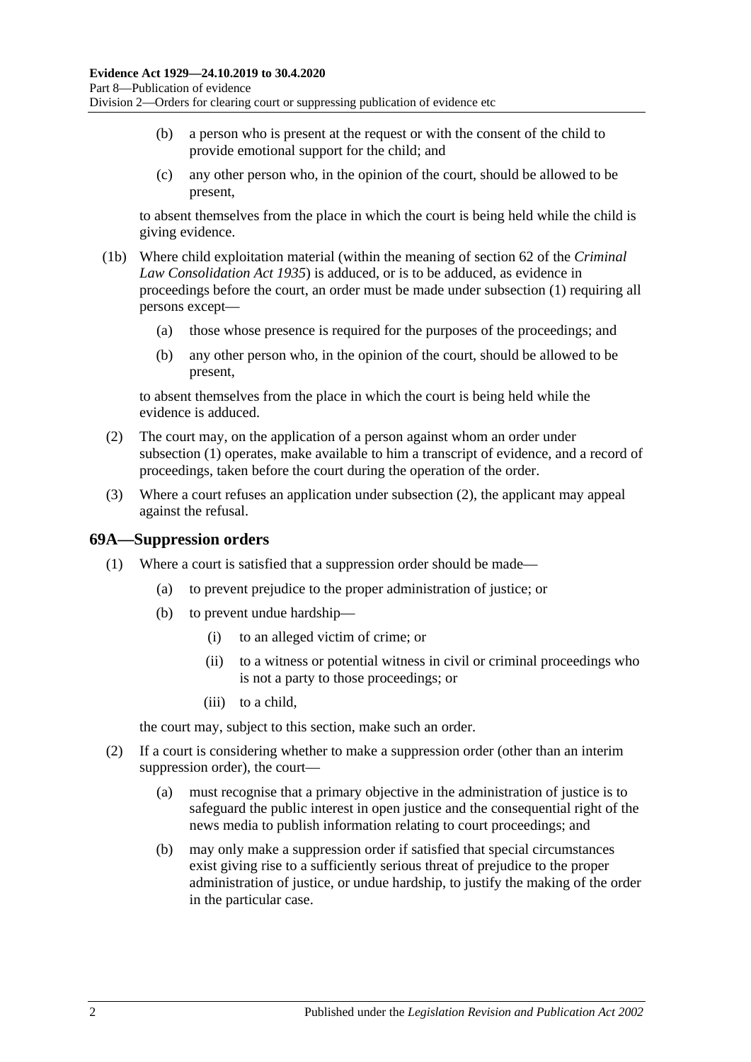(b) a person who is present at the request or with the consent of the child to provide emotional support for the child; and

(c) any other person who, in the opinion of the court, should be allowed to be present,

to absent themselves from the place in which the court is being held while the child is giving evidence.

(1b) Where child exploitation material (within the meaning of section 62 of the *Criminal Law Consolidation Act 1935*) is adduced, or is to be adduced, as evidence in proceedings before the court, an order must be made under subsection (1) requiring all persons except—

(a) those whose presence is required for the purposes of the proceedings; and

(b) any other person who, in the opinion of the court, should be allowed to be present,

to absent themselves from the place in which the court is being held while the evidence is adduced.

(2) The court may, on the application of a person against whom an order under subsection (1) operates, make available to him a transcript of evidence, and a record of proceedings, taken before the court during the operation of the order.

(3) Where a court refuses an application under subsection (2), the applicant may appeal against the refusal.

## 69A—Suppression orders

(1) Where a court is satisfied that a suppression order should be made—

(a) to prevent prejudice to the proper administration of justice; or

(b) to prevent undue hardship—

(i) to an alleged victim of crime; or

(ii) to a witness or potential witness in civil or criminal proceedings who is not a party to those proceedings; or

(iii) to a child,

the court may, subject to this section, make such an order.

(2) If a court is considering whether to make a suppression order (other than an interim suppression order), the court—

(a) must recognise that a primary objective in the administration of justice is to safeguard the public interest in open justice and the consequential right of the news media to publish information relating to court proceedings; and

(b) may only make a suppression order if satisfied that special circumstances exist giving rise to a sufficiently serious threat of prejudice to the proper administration of justice, or undue hardship, to justify the making of the order in the particular case.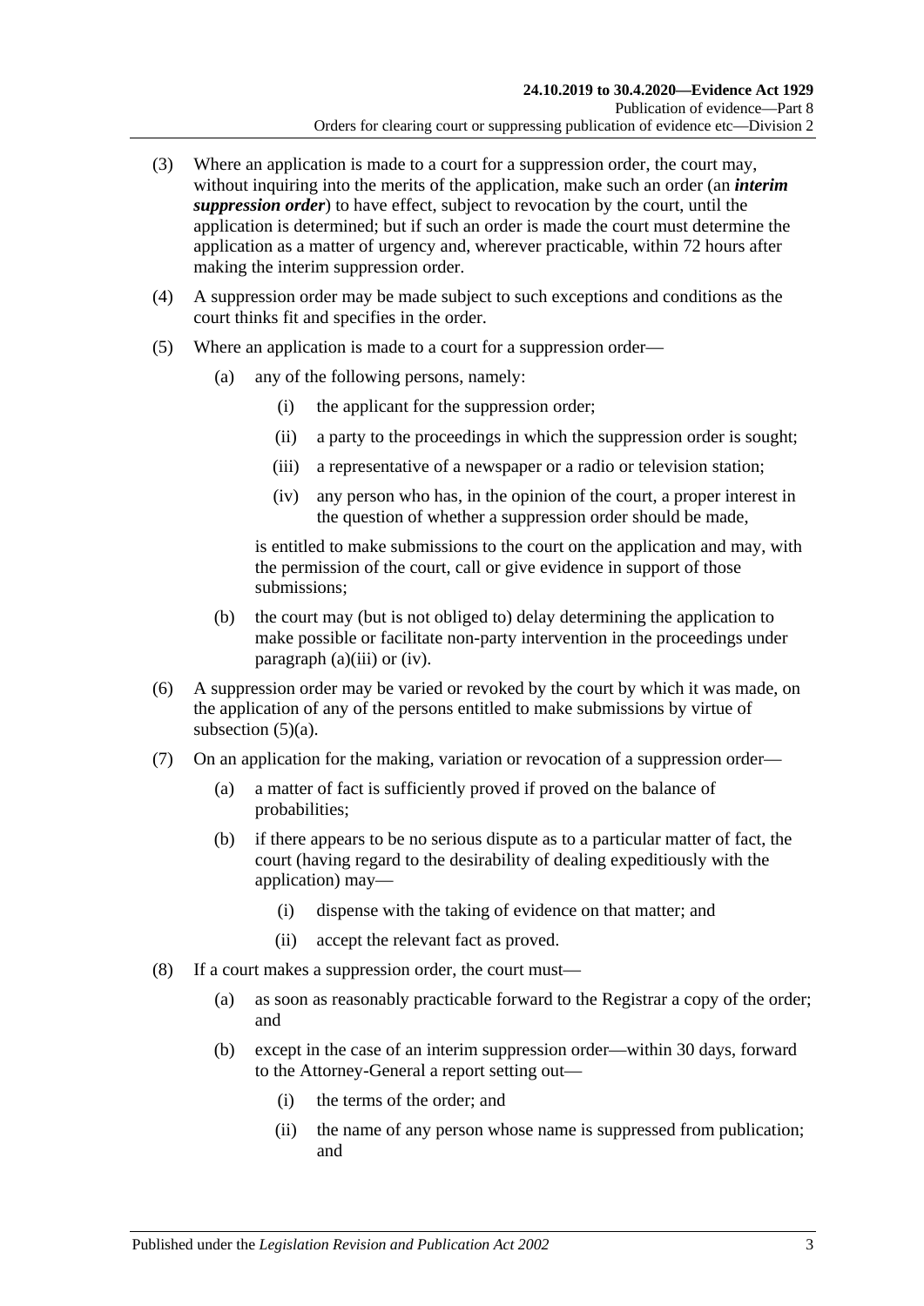(3) Where an application is made to a court for a suppression order, the court may, without inquiring into the merits of the application, make such an order (an ***interim suppression order***) to have effect, subject to revocation by the court, until the application is determined; but if such an order is made the court must determine the application as a matter of urgency and, wherever practicable, within 72 hours after making the interim suppression order.

(4) A suppression order may be made subject to such exceptions and conditions as the court thinks fit and specifies in the order.

(5) Where an application is made to a court for a suppression order—

(a) any of the following persons, namely:

(i) the applicant for the suppression order;

(ii) a party to the proceedings in which the suppression order is sought;

(iii) a representative of a newspaper or a radio or television station;

(iv) any person who has, in the opinion of the court, a proper interest in the question of whether a suppression order should be made,

is entitled to make submissions to the court on the application and may, with the permission of the court, call or give evidence in support of those submissions;

(b) the court may (but is not obliged to) delay determining the application to make possible or facilitate non-party intervention in the proceedings under paragraph (a)(iii) or (iv).

(6) A suppression order may be varied or revoked by the court by which it was made, on the application of any of the persons entitled to make submissions by virtue of subsection (5)(a).

(7) On an application for the making, variation or revocation of a suppression order—

(a) a matter of fact is sufficiently proved if proved on the balance of probabilities;

(b) if there appears to be no serious dispute as to a particular matter of fact, the court (having regard to the desirability of dealing expeditiously with the application) may—

(i) dispense with the taking of evidence on that matter; and

(ii) accept the relevant fact as proved.

(8) If a court makes a suppression order, the court must—

(a) as soon as reasonably practicable forward to the Registrar a copy of the order; and

(b) except in the case of an interim suppression order—within 30 days, forward to the Attorney-General a report setting out—

(i) the terms of the order; and

(ii) the name of any person whose name is suppressed from publication; and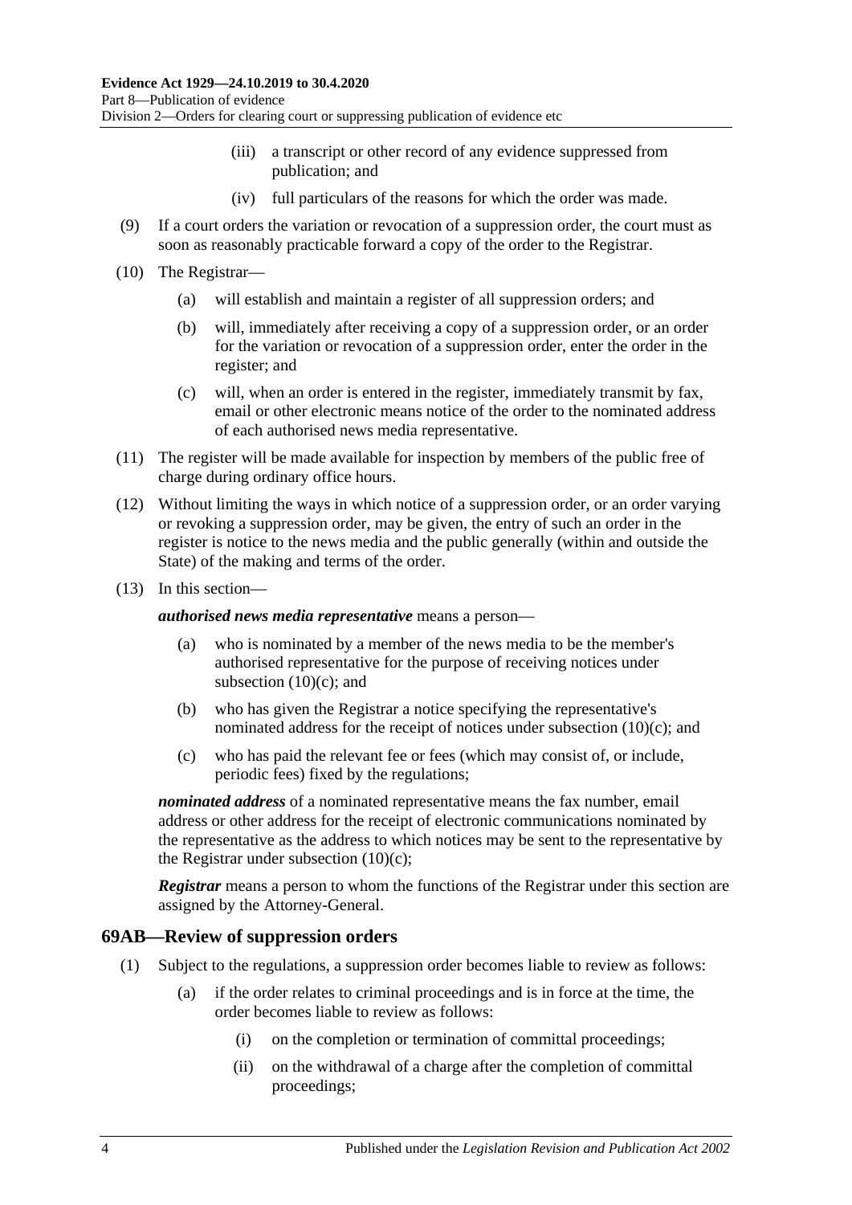(iii) a transcript or other record of any evidence suppressed from publication; and

(iv) full particulars of the reasons for which the order was made.

(9) If a court orders the variation or revocation of a suppression order, the court must as soon as reasonably practicable forward a copy of the order to the Registrar.

(10) The Registrar—

(a) will establish and maintain a register of all suppression orders; and

(b) will, immediately after receiving a copy of a suppression order, or an order for the variation or revocation of a suppression order, enter the order in the register; and

(c) will, when an order is entered in the register, immediately transmit by fax, email or other electronic means notice of the order to the nominated address of each authorised news media representative.

(11) The register will be made available for inspection by members of the public free of charge during ordinary office hours.

(12) Without limiting the ways in which notice of a suppression order, or an order varying or revoking a suppression order, may be given, the entry of such an order in the register is notice to the news media and the public generally (within and outside the State) of the making and terms of the order.

(13) In this section—

***authorised news media representative*** means a person—

(a) who is nominated by a member of the news media to be the member's authorised representative for the purpose of receiving notices under subsection (10)(c); and

(b) who has given the Registrar a notice specifying the representative's nominated address for the receipt of notices under subsection (10)(c); and

(c) who has paid the relevant fee or fees (which may consist of, or include, periodic fees) fixed by the regulations;

***nominated address*** of a nominated representative means the fax number, email address or other address for the receipt of electronic communications nominated by the representative as the address to which notices may be sent to the representative by the Registrar under subsection (10)(c);

***Registrar*** means a person to whom the functions of the Registrar under this section are assigned by the Attorney-General.

## 69AB—Review of suppression orders

(1) Subject to the regulations, a suppression order becomes liable to review as follows:

(a) if the order relates to criminal proceedings and is in force at the time, the order becomes liable to review as follows:

(i) on the completion or termination of committal proceedings;

(ii) on the withdrawal of a charge after the completion of committal proceedings;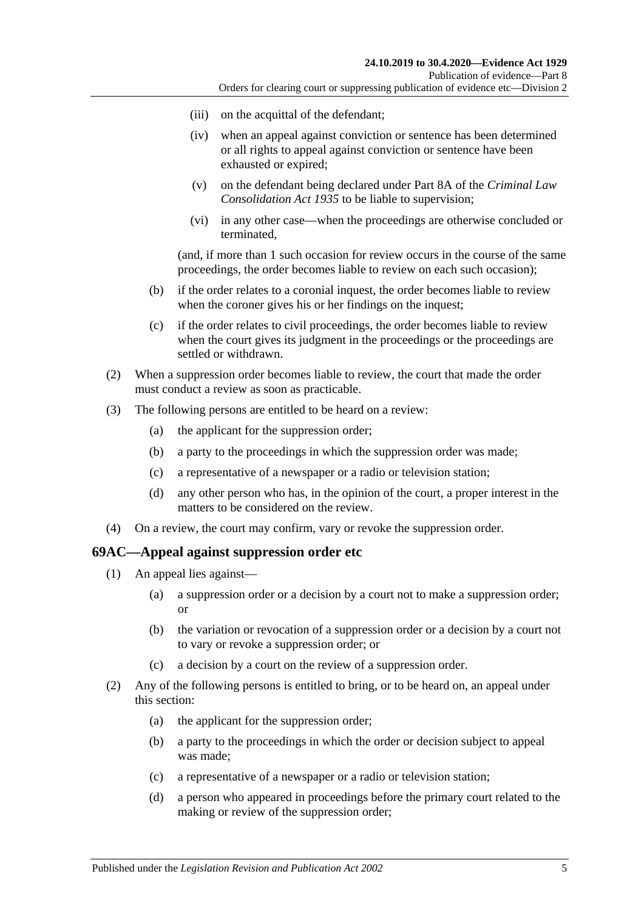(iii) on the acquittal of the defendant;

(iv) when an appeal against conviction or sentence has been determined or all rights to appeal against conviction or sentence have been exhausted or expired;

(v) on the defendant being declared under Part 8A of the *Criminal Law Consolidation Act 1935* to be liable to supervision;

(vi) in any other case—when the proceedings are otherwise concluded or terminated,

(and, if more than 1 such occasion for review occurs in the course of the same proceedings, the order becomes liable to review on each such occasion);

(b) if the order relates to a coronial inquest, the order becomes liable to review when the coroner gives his or her findings on the inquest;

(c) if the order relates to civil proceedings, the order becomes liable to review when the court gives its judgment in the proceedings or the proceedings are settled or withdrawn.

(2) When a suppression order becomes liable to review, the court that made the order must conduct a review as soon as practicable.

(3) The following persons are entitled to be heard on a review:

(a) the applicant for the suppression order;

(b) a party to the proceedings in which the suppression order was made;

(c) a representative of a newspaper or a radio or television station;

(d) any other person who has, in the opinion of the court, a proper interest in the matters to be considered on the review.

(4) On a review, the court may confirm, vary or revoke the suppression order.

## 69AC—Appeal against suppression order etc

(1) An appeal lies against—

(a) a suppression order or a decision by a court not to make a suppression order; or

(b) the variation or revocation of a suppression order or a decision by a court not to vary or revoke a suppression order; or

(c) a decision by a court on the review of a suppression order.

(2) Any of the following persons is entitled to bring, or to be heard on, an appeal under this section:

(a) the applicant for the suppression order;

(b) a party to the proceedings in which the order or decision subject to appeal was made;

(c) a representative of a newspaper or a radio or television station;

(d) a person who appeared in proceedings before the primary court related to the making or review of the suppression order;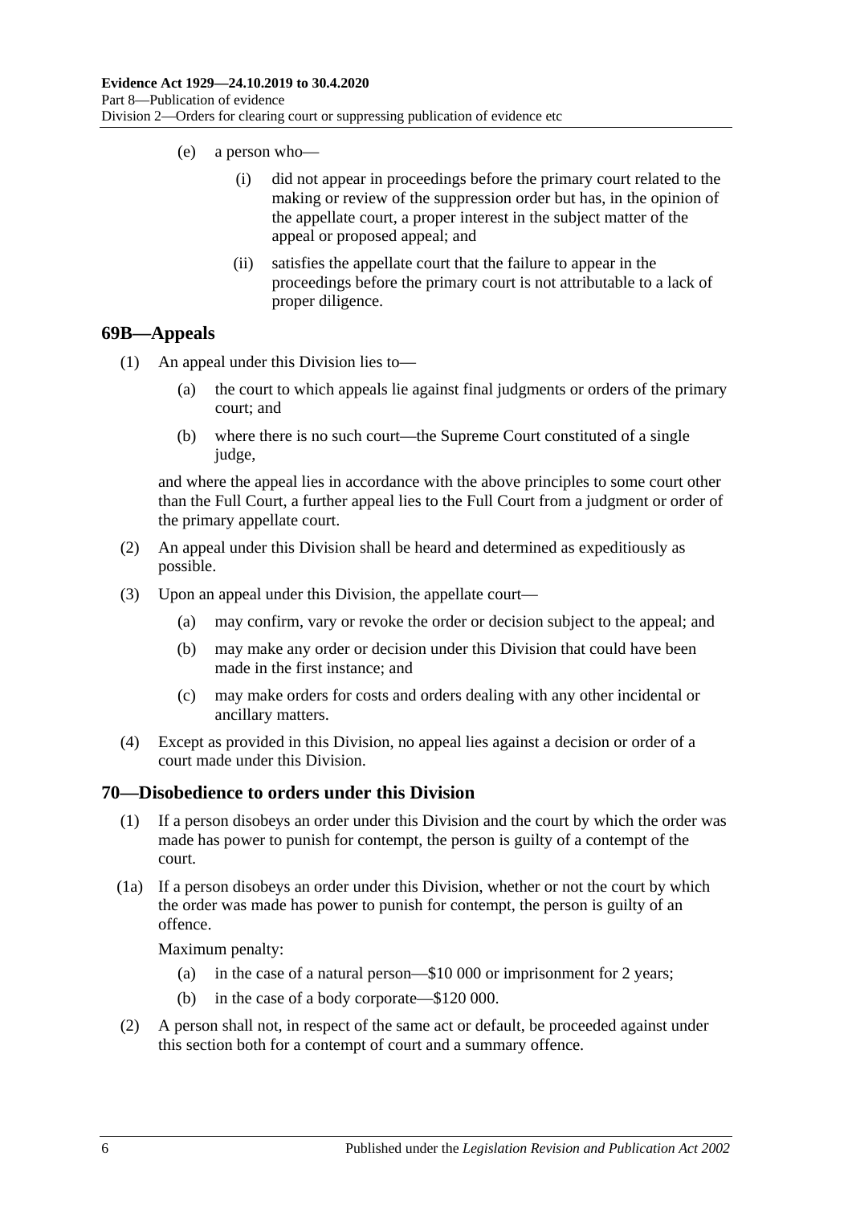(e) a person who—

(i) did not appear in proceedings before the primary court related to the making or review of the suppression order but has, in the opinion of the appellate court, a proper interest in the subject matter of the appeal or proposed appeal; and

(ii) satisfies the appellate court that the failure to appear in the proceedings before the primary court is not attributable to a lack of proper diligence.

## 69B—Appeals

(1) An appeal under this Division lies to—

(a) the court to which appeals lie against final judgments or orders of the primary court; and

(b) where there is no such court—the Supreme Court constituted of a single judge,

and where the appeal lies in accordance with the above principles to some court other than the Full Court, a further appeal lies to the Full Court from a judgment or order of the primary appellate court.

(2) An appeal under this Division shall be heard and determined as expeditiously as possible.

(3) Upon an appeal under this Division, the appellate court—

(a) may confirm, vary or revoke the order or decision subject to the appeal; and

(b) may make any order or decision under this Division that could have been made in the first instance; and

(c) may make orders for costs and orders dealing with any other incidental or ancillary matters.

(4) Except as provided in this Division, no appeal lies against a decision or order of a court made under this Division.

## 70—Disobedience to orders under this Division

(1) If a person disobeys an order under this Division and the court by which the order was made has power to punish for contempt, the person is guilty of a contempt of the court.

(1a) If a person disobeys an order under this Division, whether or not the court by which the order was made has power to punish for contempt, the person is guilty of an offence.

Maximum penalty:

(a) in the case of a natural person—$10 000 or imprisonment for 2 years;

(b) in the case of a body corporate—$120 000.

(2) A person shall not, in respect of the same act or default, be proceeded against under this section both for a contempt of court and a summary offence.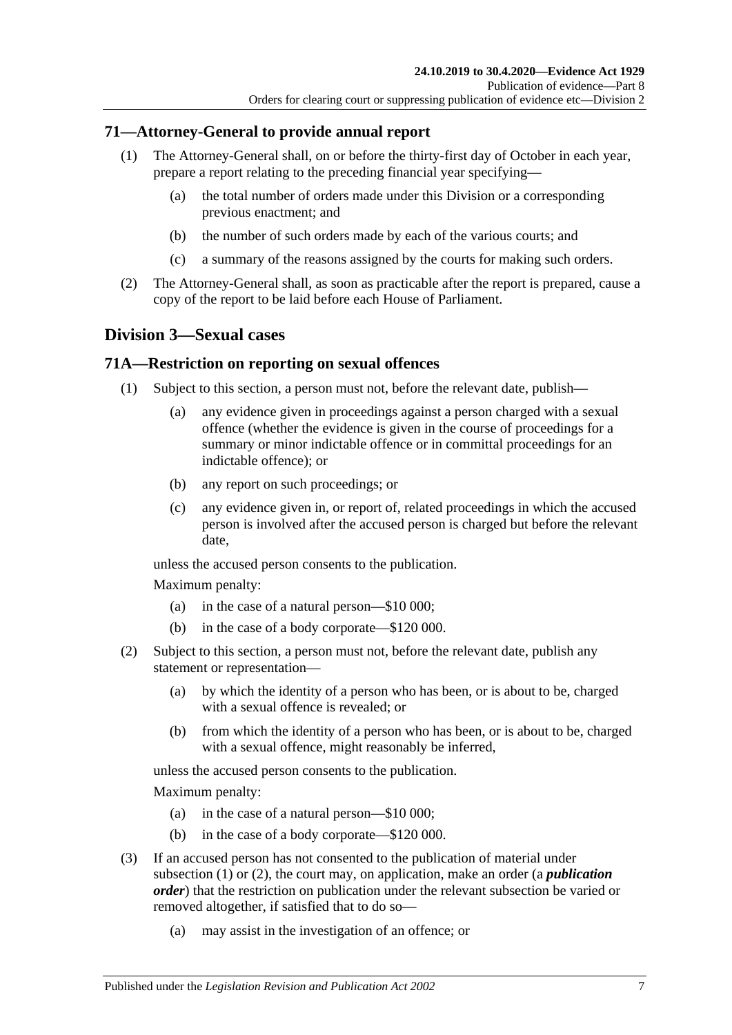## 71—Attorney-General to provide annual report

(1) The Attorney-General shall, on or before the thirty-first day of October in each year, prepare a report relating to the preceding financial year specifying—

(a) the total number of orders made under this Division or a corresponding previous enactment; and

(b) the number of such orders made by each of the various courts; and

(c) a summary of the reasons assigned by the courts for making such orders.

(2) The Attorney-General shall, as soon as practicable after the report is prepared, cause a copy of the report to be laid before each House of Parliament.

# Division 3—Sexual cases

## 71A—Restriction on reporting on sexual offences

(1) Subject to this section, a person must not, before the relevant date, publish—

(a) any evidence given in proceedings against a person charged with a sexual offence (whether the evidence is given in the course of proceedings for a summary or minor indictable offence or in committal proceedings for an indictable offence); or

(b) any report on such proceedings; or

(c) any evidence given in, or report of, related proceedings in which the accused person is involved after the accused person is charged but before the relevant date,

unless the accused person consents to the publication.

Maximum penalty:

(a) in the case of a natural person—$10 000;

(b) in the case of a body corporate—$120 000.

(2) Subject to this section, a person must not, before the relevant date, publish any statement or representation—

(a) by which the identity of a person who has been, or is about to be, charged with a sexual offence is revealed; or

(b) from which the identity of a person who has been, or is about to be, charged with a sexual offence, might reasonably be inferred,

unless the accused person consents to the publication.

Maximum penalty:

(a) in the case of a natural person—$10 000;

(b) in the case of a body corporate—$120 000.

(3) If an accused person has not consented to the publication of material under subsection (1) or (2), the court may, on application, make an order (a ***publication order***) that the restriction on publication under the relevant subsection be varied or removed altogether, if satisfied that to do so—

(a) may assist in the investigation of an offence; or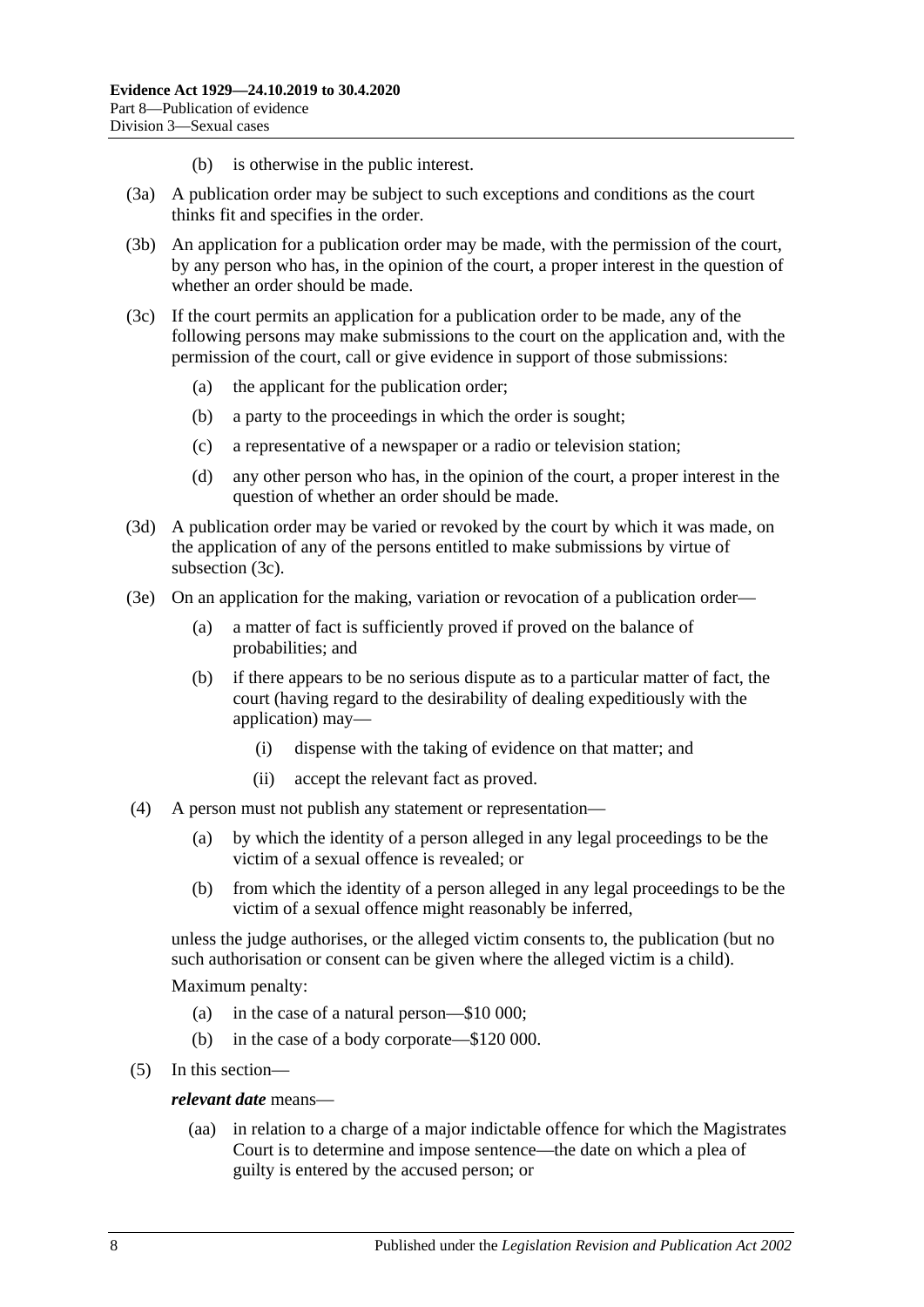(b) is otherwise in the public interest.

(3a) A publication order may be subject to such exceptions and conditions as the court thinks fit and specifies in the order.

(3b) An application for a publication order may be made, with the permission of the court, by any person who has, in the opinion of the court, a proper interest in the question of whether an order should be made.

(3c) If the court permits an application for a publication order to be made, any of the following persons may make submissions to the court on the application and, with the permission of the court, call or give evidence in support of those submissions:

- (a) the applicant for the publication order;
- (b) a party to the proceedings in which the order is sought;
- (c) a representative of a newspaper or a radio or television station;
- (d) any other person who has, in the opinion of the court, a proper interest in the question of whether an order should be made.

(3d) A publication order may be varied or revoked by the court by which it was made, on the application of any of the persons entitled to make submissions by virtue of subsection (3c).

(3e) On an application for the making, variation or revocation of a publication order—

- (a) a matter of fact is sufficiently proved if proved on the balance of probabilities; and
- (b) if there appears to be no serious dispute as to a particular matter of fact, the court (having regard to the desirability of dealing expeditiously with the application) may—
  - (i) dispense with the taking of evidence on that matter; and
  - (ii) accept the relevant fact as proved.

(4) A person must not publish any statement or representation—

- (a) by which the identity of a person alleged in any legal proceedings to be the victim of a sexual offence is revealed; or
- (b) from which the identity of a person alleged in any legal proceedings to be the victim of a sexual offence might reasonably be inferred,

unless the judge authorises, or the alleged victim consents to, the publication (but no such authorisation or consent can be given where the alleged victim is a child).

Maximum penalty:

- (a) in the case of a natural person—$10 000;
- (b) in the case of a body corporate—$120 000.

(5) In this section—

***relevant date*** means—

- (aa) in relation to a charge of a major indictable offence for which the Magistrates Court is to determine and impose sentence—the date on which a plea of guilty is entered by the accused person; or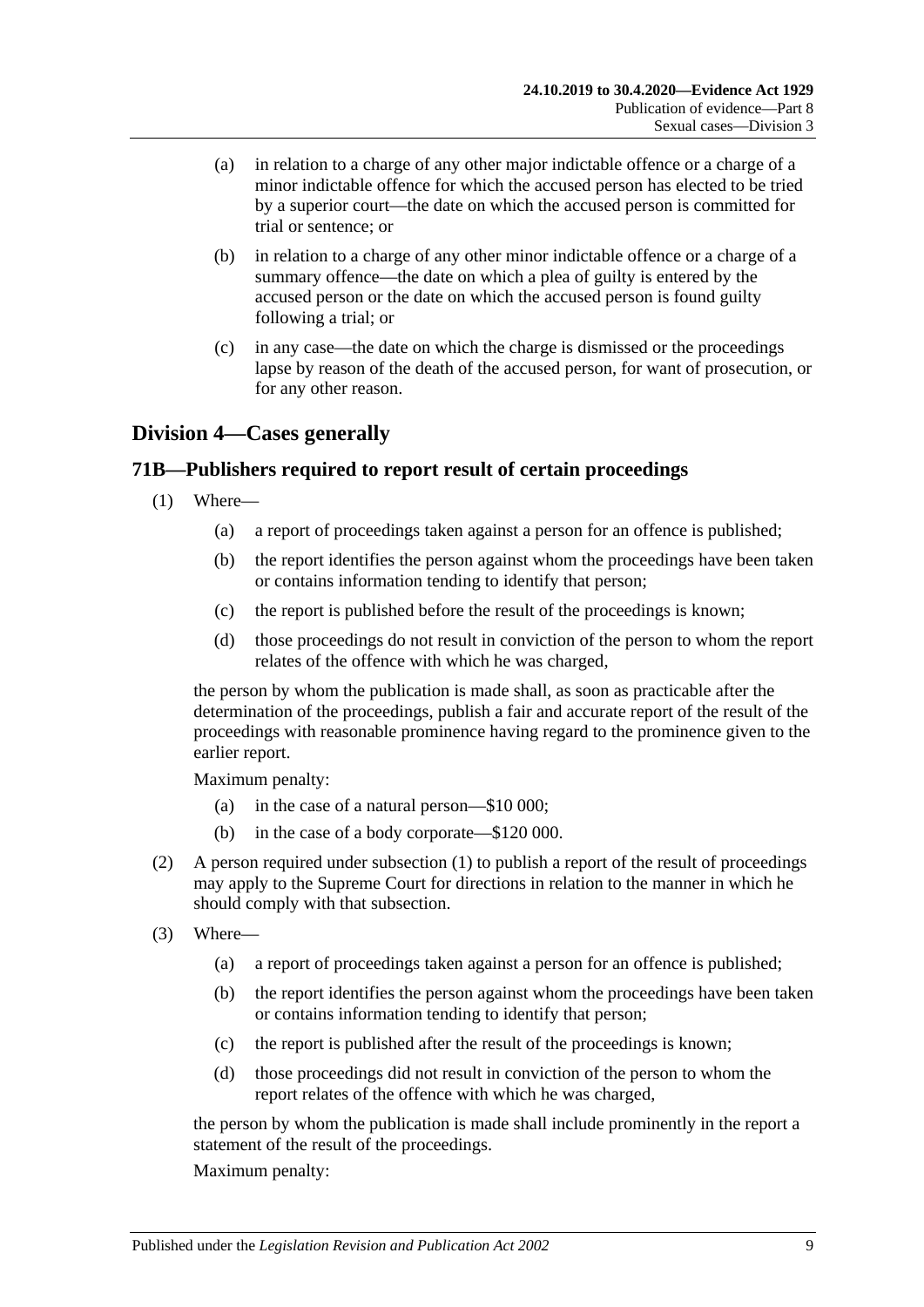(a) in relation to a charge of any other major indictable offence or a charge of a minor indictable offence for which the accused person has elected to be tried by a superior court—the date on which the accused person is committed for trial or sentence; or

(b) in relation to a charge of any other minor indictable offence or a charge of a summary offence—the date on which a plea of guilty is entered by the accused person or the date on which the accused person is found guilty following a trial; or

(c) in any case—the date on which the charge is dismissed or the proceedings lapse by reason of the death of the accused person, for want of prosecution, or for any other reason.

## Division 4—Cases generally

### 71B—Publishers required to report result of certain proceedings

(1) Where—

(a) a report of proceedings taken against a person for an offence is published;

(b) the report identifies the person against whom the proceedings have been taken or contains information tending to identify that person;

(c) the report is published before the result of the proceedings is known;

(d) those proceedings do not result in conviction of the person to whom the report relates of the offence with which he was charged,

the person by whom the publication is made shall, as soon as practicable after the determination of the proceedings, publish a fair and accurate report of the result of the proceedings with reasonable prominence having regard to the prominence given to the earlier report.

Maximum penalty:

(a) in the case of a natural person—$10 000;

(b) in the case of a body corporate—$120 000.

(2) A person required under subsection (1) to publish a report of the result of proceedings may apply to the Supreme Court for directions in relation to the manner in which he should comply with that subsection.

(3) Where—

(a) a report of proceedings taken against a person for an offence is published;

(b) the report identifies the person against whom the proceedings have been taken or contains information tending to identify that person;

(c) the report is published after the result of the proceedings is known;

(d) those proceedings did not result in conviction of the person to whom the report relates of the offence with which he was charged,

the person by whom the publication is made shall include prominently in the report a statement of the result of the proceedings.

Maximum penalty: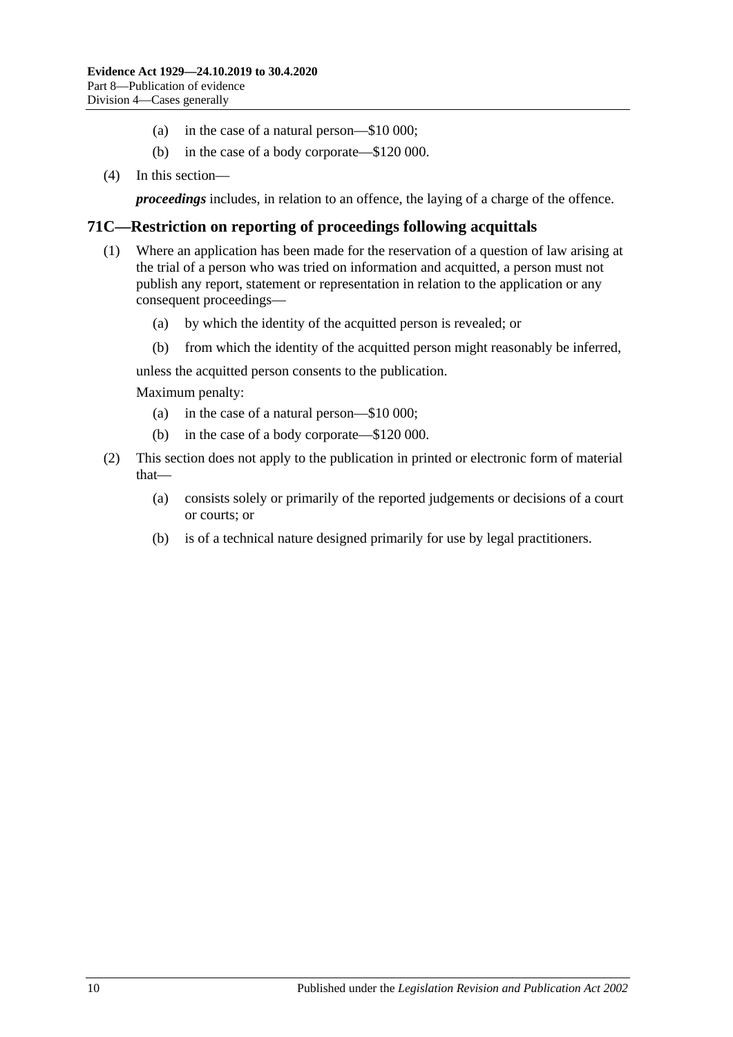(a) in the case of a natural person—$10 000;

(b) in the case of a body corporate—$120 000.

(4) In this section—

***proceedings*** includes, in relation to an offence, the laying of a charge of the offence.

## 71C—Restriction on reporting of proceedings following acquittals

(1) Where an application has been made for the reservation of a question of law arising at the trial of a person who was tried on information and acquitted, a person must not publish any report, statement or representation in relation to the application or any consequent proceedings—

(a) by which the identity of the acquitted person is revealed; or

(b) from which the identity of the acquitted person might reasonably be inferred,

unless the acquitted person consents to the publication.

Maximum penalty:

(a) in the case of a natural person—$10 000;

(b) in the case of a body corporate—$120 000.

(2) This section does not apply to the publication in printed or electronic form of material that—

(a) consists solely or primarily of the reported judgements or decisions of a court or courts; or

(b) is of a technical nature designed primarily for use by legal practitioners.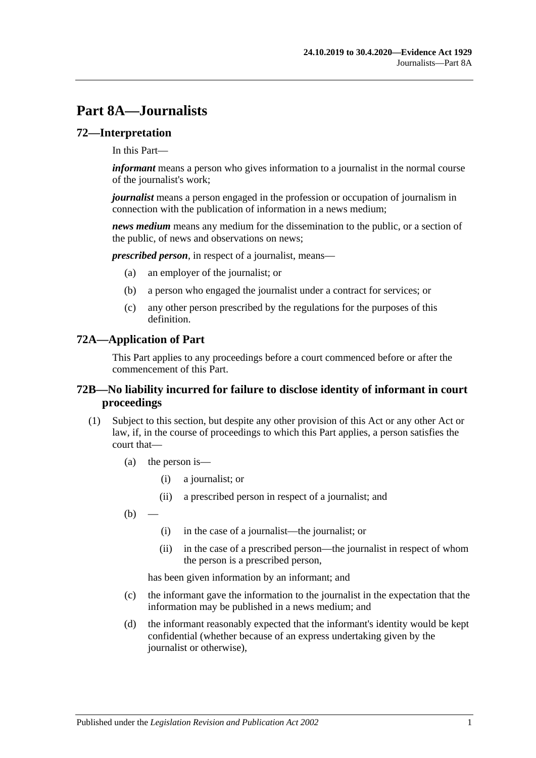# Part 8A—Journalists

## 72—Interpretation

In this Part—

***informant*** means a person who gives information to a journalist in the normal course of the journalist's work;

***journalist*** means a person engaged in the profession or occupation of journalism in connection with the publication of information in a news medium;

***news medium*** means any medium for the dissemination to the public, or a section of the public, of news and observations on news;

***prescribed person***, in respect of a journalist, means—

- (a) an employer of the journalist; or
- (b) a person who engaged the journalist under a contract for services; or
- (c) any other person prescribed by the regulations for the purposes of this definition.

## 72A—Application of Part

This Part applies to any proceedings before a court commenced before or after the commencement of this Part.

## 72B—No liability incurred for failure to disclose identity of informant in court proceedings

(1) Subject to this section, but despite any other provision of this Act or any other Act or law, if, in the course of proceedings to which this Part applies, a person satisfies the court that—

- (a) the person is—
  - (i) a journalist; or
  - (ii) a prescribed person in respect of a journalist; and
- (b) —
  - (i) in the case of a journalist—the journalist; or
  - (ii) in the case of a prescribed person—the journalist in respect of whom the person is a prescribed person,

  has been given information by an informant; and
- (c) the informant gave the information to the journalist in the expectation that the information may be published in a news medium; and
- (d) the informant reasonably expected that the informant's identity would be kept confidential (whether because of an express undertaking given by the journalist or otherwise),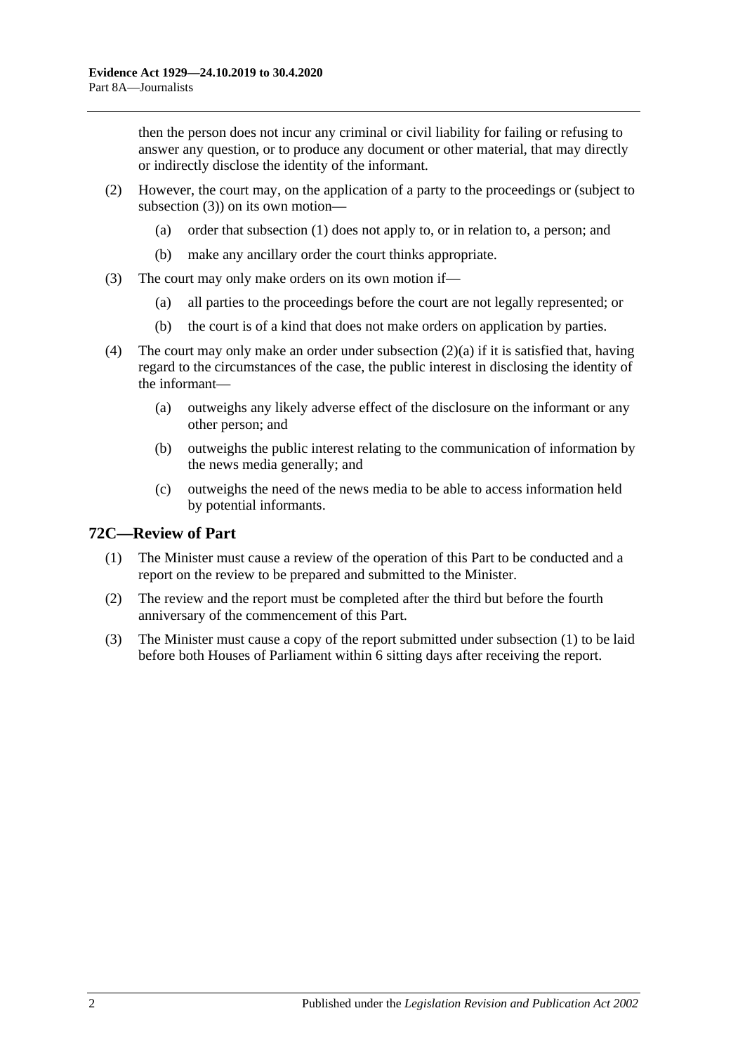then the person does not incur any criminal or civil liability for failing or refusing to answer any question, or to produce any document or other material, that may directly or indirectly disclose the identity of the informant.

(2) However, the court may, on the application of a party to the proceedings or (subject to subsection (3)) on its own motion—

(a) order that subsection (1) does not apply to, or in relation to, a person; and

(b) make any ancillary order the court thinks appropriate.

(3) The court may only make orders on its own motion if—

(a) all parties to the proceedings before the court are not legally represented; or

(b) the court is of a kind that does not make orders on application by parties.

(4) The court may only make an order under subsection (2)(a) if it is satisfied that, having regard to the circumstances of the case, the public interest in disclosing the identity of the informant—

(a) outweighs any likely adverse effect of the disclosure on the informant or any other person; and

(b) outweighs the public interest relating to the communication of information by the news media generally; and

(c) outweighs the need of the news media to be able to access information held by potential informants.

## 72C—Review of Part

(1) The Minister must cause a review of the operation of this Part to be conducted and a report on the review to be prepared and submitted to the Minister.

(2) The review and the report must be completed after the third but before the fourth anniversary of the commencement of this Part.

(3) The Minister must cause a copy of the report submitted under subsection (1) to be laid before both Houses of Parliament within 6 sitting days after receiving the report.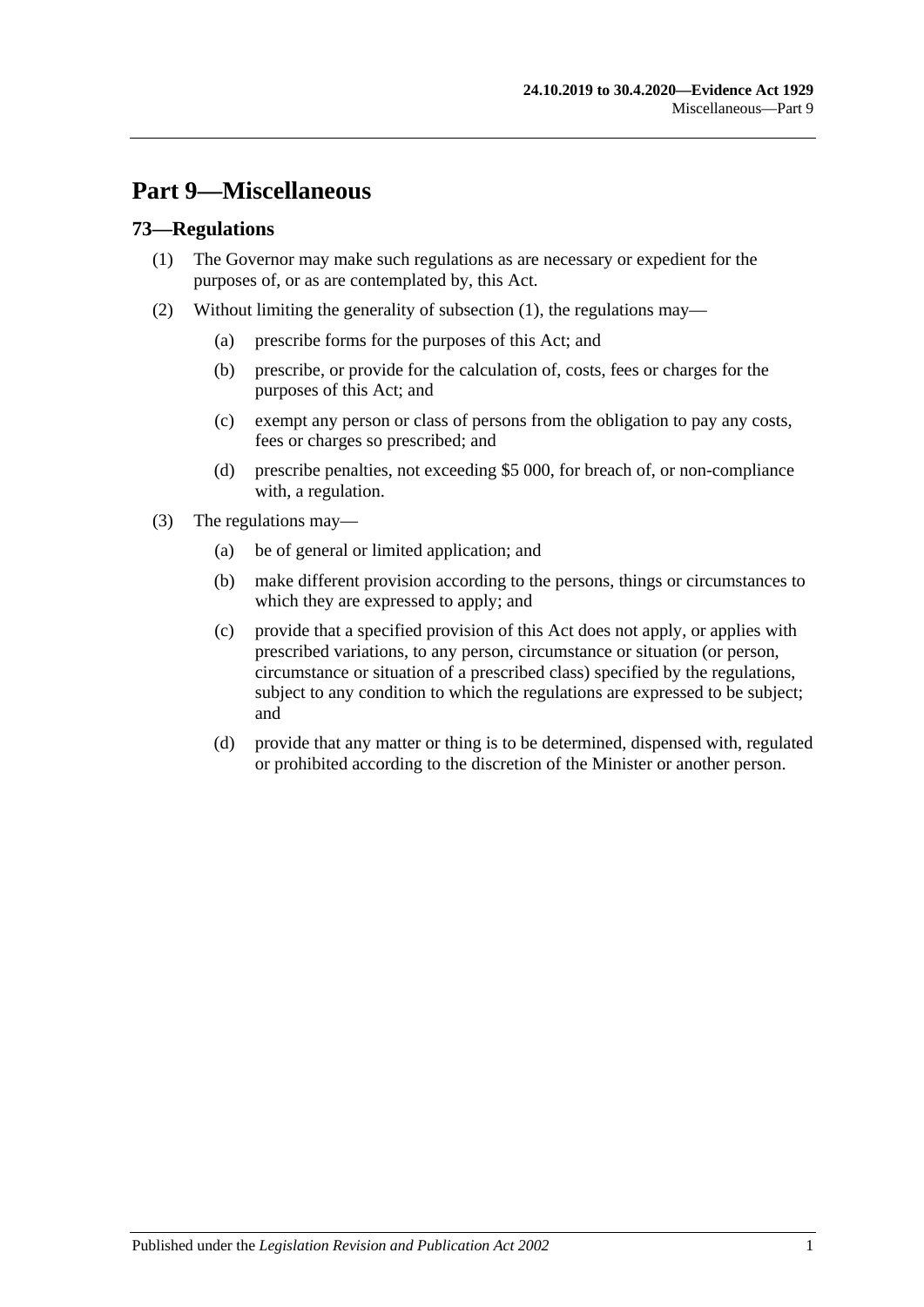# Part 9—Miscellaneous

## 73—Regulations

(1) The Governor may make such regulations as are necessary or expedient for the purposes of, or as are contemplated by, this Act.

(2) Without limiting the generality of subsection (1), the regulations may—

   (a) prescribe forms for the purposes of this Act; and

   (b) prescribe, or provide for the calculation of, costs, fees or charges for the purposes of this Act; and

   (c) exempt any person or class of persons from the obligation to pay any costs, fees or charges so prescribed; and

   (d) prescribe penalties, not exceeding $5 000, for breach of, or non-compliance with, a regulation.

(3) The regulations may—

   (a) be of general or limited application; and

   (b) make different provision according to the persons, things or circumstances to which they are expressed to apply; and

   (c) provide that a specified provision of this Act does not apply, or applies with prescribed variations, to any person, circumstance or situation (or person, circumstance or situation of a prescribed class) specified by the regulations, subject to any condition to which the regulations are expressed to be subject; and

   (d) provide that any matter or thing is to be determined, dispensed with, regulated or prohibited according to the discretion of the Minister or another person.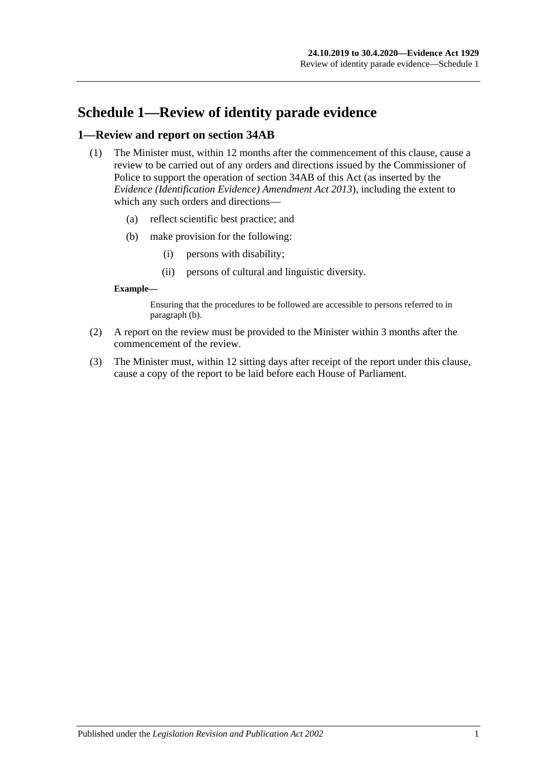# Schedule 1—Review of identity parade evidence

## 1—Review and report on section 34AB

(1) The Minister must, within 12 months after the commencement of this clause, cause a review to be carried out of any orders and directions issued by the Commissioner of Police to support the operation of section 34AB of this Act (as inserted by the *Evidence (Identification Evidence) Amendment Act 2013*), including the extent to which any such orders and directions—

- (a) reflect scientific best practice; and
- (b) make provision for the following:
  - (i) persons with disability;
  - (ii) persons of cultural and linguistic diversity.

**Example—**

Ensuring that the procedures to be followed are accessible to persons referred to in paragraph (b).

(2) A report on the review must be provided to the Minister within 3 months after the commencement of the review.

(3) The Minister must, within 12 sitting days after receipt of the report under this clause, cause a copy of the report to be laid before each House of Parliament.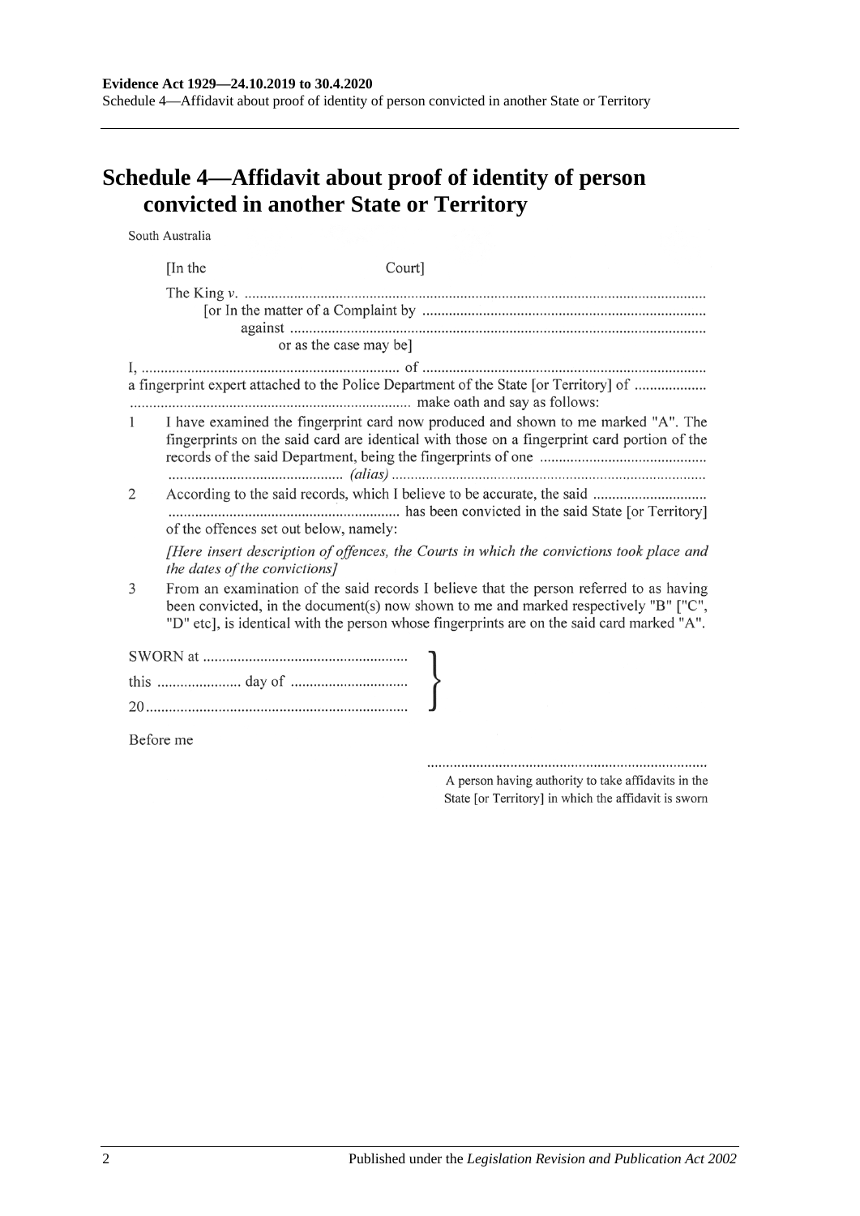# Schedule 4—Affidavit about proof of identity of person convicted in another State or Territory

South Australia

[In the Court]

The King *v.* ........................................................................................................................
[or In the matter of a Complaint by ..........................................................................
against ............................................................................................................
or as the case may be]

I, ................................................................... of ..........................................................................
a fingerprint expert attached to the Police Department of the State [or Territory] of ...................
......................................................................... make oath and say as follows:

1 I have examined the fingerprint card now produced and shown to me marked "A". The fingerprints on the said card are identical with those on a fingerprint card portion of the records of the said Department, being the fingerprints of one ...........................................
.............................................. *(alias)* ..................................................................................

2 According to the said records, which I believe to be accurate, the said ..............................
............................................................ has been convicted in the said State [or Territory] of the offences set out below, namely:

*[Here insert description of offences, the Courts in which the convictions took place and the dates of the convictions]*

3 From an examination of the said records I believe that the person referred to as having been convicted, in the document(s) now shown to me and marked respectively "B" ["C", "D" etc], is identical with the person whose fingerprints are on the said card marked "A".

SWORN at .....................................................
this ...................... day of ..............................
20....................................................................

Before me

.........................................................................
A person having authority to take affidavits in the State [or Territory] in which the affidavit is sworn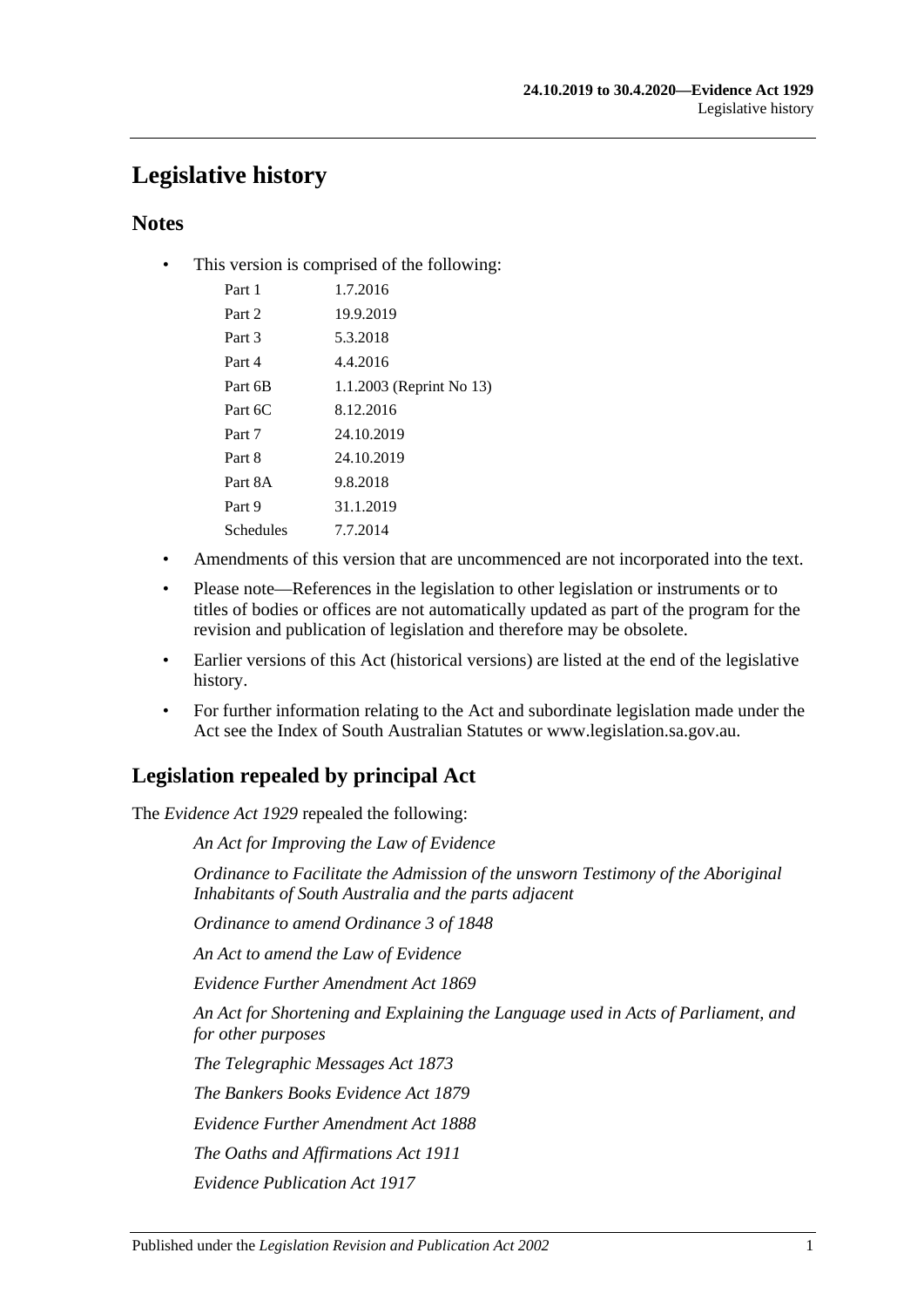# Legislative history

## Notes

- This version is comprised of the following:

| | |
|---|---|
| Part 1 | 1.7.2016 |
| Part 2 | 19.9.2019 |
| Part 3 | 5.3.2018 |
| Part 4 | 4.4.2016 |
| Part 6B | 1.1.2003 (Reprint No 13) |
| Part 6C | 8.12.2016 |
| Part 7 | 24.10.2019 |
| Part 8 | 24.10.2019 |
| Part 8A | 9.8.2018 |
| Part 9 | 31.1.2019 |
| Schedules | 7.7.2014 |

- Amendments of this version that are uncommenced are not incorporated into the text.
- Please note—References in the legislation to other legislation or instruments or to titles of bodies or offices are not automatically updated as part of the program for the revision and publication of legislation and therefore may be obsolete.
- Earlier versions of this Act (historical versions) are listed at the end of the legislative history.
- For further information relating to the Act and subordinate legislation made under the Act see the Index of South Australian Statutes or www.legislation.sa.gov.au.

## Legislation repealed by principal Act

The *Evidence Act 1929* repealed the following:

*An Act for Improving the Law of Evidence*

*Ordinance to Facilitate the Admission of the unsworn Testimony of the Aboriginal Inhabitants of South Australia and the parts adjacent*

*Ordinance to amend Ordinance 3 of 1848*

*An Act to amend the Law of Evidence*

*Evidence Further Amendment Act 1869*

*An Act for Shortening and Explaining the Language used in Acts of Parliament, and for other purposes*

*The Telegraphic Messages Act 1873*

*The Bankers Books Evidence Act 1879*

*Evidence Further Amendment Act 1888*

*The Oaths and Affirmations Act 1911*

*Evidence Publication Act 1917*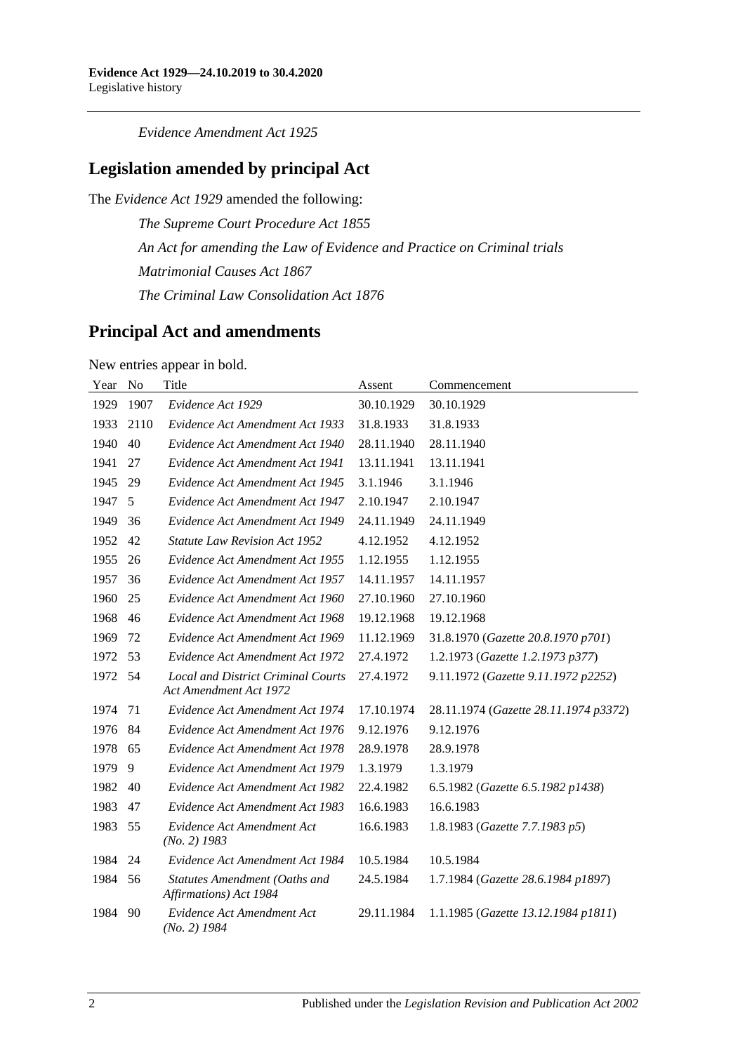*Evidence Amendment Act 1925*

## Legislation amended by principal Act

The *Evidence Act 1929* amended the following:

*The Supreme Court Procedure Act 1855*

*An Act for amending the Law of Evidence and Practice on Criminal trials*

*Matrimonial Causes Act 1867*

*The Criminal Law Consolidation Act 1876*

## Principal Act and amendments

New entries appear in bold.

| Year | No | Title | Assent | Commencement |
|---|---|---|---|---|
| 1929 | 1907 | *Evidence Act 1929* | 30.10.1929 | 30.10.1929 |
| 1933 | 2110 | *Evidence Act Amendment Act 1933* | 31.8.1933 | 31.8.1933 |
| 1940 | 40 | *Evidence Act Amendment Act 1940* | 28.11.1940 | 28.11.1940 |
| 1941 | 27 | *Evidence Act Amendment Act 1941* | 13.11.1941 | 13.11.1941 |
| 1945 | 29 | *Evidence Act Amendment Act 1945* | 3.1.1946 | 3.1.1946 |
| 1947 | 5 | *Evidence Act Amendment Act 1947* | 2.10.1947 | 2.10.1947 |
| 1949 | 36 | *Evidence Act Amendment Act 1949* | 24.11.1949 | 24.11.1949 |
| 1952 | 42 | *Statute Law Revision Act 1952* | 4.12.1952 | 4.12.1952 |
| 1955 | 26 | *Evidence Act Amendment Act 1955* | 1.12.1955 | 1.12.1955 |
| 1957 | 36 | *Evidence Act Amendment Act 1957* | 14.11.1957 | 14.11.1957 |
| 1960 | 25 | *Evidence Act Amendment Act 1960* | 27.10.1960 | 27.10.1960 |
| 1968 | 46 | *Evidence Act Amendment Act 1968* | 19.12.1968 | 19.12.1968 |
| 1969 | 72 | *Evidence Act Amendment Act 1969* | 11.12.1969 | 31.8.1970 (*Gazette 20.8.1970 p701*) |
| 1972 | 53 | *Evidence Act Amendment Act 1972* | 27.4.1972 | 1.2.1973 (*Gazette 1.2.1973 p377*) |
| 1972 | 54 | *Local and District Criminal Courts Act Amendment Act 1972* | 27.4.1972 | 9.11.1972 (*Gazette 9.11.1972 p2252*) |
| 1974 | 71 | *Evidence Act Amendment Act 1974* | 17.10.1974 | 28.11.1974 (*Gazette 28.11.1974 p3372*) |
| 1976 | 84 | *Evidence Act Amendment Act 1976* | 9.12.1976 | 9.12.1976 |
| 1978 | 65 | *Evidence Act Amendment Act 1978* | 28.9.1978 | 28.9.1978 |
| 1979 | 9 | *Evidence Act Amendment Act 1979* | 1.3.1979 | 1.3.1979 |
| 1982 | 40 | *Evidence Act Amendment Act 1982* | 22.4.1982 | 6.5.1982 (*Gazette 6.5.1982 p1438*) |
| 1983 | 47 | *Evidence Act Amendment Act 1983* | 16.6.1983 | 16.6.1983 |
| 1983 | 55 | *Evidence Act Amendment Act (No. 2) 1983* | 16.6.1983 | 1.8.1983 (*Gazette 7.7.1983 p5*) |
| 1984 | 24 | *Evidence Act Amendment Act 1984* | 10.5.1984 | 10.5.1984 |
| 1984 | 56 | *Statutes Amendment (Oaths and Affirmations) Act 1984* | 24.5.1984 | 1.7.1984 (*Gazette 28.6.1984 p1897*) |
| 1984 | 90 | *Evidence Act Amendment Act (No. 2) 1984* | 29.11.1984 | 1.1.1985 (*Gazette 13.12.1984 p1811*) |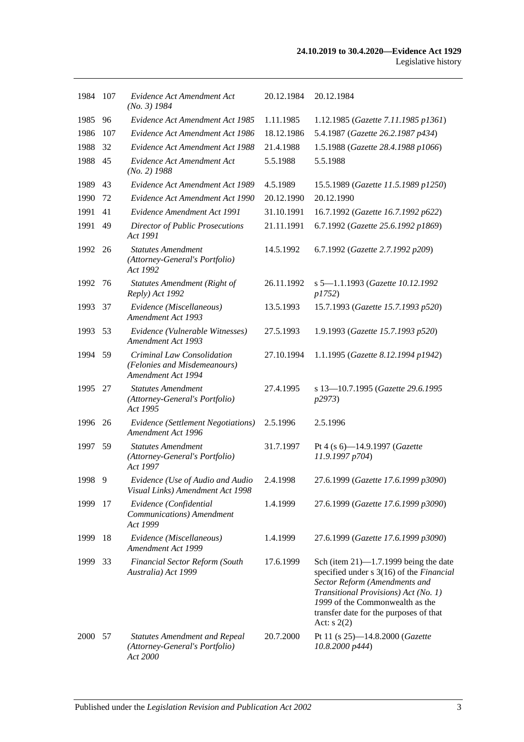| | | | | |
|---|---|---|---|---|
| 1984 | 107 | *Evidence Act Amendment Act (No. 3) 1984* | 20.12.1984 | 20.12.1984 |
| 1985 | 96 | *Evidence Act Amendment Act 1985* | 1.11.1985 | 1.12.1985 (*Gazette 7.11.1985 p1361*) |
| 1986 | 107 | *Evidence Act Amendment Act 1986* | 18.12.1986 | 5.4.1987 (*Gazette 26.2.1987 p434*) |
| 1988 | 32 | *Evidence Act Amendment Act 1988* | 21.4.1988 | 1.5.1988 (*Gazette 28.4.1988 p1066*) |
| 1988 | 45 | *Evidence Act Amendment Act (No. 2) 1988* | 5.5.1988 | 5.5.1988 |
| 1989 | 43 | *Evidence Act Amendment Act 1989* | 4.5.1989 | 15.5.1989 (*Gazette 11.5.1989 p1250*) |
| 1990 | 72 | *Evidence Act Amendment Act 1990* | 20.12.1990 | 20.12.1990 |
| 1991 | 41 | *Evidence Amendment Act 1991* | 31.10.1991 | 16.7.1992 (*Gazette 16.7.1992 p622*) |
| 1991 | 49 | *Director of Public Prosecutions Act 1991* | 21.11.1991 | 6.7.1992 (*Gazette 25.6.1992 p1869*) |
| 1992 | 26 | *Statutes Amendment (Attorney-General's Portfolio) Act 1992* | 14.5.1992 | 6.7.1992 (*Gazette 2.7.1992 p209*) |
| 1992 | 76 | *Statutes Amendment (Right of Reply) Act 1992* | 26.11.1992 | s 5—1.1.1993 (*Gazette 10.12.1992 p1752*) |
| 1993 | 37 | *Evidence (Miscellaneous) Amendment Act 1993* | 13.5.1993 | 15.7.1993 (*Gazette 15.7.1993 p520*) |
| 1993 | 53 | *Evidence (Vulnerable Witnesses) Amendment Act 1993* | 27.5.1993 | 1.9.1993 (*Gazette 15.7.1993 p520*) |
| 1994 | 59 | *Criminal Law Consolidation (Felonies and Misdemeanours) Amendment Act 1994* | 27.10.1994 | 1.1.1995 (*Gazette 8.12.1994 p1942*) |
| 1995 | 27 | *Statutes Amendment (Attorney-General's Portfolio) Act 1995* | 27.4.1995 | s 13—10.7.1995 (*Gazette 29.6.1995 p2973*) |
| 1996 | 26 | *Evidence (Settlement Negotiations) Amendment Act 1996* | 2.5.1996 | 2.5.1996 |
| 1997 | 59 | *Statutes Amendment (Attorney-General's Portfolio) Act 1997* | 31.7.1997 | Pt 4 (s 6)—14.9.1997 (*Gazette 11.9.1997 p704*) |
| 1998 | 9 | *Evidence (Use of Audio and Audio Visual Links) Amendment Act 1998* | 2.4.1998 | 27.6.1999 (*Gazette 17.6.1999 p3090*) |
| 1999 | 17 | *Evidence (Confidential Communications) Amendment Act 1999* | 1.4.1999 | 27.6.1999 (*Gazette 17.6.1999 p3090*) |
| 1999 | 18 | *Evidence (Miscellaneous) Amendment Act 1999* | 1.4.1999 | 27.6.1999 (*Gazette 17.6.1999 p3090*) |
| 1999 | 33 | *Financial Sector Reform (South Australia) Act 1999* | 17.6.1999 | Sch (item 21)—1.7.1999 being the date specified under s 3(16) of the *Financial Sector Reform (Amendments and Transitional Provisions) Act (No. 1) 1999* of the Commonwealth as the transfer date for the purposes of that Act: s 2(2) |
| 2000 | 57 | *Statutes Amendment and Repeal (Attorney-General's Portfolio) Act 2000* | 20.7.2000 | Pt 11 (s 25)—14.8.2000 (*Gazette 10.8.2000 p444*) |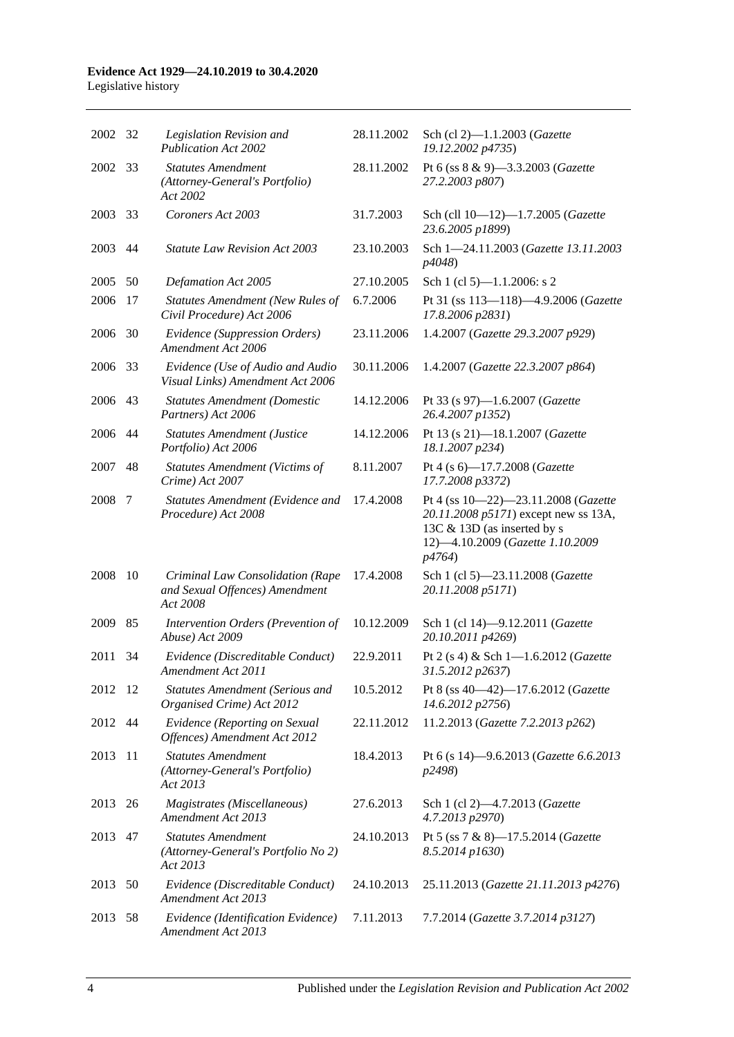| | | | | |
|---|---|---|---|---|
| 2002 | 32 | *Legislation Revision and Publication Act 2002* | 28.11.2002 | Sch (cl 2)—1.1.2003 (*Gazette 19.12.2002 p4735*) |
| 2002 | 33 | *Statutes Amendment (Attorney-General's Portfolio) Act 2002* | 28.11.2002 | Pt 6 (ss 8 & 9)—3.3.2003 (*Gazette 27.2.2003 p807*) |
| 2003 | 33 | *Coroners Act 2003* | 31.7.2003 | Sch (cll 10—12)—1.7.2005 (*Gazette 23.6.2005 p1899*) |
| 2003 | 44 | *Statute Law Revision Act 2003* | 23.10.2003 | Sch 1—24.11.2003 (*Gazette 13.11.2003 p4048*) |
| 2005 | 50 | *Defamation Act 2005* | 27.10.2005 | Sch 1 (cl 5)—1.1.2006: s 2 |
| 2006 | 17 | *Statutes Amendment (New Rules of Civil Procedure) Act 2006* | 6.7.2006 | Pt 31 (ss 113—118)—4.9.2006 (*Gazette 17.8.2006 p2831*) |
| 2006 | 30 | *Evidence (Suppression Orders) Amendment Act 2006* | 23.11.2006 | 1.4.2007 (*Gazette 29.3.2007 p929*) |
| 2006 | 33 | *Evidence (Use of Audio and Audio Visual Links) Amendment Act 2006* | 30.11.2006 | 1.4.2007 (*Gazette 22.3.2007 p864*) |
| 2006 | 43 | *Statutes Amendment (Domestic Partners) Act 2006* | 14.12.2006 | Pt 33 (s 97)—1.6.2007 (*Gazette 26.4.2007 p1352*) |
| 2006 | 44 | *Statutes Amendment (Justice Portfolio) Act 2006* | 14.12.2006 | Pt 13 (s 21)—18.1.2007 (*Gazette 18.1.2007 p234*) |
| 2007 | 48 | *Statutes Amendment (Victims of Crime) Act 2007* | 8.11.2007 | Pt 4 (s 6)—17.7.2008 (*Gazette 17.7.2008 p3372*) |
| 2008 | 7 | *Statutes Amendment (Evidence and Procedure) Act 2008* | 17.4.2008 | Pt 4 (ss 10—22)—23.11.2008 (*Gazette 20.11.2008 p5171*) except new ss 13A, 13C & 13D (as inserted by s 12)—4.10.2009 (*Gazette 1.10.2009 p4764*) |
| 2008 | 10 | *Criminal Law Consolidation (Rape and Sexual Offences) Amendment Act 2008* | 17.4.2008 | Sch 1 (cl 5)—23.11.2008 (*Gazette 20.11.2008 p5171*) |
| 2009 | 85 | *Intervention Orders (Prevention of Abuse) Act 2009* | 10.12.2009 | Sch 1 (cl 14)—9.12.2011 (*Gazette 20.10.2011 p4269*) |
| 2011 | 34 | *Evidence (Discreditable Conduct) Amendment Act 2011* | 22.9.2011 | Pt 2 (s 4) & Sch 1—1.6.2012 (*Gazette 31.5.2012 p2637*) |
| 2012 | 12 | *Statutes Amendment (Serious and Organised Crime) Act 2012* | 10.5.2012 | Pt 8 (ss 40—42)—17.6.2012 (*Gazette 14.6.2012 p2756*) |
| 2012 | 44 | *Evidence (Reporting on Sexual Offences) Amendment Act 2012* | 22.11.2012 | 11.2.2013 (*Gazette 7.2.2013 p262*) |
| 2013 | 11 | *Statutes Amendment (Attorney-General's Portfolio) Act 2013* | 18.4.2013 | Pt 6 (s 14)—9.6.2013 (*Gazette 6.6.2013 p2498*) |
| 2013 | 26 | *Magistrates (Miscellaneous) Amendment Act 2013* | 27.6.2013 | Sch 1 (cl 2)—4.7.2013 (*Gazette 4.7.2013 p2970*) |
| 2013 | 47 | *Statutes Amendment (Attorney-General's Portfolio No 2) Act 2013* | 24.10.2013 | Pt 5 (ss 7 & 8)—17.5.2014 (*Gazette 8.5.2014 p1630*) |
| 2013 | 50 | *Evidence (Discreditable Conduct) Amendment Act 2013* | 24.10.2013 | 25.11.2013 (*Gazette 21.11.2013 p4276*) |
| 2013 | 58 | *Evidence (Identification Evidence) Amendment Act 2013* | 7.11.2013 | 7.7.2014 (*Gazette 3.7.2014 p3127*) |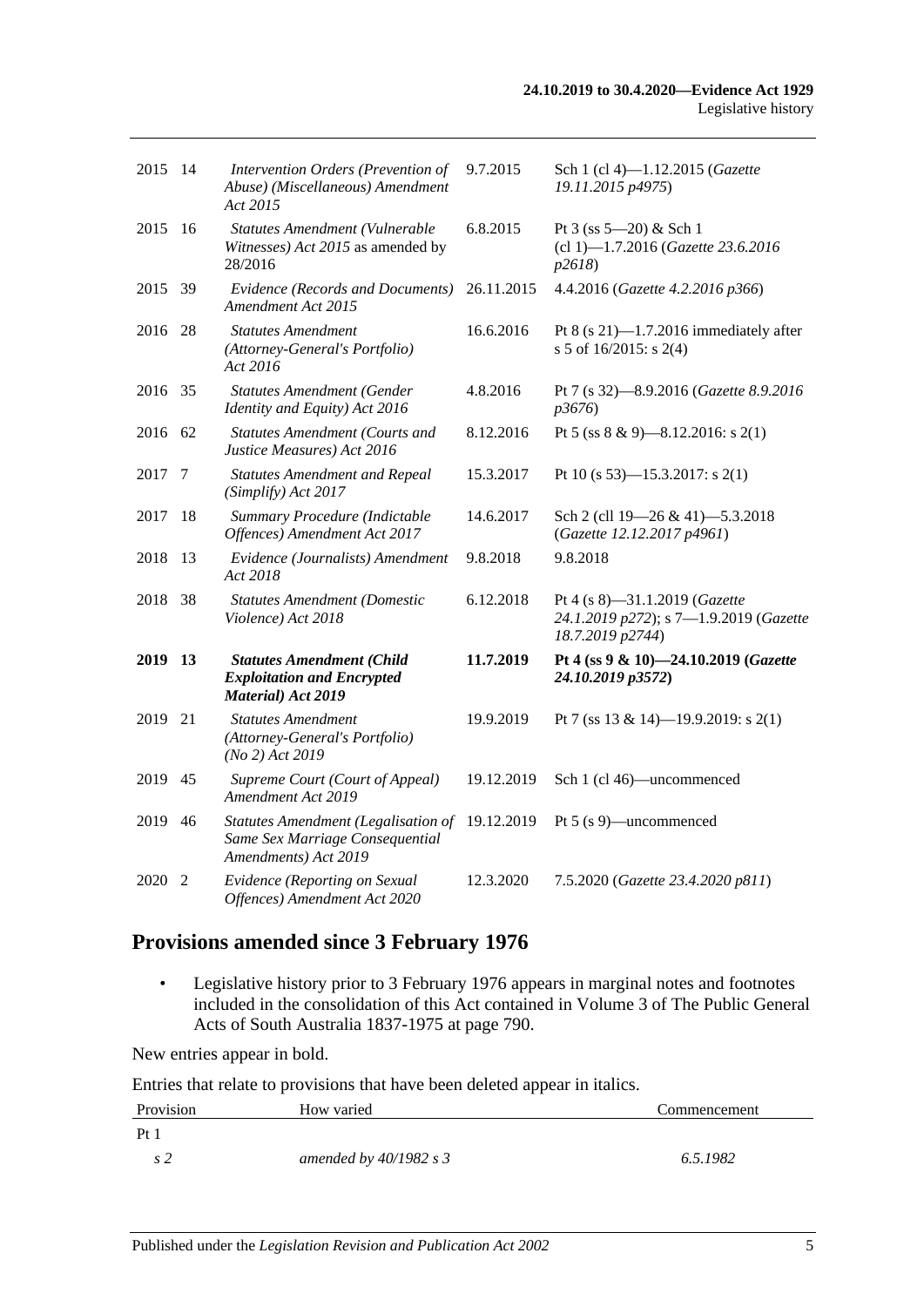| | | | | |
|---|---|---|---|---|
| 2015 | 14 | *Intervention Orders (Prevention of Abuse) (Miscellaneous) Amendment Act 2015* | 9.7.2015 | Sch 1 (cl 4)—1.12.2015 (*Gazette 19.11.2015 p4975*) |
| 2015 | 16 | *Statutes Amendment (Vulnerable Witnesses) Act 2015* as amended by 28/2016 | 6.8.2015 | Pt 3 (ss 5—20) & Sch 1 (cl 1)—1.7.2016 (*Gazette 23.6.2016 p2618*) |
| 2015 | 39 | *Evidence (Records and Documents) Amendment Act 2015* | 26.11.2015 | 4.4.2016 (*Gazette 4.2.2016 p366*) |
| 2016 | 28 | *Statutes Amendment (Attorney-General's Portfolio) Act 2016* | 16.6.2016 | Pt 8 (s 21)—1.7.2016 immediately after s 5 of 16/2015: s 2(4) |
| 2016 | 35 | *Statutes Amendment (Gender Identity and Equity) Act 2016* | 4.8.2016 | Pt 7 (s 32)—8.9.2016 (*Gazette 8.9.2016 p3676*) |
| 2016 | 62 | *Statutes Amendment (Courts and Justice Measures) Act 2016* | 8.12.2016 | Pt 5 (ss 8 & 9)—8.12.2016: s 2(1) |
| 2017 | 7 | *Statutes Amendment and Repeal (Simplify) Act 2017* | 15.3.2017 | Pt 10 (s 53)—15.3.2017: s 2(1) |
| 2017 | 18 | *Summary Procedure (Indictable Offences) Amendment Act 2017* | 14.6.2017 | Sch 2 (cll 19—26 & 41)—5.3.2018 (*Gazette 12.12.2017 p4961*) |
| 2018 | 13 | *Evidence (Journalists) Amendment Act 2018* | 9.8.2018 | 9.8.2018 |
| 2018 | 38 | *Statutes Amendment (Domestic Violence) Act 2018* | 6.12.2018 | Pt 4 (s 8)—31.1.2019 (*Gazette 24.1.2019 p272*); s 7—1.9.2019 (*Gazette 18.7.2019 p2744*) |
| **2019** | **13** | ***Statutes Amendment (Child Exploitation and Encrypted Material) Act 2019*** | **11.7.2019** | **Pt 4 (ss 9 & 10)—24.10.2019 (*Gazette 24.10.2019 p3572*)** |
| 2019 | 21 | *Statutes Amendment (Attorney-General's Portfolio) (No 2) Act 2019* | 19.9.2019 | Pt 7 (ss 13 & 14)—19.9.2019: s 2(1) |
| 2019 | 45 | *Supreme Court (Court of Appeal) Amendment Act 2019* | 19.12.2019 | Sch 1 (cl 46)—uncommenced |
| 2019 | 46 | *Statutes Amendment (Legalisation of Same Sex Marriage Consequential Amendments) Act 2019* | 19.12.2019 | Pt 5 (s 9)—uncommenced |
| 2020 | 2 | *Evidence (Reporting on Sexual Offences) Amendment Act 2020* | 12.3.2020 | 7.5.2020 (*Gazette 23.4.2020 p811*) |

## Provisions amended since 3 February 1976

- Legislative history prior to 3 February 1976 appears in marginal notes and footnotes included in the consolidation of this Act contained in Volume 3 of The Public General Acts of South Australia 1837-1975 at page 790.

New entries appear in bold.

Entries that relate to provisions that have been deleted appear in italics.

| Provision | How varied | Commencement |
|---|---|---|
| Pt 1 | | |
| *s 2* | *amended by 40/1982 s 3* | *6.5.1982* |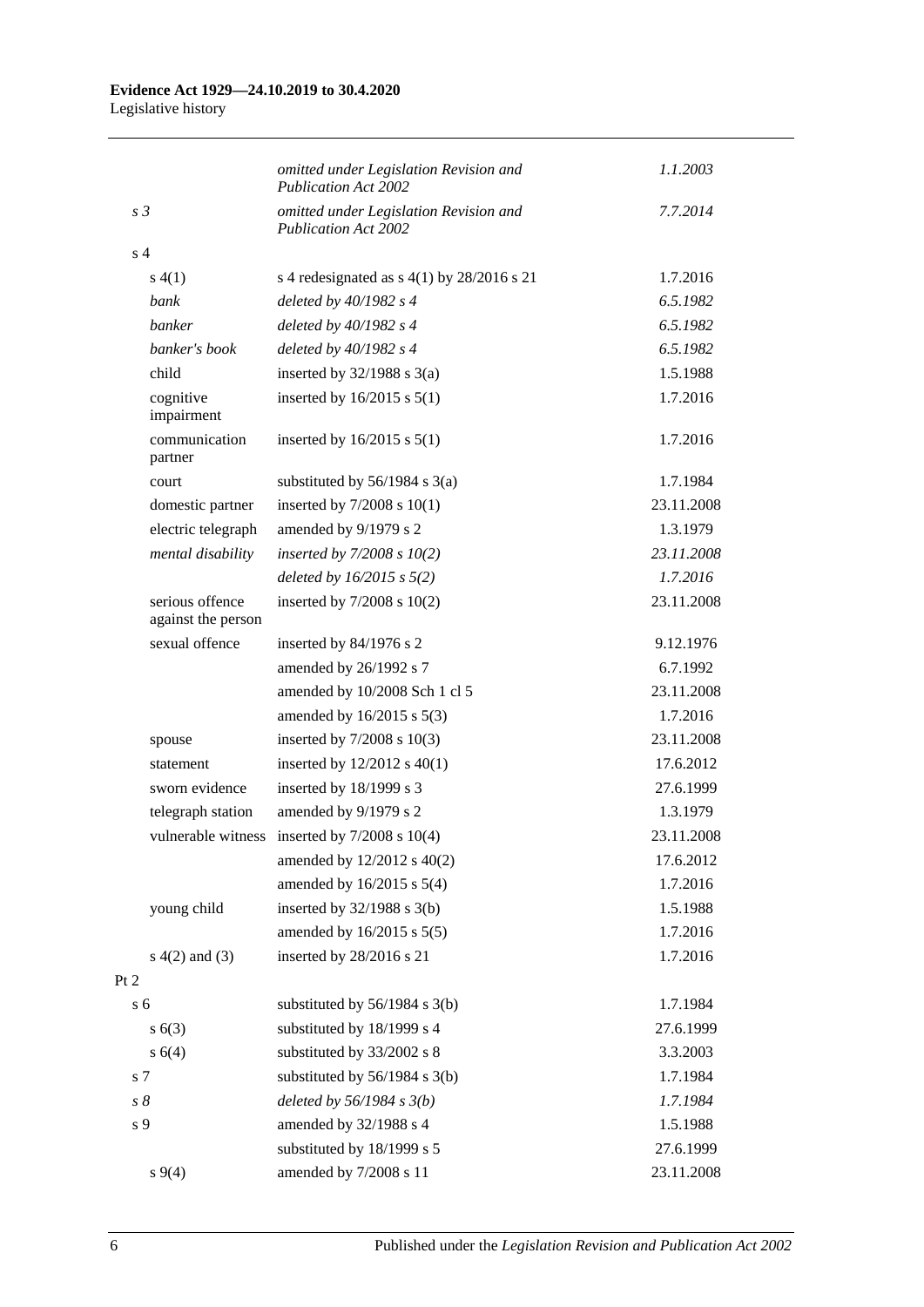| | | |
|---|---|---|
| | *omitted under Legislation Revision and Publication Act 2002* | *1.1.2003* |
| *s 3* | *omitted under Legislation Revision and Publication Act 2002* | *7.7.2014* |
| s 4 | | |
| s 4(1) | s 4 redesignated as s 4(1) by 28/2016 s 21 | 1.7.2016 |
| *bank* | *deleted by 40/1982 s 4* | *6.5.1982* |
| *banker* | *deleted by 40/1982 s 4* | *6.5.1982* |
| *banker's book* | *deleted by 40/1982 s 4* | *6.5.1982* |
| child | inserted by 32/1988 s 3(a) | 1.5.1988 |
| cognitive impairment | inserted by 16/2015 s 5(1) | 1.7.2016 |
| communication partner | inserted by 16/2015 s 5(1) | 1.7.2016 |
| court | substituted by 56/1984 s 3(a) | 1.7.1984 |
| domestic partner | inserted by 7/2008 s 10(1) | 23.11.2008 |
| electric telegraph | amended by 9/1979 s 2 | 1.3.1979 |
| *mental disability* | *inserted by 7/2008 s 10(2)* | *23.11.2008* |
| | *deleted by 16/2015 s 5(2)* | *1.7.2016* |
| serious offence against the person | inserted by 7/2008 s 10(2) | 23.11.2008 |
| sexual offence | inserted by 84/1976 s 2 | 9.12.1976 |
| | amended by 26/1992 s 7 | 6.7.1992 |
| | amended by 10/2008 Sch 1 cl 5 | 23.11.2008 |
| | amended by 16/2015 s 5(3) | 1.7.2016 |
| spouse | inserted by 7/2008 s 10(3) | 23.11.2008 |
| statement | inserted by 12/2012 s 40(1) | 17.6.2012 |
| sworn evidence | inserted by 18/1999 s 3 | 27.6.1999 |
| telegraph station | amended by 9/1979 s 2 | 1.3.1979 |
| vulnerable witness | inserted by 7/2008 s 10(4) | 23.11.2008 |
| | amended by 12/2012 s 40(2) | 17.6.2012 |
| | amended by 16/2015 s 5(4) | 1.7.2016 |
| young child | inserted by 32/1988 s 3(b) | 1.5.1988 |
| | amended by 16/2015 s 5(5) | 1.7.2016 |
| s 4(2) and (3) | inserted by 28/2016 s 21 | 1.7.2016 |
| Pt 2 | | |
| s 6 | substituted by 56/1984 s 3(b) | 1.7.1984 |
| s 6(3) | substituted by 18/1999 s 4 | 27.6.1999 |
| s 6(4) | substituted by 33/2002 s 8 | 3.3.2003 |
| s 7 | substituted by 56/1984 s 3(b) | 1.7.1984 |
| *s 8* | *deleted by 56/1984 s 3(b)* | *1.7.1984* |
| s 9 | amended by 32/1988 s 4 | 1.5.1988 |
| | substituted by 18/1999 s 5 | 27.6.1999 |
| s 9(4) | amended by 7/2008 s 11 | 23.11.2008 |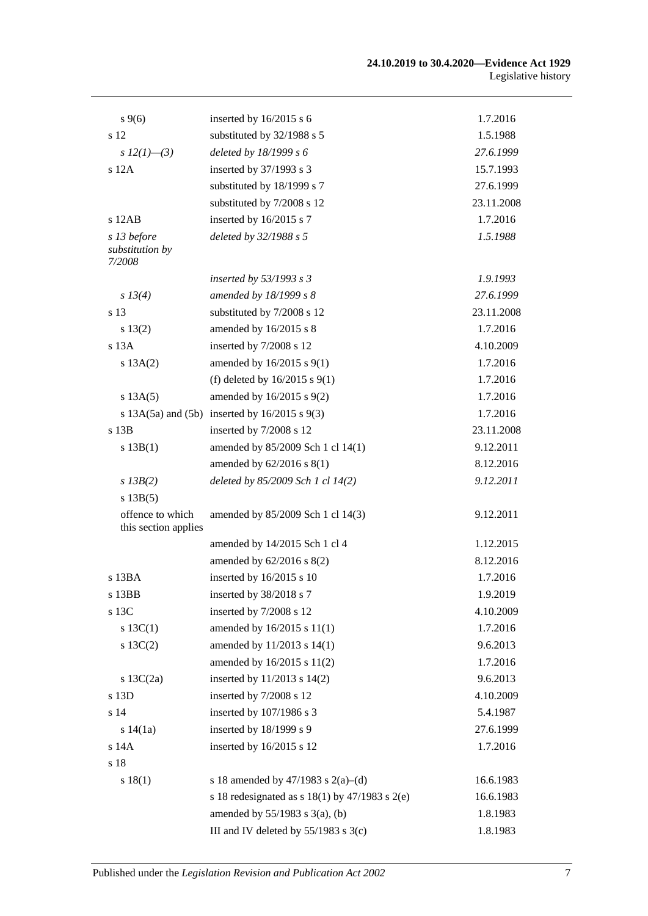| | | |
|---|---|---|
| s 9(6) | inserted by 16/2015 s 6 | 1.7.2016 |
| s 12 | substituted by 32/1988 s 5 | 1.5.1988 |
| *s 12(1)—(3)* | *deleted by 18/1999 s 6* | *27.6.1999* |
| s 12A | inserted by 37/1993 s 3 | 15.7.1993 |
| | substituted by 18/1999 s 7 | 27.6.1999 |
| | substituted by 7/2008 s 12 | 23.11.2008 |
| s 12AB | inserted by 16/2015 s 7 | 1.7.2016 |
| *s 13 before substitution by 7/2008* | *deleted by 32/1988 s 5* | *1.5.1988* |
| | *inserted by 53/1993 s 3* | *1.9.1993* |
| *s 13(4)* | *amended by 18/1999 s 8* | *27.6.1999* |
| s 13 | substituted by 7/2008 s 12 | 23.11.2008 |
| s 13(2) | amended by 16/2015 s 8 | 1.7.2016 |
| s 13A | inserted by 7/2008 s 12 | 4.10.2009 |
| s 13A(2) | amended by 16/2015 s 9(1) | 1.7.2016 |
| | (f) deleted by 16/2015 s 9(1) | 1.7.2016 |
| s 13A(5) | amended by 16/2015 s 9(2) | 1.7.2016 |
| s 13A(5a) and (5b) | inserted by 16/2015 s 9(3) | 1.7.2016 |
| s 13B | inserted by 7/2008 s 12 | 23.11.2008 |
| s 13B(1) | amended by 85/2009 Sch 1 cl 14(1) | 9.12.2011 |
| | amended by 62/2016 s 8(1) | 8.12.2016 |
| *s 13B(2)* | *deleted by 85/2009 Sch 1 cl 14(2)* | *9.12.2011* |
| s 13B(5) | | |
| offence to which this section applies | amended by 85/2009 Sch 1 cl 14(3) | 9.12.2011 |
| | amended by 14/2015 Sch 1 cl 4 | 1.12.2015 |
| | amended by 62/2016 s 8(2) | 8.12.2016 |
| s 13BA | inserted by 16/2015 s 10 | 1.7.2016 |
| s 13BB | inserted by 38/2018 s 7 | 1.9.2019 |
| s 13C | inserted by 7/2008 s 12 | 4.10.2009 |
| s 13C(1) | amended by 16/2015 s 11(1) | 1.7.2016 |
| s 13C(2) | amended by 11/2013 s 14(1) | 9.6.2013 |
| | amended by 16/2015 s 11(2) | 1.7.2016 |
| s 13C(2a) | inserted by 11/2013 s 14(2) | 9.6.2013 |
| s 13D | inserted by 7/2008 s 12 | 4.10.2009 |
| s 14 | inserted by 107/1986 s 3 | 5.4.1987 |
| s 14(1a) | inserted by 18/1999 s 9 | 27.6.1999 |
| s 14A | inserted by 16/2015 s 12 | 1.7.2016 |
| s 18 | | |
| s 18(1) | s 18 amended by 47/1983 s 2(a)–(d) | 16.6.1983 |
| | s 18 redesignated as s 18(1) by 47/1983 s 2(e) | 16.6.1983 |
| | amended by 55/1983 s 3(a), (b) | 1.8.1983 |
| | III and IV deleted by 55/1983 s 3(c) | 1.8.1983 |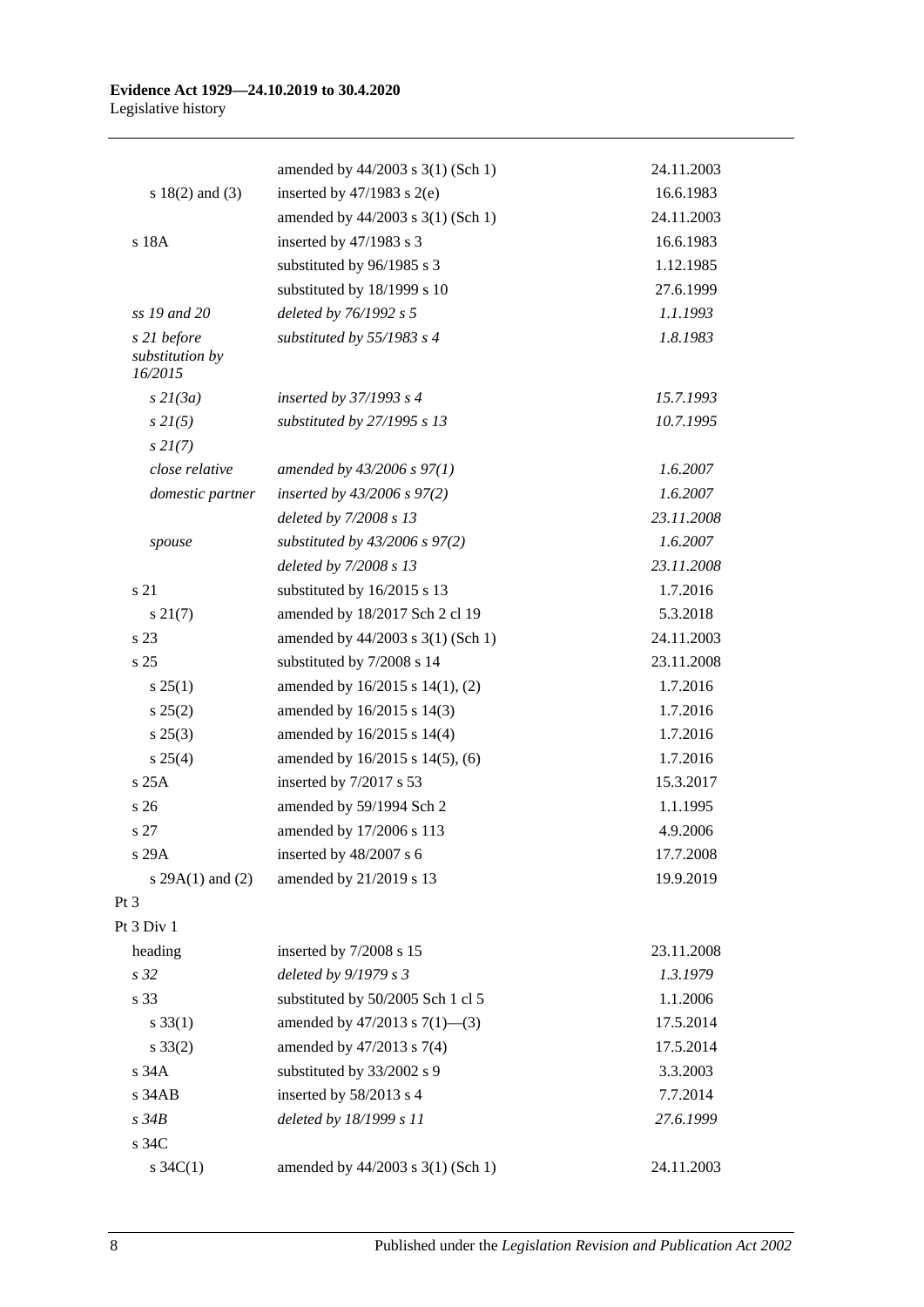| | | |
|---|---|---|
| | amended by 44/2003 s 3(1) (Sch 1) | 24.11.2003 |
| s 18(2) and (3) | inserted by 47/1983 s 2(e) | 16.6.1983 |
| | amended by 44/2003 s 3(1) (Sch 1) | 24.11.2003 |
| s 18A | inserted by 47/1983 s 3 | 16.6.1983 |
| | substituted by 96/1985 s 3 | 1.12.1985 |
| | substituted by 18/1999 s 10 | 27.6.1999 |
| *ss 19 and 20* | *deleted by 76/1992 s 5* | *1.1.1993* |
| *s 21 before substitution by 16/2015* | *substituted by 55/1983 s 4* | *1.8.1983* |
| *s 21(3a)* | *inserted by 37/1993 s 4* | *15.7.1993* |
| *s 21(5)* | *substituted by 27/1995 s 13* | *10.7.1995* |
| *s 21(7)* | | |
| *close relative* | *amended by 43/2006 s 97(1)* | *1.6.2007* |
| *domestic partner* | *inserted by 43/2006 s 97(2)* | *1.6.2007* |
| | *deleted by 7/2008 s 13* | *23.11.2008* |
| *spouse* | *substituted by 43/2006 s 97(2)* | *1.6.2007* |
| | *deleted by 7/2008 s 13* | *23.11.2008* |
| s 21 | substituted by 16/2015 s 13 | 1.7.2016 |
| s 21(7) | amended by 18/2017 Sch 2 cl 19 | 5.3.2018 |
| s 23 | amended by 44/2003 s 3(1) (Sch 1) | 24.11.2003 |
| s 25 | substituted by 7/2008 s 14 | 23.11.2008 |
| s 25(1) | amended by 16/2015 s 14(1), (2) | 1.7.2016 |
| s 25(2) | amended by 16/2015 s 14(3) | 1.7.2016 |
| s 25(3) | amended by 16/2015 s 14(4) | 1.7.2016 |
| s 25(4) | amended by 16/2015 s 14(5), (6) | 1.7.2016 |
| s 25A | inserted by 7/2017 s 53 | 15.3.2017 |
| s 26 | amended by 59/1994 Sch 2 | 1.1.1995 |
| s 27 | amended by 17/2006 s 113 | 4.9.2006 |
| s 29A | inserted by 48/2007 s 6 | 17.7.2008 |
| s 29A(1) and (2) | amended by 21/2019 s 13 | 19.9.2019 |
| Pt 3 | | |
| Pt 3 Div 1 | | |
| heading | inserted by 7/2008 s 15 | 23.11.2008 |
| *s 32* | *deleted by 9/1979 s 3* | *1.3.1979* |
| s 33 | substituted by 50/2005 Sch 1 cl 5 | 1.1.2006 |
| s 33(1) | amended by 47/2013 s 7(1)—(3) | 17.5.2014 |
| s 33(2) | amended by 47/2013 s 7(4) | 17.5.2014 |
| s 34A | substituted by 33/2002 s 9 | 3.3.2003 |
| s 34AB | inserted by 58/2013 s 4 | 7.7.2014 |
| *s 34B* | *deleted by 18/1999 s 11* | *27.6.1999* |
| s 34C | | |
| s 34C(1) | amended by 44/2003 s 3(1) (Sch 1) | 24.11.2003 |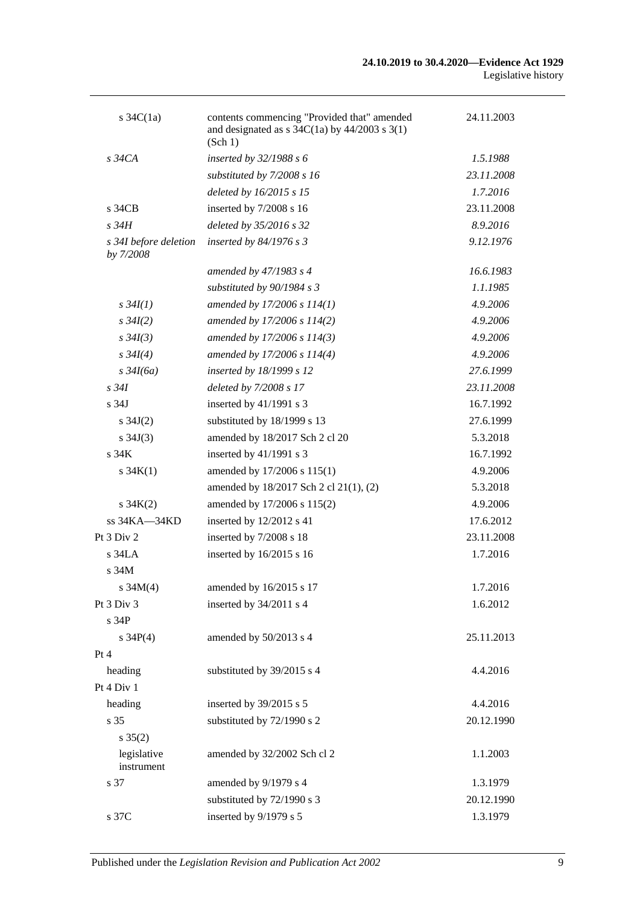| | | |
|---|---|---|
| s 34C(1a) | contents commencing "Provided that" amended and designated as s 34C(1a) by 44/2003 s 3(1) (Sch 1) | 24.11.2003 |
| *s 34CA* | *inserted by 32/1988 s 6* | *1.5.1988* |
| | *substituted by 7/2008 s 16* | *23.11.2008* |
| | *deleted by 16/2015 s 15* | *1.7.2016* |
| s 34CB | inserted by 7/2008 s 16 | 23.11.2008 |
| *s 34H* | *deleted by 35/2016 s 32* | *8.9.2016* |
| *s 34I before deletion by 7/2008* | *inserted by 84/1976 s 3* | *9.12.1976* |
| | *amended by 47/1983 s 4* | *16.6.1983* |
| | *substituted by 90/1984 s 3* | *1.1.1985* |
| *s 34I(1)* | *amended by 17/2006 s 114(1)* | *4.9.2006* |
| *s 34I(2)* | *amended by 17/2006 s 114(2)* | *4.9.2006* |
| *s 34I(3)* | *amended by 17/2006 s 114(3)* | *4.9.2006* |
| *s 34I(4)* | *amended by 17/2006 s 114(4)* | *4.9.2006* |
| *s 34I(6a)* | *inserted by 18/1999 s 12* | *27.6.1999* |
| *s 34I* | *deleted by 7/2008 s 17* | *23.11.2008* |
| s 34J | inserted by 41/1991 s 3 | 16.7.1992 |
| s 34J(2) | substituted by 18/1999 s 13 | 27.6.1999 |
| s 34J(3) | amended by 18/2017 Sch 2 cl 20 | 5.3.2018 |
| s 34K | inserted by 41/1991 s 3 | 16.7.1992 |
| s 34K(1) | amended by 17/2006 s 115(1) | 4.9.2006 |
| | amended by 18/2017 Sch 2 cl 21(1), (2) | 5.3.2018 |
| s 34K(2) | amended by 17/2006 s 115(2) | 4.9.2006 |
| ss 34KA—34KD | inserted by 12/2012 s 41 | 17.6.2012 |
| Pt 3 Div 2 | inserted by 7/2008 s 18 | 23.11.2008 |
| s 34LA | inserted by 16/2015 s 16 | 1.7.2016 |
| s 34M | | |
| s 34M(4) | amended by 16/2015 s 17 | 1.7.2016 |
| Pt 3 Div 3 | inserted by 34/2011 s 4 | 1.6.2012 |
| s 34P | | |
| s 34P(4) | amended by 50/2013 s 4 | 25.11.2013 |
| Pt 4 | | |
| heading | substituted by 39/2015 s 4 | 4.4.2016 |
| Pt 4 Div 1 | | |
| heading | inserted by 39/2015 s 5 | 4.4.2016 |
| s 35 | substituted by 72/1990 s 2 | 20.12.1990 |
| s 35(2) | | |
| legislative instrument | amended by 32/2002 Sch cl 2 | 1.1.2003 |
| s 37 | amended by 9/1979 s 4 | 1.3.1979 |
| | substituted by 72/1990 s 3 | 20.12.1990 |
| s 37C | inserted by 9/1979 s 5 | 1.3.1979 |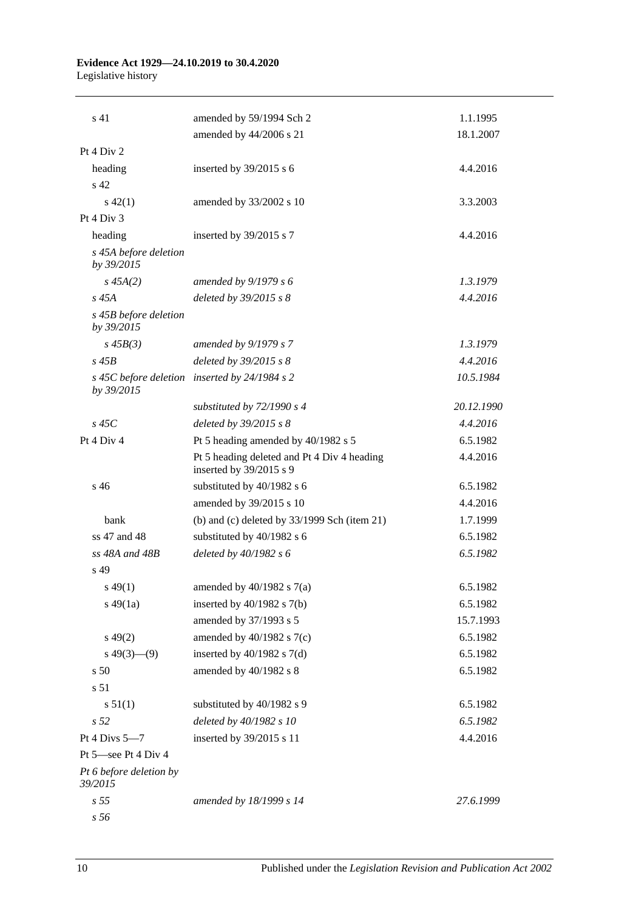| | | |
|---|---|---|
| s 41 | amended by 59/1994 Sch 2 | 1.1.1995 |
| | amended by 44/2006 s 21 | 18.1.2007 |
| Pt 4 Div 2 | | |
| heading | inserted by 39/2015 s 6 | 4.4.2016 |
| s 42 | | |
| s 42(1) | amended by 33/2002 s 10 | 3.3.2003 |
| Pt 4 Div 3 | | |
| heading | inserted by 39/2015 s 7 | 4.4.2016 |
| *s 45A before deletion by 39/2015* | | |
| *s 45A(2)* | *amended by 9/1979 s 6* | *1.3.1979* |
| *s 45A* | *deleted by 39/2015 s 8* | *4.4.2016* |
| *s 45B before deletion by 39/2015* | | |
| *s 45B(3)* | *amended by 9/1979 s 7* | *1.3.1979* |
| *s 45B* | *deleted by 39/2015 s 8* | *4.4.2016* |
| *s 45C before deletion by 39/2015* | *inserted by 24/1984 s 2* | *10.5.1984* |
| | *substituted by 72/1990 s 4* | *20.12.1990* |
| *s 45C* | *deleted by 39/2015 s 8* | *4.4.2016* |
| Pt 4 Div 4 | Pt 5 heading amended by 40/1982 s 5 | 6.5.1982 |
| | Pt 5 heading deleted and Pt 4 Div 4 heading inserted by 39/2015 s 9 | 4.4.2016 |
| s 46 | substituted by 40/1982 s 6 | 6.5.1982 |
| | amended by 39/2015 s 10 | 4.4.2016 |
| bank | (b) and (c) deleted by 33/1999 Sch (item 21) | 1.7.1999 |
| ss 47 and 48 | substituted by 40/1982 s 6 | 6.5.1982 |
| *ss 48A and 48B* | *deleted by 40/1982 s 6* | *6.5.1982* |
| s 49 | | |
| s 49(1) | amended by 40/1982 s 7(a) | 6.5.1982 |
| s 49(1a) | inserted by 40/1982 s 7(b) | 6.5.1982 |
| | amended by 37/1993 s 5 | 15.7.1993 |
| s 49(2) | amended by 40/1982 s 7(c) | 6.5.1982 |
| s 49(3)—(9) | inserted by 40/1982 s 7(d) | 6.5.1982 |
| s 50 | amended by 40/1982 s 8 | 6.5.1982 |
| s 51 | | |
| s 51(1) | substituted by 40/1982 s 9 | 6.5.1982 |
| *s 52* | *deleted by 40/1982 s 10* | *6.5.1982* |
| Pt 4 Divs 5—7 | inserted by 39/2015 s 11 | 4.4.2016 |
| Pt 5—see Pt 4 Div 4 | | |
| *Pt 6 before deletion by 39/2015* | | |
| *s 55* | *amended by 18/1999 s 14* | *27.6.1999* |
| *s 56* | | |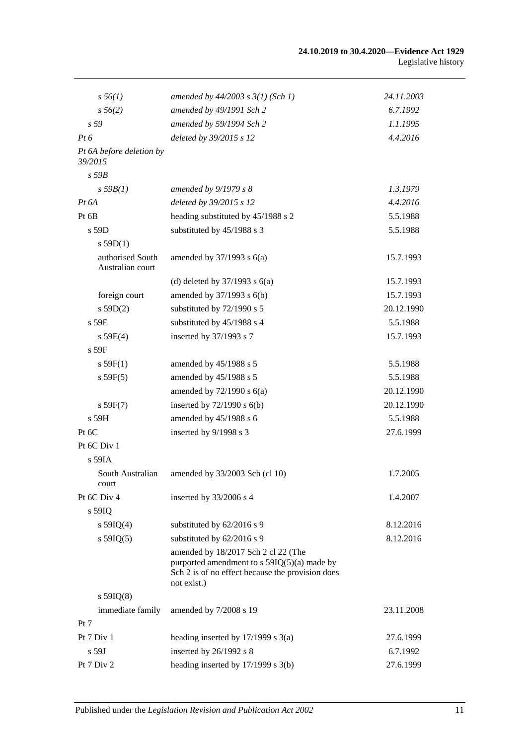| | | |
|---|---|---|
| *s 56(1)* | *amended by 44/2003 s 3(1) (Sch 1)* | *24.11.2003* |
| *s 56(2)* | *amended by 49/1991 Sch 2* | *6.7.1992* |
| *s 59* | *amended by 59/1994 Sch 2* | *1.1.1995* |
| *Pt 6* | *deleted by 39/2015 s 12* | *4.4.2016* |
| *Pt 6A before deletion by 39/2015* | | |
| *s 59B* | | |
| *s 59B(1)* | *amended by 9/1979 s 8* | *1.3.1979* |
| *Pt 6A* | *deleted by 39/2015 s 12* | *4.4.2016* |
| Pt 6B | heading substituted by 45/1988 s 2 | 5.5.1988 |
| s 59D | substituted by 45/1988 s 3 | 5.5.1988 |
| s 59D(1) | | |
| authorised South Australian court | amended by 37/1993 s 6(a) | 15.7.1993 |
| | (d) deleted by 37/1993 s 6(a) | 15.7.1993 |
| foreign court | amended by 37/1993 s 6(b) | 15.7.1993 |
| s 59D(2) | substituted by 72/1990 s 5 | 20.12.1990 |
| s 59E | substituted by 45/1988 s 4 | 5.5.1988 |
| s 59E(4) | inserted by 37/1993 s 7 | 15.7.1993 |
| s 59F | | |
| s 59F(1) | amended by 45/1988 s 5 | 5.5.1988 |
| s 59F(5) | amended by 45/1988 s 5 | 5.5.1988 |
| | amended by 72/1990 s 6(a) | 20.12.1990 |
| s 59F(7) | inserted by 72/1990 s 6(b) | 20.12.1990 |
| s 59H | amended by 45/1988 s 6 | 5.5.1988 |
| Pt 6C | inserted by 9/1998 s 3 | 27.6.1999 |
| Pt 6C Div 1 | | |
| s 59IA | | |
| South Australian court | amended by 33/2003 Sch (cl 10) | 1.7.2005 |
| Pt 6C Div 4 | inserted by 33/2006 s 4 | 1.4.2007 |
| s 59IQ | | |
| s 59IQ(4) | substituted by 62/2016 s 9 | 8.12.2016 |
| s 59IQ(5) | substituted by 62/2016 s 9 | 8.12.2016 |
| | amended by 18/2017 Sch 2 cl 22 (The purported amendment to s 59IQ(5)(a) made by Sch 2 is of no effect because the provision does not exist.) | |
| s 59IQ(8) | | |
| immediate family | amended by 7/2008 s 19 | 23.11.2008 |
| Pt 7 | | |
| Pt 7 Div 1 | heading inserted by 17/1999 s 3(a) | 27.6.1999 |
| s 59J | inserted by 26/1992 s 8 | 6.7.1992 |
| Pt 7 Div 2 | heading inserted by 17/1999 s 3(b) | 27.6.1999 |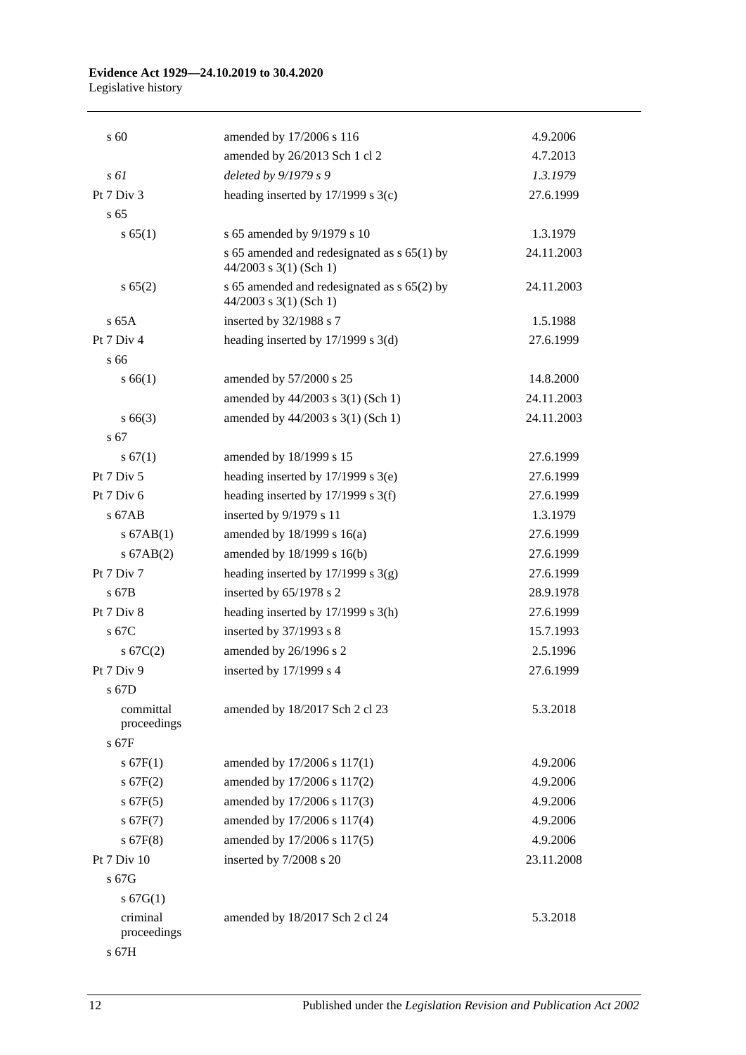| | | |
|---|---|---|
| s 60 | amended by 17/2006 s 116 | 4.9.2006 |
| | amended by 26/2013 Sch 1 cl 2 | 4.7.2013 |
| *s 61* | *deleted by 9/1979 s 9* | *1.3.1979* |
| Pt 7 Div 3 | heading inserted by 17/1999 s 3(c) | 27.6.1999 |
| s 65 | | |
| s 65(1) | s 65 amended by 9/1979 s 10 | 1.3.1979 |
| | s 65 amended and redesignated as s 65(1) by 44/2003 s 3(1) (Sch 1) | 24.11.2003 |
| s 65(2) | s 65 amended and redesignated as s 65(2) by 44/2003 s 3(1) (Sch 1) | 24.11.2003 |
| s 65A | inserted by 32/1988 s 7 | 1.5.1988 |
| Pt 7 Div 4 | heading inserted by 17/1999 s 3(d) | 27.6.1999 |
| s 66 | | |
| s 66(1) | amended by 57/2000 s 25 | 14.8.2000 |
| | amended by 44/2003 s 3(1) (Sch 1) | 24.11.2003 |
| s 66(3) | amended by 44/2003 s 3(1) (Sch 1) | 24.11.2003 |
| s 67 | | |
| s 67(1) | amended by 18/1999 s 15 | 27.6.1999 |
| Pt 7 Div 5 | heading inserted by 17/1999 s 3(e) | 27.6.1999 |
| Pt 7 Div 6 | heading inserted by 17/1999 s 3(f) | 27.6.1999 |
| s 67AB | inserted by 9/1979 s 11 | 1.3.1979 |
| s 67AB(1) | amended by 18/1999 s 16(a) | 27.6.1999 |
| s 67AB(2) | amended by 18/1999 s 16(b) | 27.6.1999 |
| Pt 7 Div 7 | heading inserted by 17/1999 s 3(g) | 27.6.1999 |
| s 67B | inserted by 65/1978 s 2 | 28.9.1978 |
| Pt 7 Div 8 | heading inserted by 17/1999 s 3(h) | 27.6.1999 |
| s 67C | inserted by 37/1993 s 8 | 15.7.1993 |
| s 67C(2) | amended by 26/1996 s 2 | 2.5.1996 |
| Pt 7 Div 9 | inserted by 17/1999 s 4 | 27.6.1999 |
| s 67D | | |
| committal proceedings | amended by 18/2017 Sch 2 cl 23 | 5.3.2018 |
| s 67F | | |
| s 67F(1) | amended by 17/2006 s 117(1) | 4.9.2006 |
| s 67F(2) | amended by 17/2006 s 117(2) | 4.9.2006 |
| s 67F(5) | amended by 17/2006 s 117(3) | 4.9.2006 |
| s 67F(7) | amended by 17/2006 s 117(4) | 4.9.2006 |
| s 67F(8) | amended by 17/2006 s 117(5) | 4.9.2006 |
| Pt 7 Div 10 | inserted by 7/2008 s 20 | 23.11.2008 |
| s 67G | | |
| s 67G(1) | | |
| criminal proceedings | amended by 18/2017 Sch 2 cl 24 | 5.3.2018 |
| s 67H | | |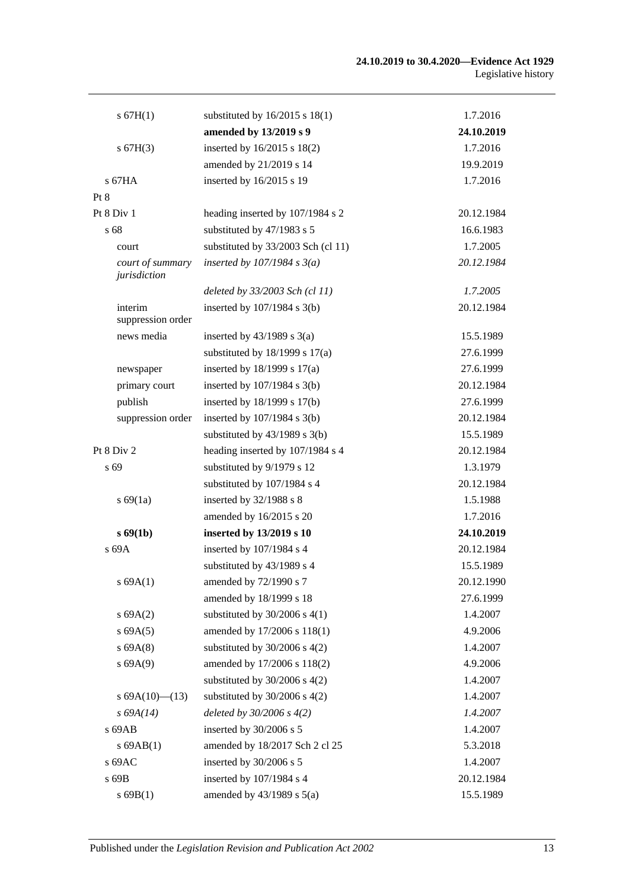| | | |
|---|---|---|
| s 67H(1) | substituted by 16/2015 s 18(1) | 1.7.2016 |
| | **amended by 13/2019 s 9** | **24.10.2019** |
| s 67H(3) | inserted by 16/2015 s 18(2) | 1.7.2016 |
| | amended by 21/2019 s 14 | 19.9.2019 |
| s 67HA | inserted by 16/2015 s 19 | 1.7.2016 |
| Pt 8 | | |
| Pt 8 Div 1 | heading inserted by 107/1984 s 2 | 20.12.1984 |
| s 68 | substituted by 47/1983 s 5 | 16.6.1983 |
| court | substituted by 33/2003 Sch (cl 11) | 1.7.2005 |
| *court of summary jurisdiction* | *inserted by 107/1984 s 3(a)* | *20.12.1984* |
| | *deleted by 33/2003 Sch (cl 11)* | *1.7.2005* |
| interim suppression order | inserted by 107/1984 s 3(b) | 20.12.1984 |
| news media | inserted by 43/1989 s 3(a) | 15.5.1989 |
| | substituted by 18/1999 s 17(a) | 27.6.1999 |
| newspaper | inserted by 18/1999 s 17(a) | 27.6.1999 |
| primary court | inserted by 107/1984 s 3(b) | 20.12.1984 |
| publish | inserted by 18/1999 s 17(b) | 27.6.1999 |
| suppression order | inserted by 107/1984 s 3(b) | 20.12.1984 |
| | substituted by 43/1989 s 3(b) | 15.5.1989 |
| Pt 8 Div 2 | heading inserted by 107/1984 s 4 | 20.12.1984 |
| s 69 | substituted by 9/1979 s 12 | 1.3.1979 |
| | substituted by 107/1984 s 4 | 20.12.1984 |
| s 69(1a) | inserted by 32/1988 s 8 | 1.5.1988 |
| | amended by 16/2015 s 20 | 1.7.2016 |
| **s 69(1b)** | **inserted by 13/2019 s 10** | **24.10.2019** |
| s 69A | inserted by 107/1984 s 4 | 20.12.1984 |
| | substituted by 43/1989 s 4 | 15.5.1989 |
| s 69A(1) | amended by 72/1990 s 7 | 20.12.1990 |
| | amended by 18/1999 s 18 | 27.6.1999 |
| s 69A(2) | substituted by 30/2006 s 4(1) | 1.4.2007 |
| s 69A(5) | amended by 17/2006 s 118(1) | 4.9.2006 |
| s 69A(8) | substituted by 30/2006 s 4(2) | 1.4.2007 |
| s 69A(9) | amended by 17/2006 s 118(2) | 4.9.2006 |
| | substituted by 30/2006 s 4(2) | 1.4.2007 |
| s 69A(10)—(13) | substituted by 30/2006 s 4(2) | 1.4.2007 |
| *s 69A(14)* | *deleted by 30/2006 s 4(2)* | *1.4.2007* |
| s 69AB | inserted by 30/2006 s 5 | 1.4.2007 |
| s 69AB(1) | amended by 18/2017 Sch 2 cl 25 | 5.3.2018 |
| s 69AC | inserted by 30/2006 s 5 | 1.4.2007 |
| s 69B | inserted by 107/1984 s 4 | 20.12.1984 |
| s 69B(1) | amended by 43/1989 s 5(a) | 15.5.1989 |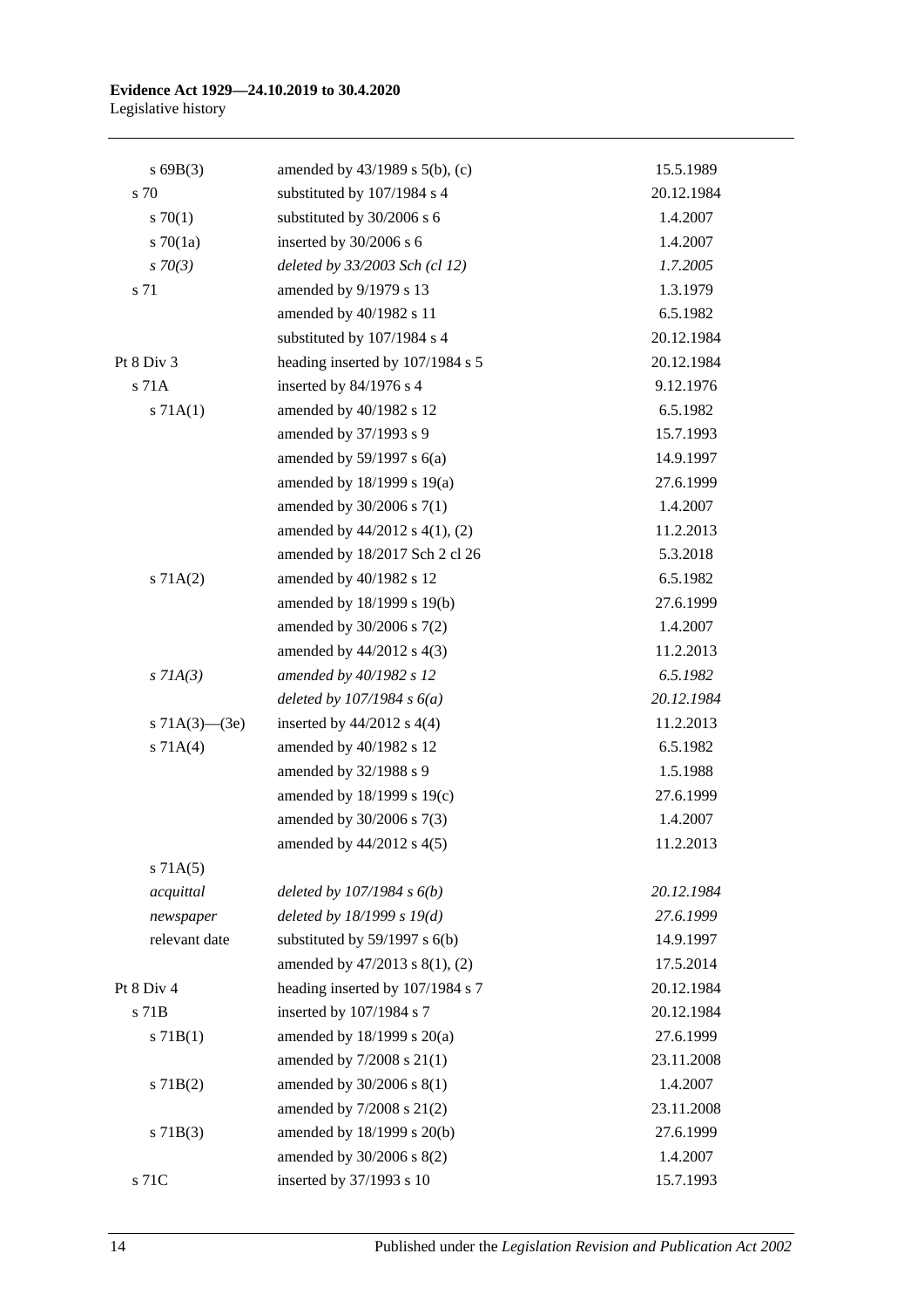| | | |
|---|---|---|
| s 69B(3) | amended by 43/1989 s 5(b), (c) | 15.5.1989 |
| s 70 | substituted by 107/1984 s 4 | 20.12.1984 |
| s 70(1) | substituted by 30/2006 s 6 | 1.4.2007 |
| s 70(1a) | inserted by 30/2006 s 6 | 1.4.2007 |
| *s 70(3)* | *deleted by 33/2003 Sch (cl 12)* | *1.7.2005* |
| s 71 | amended by 9/1979 s 13 | 1.3.1979 |
| | amended by 40/1982 s 11 | 6.5.1982 |
| | substituted by 107/1984 s 4 | 20.12.1984 |
| Pt 8 Div 3 | heading inserted by 107/1984 s 5 | 20.12.1984 |
| s 71A | inserted by 84/1976 s 4 | 9.12.1976 |
| s 71A(1) | amended by 40/1982 s 12 | 6.5.1982 |
| | amended by 37/1993 s 9 | 15.7.1993 |
| | amended by 59/1997 s 6(a) | 14.9.1997 |
| | amended by 18/1999 s 19(a) | 27.6.1999 |
| | amended by 30/2006 s 7(1) | 1.4.2007 |
| | amended by 44/2012 s 4(1), (2) | 11.2.2013 |
| | amended by 18/2017 Sch 2 cl 26 | 5.3.2018 |
| s 71A(2) | amended by 40/1982 s 12 | 6.5.1982 |
| | amended by 18/1999 s 19(b) | 27.6.1999 |
| | amended by 30/2006 s 7(2) | 1.4.2007 |
| | amended by 44/2012 s 4(3) | 11.2.2013 |
| *s 71A(3)* | *amended by 40/1982 s 12* | *6.5.1982* |
| | *deleted by 107/1984 s 6(a)* | *20.12.1984* |
| s 71A(3)—(3e) | inserted by 44/2012 s 4(4) | 11.2.2013 |
| s 71A(4) | amended by 40/1982 s 12 | 6.5.1982 |
| | amended by 32/1988 s 9 | 1.5.1988 |
| | amended by 18/1999 s 19(c) | 27.6.1999 |
| | amended by 30/2006 s 7(3) | 1.4.2007 |
| | amended by 44/2012 s 4(5) | 11.2.2013 |
| s 71A(5) | | |
| *acquittal* | *deleted by 107/1984 s 6(b)* | *20.12.1984* |
| *newspaper* | *deleted by 18/1999 s 19(d)* | *27.6.1999* |
| relevant date | substituted by 59/1997 s 6(b) | 14.9.1997 |
| | amended by 47/2013 s 8(1), (2) | 17.5.2014 |
| Pt 8 Div 4 | heading inserted by 107/1984 s 7 | 20.12.1984 |
| s 71B | inserted by 107/1984 s 7 | 20.12.1984 |
| s 71B(1) | amended by 18/1999 s 20(a) | 27.6.1999 |
| | amended by 7/2008 s 21(1) | 23.11.2008 |
| s 71B(2) | amended by 30/2006 s 8(1) | 1.4.2007 |
| | amended by 7/2008 s 21(2) | 23.11.2008 |
| s 71B(3) | amended by 18/1999 s 20(b) | 27.6.1999 |
| | amended by 30/2006 s 8(2) | 1.4.2007 |
| s 71C | inserted by 37/1993 s 10 | 15.7.1993 |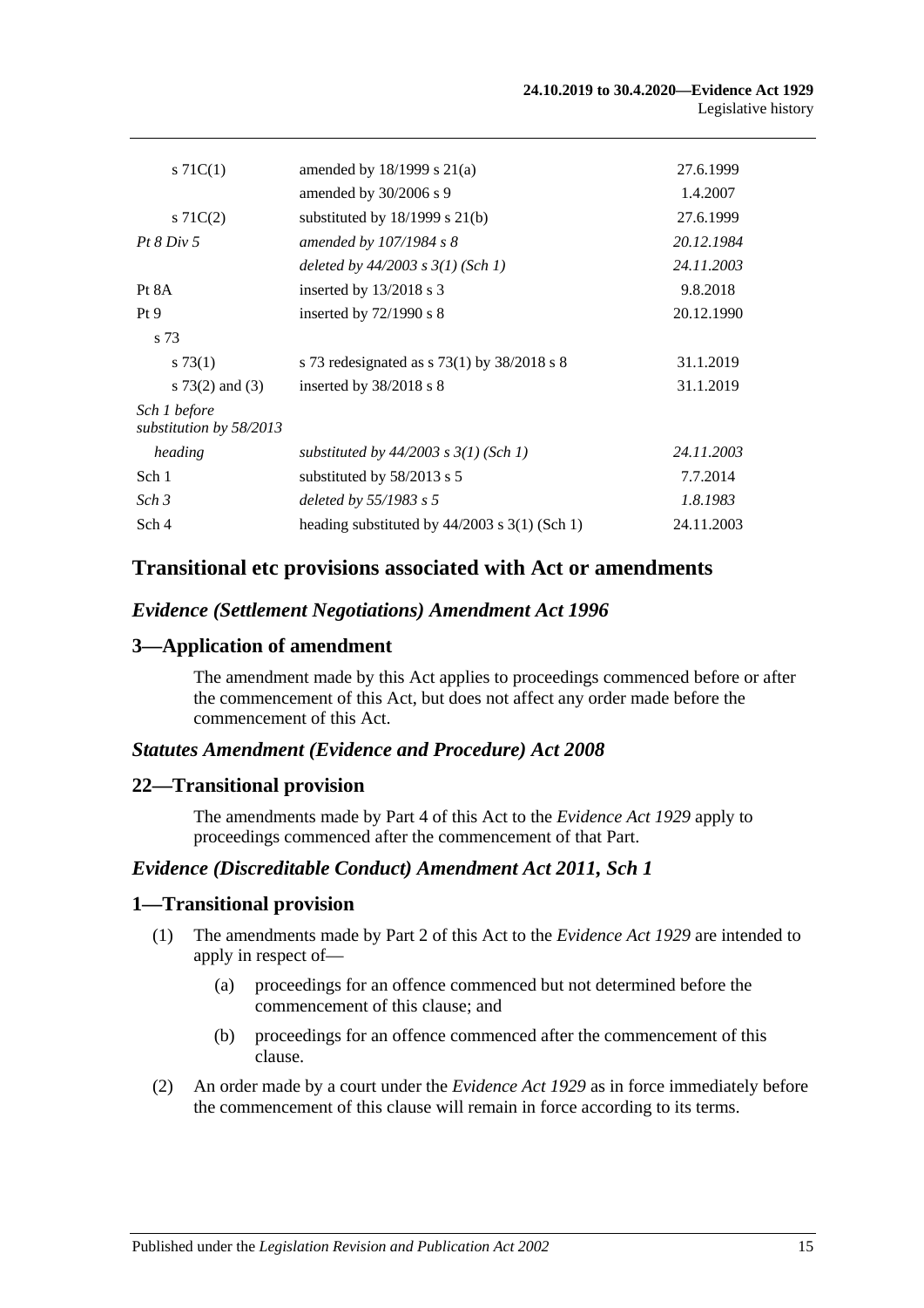| | | |
|---|---|---|
| s 71C(1) | amended by 18/1999 s 21(a) | 27.6.1999 |
| | amended by 30/2006 s 9 | 1.4.2007 |
| s 71C(2) | substituted by 18/1999 s 21(b) | 27.6.1999 |
| *Pt 8 Div 5* | *amended by 107/1984 s 8* | *20.12.1984* |
| | *deleted by 44/2003 s 3(1) (Sch 1)* | *24.11.2003* |
| Pt 8A | inserted by 13/2018 s 3 | 9.8.2018 |
| Pt 9 | inserted by 72/1990 s 8 | 20.12.1990 |
| s 73 | | |
| s 73(1) | s 73 redesignated as s 73(1) by 38/2018 s 8 | 31.1.2019 |
| s 73(2) and (3) | inserted by 38/2018 s 8 | 31.1.2019 |
| *Sch 1 before substitution by 58/2013* | | |
| *heading* | *substituted by 44/2003 s 3(1) (Sch 1)* | *24.11.2003* |
| Sch 1 | substituted by 58/2013 s 5 | 7.7.2014 |
| *Sch 3* | *deleted by 55/1983 s 5* | *1.8.1983* |
| Sch 4 | heading substituted by 44/2003 s 3(1) (Sch 1) | 24.11.2003 |

## Transitional etc provisions associated with Act or amendments

### *Evidence (Settlement Negotiations) Amendment Act 1996*

### 3—Application of amendment

The amendment made by this Act applies to proceedings commenced before or after the commencement of this Act, but does not affect any order made before the commencement of this Act.

### *Statutes Amendment (Evidence and Procedure) Act 2008*

### 22—Transitional provision

The amendments made by Part 4 of this Act to the *Evidence Act 1929* apply to proceedings commenced after the commencement of that Part.

### *Evidence (Discreditable Conduct) Amendment Act 2011, Sch 1*

### 1—Transitional provision

(1) The amendments made by Part 2 of this Act to the *Evidence Act 1929* are intended to apply in respect of—

(a) proceedings for an offence commenced but not determined before the commencement of this clause; and

(b) proceedings for an offence commenced after the commencement of this clause.

(2) An order made by a court under the *Evidence Act 1929* as in force immediately before the commencement of this clause will remain in force according to its terms.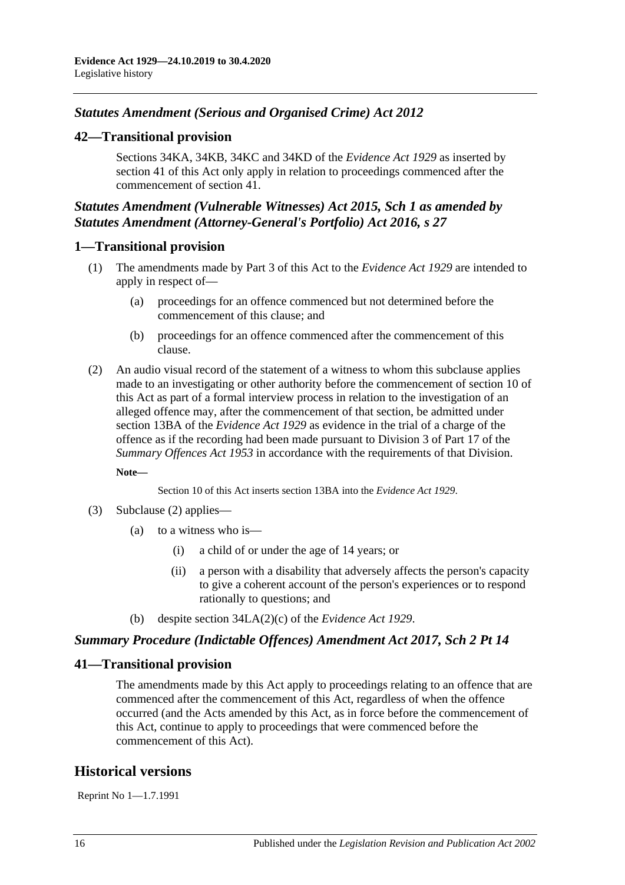### *Statutes Amendment (Serious and Organised Crime) Act 2012*

## 42—Transitional provision

Sections 34KA, 34KB, 34KC and 34KD of the *Evidence Act 1929* as inserted by section 41 of this Act only apply in relation to proceedings commenced after the commencement of section 41.

### *Statutes Amendment (Vulnerable Witnesses) Act 2015, Sch 1 as amended by Statutes Amendment (Attorney-General's Portfolio) Act 2016, s 27*

## 1—Transitional provision

(1) The amendments made by Part 3 of this Act to the *Evidence Act 1929* are intended to apply in respect of—

  (a) proceedings for an offence commenced but not determined before the commencement of this clause; and

  (b) proceedings for an offence commenced after the commencement of this clause.

(2) An audio visual record of the statement of a witness to whom this subclause applies made to an investigating or other authority before the commencement of section 10 of this Act as part of a formal interview process in relation to the investigation of an alleged offence may, after the commencement of that section, be admitted under section 13BA of the *Evidence Act 1929* as evidence in the trial of a charge of the offence as if the recording had been made pursuant to Division 3 of Part 17 of the *Summary Offences Act 1953* in accordance with the requirements of that Division.

**Note—**

Section 10 of this Act inserts section 13BA into the *Evidence Act 1929*.

(3) Subclause (2) applies—

  (a) to a witness who is—

    (i) a child of or under the age of 14 years; or

    (ii) a person with a disability that adversely affects the person's capacity to give a coherent account of the person's experiences or to respond rationally to questions; and

  (b) despite section 34LA(2)(c) of the *Evidence Act 1929*.

### *Summary Procedure (Indictable Offences) Amendment Act 2017, Sch 2 Pt 14*

## 41—Transitional provision

The amendments made by this Act apply to proceedings relating to an offence that are commenced after the commencement of this Act, regardless of when the offence occurred (and the Acts amended by this Act, as in force before the commencement of this Act, continue to apply to proceedings that were commenced before the commencement of this Act).

# Historical versions

Reprint No 1—1.7.1991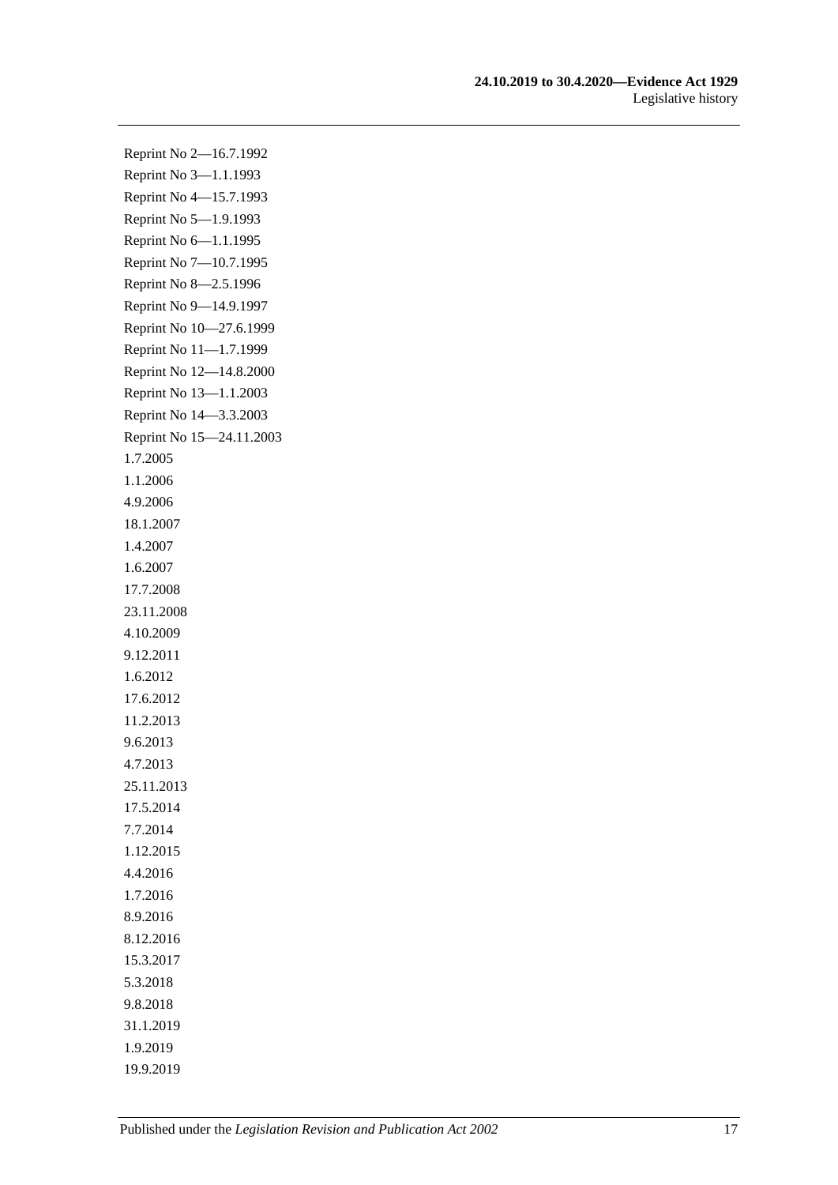Reprint No 2—16.7.1992

Reprint No 3—1.1.1993

Reprint No 4—15.7.1993

Reprint No 5—1.9.1993

Reprint No 6—1.1.1995

Reprint No 7—10.7.1995

Reprint No 8—2.5.1996

Reprint No 9—14.9.1997

Reprint No 10—27.6.1999

Reprint No 11—1.7.1999

Reprint No 12—14.8.2000

Reprint No 13—1.1.2003

Reprint No 14—3.3.2003

Reprint No 15—24.11.2003

1.7.2005

1.1.2006

4.9.2006

18.1.2007

1.4.2007

1.6.2007

17.7.2008

23.11.2008

4.10.2009

9.12.2011

1.6.2012

17.6.2012

11.2.2013

9.6.2013

4.7.2013

25.11.2013

17.5.2014

7.7.2014

1.12.2015

4.4.2016

1.7.2016

8.9.2016

8.12.2016

15.3.2017

5.3.2018

9.8.2018

31.1.2019

1.9.2019

19.9.2019